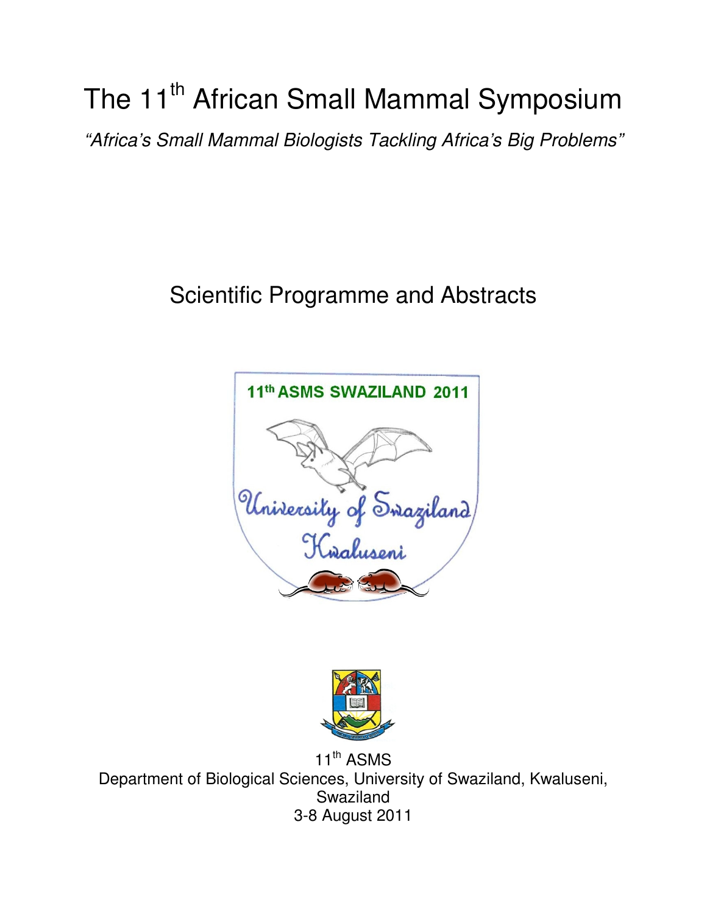# The 11th African Small Mammal Symposium

*"Africa's Small Mammal Biologists Tackling Africa's Big Problems"*

## Scientific Programme and Abstracts

11th ASMS

Department of Biological Sciences, University of Swaziland, Kwaluseni, Swaziland

3-8 August 2011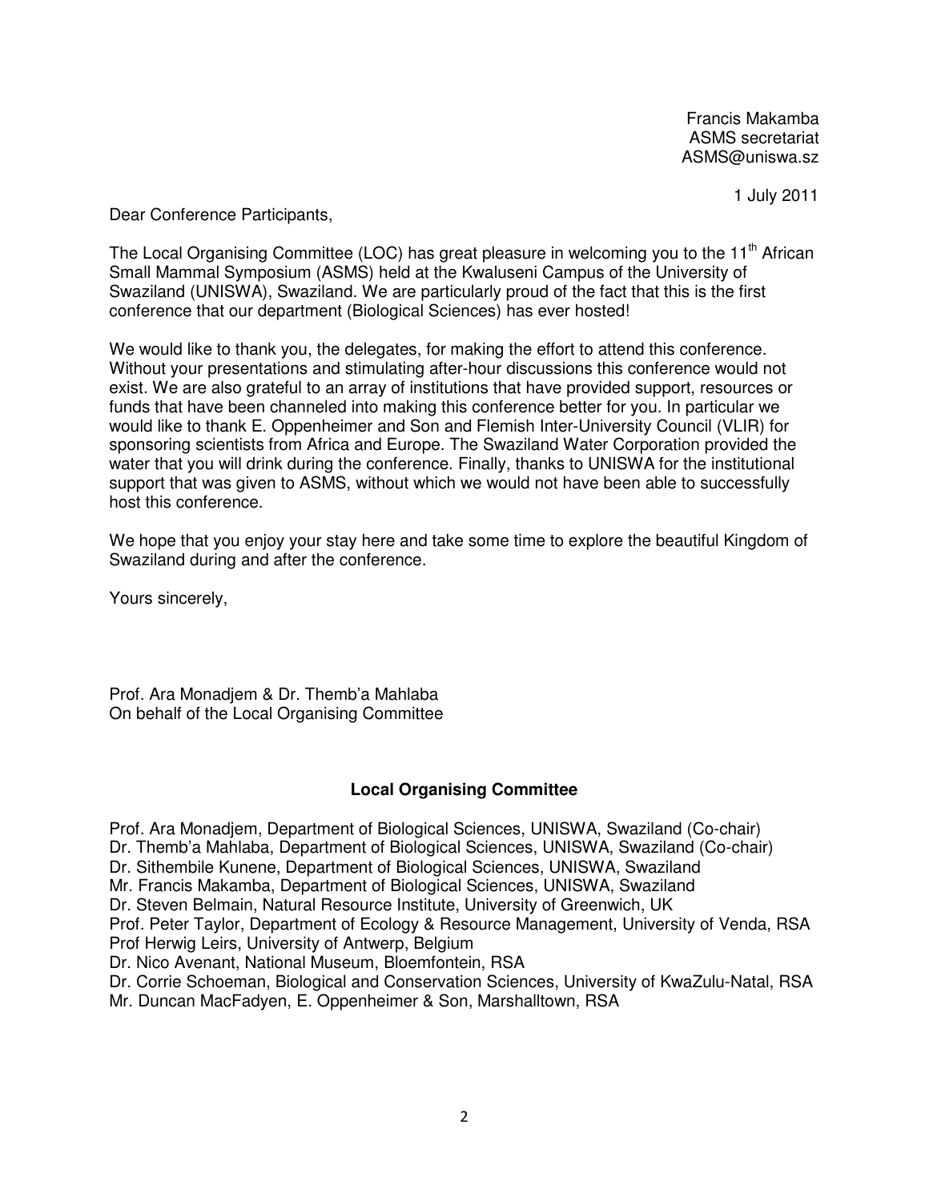Francis Makamba
ASMS secretariat
ASMS@uniswa.sz

1 July 2011

Dear Conference Participants,

The Local Organising Committee (LOC) has great pleasure in welcoming you to the 11th African Small Mammal Symposium (ASMS) held at the Kwaluseni Campus of the University of Swaziland (UNISWA), Swaziland. We are particularly proud of the fact that this is the first conference that our department (Biological Sciences) has ever hosted!

We would like to thank you, the delegates, for making the effort to attend this conference. Without your presentations and stimulating after-hour discussions this conference would not exist. We are also grateful to an array of institutions that have provided support, resources or funds that have been channeled into making this conference better for you. In particular we would like to thank E. Oppenheimer and Son and Flemish Inter-University Council (VLIR) for sponsoring scientists from Africa and Europe. The Swaziland Water Corporation provided the water that you will drink during the conference. Finally, thanks to UNISWA for the institutional support that was given to ASMS, without which we would not have been able to successfully host this conference.

We hope that you enjoy your stay here and take some time to explore the beautiful Kingdom of Swaziland during and after the conference.

Yours sincerely,

Prof. Ara Monadjem & Dr. Themb'a Mahlaba
On behalf of the Local Organising Committee

**Local Organising Committee**

Prof. Ara Monadjem, Department of Biological Sciences, UNISWA, Swaziland (Co-chair)
Dr. Themb'a Mahlaba, Department of Biological Sciences, UNISWA, Swaziland (Co-chair)
Dr. Sithembile Kunene, Department of Biological Sciences, UNISWA, Swaziland
Mr. Francis Makamba, Department of Biological Sciences, UNISWA, Swaziland
Dr. Steven Belmain, Natural Resource Institute, University of Greenwich, UK
Prof. Peter Taylor, Department of Ecology & Resource Management, University of Venda, RSA
Prof Herwig Leirs, University of Antwerp, Belgium
Dr. Nico Avenant, National Museum, Bloemfontein, RSA
Dr. Corrie Schoeman, Biological and Conservation Sciences, University of KwaZulu-Natal, RSA
Mr. Duncan MacFadyen, E. Oppenheimer & Son, Marshalltown, RSA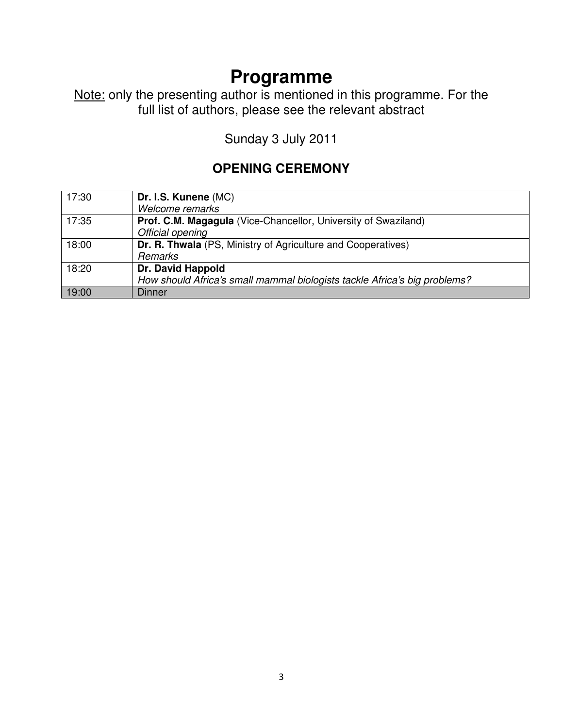# Programme

<u>Note:</u> only the presenting author is mentioned in this programme. For the full list of authors, please see the relevant abstract

Sunday 3 July 2011

## OPENING CEREMONY

| | |
|---|---|
| 17:30 | **Dr. I.S. Kunene** (MC)<br>*Welcome remarks* |
| 17:35 | **Prof. C.M. Magagula** (Vice-Chancellor, University of Swaziland)<br>*Official opening* |
| 18:00 | **Dr. R. Thwala** (PS, Ministry of Agriculture and Cooperatives)<br>*Remarks* |
| 18:20 | **Dr. David Happold**<br>*How should Africa's small mammal biologists tackle Africa's big problems?* |
| 19:00 | Dinner |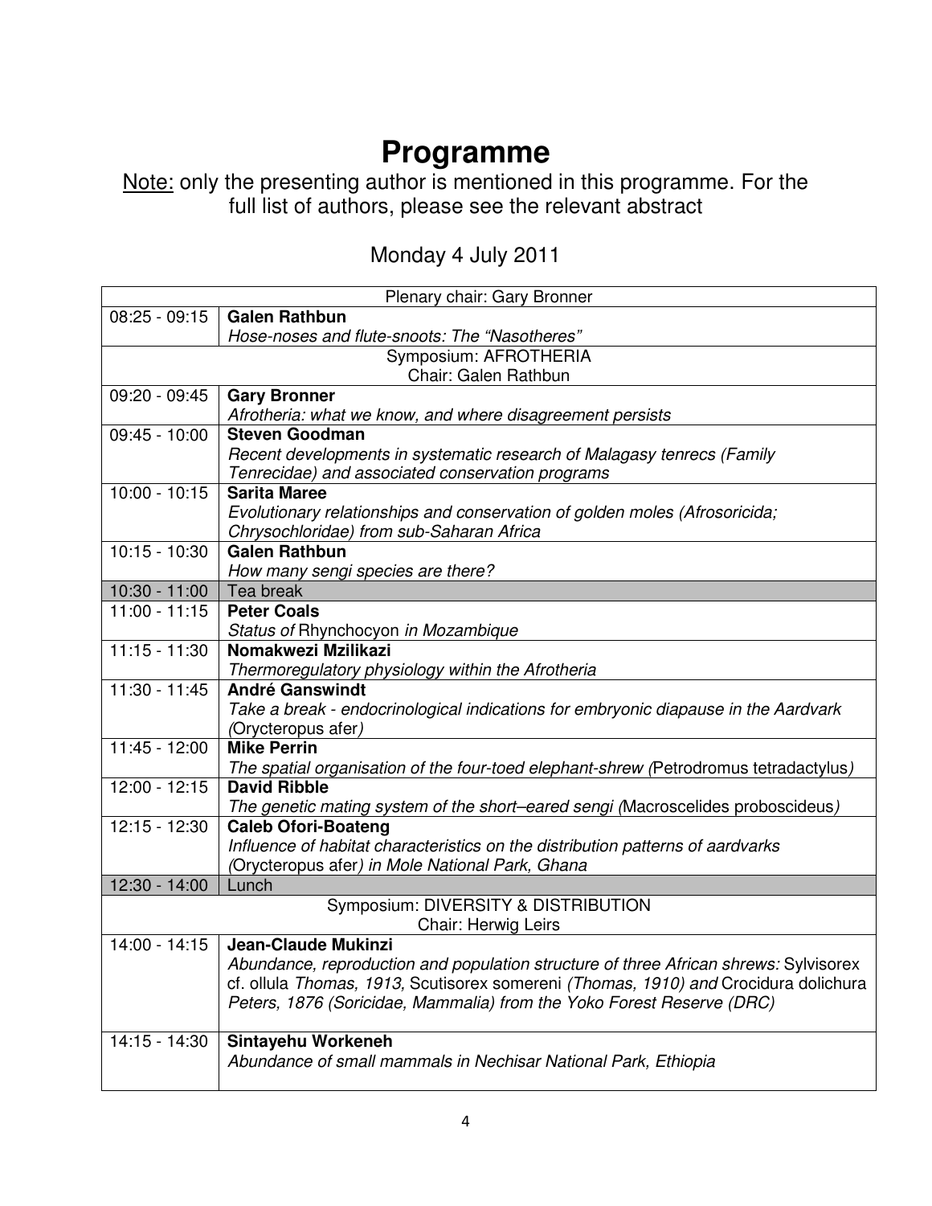# Programme

<u>Note:</u> only the presenting author is mentioned in this programme. For the full list of authors, please see the relevant abstract

## Monday 4 July 2011

| Plenary chair: Gary Bronner | |
|---|---|
| 08:25 - 09:15 | **Galen Rathbun**<br>*Hose-noses and flute-snoots: The "Nasotheres"* |
| Symposium: AFROTHERIA<br>Chair: Galen Rathbun | |
| 09:20 - 09:45 | **Gary Bronner**<br>*Afrotheria: what we know, and where disagreement persists* |
| 09:45 - 10:00 | **Steven Goodman**<br>*Recent developments in systematic research of Malagasy tenrecs (Family Tenrecidae) and associated conservation programs* |
| 10:00 - 10:15 | **Sarita Maree**<br>*Evolutionary relationships and conservation of golden moles (Afrosoricida; Chrysochloridae) from sub-Saharan Africa* |
| 10:15 - 10:30 | **Galen Rathbun**<br>*How many sengi species are there?* |
| 10:30 - 11:00 | Tea break |
| 11:00 - 11:15 | **Peter Coals**<br>*Status of* Rhynchocyon *in Mozambique* |
| 11:15 - 11:30 | **Nomakwezi Mzilikazi**<br>*Thermoregulatory physiology within the Afrotheria* |
| 11:30 - 11:45 | **André Ganswindt**<br>*Take a break - endocrinological indications for embryonic diapause in the Aardvark (*Orycteropus afer*)* |
| 11:45 - 12:00 | **Mike Perrin**<br>*The spatial organisation of the four-toed elephant-shrew (*Petrodromus tetradactylus*)* |
| 12:00 - 12:15 | **David Ribble**<br>*The genetic mating system of the short–eared sengi (*Macroscelides proboscideus*)* |
| 12:15 - 12:30 | **Caleb Ofori-Boateng**<br>*Influence of habitat characteristics on the distribution patterns of aardvarks (*Orycteropus afer*) in Mole National Park, Ghana* |
| 12:30 - 14:00 | Lunch |
| Symposium: DIVERSITY & DISTRIBUTION<br>Chair: Herwig Leirs | |
| 14:00 - 14:15 | **Jean-Claude Mukinzi**<br>*Abundance, reproduction and population structure of three African shrews:* Sylvisorex cf. ollula *Thomas, 1913,* Scutisorex somereni *(Thomas, 1910) and* Crocidura dolichura *Peters, 1876 (Soricidae, Mammalia) from the Yoko Forest Reserve (DRC)* |
| 14:15 - 14:30 | **Sintayehu Workeneh**<br>*Abundance of small mammals in Nechisar National Park, Ethiopia* |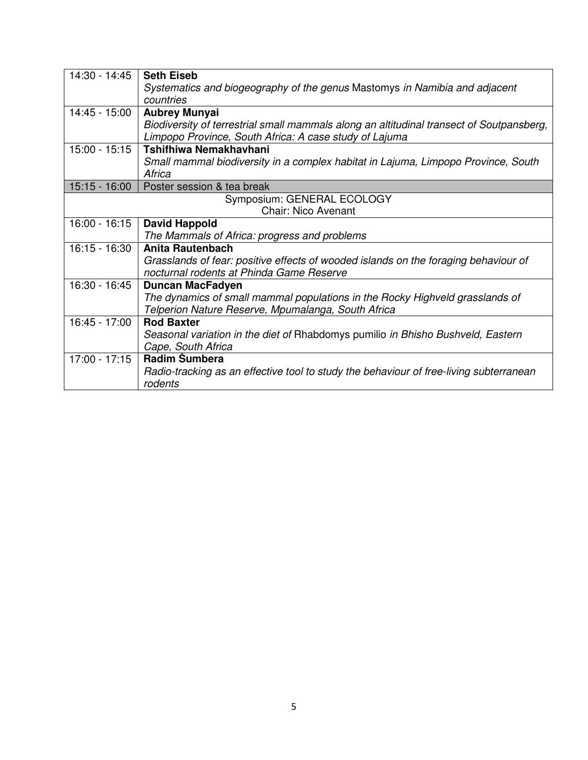| | |
|---|---|
| 14:30 - 14:45 | **Seth Eiseb**<br>*Systematics and biogeography of the genus* Mastomys *in Namibia and adjacent countries* |
| 14:45 - 15:00 | **Aubrey Munyai**<br>*Biodiversity of terrestrial small mammals along an altitudinal transect of Soutpansberg, Limpopo Province, South Africa: A case study of Lajuma* |
| 15:00 - 15:15 | **Tshifhiwa Nemakhavhani**<br>*Small mammal biodiversity in a complex habitat in Lajuma, Limpopo Province, South Africa* |
| 15:15 - 16:00 | Poster session & tea break |
| Symposium: GENERAL ECOLOGY<br>Chair: Nico Avenant | |
| 16:00 - 16:15 | **David Happold**<br>*The Mammals of Africa: progress and problems* |
| 16:15 - 16:30 | **Anita Rautenbach**<br>*Grasslands of fear: positive effects of wooded islands on the foraging behaviour of nocturnal rodents at Phinda Game Reserve* |
| 16:30 - 16:45 | **Duncan MacFadyen**<br>*The dynamics of small mammal populations in the Rocky Highveld grasslands of Telperion Nature Reserve, Mpumalanga, South Africa* |
| 16:45 - 17:00 | **Rod Baxter**<br>*Seasonal variation in the diet of* Rhabdomys pumilio *in Bhisho Bushveld, Eastern Cape, South Africa* |
| 17:00 - 17:15 | **Radim Šumbera**<br>*Radio-tracking as an effective tool to study the behaviour of free-living subterranean rodents* |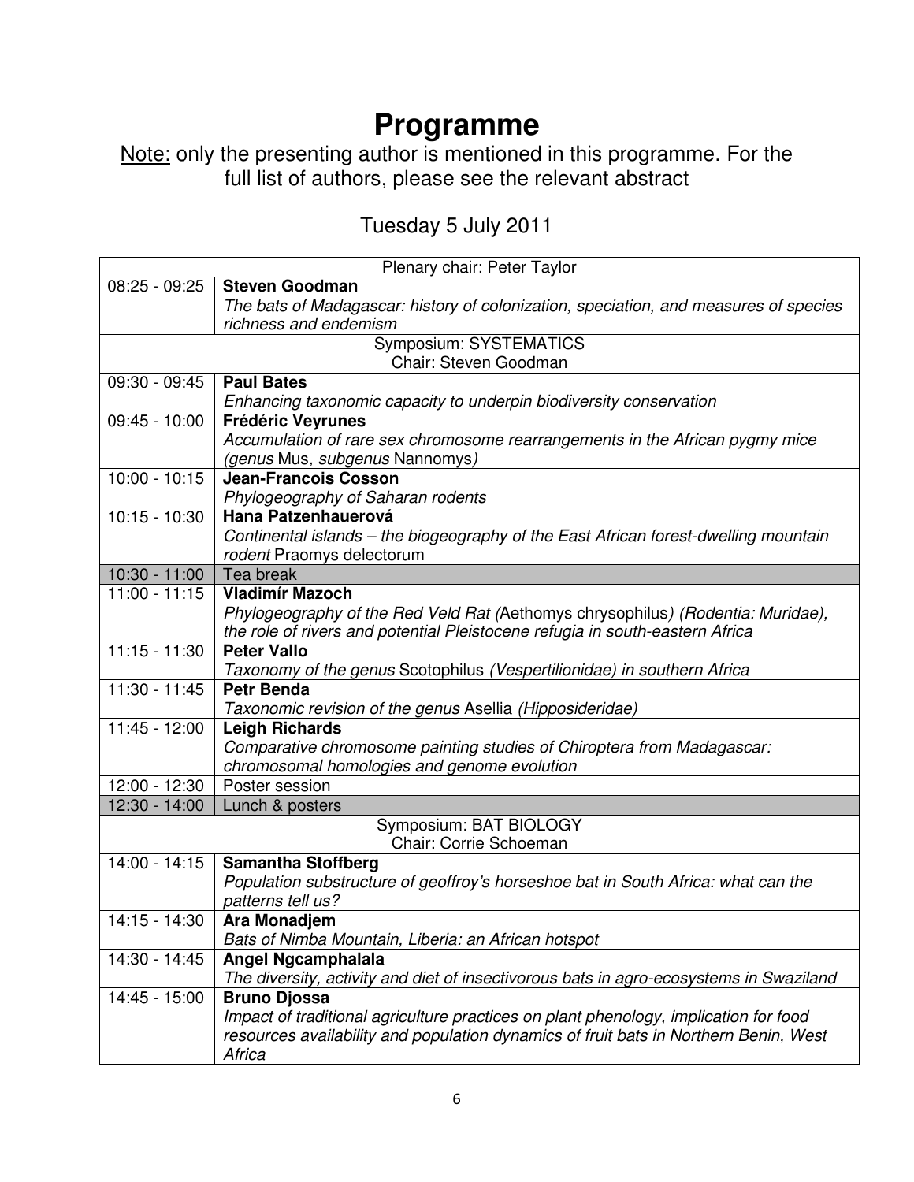# Programme

Note: only the presenting author is mentioned in this programme. For the full list of authors, please see the relevant abstract

## Tuesday 5 July 2011

| Plenary chair: Peter Taylor | |
|---|---|
| 08:25 - 09:25 | **Steven Goodman**<br>*The bats of Madagascar: history of colonization, speciation, and measures of species richness and endemism* |
| Symposium: SYSTEMATICS<br>Chair: Steven Goodman | |
| 09:30 - 09:45 | **Paul Bates**<br>*Enhancing taxonomic capacity to underpin biodiversity conservation* |
| 09:45 - 10:00 | **Frédéric Veyrunes**<br>*Accumulation of rare sex chromosome rearrangements in the African pygmy mice (genus* Mus*, subgenus* Nannomys*)* |
| 10:00 - 10:15 | **Jean-Francois Cosson**<br>*Phylogeography of Saharan rodents* |
| 10:15 - 10:30 | **Hana Patzenhauerová**<br>*Continental islands – the biogeography of the East African forest-dwelling mountain rodent* Praomys delectorum |
| 10:30 - 11:00 | Tea break |
| 11:00 - 11:15 | **Vladimír Mazoch**<br>*Phylogeography of the Red Veld Rat (*Aethomys chrysophilus*) (Rodentia: Muridae), the role of rivers and potential Pleistocene refugia in south-eastern Africa* |
| 11:15 - 11:30 | **Peter Vallo**<br>*Taxonomy of the genus* Scotophilus *(Vespertilionidae) in southern Africa* |
| 11:30 - 11:45 | **Petr Benda**<br>*Taxonomic revision of the genus* Asellia *(Hipposideridae)* |
| 11:45 - 12:00 | **Leigh Richards**<br>*Comparative chromosome painting studies of Chiroptera from Madagascar: chromosomal homologies and genome evolution* |
| 12:00 - 12:30 | Poster session |
| 12:30 - 14:00 | Lunch & posters |
| Symposium: BAT BIOLOGY<br>Chair: Corrie Schoeman | |
| 14:00 - 14:15 | **Samantha Stoffberg**<br>*Population substructure of geoffroy's horseshoe bat in South Africa: what can the patterns tell us?* |
| 14:15 - 14:30 | **Ara Monadjem**<br>*Bats of Nimba Mountain, Liberia: an African hotspot* |
| 14:30 - 14:45 | **Angel Ngcamphalala**<br>*The diversity, activity and diet of insectivorous bats in agro-ecosystems in Swaziland* |
| 14:45 - 15:00 | **Bruno Djossa**<br>*Impact of traditional agriculture practices on plant phenology, implication for food resources availability and population dynamics of fruit bats in Northern Benin, West Africa* |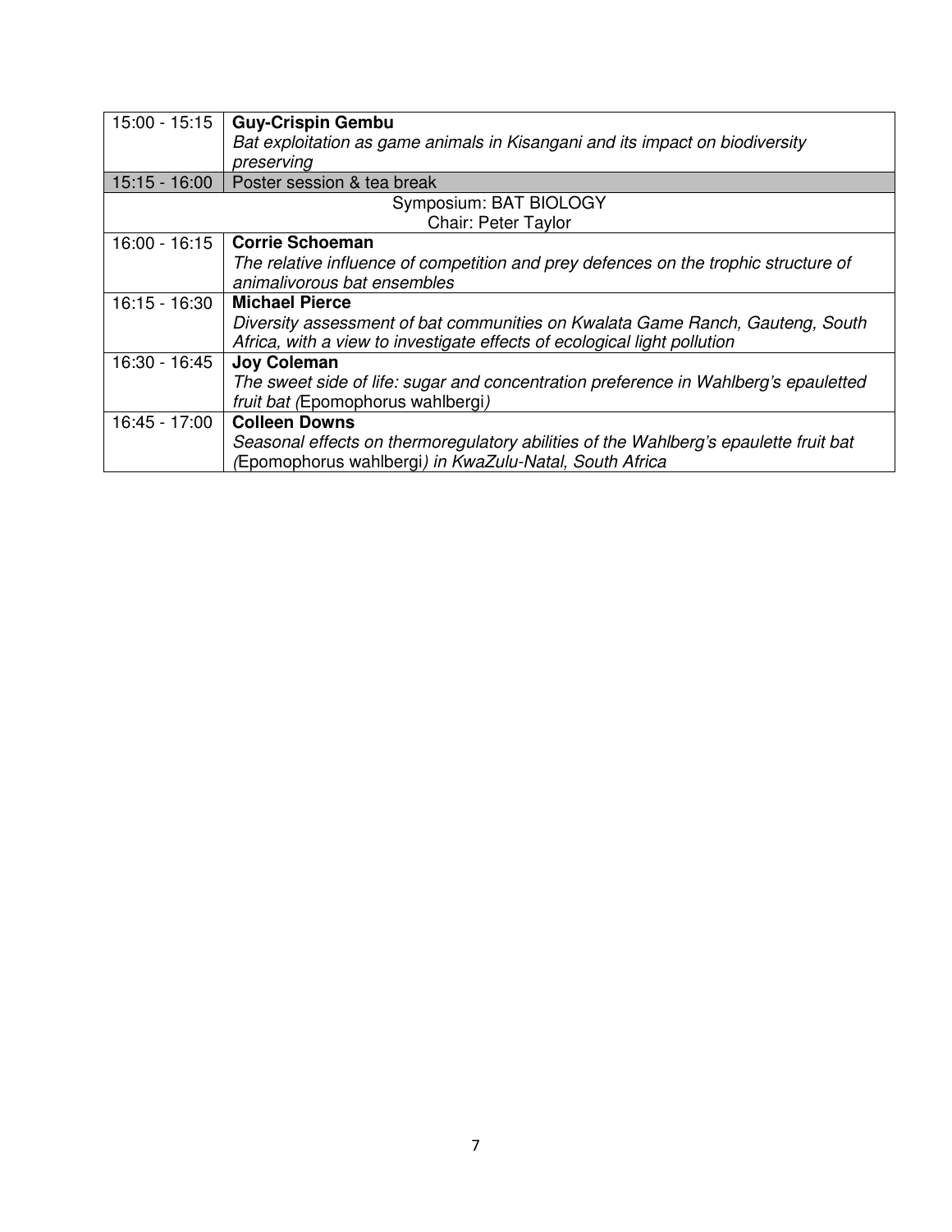| | |
|---|---|
| 15:00 - 15:15 | **Guy-Crispin Gembu**<br>*Bat exploitation as game animals in Kisangani and its impact on biodiversity preserving* |
| 15:15 - 16:00 | Poster session & tea break |
| Symposium: BAT BIOLOGY<br>Chair: Peter Taylor | |
| 16:00 - 16:15 | **Corrie Schoeman**<br>*The relative influence of competition and prey defences on the trophic structure of animalivorous bat ensembles* |
| 16:15 - 16:30 | **Michael Pierce**<br>*Diversity assessment of bat communities on Kwalata Game Ranch, Gauteng, South Africa, with a view to investigate effects of ecological light pollution* |
| 16:30 - 16:45 | **Joy Coleman**<br>*The sweet side of life: sugar and concentration preference in Wahlberg's epauletted fruit bat (*Epomophorus wahlbergi*)* |
| 16:45 - 17:00 | **Colleen Downs**<br>*Seasonal effects on thermoregulatory abilities of the Wahlberg's epaulette fruit bat (*Epomophorus wahlbergi*) in KwaZulu-Natal, South Africa* |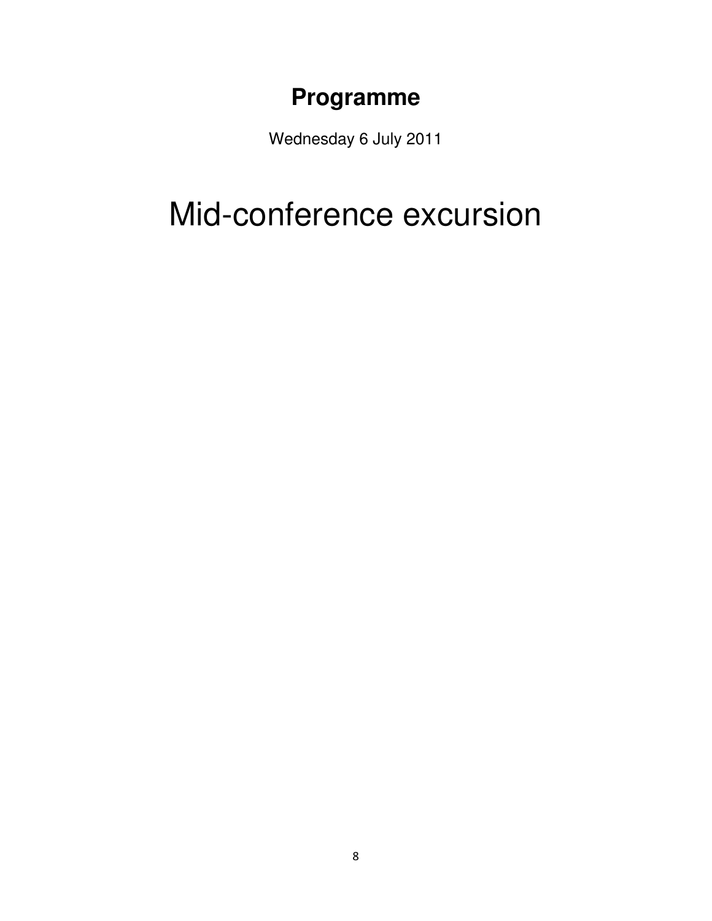## Programme

Wednesday 6 July 2011

# Mid-conference excursion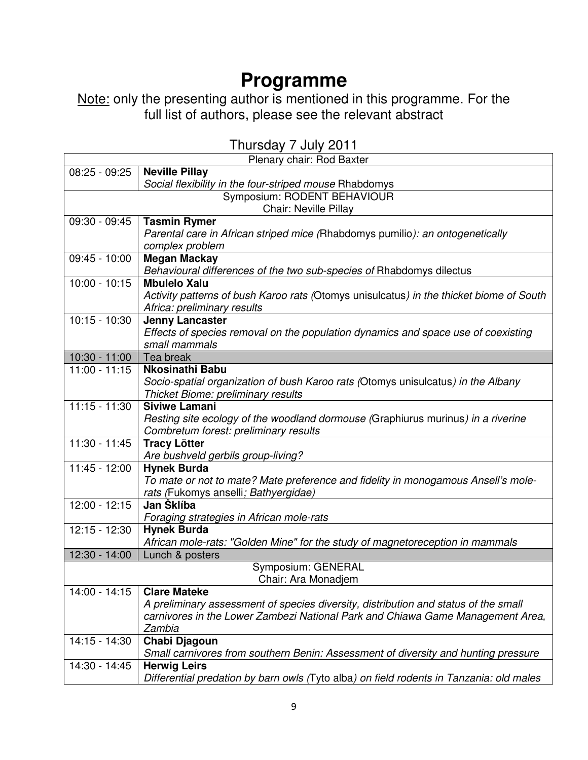# Programme

<u>Note:</u> only the presenting author is mentioned in this programme. For the full list of authors, please see the relevant abstract

Thursday 7 July 2011

| Time | Presentation |
|---|---|
| | Plenary chair: Rod Baxter |
| 08:25 - 09:25 | **Neville Pillay**<br>*Social flexibility in the four-striped mouse* Rhabdomys |
| | Symposium: RODENT BEHAVIOUR<br>Chair: Neville Pillay |
| 09:30 - 09:45 | **Tasmin Rymer**<br>*Parental care in African striped mice (*Rhabdomys pumilio*): an ontogenetically complex problem* |
| 09:45 - 10:00 | **Megan Mackay**<br>*Behavioural differences of the two sub-species of* Rhabdomys dilectus |
| 10:00 - 10:15 | **Mbulelo Xalu**<br>*Activity patterns of bush Karoo rats (*Otomys unisulcatus*) in the thicket biome of South Africa: preliminary results* |
| 10:15 - 10:30 | **Jenny Lancaster**<br>*Effects of species removal on the population dynamics and space use of coexisting small mammals* |
| 10:30 - 11:00 | Tea break |
| 11:00 - 11:15 | **Nkosinathi Babu**<br>*Socio-spatial organization of bush Karoo rats (*Otomys unisulcatus*) in the Albany Thicket Biome: preliminary results* |
| 11:15 - 11:30 | **Siviwe Lamani**<br>*Resting site ecology of the woodland dormouse (*Graphiurus murinus*) in a riverine Combretum forest: preliminary results* |
| 11:30 - 11:45 | **Tracy Lötter**<br>*Are bushveld gerbils group-living?* |
| 11:45 - 12:00 | **Hynek Burda**<br>*To mate or not to mate? Mate preference and fidelity in monogamous Ansell's mole-rats (*Fukomys anselli*; Bathyergidae)* |
| 12:00 - 12:15 | **Jan Šklíba**<br>*Foraging strategies in African mole-rats* |
| 12:15 - 12:30 | **Hynek Burda**<br>*African mole-rats: "Golden Mine" for the study of magnetoreception in mammals* |
| 12:30 - 14:00 | Lunch & posters |
| | Symposium: GENERAL<br>Chair: Ara Monadjem |
| 14:00 - 14:15 | **Clare Mateke**<br>*A preliminary assessment of species diversity, distribution and status of the small carnivores in the Lower Zambezi National Park and Chiawa Game Management Area, Zambia* |
| 14:15 - 14:30 | **Chabi Djagoun**<br>*Small carnivores from southern Benin: Assessment of diversity and hunting pressure* |
| 14:30 - 14:45 | **Herwig Leirs**<br>*Differential predation by barn owls (*Tyto alba*) on field rodents in Tanzania: old males* |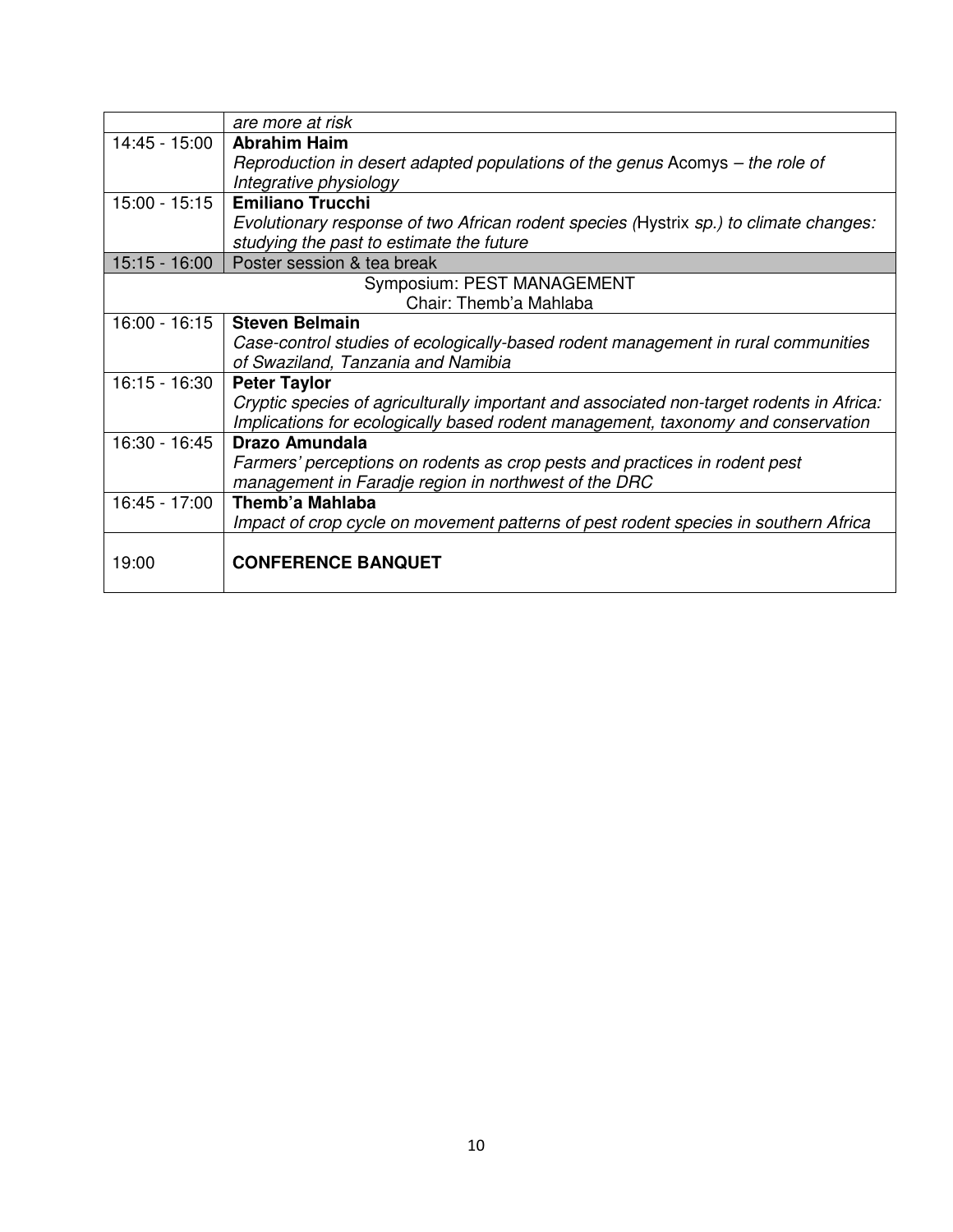| | |
|---|---|
| | *are more at risk* |
| 14:45 - 15:00 | **Abrahim Haim**<br>*Reproduction in desert adapted populations of the genus* Acomys *– the role of Integrative physiology* |
| 15:00 - 15:15 | **Emiliano Trucchi**<br>*Evolutionary response of two African rodent species (*Hystrix *sp.) to climate changes: studying the past to estimate the future* |
| 15:15 - 16:00 | Poster session & tea break |
| Symposium: PEST MANAGEMENT<br>Chair: Themb'a Mahlaba | |
| 16:00 - 16:15 | **Steven Belmain**<br>*Case-control studies of ecologically-based rodent management in rural communities of Swaziland, Tanzania and Namibia* |
| 16:15 - 16:30 | **Peter Taylor**<br>*Cryptic species of agriculturally important and associated non-target rodents in Africa: Implications for ecologically based rodent management, taxonomy and conservation* |
| 16:30 - 16:45 | **Drazo Amundala**<br>*Farmers' perceptions on rodents as crop pests and practices in rodent pest management in Faradje region in northwest of the DRC* |
| 16:45 - 17:00 | **Themb'a Mahlaba**<br>*Impact of crop cycle on movement patterns of pest rodent species in southern Africa* |
| 19:00 | **CONFERENCE BANQUET** |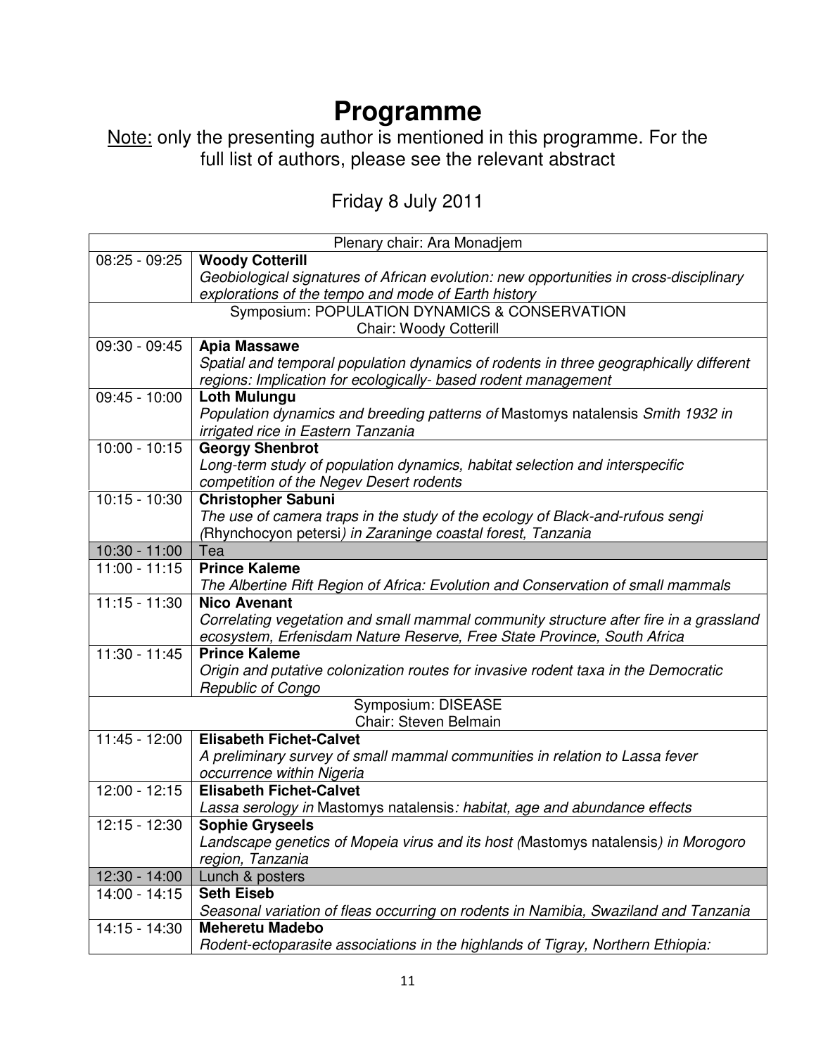# Programme

Note: only the presenting author is mentioned in this programme. For the full list of authors, please see the relevant abstract

Friday 8 July 2011

| Plenary chair: Ara Monadjem | |
|---|---|
| 08:25 - 09:25 | **Woody Cotterill**<br>*Geobiological signatures of African evolution: new opportunities in cross-disciplinary explorations of the tempo and mode of Earth history* |
| Symposium: POPULATION DYNAMICS & CONSERVATION<br>Chair: Woody Cotterill | |
| 09:30 - 09:45 | **Apia Massawe**<br>*Spatial and temporal population dynamics of rodents in three geographically different regions: Implication for ecologically- based rodent management* |
| 09:45 - 10:00 | **Loth Mulungu**<br>*Population dynamics and breeding patterns of* Mastomys natalensis *Smith 1932 in irrigated rice in Eastern Tanzania* |
| 10:00 - 10:15 | **Georgy Shenbrot**<br>*Long-term study of population dynamics, habitat selection and interspecific competition of the Negev Desert rodents* |
| 10:15 - 10:30 | **Christopher Sabuni**<br>*The use of camera traps in the study of the ecology of Black-and-rufous sengi (*Rhynchocyon petersi*) in Zaraninge coastal forest, Tanzania* |
| 10:30 - 11:00 | Tea |
| 11:00 - 11:15 | **Prince Kaleme**<br>*The Albertine Rift Region of Africa: Evolution and Conservation of small mammals* |
| 11:15 - 11:30 | **Nico Avenant**<br>*Correlating vegetation and small mammal community structure after fire in a grassland ecosystem, Erfenisdam Nature Reserve, Free State Province, South Africa* |
| 11:30 - 11:45 | **Prince Kaleme**<br>*Origin and putative colonization routes for invasive rodent taxa in the Democratic Republic of Congo* |
| Symposium: DISEASE<br>Chair: Steven Belmain | |
| 11:45 - 12:00 | **Elisabeth Fichet-Calvet**<br>*A preliminary survey of small mammal communities in relation to Lassa fever occurrence within Nigeria* |
| 12:00 - 12:15 | **Elisabeth Fichet-Calvet**<br>*Lassa serology in* Mastomys natalensis*: habitat, age and abundance effects* |
| 12:15 - 12:30 | **Sophie Gryseels**<br>*Landscape genetics of Mopeia virus and its host (*Mastomys natalensis*) in Morogoro region, Tanzania* |
| 12:30 - 14:00 | Lunch & posters |
| 14:00 - 14:15 | **Seth Eiseb**<br>*Seasonal variation of fleas occurring on rodents in Namibia, Swaziland and Tanzania* |
| 14:15 - 14:30 | **Meheretu Madebo**<br>*Rodent-ectoparasite associations in the highlands of Tigray, Northern Ethiopia:* |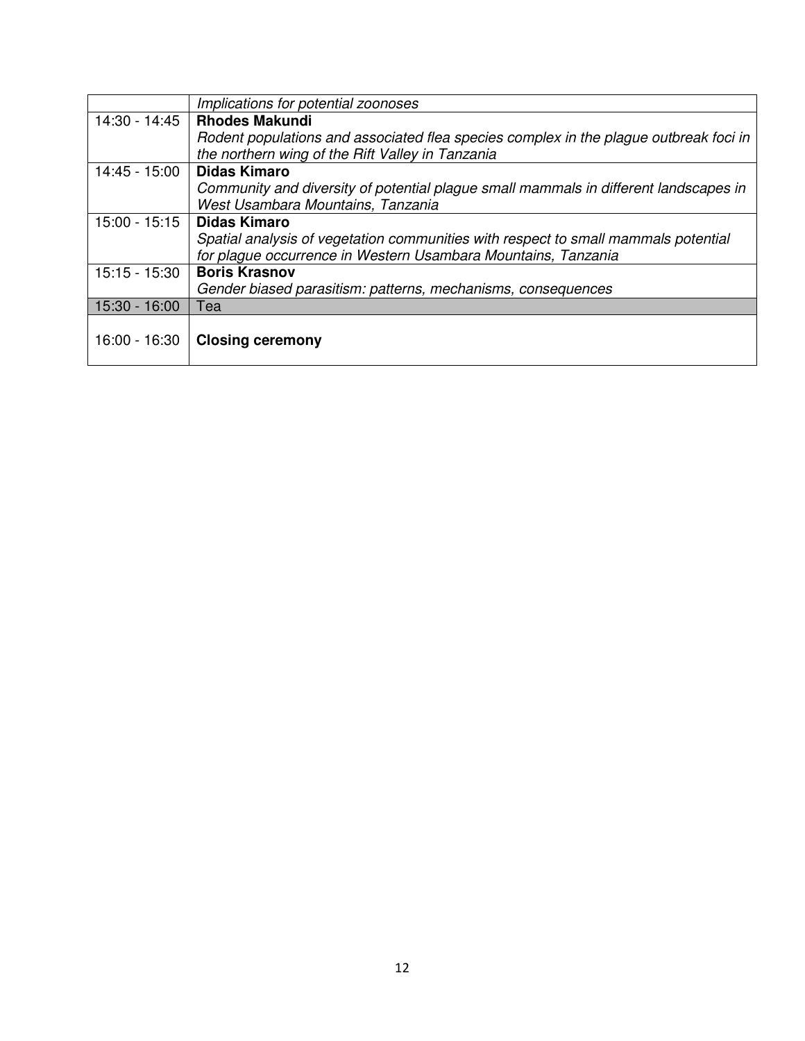| | |
|---|---|
| | *Implications for potential zoonoses* |
| 14:30 - 14:45 | **Rhodes Makundi** *Rodent populations and associated flea species complex in the plague outbreak foci in the northern wing of the Rift Valley in Tanzania* |
| 14:45 - 15:00 | **Didas Kimaro** *Community and diversity of potential plague small mammals in different landscapes in West Usambara Mountains, Tanzania* |
| 15:00 - 15:15 | **Didas Kimaro** *Spatial analysis of vegetation communities with respect to small mammals potential for plague occurrence in Western Usambara Mountains, Tanzania* |
| 15:15 - 15:30 | **Boris Krasnov** *Gender biased parasitism: patterns, mechanisms, consequences* |
| 15:30 - 16:00 | Tea |
| 16:00 - 16:30 | **Closing ceremony** |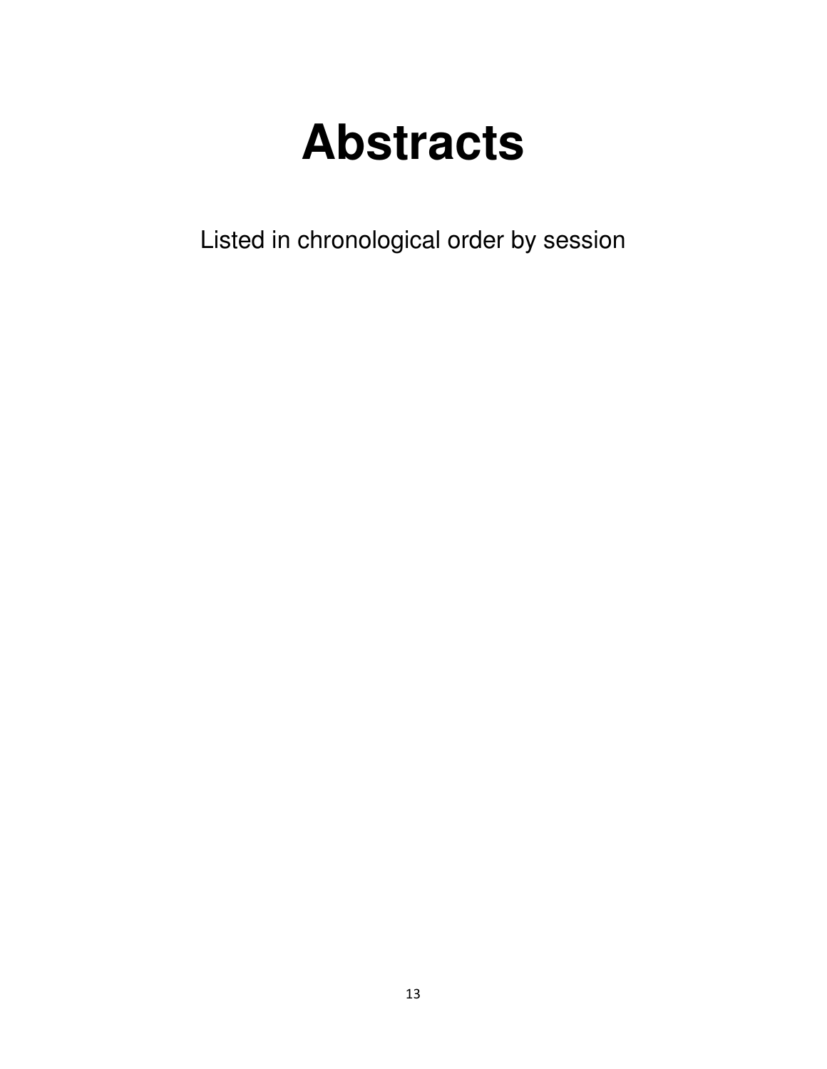# Abstracts

Listed in chronological order by session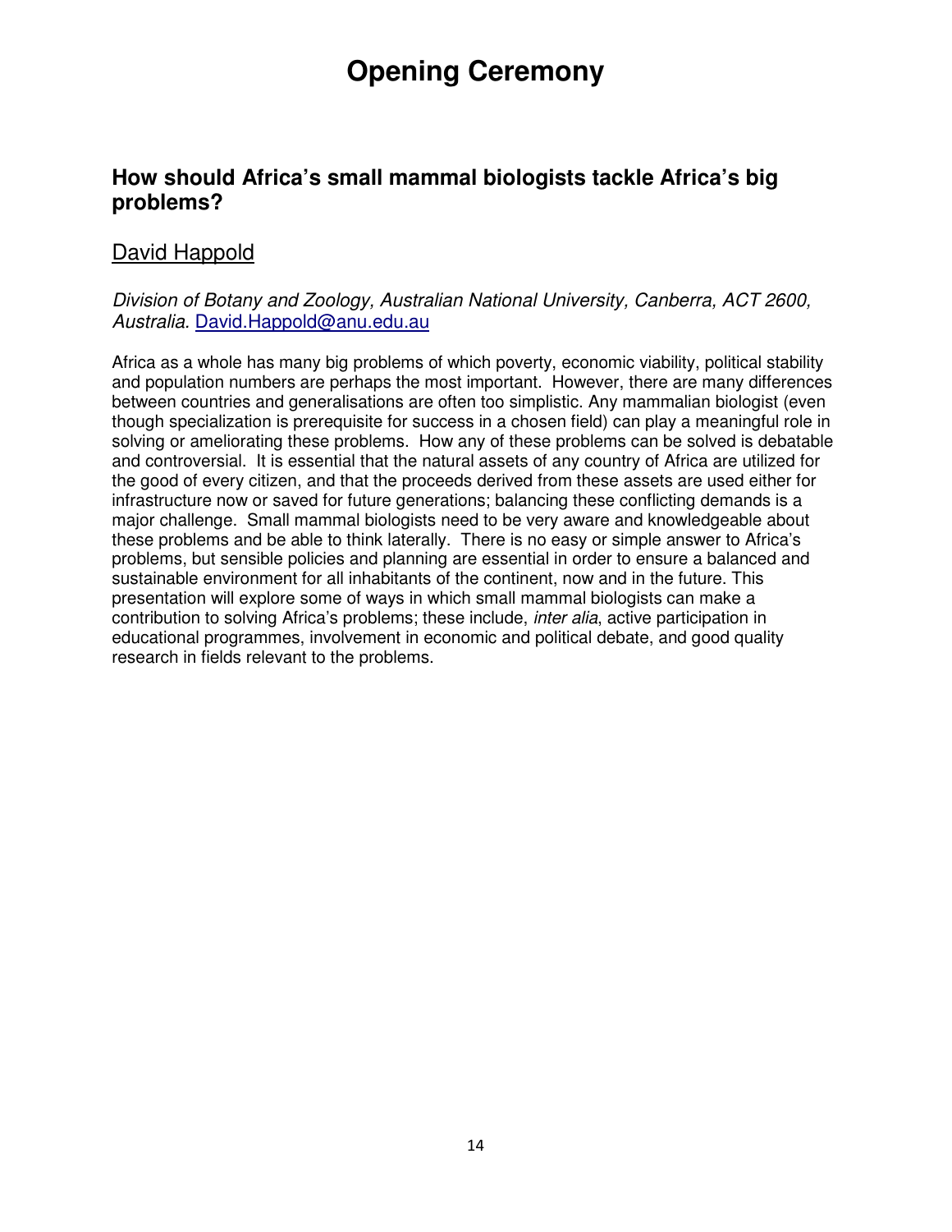# Opening Ceremony

## How should Africa's small mammal biologists tackle Africa's big problems?

David Happold

*Division of Botany and Zoology, Australian National University, Canberra, ACT 2600, Australia.* David.Happold@anu.edu.au

Africa as a whole has many big problems of which poverty, economic viability, political stability and population numbers are perhaps the most important. However, there are many differences between countries and generalisations are often too simplistic. Any mammalian biologist (even though specialization is prerequisite for success in a chosen field) can play a meaningful role in solving or ameliorating these problems. How any of these problems can be solved is debatable and controversial. It is essential that the natural assets of any country of Africa are utilized for the good of every citizen, and that the proceeds derived from these assets are used either for infrastructure now or saved for future generations; balancing these conflicting demands is a major challenge. Small mammal biologists need to be very aware and knowledgeable about these problems and be able to think laterally. There is no easy or simple answer to Africa's problems, but sensible policies and planning are essential in order to ensure a balanced and sustainable environment for all inhabitants of the continent, now and in the future. This presentation will explore some of ways in which small mammal biologists can make a contribution to solving Africa's problems; these include, *inter alia*, active participation in educational programmes, involvement in economic and political debate, and good quality research in fields relevant to the problems.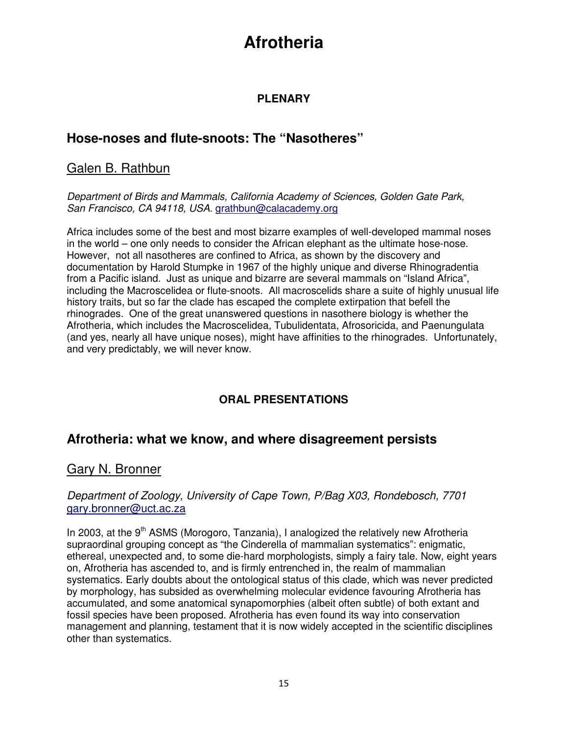# Afrotheria

## PLENARY

## Hose-noses and flute-snoots: The "Nasotheres"

Galen B. Rathbun

*Department of Birds and Mammals, California Academy of Sciences, Golden Gate Park, San Francisco, CA 94118, USA.* grathbun@calacademy.org

Africa includes some of the best and most bizarre examples of well-developed mammal noses in the world – one only needs to consider the African elephant as the ultimate hose-nose. However, not all nasotheres are confined to Africa, as shown by the discovery and documentation by Harold Stumpke in 1967 of the highly unique and diverse Rhinogradentia from a Pacific island. Just as unique and bizarre are several mammals on "Island Africa", including the Macroscelidea or flute-snoots. All macroscelids share a suite of highly unusual life history traits, but so far the clade has escaped the complete extirpation that befell the rhinogrades. One of the great unanswered questions in nasothere biology is whether the Afrotheria, which includes the Macroscelidea, Tubulidentata, Afrosoricida, and Paenungulata (and yes, nearly all have unique noses), might have affinities to the rhinogrades. Unfortunately, and very predictably, we will never know.

## ORAL PRESENTATIONS

## Afrotheria: what we know, and where disagreement persists

Gary N. Bronner

*Department of Zoology, University of Cape Town, P/Bag X03, Rondebosch, 7701* gary.bronner@uct.ac.za

In 2003, at the 9th ASMS (Morogoro, Tanzania), I analogized the relatively new Afrotheria supraordinal grouping concept as "the Cinderella of mammalian systematics": enigmatic, ethereal, unexpected and, to some die-hard morphologists, simply a fairy tale. Now, eight years on, Afrotheria has ascended to, and is firmly entrenched in, the realm of mammalian systematics. Early doubts about the ontological status of this clade, which was never predicted by morphology, has subsided as overwhelming molecular evidence favouring Afrotheria has accumulated, and some anatomical synapomorphies (albeit often subtle) of both extant and fossil species have been proposed. Afrotheria has even found its way into conservation management and planning, testament that it is now widely accepted in the scientific disciplines other than systematics.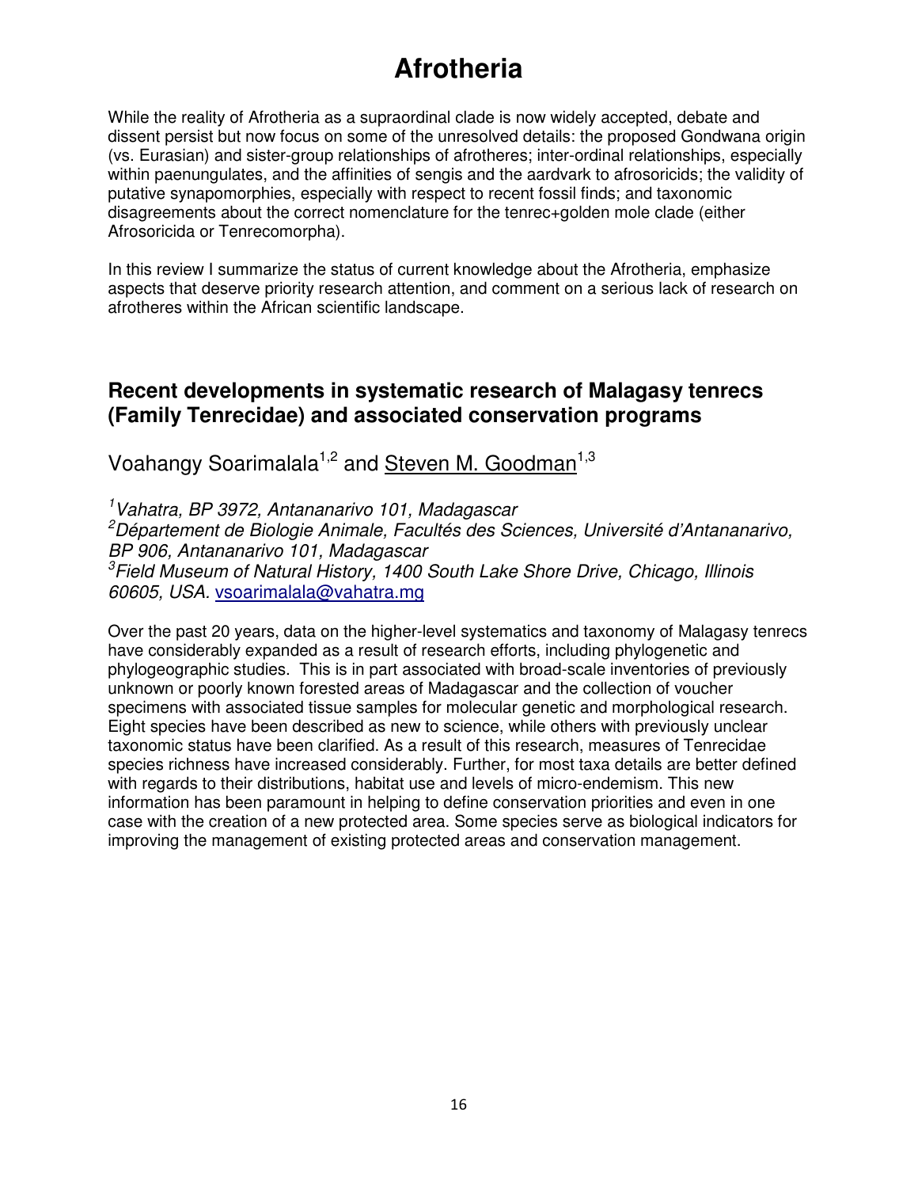# Afrotheria

While the reality of Afrotheria as a supraordinal clade is now widely accepted, debate and dissent persist but now focus on some of the unresolved details: the proposed Gondwana origin (vs. Eurasian) and sister-group relationships of afrotheres; inter-ordinal relationships, especially within paenungulates, and the affinities of sengis and the aardvark to afrosoricids; the validity of putative synapomorphies, especially with respect to recent fossil finds; and taxonomic disagreements about the correct nomenclature for the tenrec+golden mole clade (either Afrosoricida or Tenrecomorpha).

In this review I summarize the status of current knowledge about the Afrotheria, emphasize aspects that deserve priority research attention, and comment on a serious lack of research on afrotheres within the African scientific landscape.

## Recent developments in systematic research of Malagasy tenrecs (Family Tenrecidae) and associated conservation programs

Voahangy Soarimalala[1,2] and Steven M. Goodman[1,3]

[1]*Vahatra, BP 3972, Antananarivo 101, Madagascar*
[2]*Département de Biologie Animale, Facultés des Sciences, Université d'Antananarivo, BP 906, Antananarivo 101, Madagascar*
[3]*Field Museum of Natural History, 1400 South Lake Shore Drive, Chicago, Illinois 60605, USA.* vsoarimalala@vahatra.mg

Over the past 20 years, data on the higher-level systematics and taxonomy of Malagasy tenrecs have considerably expanded as a result of research efforts, including phylogenetic and phylogeographic studies. This is in part associated with broad-scale inventories of previously unknown or poorly known forested areas of Madagascar and the collection of voucher specimens with associated tissue samples for molecular genetic and morphological research. Eight species have been described as new to science, while others with previously unclear taxonomic status have been clarified. As a result of this research, measures of Tenrecidae species richness have increased considerably. Further, for most taxa details are better defined with regards to their distributions, habitat use and levels of micro-endemism. This new information has been paramount in helping to define conservation priorities and even in one case with the creation of a new protected area. Some species serve as biological indicators for improving the management of existing protected areas and conservation management.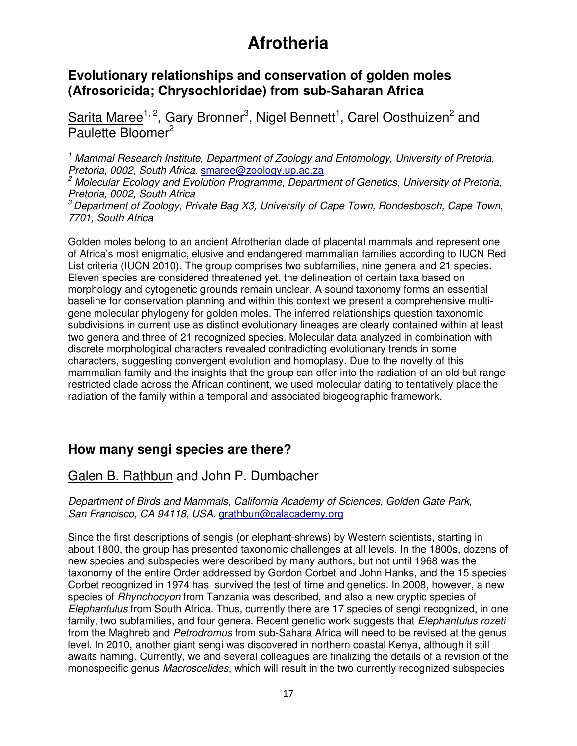# Afrotheria

## Evolutionary relationships and conservation of golden moles (Afrosoricida; Chrysochloridae) from sub-Saharan Africa

Sarita Maree[1, 2], Gary Bronner[3], Nigel Bennett[1], Carel Oosthuizen[2] and Paulette Bloomer[2]

[1] *Mammal Research Institute, Department of Zoology and Entomology, University of Pretoria, Pretoria, 0002, South Africa.* smaree@zoology.up.ac.za
[2] *Molecular Ecology and Evolution Programme, Department of Genetics, University of Pretoria, Pretoria, 0002, South Africa*
[3] *Department of Zoology, Private Bag X3, University of Cape Town, Rondesbosch, Cape Town, 7701, South Africa*

Golden moles belong to an ancient Afrotherian clade of placental mammals and represent one of Africa's most enigmatic, elusive and endangered mammalian families according to IUCN Red List criteria (IUCN 2010). The group comprises two subfamilies, nine genera and 21 species. Eleven species are considered threatened yet, the delineation of certain taxa based on morphology and cytogenetic grounds remain unclear. A sound taxonomy forms an essential baseline for conservation planning and within this context we present a comprehensive multi-gene molecular phylogeny for golden moles. The inferred relationships question taxonomic subdivisions in current use as distinct evolutionary lineages are clearly contained within at least two genera and three of 21 recognized species. Molecular data analyzed in combination with discrete morphological characters revealed contradicting evolutionary trends in some characters, suggesting convergent evolution and homoplasy. Due to the novelty of this mammalian family and the insights that the group can offer into the radiation of an old but range restricted clade across the African continent, we used molecular dating to tentatively place the radiation of the family within a temporal and associated biogeographic framework.

## How many sengi species are there?

Galen B. Rathbun and John P. Dumbacher

*Department of Birds and Mammals, California Academy of Sciences, Golden Gate Park, San Francisco, CA 94118, USA.* grathbun@calacademy.org

Since the first descriptions of sengis (or elephant-shrews) by Western scientists, starting in about 1800, the group has presented taxonomic challenges at all levels. In the 1800s, dozens of new species and subspecies were described by many authors, but not until 1968 was the taxonomy of the entire Order addressed by Gordon Corbet and John Hanks, and the 15 species Corbet recognized in 1974 has survived the test of time and genetics. In 2008, however, a new species of *Rhynchocyon* from Tanzania was described, and also a new cryptic species of *Elephantulus* from South Africa. Thus, currently there are 17 species of sengi recognized, in one family, two subfamilies, and four genera. Recent genetic work suggests that *Elephantulus rozeti* from the Maghreb and *Petrodromus* from sub-Sahara Africa will need to be revised at the genus level. In 2010, another giant sengi was discovered in northern coastal Kenya, although it still awaits naming. Currently, we and several colleagues are finalizing the details of a revision of the monospecific genus *Macroscelides*, which will result in the two currently recognized subspecies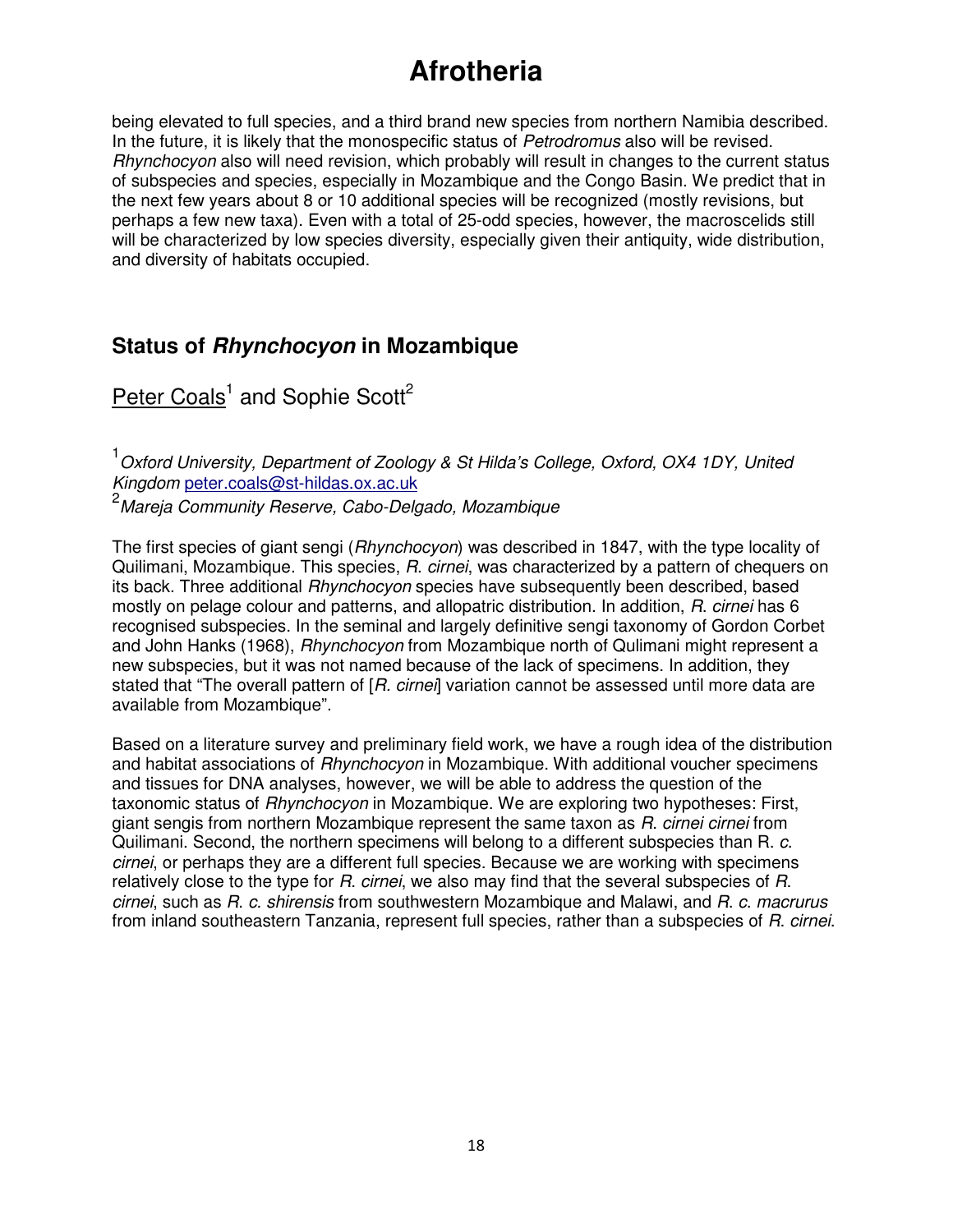being elevated to full species, and a third brand new species from northern Namibia described. In the future, it is likely that the monospecific status of *Petrodromus* also will be revised. *Rhynchocyon* also will need revision, which probably will result in changes to the current status of subspecies and species, especially in Mozambique and the Congo Basin. We predict that in the next few years about 8 or 10 additional species will be recognized (mostly revisions, but perhaps a few new taxa). Even with a total of 25-odd species, however, the macroscelids still will be characterized by low species diversity, especially given their antiquity, wide distribution, and diversity of habitats occupied.

## Status of *Rhynchocyon* in Mozambique

Peter Coals[1] and Sophie Scott[2]

[1] *Oxford University, Department of Zoology & St Hilda's College, Oxford, OX4 1DY, United Kingdom* peter.coals@st-hildas.ox.ac.uk
[2] *Mareja Community Reserve, Cabo-Delgado, Mozambique*

The first species of giant sengi (*Rhynchocyon*) was described in 1847, with the type locality of Quilimani, Mozambique. This species, *R. cirnei*, was characterized by a pattern of chequers on its back. Three additional *Rhynchocyon* species have subsequently been described, based mostly on pelage colour and patterns, and allopatric distribution. In addition, *R. cirnei* has 6 recognised subspecies. In the seminal and largely definitive sengi taxonomy of Gordon Corbet and John Hanks (1968), *Rhynchocyon* from Mozambique north of Qulimani might represent a new subspecies, but it was not named because of the lack of specimens. In addition, they stated that "The overall pattern of [*R. cirnei*] variation cannot be assessed until more data are available from Mozambique".

Based on a literature survey and preliminary field work, we have a rough idea of the distribution and habitat associations of *Rhynchocyon* in Mozambique. With additional voucher specimens and tissues for DNA analyses, however, we will be able to address the question of the taxonomic status of *Rhynchocyon* in Mozambique. We are exploring two hypotheses: First, giant sengis from northern Mozambique represent the same taxon as *R. cirnei cirnei* from Quilimani. Second, the northern specimens will belong to a different subspecies than R. *c. cirnei*, or perhaps they are a different full species. Because we are working with specimens relatively close to the type for *R. cirnei*, we also may find that the several subspecies of *R. cirnei*, such as *R. c. shirensis* from southwestern Mozambique and Malawi, and *R. c. macrurus* from inland southeastern Tanzania, represent full species, rather than a subspecies of *R. cirnei*.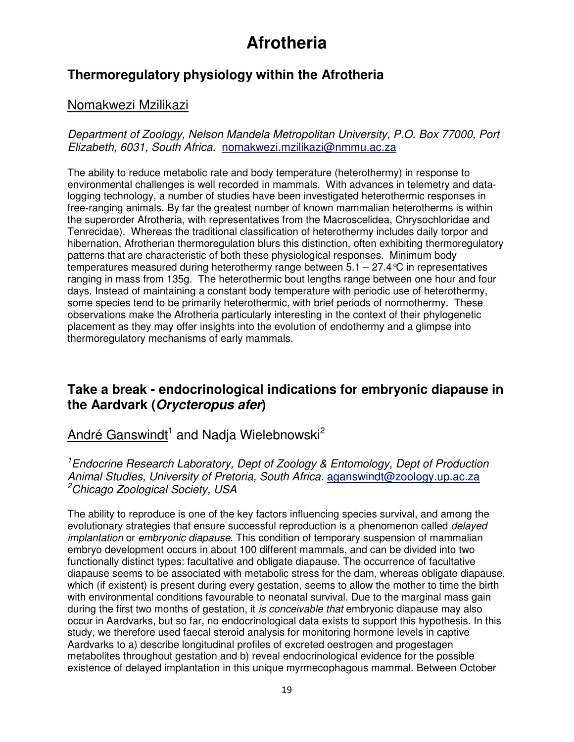# Afrotheria

## Thermoregulatory physiology within the Afrotheria

Nomakwezi Mzilikazi

*Department of Zoology, Nelson Mandela Metropolitan University, P.O. Box 77000, Port Elizabeth, 6031, South Africa.* nomakwezi.mzilikazi@nmmu.ac.za

The ability to reduce metabolic rate and body temperature (heterothermy) in response to environmental challenges is well recorded in mammals. With advances in telemetry and data-logging technology, a number of studies have been investigated heterothermic responses in free-ranging animals. By far the greatest number of known mammalian heterotherms is within the superorder Afrotheria, with representatives from the Macroscelidea, Chrysochloridae and Tenrecidae). Whereas the traditional classification of heterothermy includes daily torpor and hibernation, Afrotherian thermoregulation blurs this distinction, often exhibiting thermoregulatory patterns that are characteristic of both these physiological responses. Minimum body temperatures measured during heterothermy range between 5.1 – 27.4°C in representatives ranging in mass from 135g. The heterothermic bout lengths range between one hour and four days. Instead of maintaining a constant body temperature with periodic use of heterothermy, some species tend to be primarily heterothermic, with brief periods of normothermy. These observations make the Afrotheria particularly interesting in the context of their phylogenetic placement as they may offer insights into the evolution of endothermy and a glimpse into thermoregulatory mechanisms of early mammals.

## Take a break - endocrinological indications for embryonic diapause in the Aardvark (*Orycteropus afer*)

André Ganswindt[1] and Nadja Wielebnowski[2]

[1]*Endocrine Research Laboratory, Dept of Zoology & Entomology, Dept of Production Animal Studies, University of Pretoria, South Africa.* aganswindt@zoology.up.ac.za
[2]*Chicago Zoological Society, USA*

The ability to reproduce is one of the key factors influencing species survival, and among the evolutionary strategies that ensure successful reproduction is a phenomenon called *delayed implantation* or *embryonic diapause*. This condition of temporary suspension of mammalian embryo development occurs in about 100 different mammals, and can be divided into two functionally distinct types: facultative and obligate diapause. The occurrence of facultative diapause seems to be associated with metabolic stress for the dam, whereas obligate diapause, which (if existent) is present during every gestation, seems to allow the mother to time the birth with environmental conditions favourable to neonatal survival. Due to the marginal mass gain during the first two months of gestation, it *is conceivable that* embryonic diapause may also occur in Aardvarks, but so far, no endocrinological data exists to support this hypothesis. In this study, we therefore used faecal steroid analysis for monitoring hormone levels in captive Aardvarks to a) describe longitudinal profiles of excreted oestrogen and progestagen metabolites throughout gestation and b) reveal endocrinological evidence for the possible existence of delayed implantation in this unique myrmecophagous mammal. Between October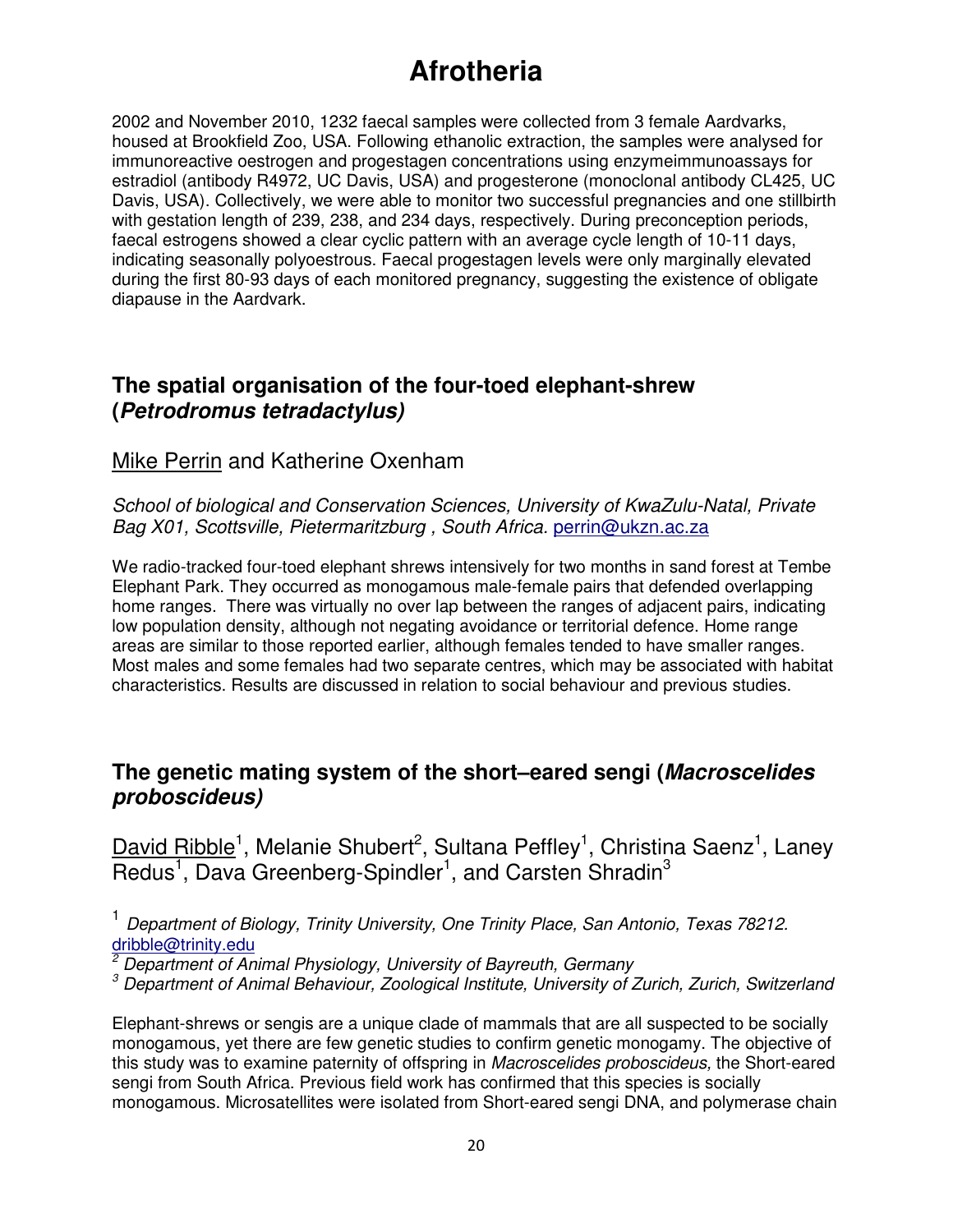2002 and November 2010, 1232 faecal samples were collected from 3 female Aardvarks, housed at Brookfield Zoo, USA. Following ethanolic extraction, the samples were analysed for immunoreactive oestrogen and progestagen concentrations using enzymeimmunoassays for estradiol (antibody R4972, UC Davis, USA) and progesterone (monoclonal antibody CL425, UC Davis, USA). Collectively, we were able to monitor two successful pregnancies and one stillbirth with gestation length of 239, 238, and 234 days, respectively. During preconception periods, faecal estrogens showed a clear cyclic pattern with an average cycle length of 10-11 days, indicating seasonally polyoestrous. Faecal progestagen levels were only marginally elevated during the first 80-93 days of each monitored pregnancy, suggesting the existence of obligate diapause in the Aardvark.

## The spatial organisation of the four-toed elephant-shrew (*Petrodromus tetradactylus)*

Mike Perrin and Katherine Oxenham

*School of biological and Conservation Sciences, University of KwaZulu-Natal, Private Bag X01, Scottsville, Pietermaritzburg , South Africa.* perrin@ukzn.ac.za

We radio-tracked four-toed elephant shrews intensively for two months in sand forest at Tembe Elephant Park. They occurred as monogamous male-female pairs that defended overlapping home ranges. There was virtually no over lap between the ranges of adjacent pairs, indicating low population density, although not negating avoidance or territorial defence. Home range areas are similar to those reported earlier, although females tended to have smaller ranges. Most males and some females had two separate centres, which may be associated with habitat characteristics. Results are discussed in relation to social behaviour and previous studies.

## The genetic mating system of the short–eared sengi (*Macroscelides proboscideus)*

David Ribble[1], Melanie Shubert[2], Sultana Peffley[1], Christina Saenz[1], Laney Redus[1], Dava Greenberg-Spindler[1], and Carsten Shradin[3]

[1] *Department of Biology, Trinity University, One Trinity Place, San Antonio, Texas 78212.* dribble@trinity.edu

[2] *Department of Animal Physiology, University of Bayreuth, Germany*

[3] *Department of Animal Behaviour, Zoological Institute, University of Zurich, Zurich, Switzerland*

Elephant-shrews or sengis are a unique clade of mammals that are all suspected to be socially monogamous, yet there are few genetic studies to confirm genetic monogamy. The objective of this study was to examine paternity of offspring in *Macroscelides proboscideus,* the Short-eared sengi from South Africa. Previous field work has confirmed that this species is socially monogamous. Microsatellites were isolated from Short-eared sengi DNA, and polymerase chain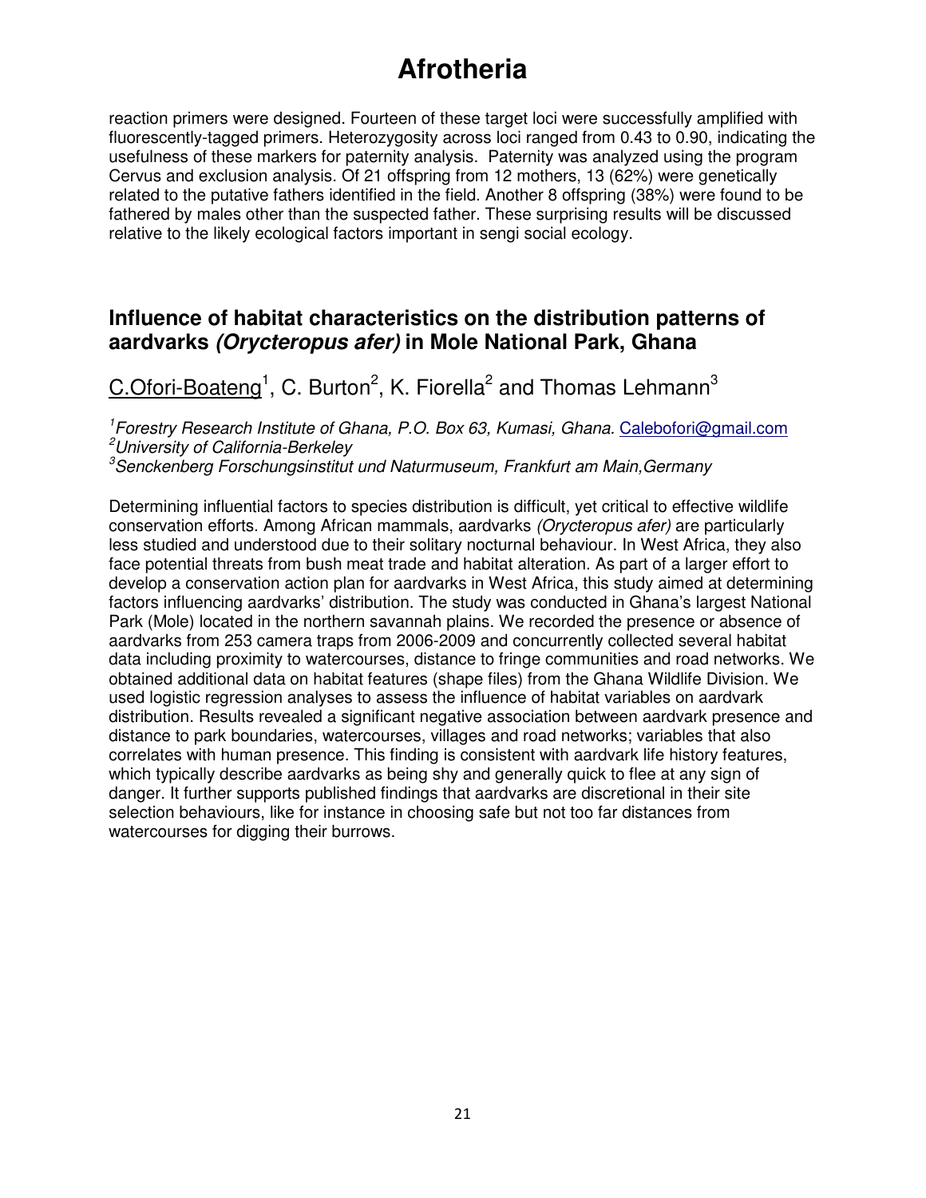reaction primers were designed. Fourteen of these target loci were successfully amplified with fluorescently-tagged primers. Heterozygosity across loci ranged from 0.43 to 0.90, indicating the usefulness of these markers for paternity analysis. Paternity was analyzed using the program Cervus and exclusion analysis. Of 21 offspring from 12 mothers, 13 (62%) were genetically related to the putative fathers identified in the field. Another 8 offspring (38%) were found to be fathered by males other than the suspected father. These surprising results will be discussed relative to the likely ecological factors important in sengi social ecology.

## Influence of habitat characteristics on the distribution patterns of aardvarks *(Orycteropus afer)* in Mole National Park, Ghana

C.Ofori-Boateng[1], C. Burton[2], K. Fiorella[2] and Thomas Lehmann[3]

[1]*Forestry Research Institute of Ghana, P.O. Box 63, Kumasi, Ghana.* Calebofori@gmail.com
[2]*University of California-Berkeley*
[3]*Senckenberg Forschungsinstitut und Naturmuseum, Frankfurt am Main,Germany*

Determining influential factors to species distribution is difficult, yet critical to effective wildlife conservation efforts. Among African mammals, aardvarks *(Orycteropus afer)* are particularly less studied and understood due to their solitary nocturnal behaviour. In West Africa, they also face potential threats from bush meat trade and habitat alteration. As part of a larger effort to develop a conservation action plan for aardvarks in West Africa, this study aimed at determining factors influencing aardvarks' distribution. The study was conducted in Ghana's largest National Park (Mole) located in the northern savannah plains. We recorded the presence or absence of aardvarks from 253 camera traps from 2006-2009 and concurrently collected several habitat data including proximity to watercourses, distance to fringe communities and road networks. We obtained additional data on habitat features (shape files) from the Ghana Wildlife Division. We used logistic regression analyses to assess the influence of habitat variables on aardvark distribution. Results revealed a significant negative association between aardvark presence and distance to park boundaries, watercourses, villages and road networks; variables that also correlates with human presence. This finding is consistent with aardvark life history features, which typically describe aardvarks as being shy and generally quick to flee at any sign of danger. It further supports published findings that aardvarks are discretional in their site selection behaviours, like for instance in choosing safe but not too far distances from watercourses for digging their burrows.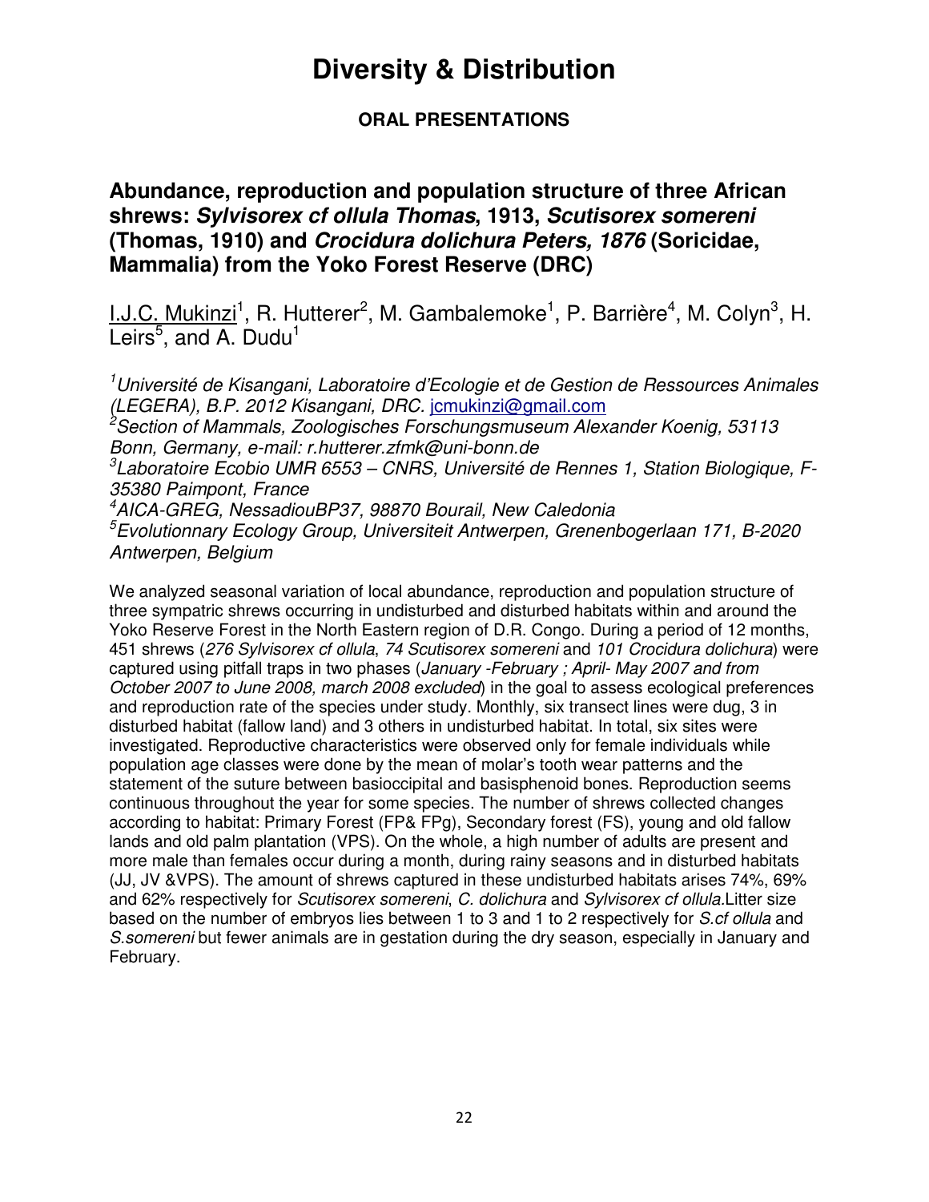# Diversity & Distribution

## ORAL PRESENTATIONS

### Abundance, reproduction and population structure of three African shrews: *Sylvisorex cf ollula Thomas*, 1913, *Scutisorex somereni* (Thomas, 1910) and *Crocidura dolichura Peters, 1876* (Soricidae, Mammalia) from the Yoko Forest Reserve (DRC)

I.J.C. Mukinzi[1], R. Hutterer[2], M. Gambalemoke[1], P. Barrière[4], M. Colyn[3], H. Leirs[5], and A. Dudu[1]

*[1]Université de Kisangani, Laboratoire d'Ecologie et de Gestion de Ressources Animales (LEGERA), B.P. 2012 Kisangani, DRC.* jcmukinzi@gmail.com
*[2]Section of Mammals, Zoologisches Forschungsmuseum Alexander Koenig, 53113 Bonn, Germany, e-mail: r.hutterer.zfmk@uni-bonn.de*
*[3]Laboratoire Ecobio UMR 6553 – CNRS, Université de Rennes 1, Station Biologique, F-35380 Paimpont, France*
*[4]AICA-GREG, NessadiouBP37, 98870 Bourail, New Caledonia*
*[5]Evolutionnary Ecology Group, Universiteit Antwerpen, Grenenbogerlaan 171, B-2020 Antwerpen, Belgium*

We analyzed seasonal variation of local abundance, reproduction and population structure of three sympatric shrews occurring in undisturbed and disturbed habitats within and around the Yoko Reserve Forest in the North Eastern region of D.R. Congo. During a period of 12 months, 451 shrews (*276 Sylvisorex cf ollula*, *74 Scutisorex somereni* and *101 Crocidura dolichura*) were captured using pitfall traps in two phases (*January -February ; April- May 2007 and from October 2007 to June 2008, march 2008 excluded*) in the goal to assess ecological preferences and reproduction rate of the species under study. Monthly, six transect lines were dug, 3 in disturbed habitat (fallow land) and 3 others in undisturbed habitat. In total, six sites were investigated. Reproductive characteristics were observed only for female individuals while population age classes were done by the mean of molar's tooth wear patterns and the statement of the suture between basioccipital and basisphenoid bones. Reproduction seems continuous throughout the year for some species. The number of shrews collected changes according to habitat: Primary Forest (FP& FPg), Secondary forest (FS), young and old fallow lands and old palm plantation (VPS). On the whole, a high number of adults are present and more male than females occur during a month, during rainy seasons and in disturbed habitats (JJ, JV &VPS). The amount of shrews captured in these undisturbed habitats arises 74%, 69% and 62% respectively for *Scutisorex somereni*, *C. dolichura* and *Sylvisorex cf ollula*.Litter size based on the number of embryos lies between 1 to 3 and 1 to 2 respectively for *S.cf ollula* and *S.somereni* but fewer animals are in gestation during the dry season, especially in January and February.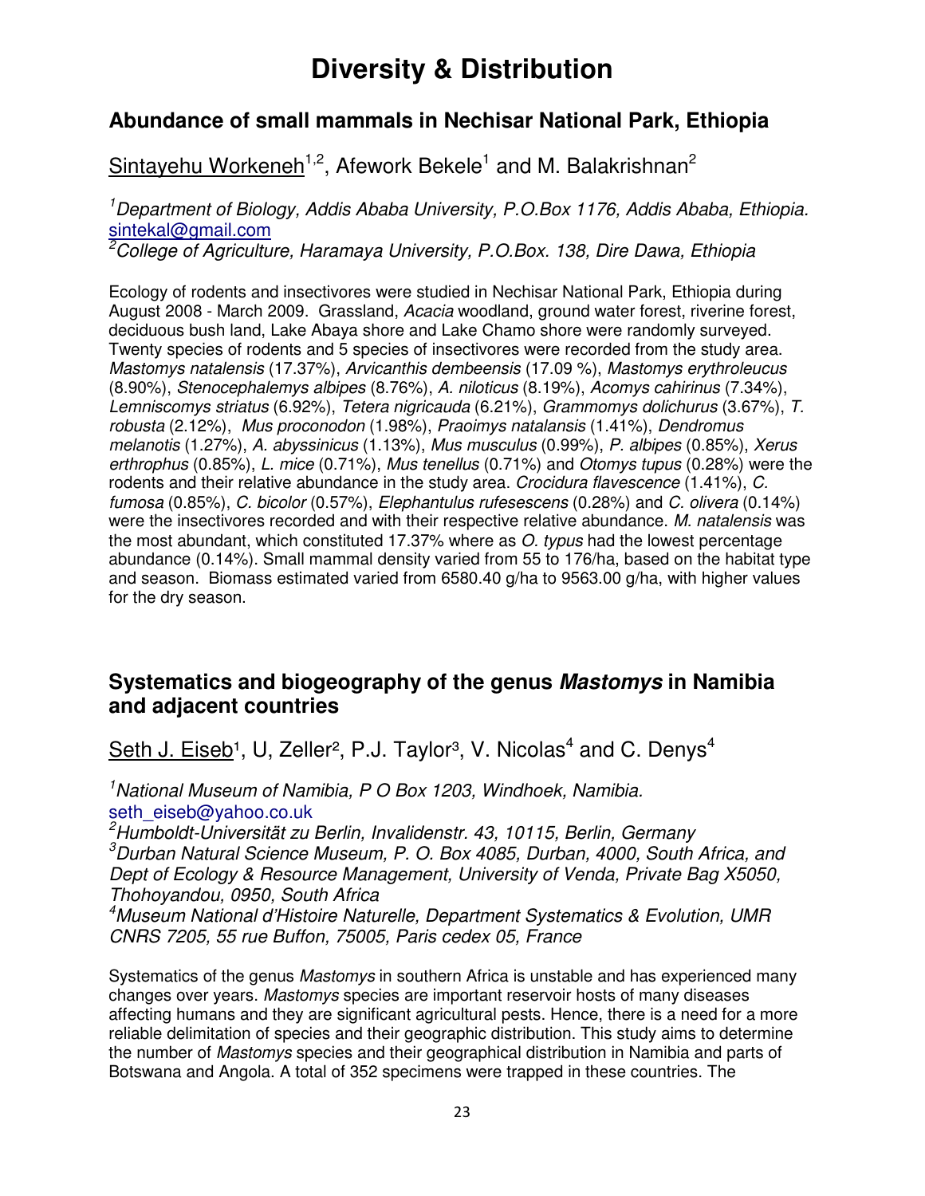# Diversity & Distribution

## Abundance of small mammals in Nechisar National Park, Ethiopia

Sintayehu Workeneh[1,2], Afework Bekele[1] and M. Balakrishnan[2]

*[1]Department of Biology, Addis Ababa University, P.O.Box 1176, Addis Ababa, Ethiopia.* sintekal@gmail.com
*[2]College of Agriculture, Haramaya University, P.O.Box. 138, Dire Dawa, Ethiopia*

Ecology of rodents and insectivores were studied in Nechisar National Park, Ethiopia during August 2008 - March 2009. Grassland, *Acacia* woodland, ground water forest, riverine forest, deciduous bush land, Lake Abaya shore and Lake Chamo shore were randomly surveyed. Twenty species of rodents and 5 species of insectivores were recorded from the study area. *Mastomys natalensis* (17.37%), *Arvicanthis dembeensis* (17.09 %), *Mastomys erythroleucus* (8.90%), *Stenocephalemys albipes* (8.76%), *A. niloticus* (8.19%), *Acomys cahirinus* (7.34%), *Lemniscomys striatus* (6.92%), *Tetera nigricauda* (6.21%), *Grammomys dolichurus* (3.67%), *T. robusta* (2.12%), *Mus proconodon* (1.98%), *Praoimys natalansis* (1.41%), *Dendromus melanotis* (1.27%), *A. abyssinicus* (1.13%), *Mus musculus* (0.99%), *P. albipes* (0.85%), *Xerus erthrophus* (0.85%), *L. mice* (0.71%), *Mus tenellus* (0.71%) and *Otomys tupus* (0.28%) were the rodents and their relative abundance in the study area. *Crocidura flavescence* (1.41%), *C. fumosa* (0.85%), *C. bicolor* (0.57%), *Elephantulus rufesescens* (0.28%) and *C. olivera* (0.14%) were the insectivores recorded and with their respective relative abundance. *M. natalensis* was the most abundant, which constituted 17.37% where as *O. typus* had the lowest percentage abundance (0.14%). Small mammal density varied from 55 to 176/ha, based on the habitat type and season. Biomass estimated varied from 6580.40 g/ha to 9563.00 g/ha, with higher values for the dry season.

## Systematics and biogeography of the genus *Mastomys* in Namibia and adjacent countries

Seth J. Eiseb[1], U, Zeller[2], P.J. Taylor[3], V. Nicolas[4] and C. Denys[4]

*[1]National Museum of Namibia, P O Box 1203, Windhoek, Namibia.* seth_eiseb@yahoo.co.uk
*[2]Humboldt-Universität zu Berlin, Invalidenstr. 43, 10115, Berlin, Germany*
*[3]Durban Natural Science Museum, P. O. Box 4085, Durban, 4000, South Africa, and Dept of Ecology & Resource Management, University of Venda, Private Bag X5050, Thohoyandou, 0950, South Africa*
*[4]Museum National d'Histoire Naturelle, Department Systematics & Evolution, UMR CNRS 7205, 55 rue Buffon, 75005, Paris cedex 05, France*

Systematics of the genus *Mastomys* in southern Africa is unstable and has experienced many changes over years. *Mastomys* species are important reservoir hosts of many diseases affecting humans and they are significant agricultural pests. Hence, there is a need for a more reliable delimitation of species and their geographic distribution. This study aims to determine the number of *Mastomys* species and their geographical distribution in Namibia and parts of Botswana and Angola. A total of 352 specimens were trapped in these countries. The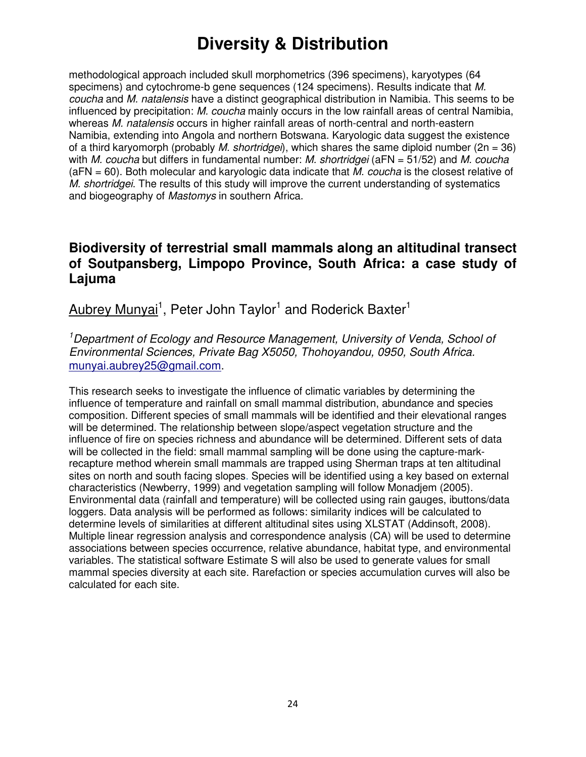methodological approach included skull morphometrics (396 specimens), karyotypes (64 specimens) and cytochrome-b gene sequences (124 specimens). Results indicate that *M. coucha* and *M. natalensis* have a distinct geographical distribution in Namibia. This seems to be influenced by precipitation: *M. coucha* mainly occurs in the low rainfall areas of central Namibia, whereas *M. natalensis* occurs in higher rainfall areas of north-central and north-eastern Namibia, extending into Angola and northern Botswana. Karyologic data suggest the existence of a third karyomorph (probably *M. shortridgei*), which shares the same diploid number (2n = 36) with *M. coucha* but differs in fundamental number: *M. shortridgei* (aFN = 51/52) and *M. coucha* (aFN = 60). Both molecular and karyologic data indicate that *M. coucha* is the closest relative of *M. shortridgei*. The results of this study will improve the current understanding of systematics and biogeography of *Mastomys* in southern Africa.

## Biodiversity of terrestrial small mammals along an altitudinal transect of Soutpansberg, Limpopo Province, South Africa: a case study of Lajuma

Aubrey Munyai[1], Peter John Taylor[1] and Roderick Baxter[1]

*[1]Department of Ecology and Resource Management, University of Venda, School of Environmental Sciences, Private Bag X5050, Thohoyandou, 0950, South Africa.* munyai.aubrey25@gmail.com.

This research seeks to investigate the influence of climatic variables by determining the influence of temperature and rainfall on small mammal distribution, abundance and species composition. Different species of small mammals will be identified and their elevational ranges will be determined. The relationship between slope/aspect vegetation structure and the influence of fire on species richness and abundance will be determined. Different sets of data will be collected in the field: small mammal sampling will be done using the capture-mark-recapture method wherein small mammals are trapped using Sherman traps at ten altitudinal sites on north and south facing slopes. Species will be identified using a key based on external characteristics (Newberry, 1999) and vegetation sampling will follow Monadjem (2005). Environmental data (rainfall and temperature) will be collected using rain gauges, ibuttons/data loggers. Data analysis will be performed as follows: similarity indices will be calculated to determine levels of similarities at different altitudinal sites using XLSTAT (Addinsoft, 2008). Multiple linear regression analysis and correspondence analysis (CA) will be used to determine associations between species occurrence, relative abundance, habitat type, and environmental variables. The statistical software Estimate S will also be used to generate values for small mammal species diversity at each site. Rarefaction or species accumulation curves will also be calculated for each site.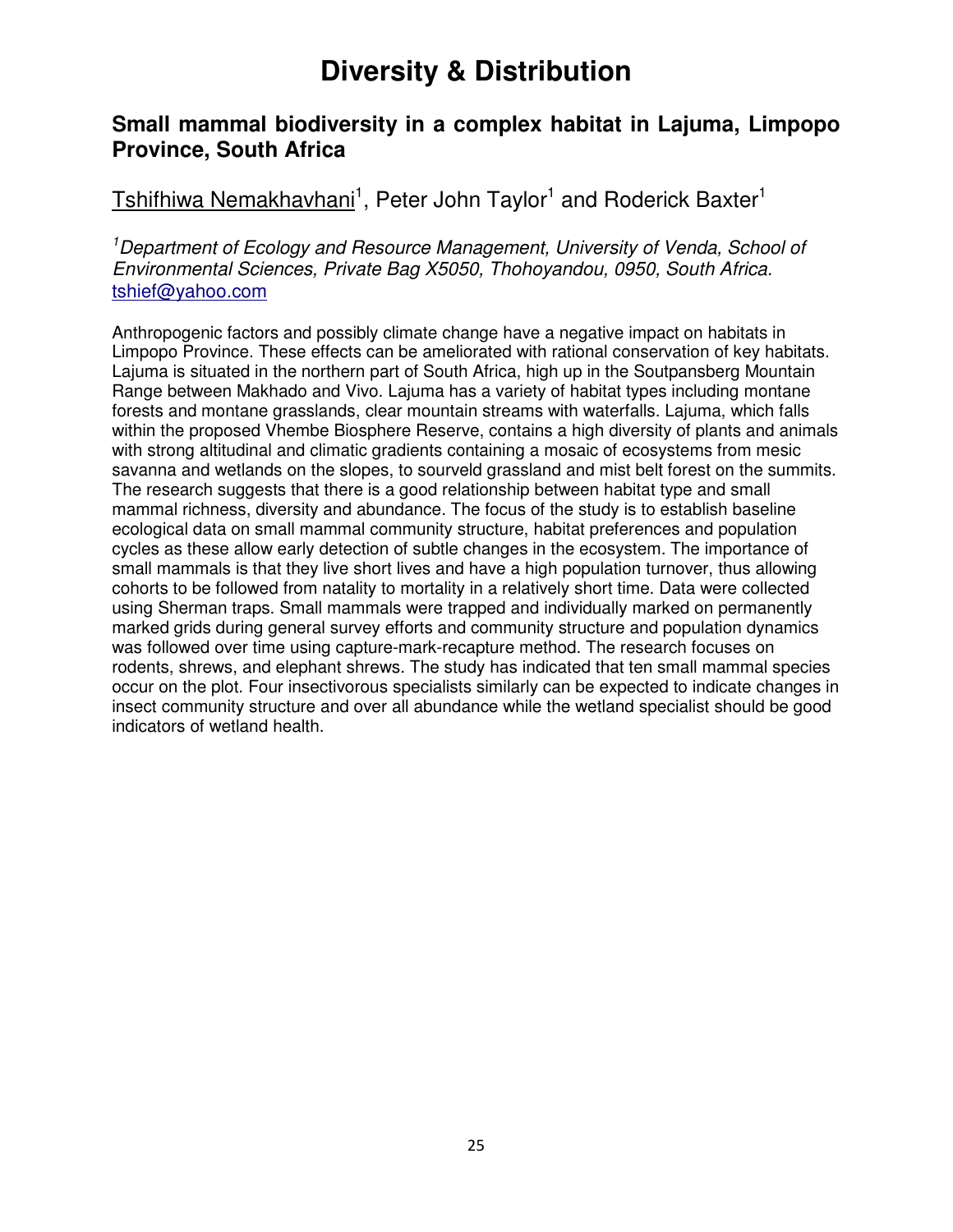# Diversity & Distribution

## Small mammal biodiversity in a complex habitat in Lajuma, Limpopo Province, South Africa

Tshifhiwa Nemakhavhani[1], Peter John Taylor[1] and Roderick Baxter[1]

*[1]Department of Ecology and Resource Management, University of Venda, School of Environmental Sciences, Private Bag X5050, Thohoyandou, 0950, South Africa.*
tshief@yahoo.com

Anthropogenic factors and possibly climate change have a negative impact on habitats in Limpopo Province. These effects can be ameliorated with rational conservation of key habitats. Lajuma is situated in the northern part of South Africa, high up in the Soutpansberg Mountain Range between Makhado and Vivo. Lajuma has a variety of habitat types including montane forests and montane grasslands, clear mountain streams with waterfalls. Lajuma, which falls within the proposed Vhembe Biosphere Reserve, contains a high diversity of plants and animals with strong altitudinal and climatic gradients containing a mosaic of ecosystems from mesic savanna and wetlands on the slopes, to sourveld grassland and mist belt forest on the summits. The research suggests that there is a good relationship between habitat type and small mammal richness, diversity and abundance. The focus of the study is to establish baseline ecological data on small mammal community structure, habitat preferences and population cycles as these allow early detection of subtle changes in the ecosystem. The importance of small mammals is that they live short lives and have a high population turnover, thus allowing cohorts to be followed from natality to mortality in a relatively short time. Data were collected using Sherman traps. Small mammals were trapped and individually marked on permanently marked grids during general survey efforts and community structure and population dynamics was followed over time using capture-mark-recapture method. The research focuses on rodents, shrews, and elephant shrews. The study has indicated that ten small mammal species occur on the plot. Four insectivorous specialists similarly can be expected to indicate changes in insect community structure and over all abundance while the wetland specialist should be good indicators of wetland health.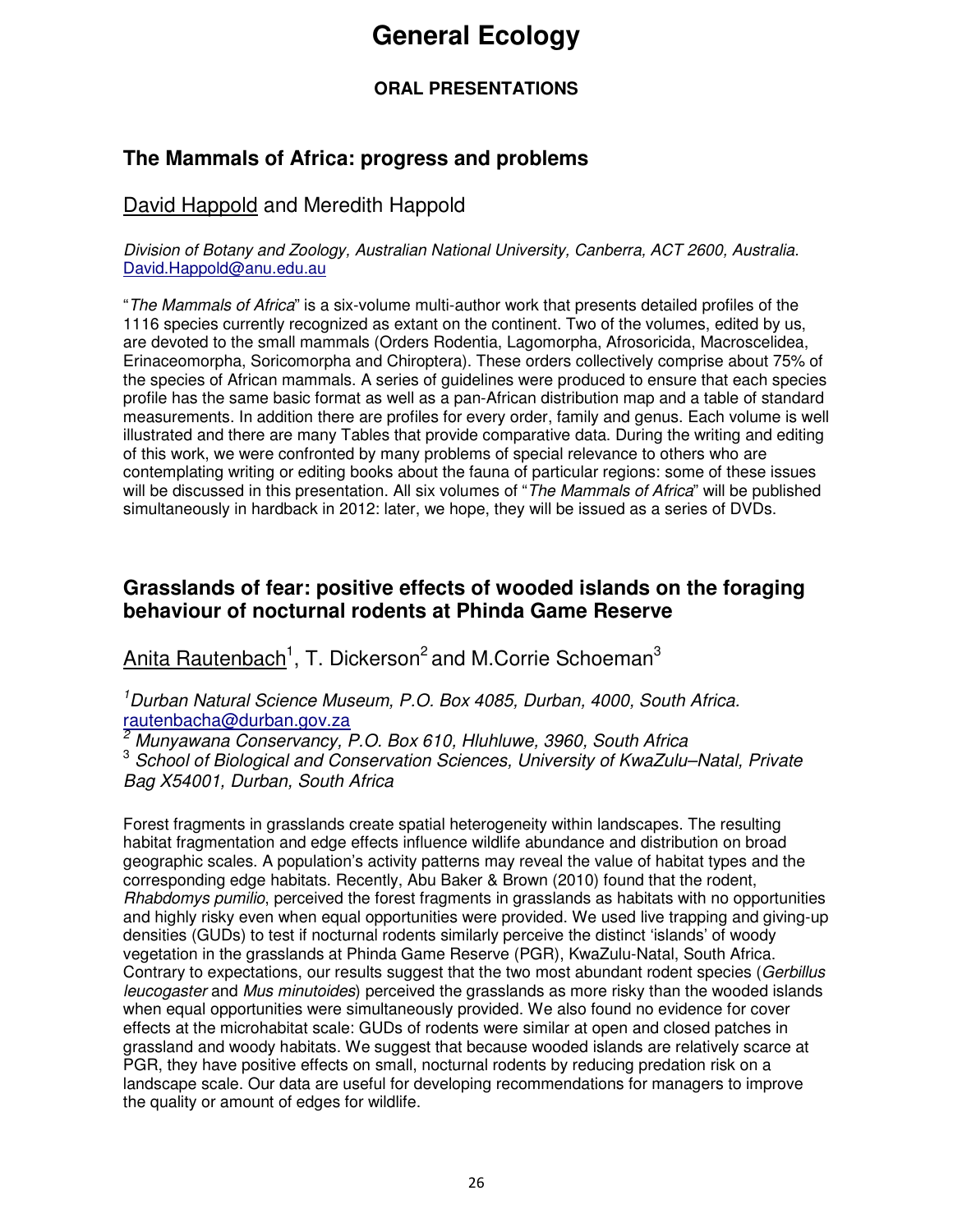# General Ecology

### ORAL PRESENTATIONS

## The Mammals of Africa: progress and problems

David Happold and Meredith Happold

*Division of Botany and Zoology, Australian National University, Canberra, ACT 2600, Australia.* David.Happold@anu.edu.au

"*The Mammals of Africa*" is a six-volume multi-author work that presents detailed profiles of the 1116 species currently recognized as extant on the continent. Two of the volumes, edited by us, are devoted to the small mammals (Orders Rodentia, Lagomorpha, Afrosoricida, Macroscelidea, Erinaceomorpha, Soricomorpha and Chiroptera). These orders collectively comprise about 75% of the species of African mammals. A series of guidelines were produced to ensure that each species profile has the same basic format as well as a pan-African distribution map and a table of standard measurements. In addition there are profiles for every order, family and genus. Each volume is well illustrated and there are many Tables that provide comparative data. During the writing and editing of this work, we were confronted by many problems of special relevance to others who are contemplating writing or editing books about the fauna of particular regions: some of these issues will be discussed in this presentation. All six volumes of "*The Mammals of Africa*" will be published simultaneously in hardback in 2012: later, we hope, they will be issued as a series of DVDs.

## Grasslands of fear: positive effects of wooded islands on the foraging behaviour of nocturnal rodents at Phinda Game Reserve

Anita Rautenbach[1], T. Dickerson[2] and M.Corrie Schoeman[3]

[1]*Durban Natural Science Museum, P.O. Box 4085, Durban, 4000, South Africa.* rautenbacha@durban.gov.za
[2] *Munyawana Conservancy, P.O. Box 610, Hluhluwe, 3960, South Africa*
[3] *School of Biological and Conservation Sciences, University of KwaZulu–Natal, Private Bag X54001, Durban, South Africa*

Forest fragments in grasslands create spatial heterogeneity within landscapes. The resulting habitat fragmentation and edge effects influence wildlife abundance and distribution on broad geographic scales. A population's activity patterns may reveal the value of habitat types and the corresponding edge habitats. Recently, Abu Baker & Brown (2010) found that the rodent, *Rhabdomys pumilio*, perceived the forest fragments in grasslands as habitats with no opportunities and highly risky even when equal opportunities were provided. We used live trapping and giving-up densities (GUDs) to test if nocturnal rodents similarly perceive the distinct 'islands' of woody vegetation in the grasslands at Phinda Game Reserve (PGR), KwaZulu-Natal, South Africa. Contrary to expectations, our results suggest that the two most abundant rodent species (*Gerbillus leucogaster* and *Mus minutoides*) perceived the grasslands as more risky than the wooded islands when equal opportunities were simultaneously provided. We also found no evidence for cover effects at the microhabitat scale: GUDs of rodents were similar at open and closed patches in grassland and woody habitats. We suggest that because wooded islands are relatively scarce at PGR, they have positive effects on small, nocturnal rodents by reducing predation risk on a landscape scale. Our data are useful for developing recommendations for managers to improve the quality or amount of edges for wildlife.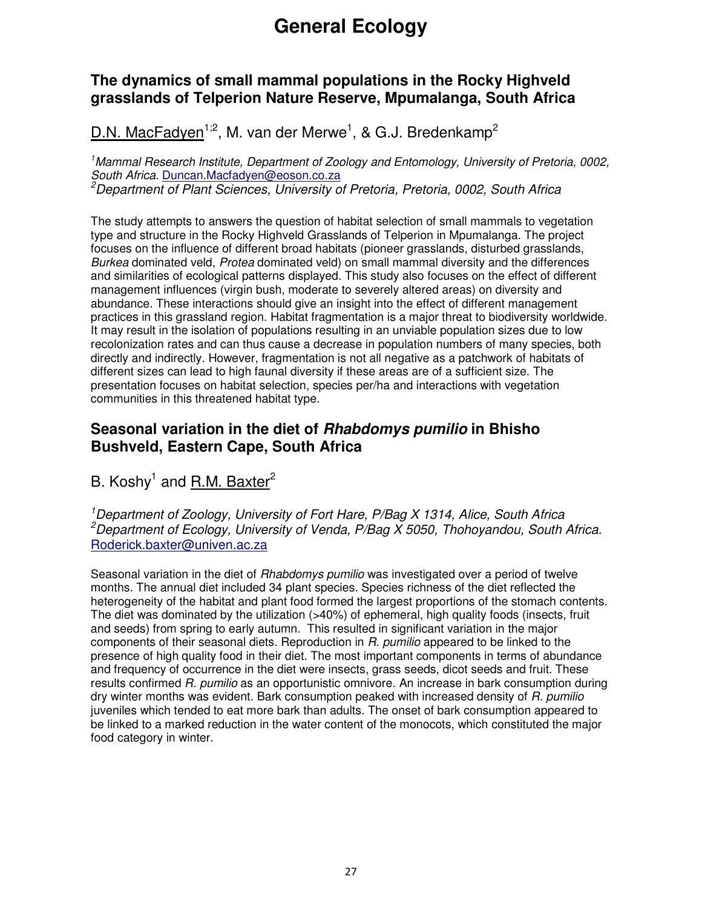# General Ecology

## The dynamics of small mammal populations in the Rocky Highveld grasslands of Telperion Nature Reserve, Mpumalanga, South Africa

D.N. MacFadyen[1;2], M. van der Merwe[1], & G.J. Bredenkamp[2]

[1]*Mammal Research Institute, Department of Zoology and Entomology, University of Pretoria, 0002, South Africa.* Duncan.Macfadyen@eoson.co.za
[2]*Department of Plant Sciences, University of Pretoria, Pretoria, 0002, South Africa*

The study attempts to answers the question of habitat selection of small mammals to vegetation type and structure in the Rocky Highveld Grasslands of Telperion in Mpumalanga. The project focuses on the influence of different broad habitats (pioneer grasslands, disturbed grasslands, *Burkea* dominated veld, *Protea* dominated veld) on small mammal diversity and the differences and similarities of ecological patterns displayed. This study also focuses on the effect of different management influences (virgin bush, moderate to severely altered areas) on diversity and abundance. These interactions should give an insight into the effect of different management practices in this grassland region. Habitat fragmentation is a major threat to biodiversity worldwide. It may result in the isolation of populations resulting in an unviable population sizes due to low recolonization rates and can thus cause a decrease in population numbers of many species, both directly and indirectly. However, fragmentation is not all negative as a patchwork of habitats of different sizes can lead to high faunal diversity if these areas are of a sufficient size. The presentation focuses on habitat selection, species per/ha and interactions with vegetation communities in this threatened habitat type.

## Seasonal variation in the diet of *Rhabdomys pumilio* in Bhisho Bushveld, Eastern Cape, South Africa

B. Koshy[1] and R.M. Baxter[2]

[1]*Department of Zoology, University of Fort Hare, P/Bag X 1314, Alice, South Africa*
[2]*Department of Ecology, University of Venda, P/Bag X 5050, Thohoyandou, South Africa.* Roderick.baxter@univen.ac.za

Seasonal variation in the diet of *Rhabdomys pumilio* was investigated over a period of twelve months. The annual diet included 34 plant species. Species richness of the diet reflected the heterogeneity of the habitat and plant food formed the largest proportions of the stomach contents. The diet was dominated by the utilization (>40%) of ephemeral, high quality foods (insects, fruit and seeds) from spring to early autumn. This resulted in significant variation in the major components of their seasonal diets. Reproduction in *R. pumilio* appeared to be linked to the presence of high quality food in their diet. The most important components in terms of abundance and frequency of occurrence in the diet were insects, grass seeds, dicot seeds and fruit. These results confirmed *R. pumilio* as an opportunistic omnivore. An increase in bark consumption during dry winter months was evident. Bark consumption peaked with increased density of *R. pumilio* juveniles which tended to eat more bark than adults. The onset of bark consumption appeared to be linked to a marked reduction in the water content of the monocots, which constituted the major food category in winter.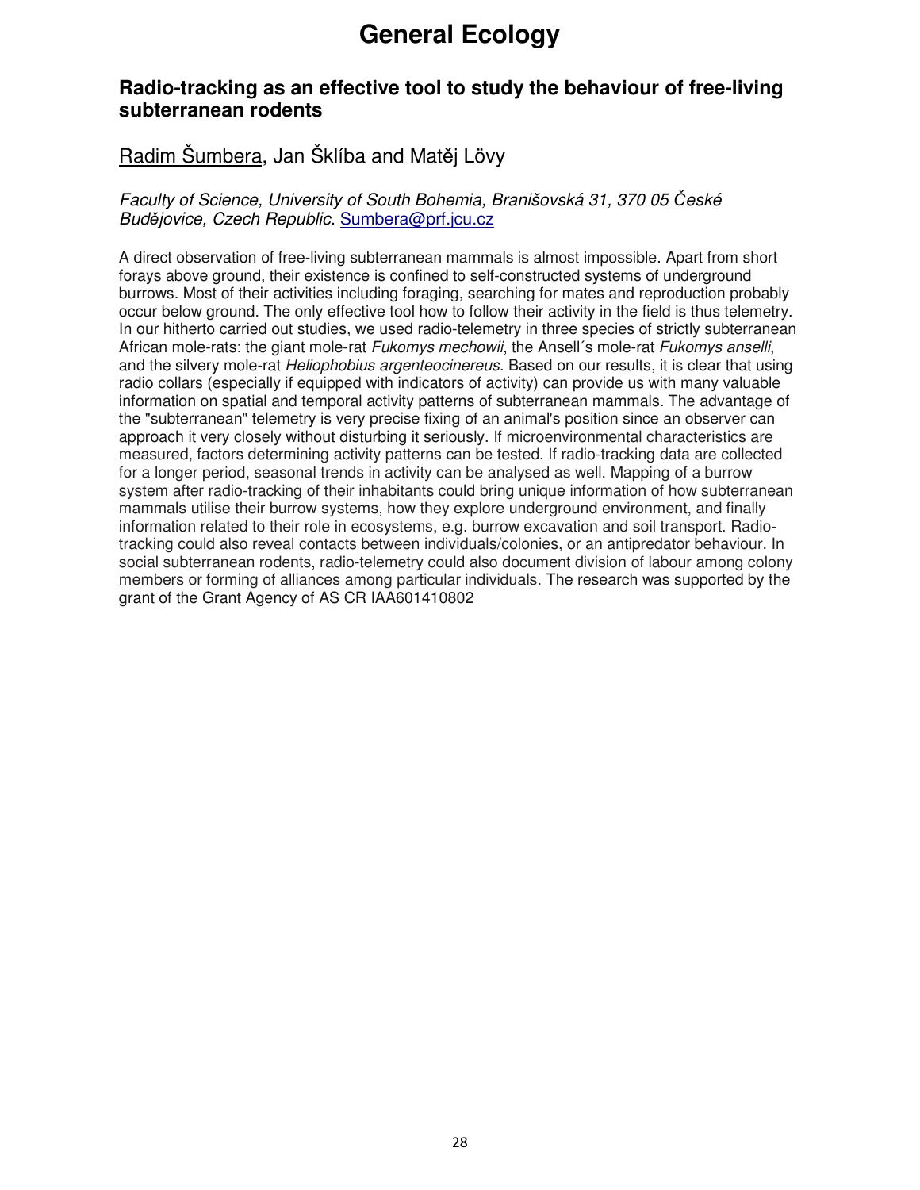# General Ecology

## Radio-tracking as an effective tool to study the behaviour of free-living subterranean rodents

Radim Šumbera, Jan Šklíba and Matěj Lövy

*Faculty of Science, University of South Bohemia, Branišovská 31, 370 05 České Budějovice, Czech Republic.* Sumbera@prf.jcu.cz

A direct observation of free-living subterranean mammals is almost impossible. Apart from short forays above ground, their existence is confined to self-constructed systems of underground burrows. Most of their activities including foraging, searching for mates and reproduction probably occur below ground. The only effective tool how to follow their activity in the field is thus telemetry. In our hitherto carried out studies, we used radio-telemetry in three species of strictly subterranean African mole-rats: the giant mole-rat *Fukomys mechowii*, the Ansell´s mole-rat *Fukomys anselli*, and the silvery mole-rat *Heliophobius argenteocinereus*. Based on our results, it is clear that using radio collars (especially if equipped with indicators of activity) can provide us with many valuable information on spatial and temporal activity patterns of subterranean mammals. The advantage of the "subterranean" telemetry is very precise fixing of an animal's position since an observer can approach it very closely without disturbing it seriously. If microenvironmental characteristics are measured, factors determining activity patterns can be tested. If radio-tracking data are collected for a longer period, seasonal trends in activity can be analysed as well. Mapping of a burrow system after radio-tracking of their inhabitants could bring unique information of how subterranean mammals utilise their burrow systems, how they explore underground environment, and finally information related to their role in ecosystems, e.g. burrow excavation and soil transport. Radio-tracking could also reveal contacts between individuals/colonies, or an antipredator behaviour. In social subterranean rodents, radio-telemetry could also document division of labour among colony members or forming of alliances among particular individuals. The research was supported by the grant of the Grant Agency of AS CR IAA601410802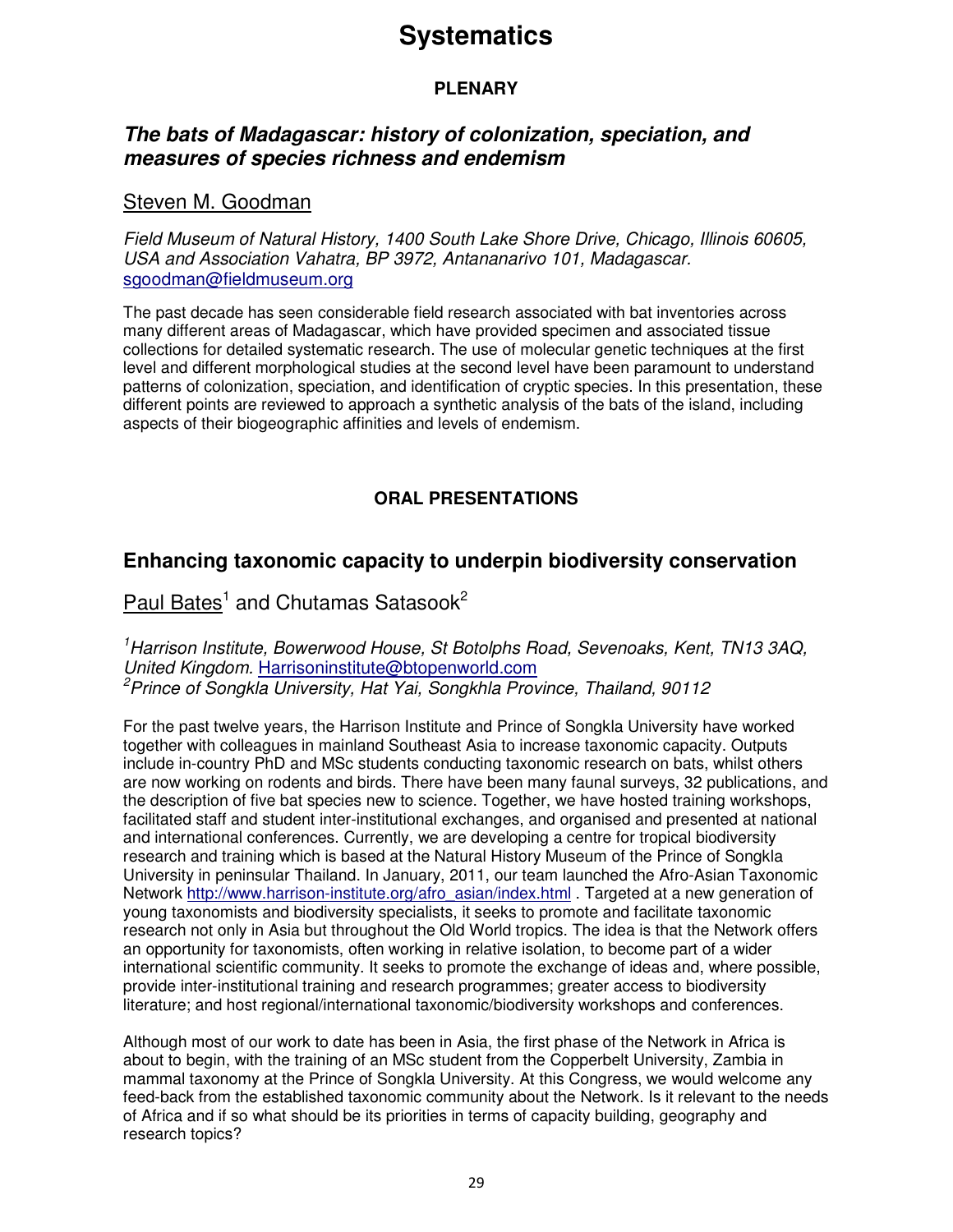# Systematics

## PLENARY

### *The bats of Madagascar: history of colonization, speciation, and measures of species richness and endemism*

Steven M. Goodman

*Field Museum of Natural History, 1400 South Lake Shore Drive, Chicago, Illinois 60605, USA and Association Vahatra, BP 3972, Antananarivo 101, Madagascar.* sgoodman@fieldmuseum.org

The past decade has seen considerable field research associated with bat inventories across many different areas of Madagascar, which have provided specimen and associated tissue collections for detailed systematic research. The use of molecular genetic techniques at the first level and different morphological studies at the second level have been paramount to understand patterns of colonization, speciation, and identification of cryptic species. In this presentation, these different points are reviewed to approach a synthetic analysis of the bats of the island, including aspects of their biogeographic affinities and levels of endemism.

## ORAL PRESENTATIONS

### Enhancing taxonomic capacity to underpin biodiversity conservation

Paul Bates[1] and Chutamas Satasook[2]

[1]*Harrison Institute, Bowerwood House, St Botolphs Road, Sevenoaks, Kent, TN13 3AQ, United Kingdom.* Harrisoninstitute@btopenworld.com
[2]*Prince of Songkla University, Hat Yai, Songkhla Province, Thailand, 90112*

For the past twelve years, the Harrison Institute and Prince of Songkla University have worked together with colleagues in mainland Southeast Asia to increase taxonomic capacity. Outputs include in-country PhD and MSc students conducting taxonomic research on bats, whilst others are now working on rodents and birds. There have been many faunal surveys, 32 publications, and the description of five bat species new to science. Together, we have hosted training workshops, facilitated staff and student inter-institutional exchanges, and organised and presented at national and international conferences. Currently, we are developing a centre for tropical biodiversity research and training which is based at the Natural History Museum of the Prince of Songkla University in peninsular Thailand. In January, 2011, our team launched the Afro-Asian Taxonomic Network http://www.harrison-institute.org/afro_asian/index.html . Targeted at a new generation of young taxonomists and biodiversity specialists, it seeks to promote and facilitate taxonomic research not only in Asia but throughout the Old World tropics. The idea is that the Network offers an opportunity for taxonomists, often working in relative isolation, to become part of a wider international scientific community. It seeks to promote the exchange of ideas and, where possible, provide inter-institutional training and research programmes; greater access to biodiversity literature; and host regional/international taxonomic/biodiversity workshops and conferences.

Although most of our work to date has been in Asia, the first phase of the Network in Africa is about to begin, with the training of an MSc student from the Copperbelt University, Zambia in mammal taxonomy at the Prince of Songkla University. At this Congress, we would welcome any feed-back from the established taxonomic community about the Network. Is it relevant to the needs of Africa and if so what should be its priorities in terms of capacity building, geography and research topics?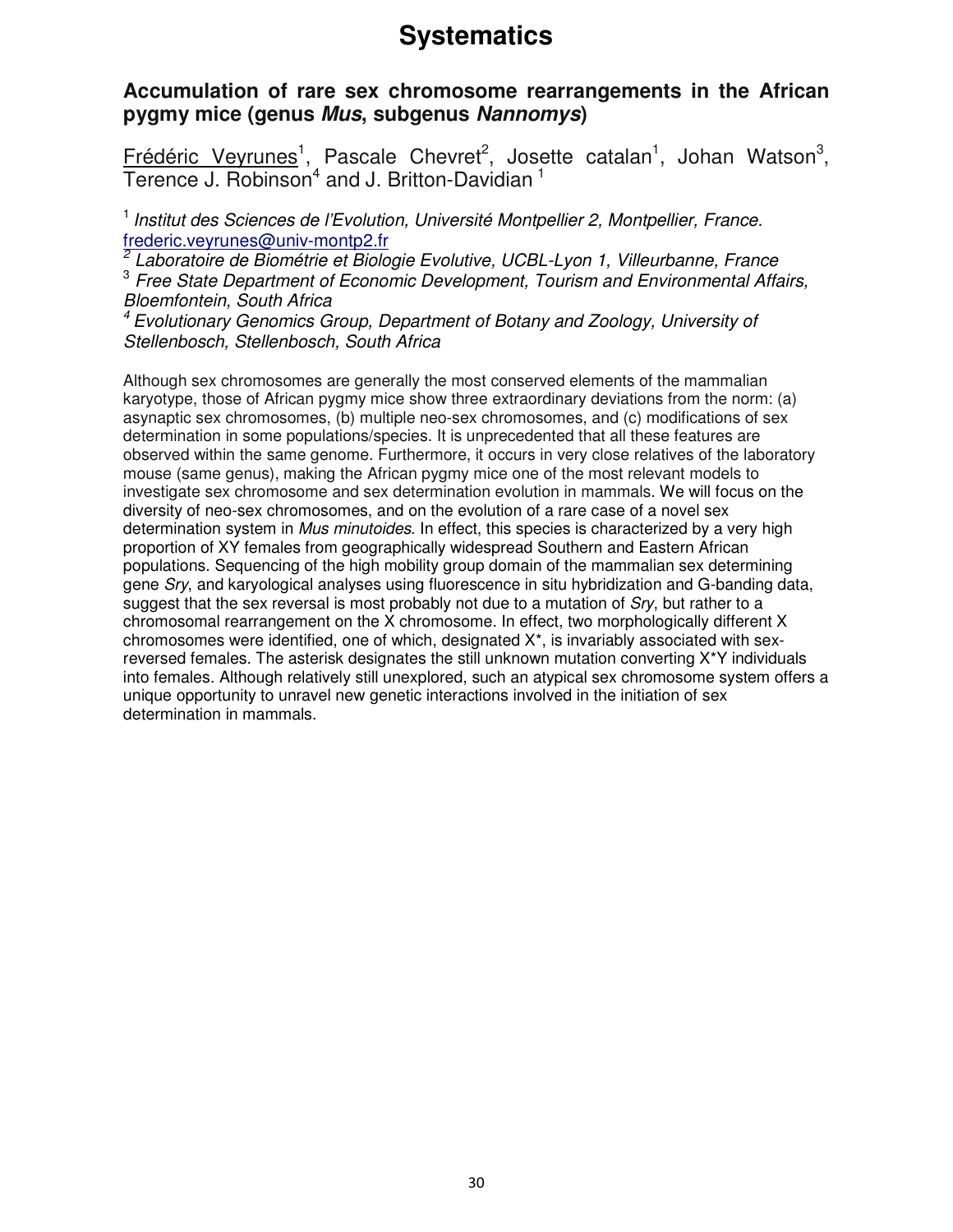# Systematics

## Accumulation of rare sex chromosome rearrangements in the African pygmy mice (genus *Mus*, subgenus *Nannomys*)

Frédéric Veyrunes[1], Pascale Chevret[2], Josette catalan[1], Johan Watson[3], Terence J. Robinson[4] and J. Britton-Davidian [1]

[1] *Institut des Sciences de l'Evolution, Université Montpellier 2, Montpellier, France.* frederic.veyrunes@univ-montp2.fr

[2] *Laboratoire de Biométrie et Biologie Evolutive, UCBL-Lyon 1, Villeurbanne, France*

[3] *Free State Department of Economic Development, Tourism and Environmental Affairs, Bloemfontein, South Africa*

[4] *Evolutionary Genomics Group, Department of Botany and Zoology, University of Stellenbosch, Stellenbosch, South Africa*

Although sex chromosomes are generally the most conserved elements of the mammalian karyotype, those of African pygmy mice show three extraordinary deviations from the norm: (a) asynaptic sex chromosomes, (b) multiple neo-sex chromosomes, and (c) modifications of sex determination in some populations/species. It is unprecedented that all these features are observed within the same genome. Furthermore, it occurs in very close relatives of the laboratory mouse (same genus), making the African pygmy mice one of the most relevant models to investigate sex chromosome and sex determination evolution in mammals. We will focus on the diversity of neo-sex chromosomes, and on the evolution of a rare case of a novel sex determination system in *Mus minutoides*. In effect, this species is characterized by a very high proportion of XY females from geographically widespread Southern and Eastern African populations. Sequencing of the high mobility group domain of the mammalian sex determining gene *Sry*, and karyological analyses using fluorescence in situ hybridization and G-banding data, suggest that the sex reversal is most probably not due to a mutation of *Sry*, but rather to a chromosomal rearrangement on the X chromosome. In effect, two morphologically different X chromosomes were identified, one of which, designated X*, is invariably associated with sex-reversed females. The asterisk designates the still unknown mutation converting X*Y individuals into females. Although relatively still unexplored, such an atypical sex chromosome system offers a unique opportunity to unravel new genetic interactions involved in the initiation of sex determination in mammals.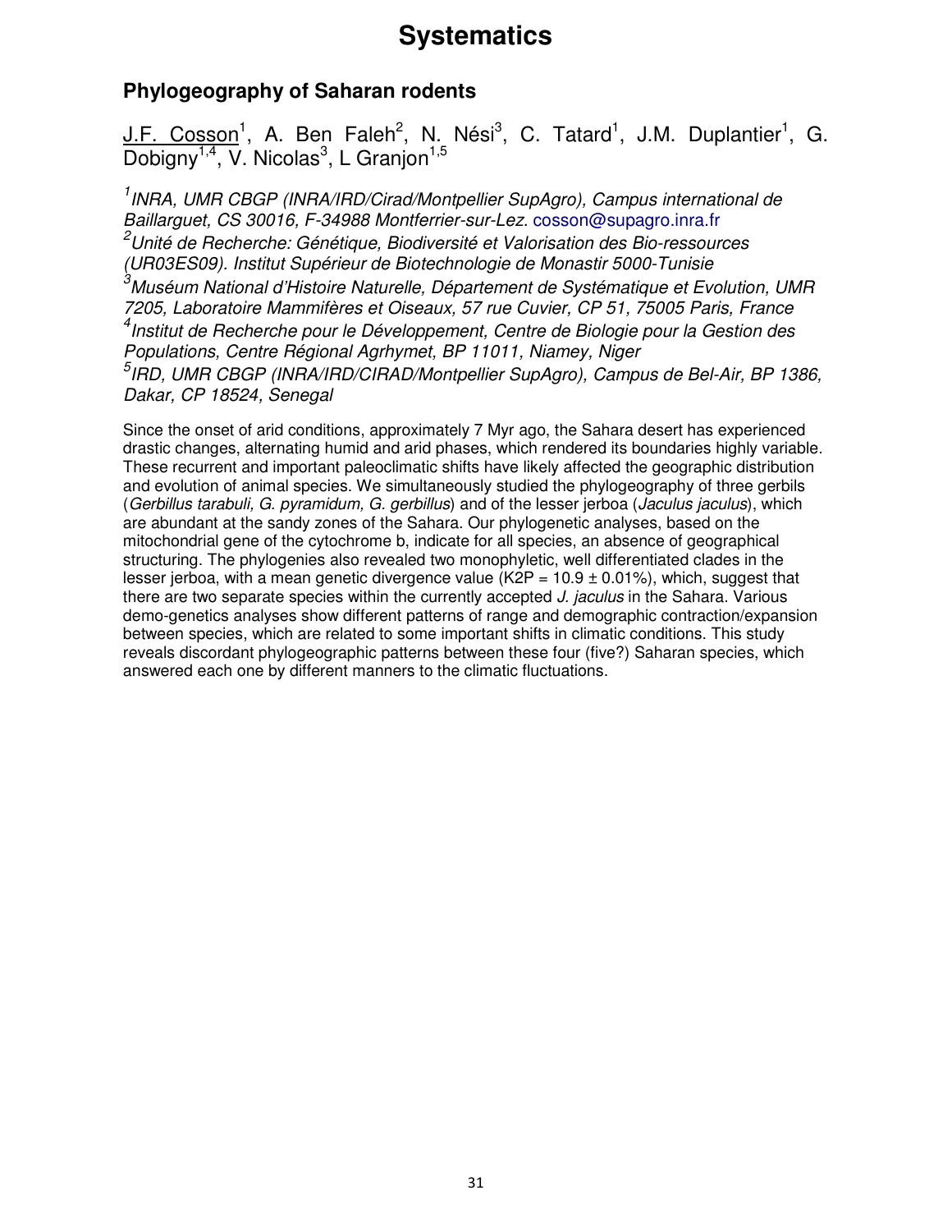# Systematics

## Phylogeography of Saharan rodents

J.F. Cosson[1], A. Ben Faleh[2], N. Nési[3], C. Tatard[1], J.M. Duplantier[1], G. Dobigny[1,4], V. Nicolas[3], L Granjon[1,5]

*[1]INRA, UMR CBGP (INRA/IRD/Cirad/Montpellier SupAgro), Campus international de Baillarguet, CS 30016, F-34988 Montferrier-sur-Lez.* cosson@supagro.inra.fr

*[2]Unité de Recherche: Génétique, Biodiversité et Valorisation des Bio-ressources (UR03ES09). Institut Supérieur de Biotechnologie de Monastir 5000-Tunisie*

*[3]Muséum National d'Histoire Naturelle, Département de Systématique et Evolution, UMR 7205, Laboratoire Mammifères et Oiseaux, 57 rue Cuvier, CP 51, 75005 Paris, France*

*[4]Institut de Recherche pour le Développement, Centre de Biologie pour la Gestion des Populations, Centre Régional Agrhymet, BP 11011, Niamey, Niger*

*[5]IRD, UMR CBGP (INRA/IRD/CIRAD/Montpellier SupAgro), Campus de Bel-Air, BP 1386, Dakar, CP 18524, Senegal*

Since the onset of arid conditions, approximately 7 Myr ago, the Sahara desert has experienced drastic changes, alternating humid and arid phases, which rendered its boundaries highly variable. These recurrent and important paleoclimatic shifts have likely affected the geographic distribution and evolution of animal species. We simultaneously studied the phylogeography of three gerbils (*Gerbillus tarabuli, G. pyramidum, G. gerbillus*) and of the lesser jerboa (*Jaculus jaculus*), which are abundant at the sandy zones of the Sahara. Our phylogenetic analyses, based on the mitochondrial gene of the cytochrome b, indicate for all species, an absence of geographical structuring. The phylogenies also revealed two monophyletic, well differentiated clades in the lesser jerboa, with a mean genetic divergence value (K2P = 10.9 ± 0.01%), which, suggest that there are two separate species within the currently accepted *J. jaculus* in the Sahara. Various demo-genetics analyses show different patterns of range and demographic contraction/expansion between species, which are related to some important shifts in climatic conditions. This study reveals discordant phylogeographic patterns between these four (five?) Saharan species, which answered each one by different manners to the climatic fluctuations.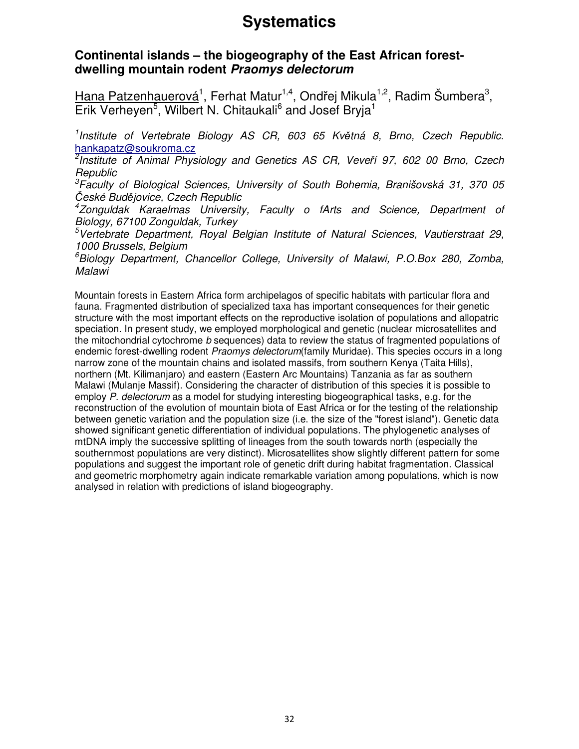# Systematics

## Continental islands – the biogeography of the East African forest-dwelling mountain rodent *Praomys delectorum*

<u>Hana Patzenhauerová</u>[1], Ferhat Matur[1,4], Ondřej Mikula[1,2], Radim Šumbera[3], Erik Verheyen[5], Wilbert N. Chitaukali[6] and Josef Bryja[1]

[1] *Institute of Vertebrate Biology AS CR, 603 65 Květná 8, Brno, Czech Republic.* hankapatz@soukroma.cz

[2] *Institute of Animal Physiology and Genetics AS CR, Veveří 97, 602 00 Brno, Czech Republic*

[3] *Faculty of Biological Sciences, University of South Bohemia, Branišovská 31, 370 05 České Budějovice, Czech Republic*

[4] *Zonguldak Karaelmas University, Faculty o fArts and Science, Department of Biology, 67100 Zonguldak, Turkey*

[5] *Vertebrate Department, Royal Belgian Institute of Natural Sciences, Vautierstraat 29, 1000 Brussels, Belgium*

[6] *Biology Department, Chancellor College, University of Malawi, P.O.Box 280, Zomba, Malawi*

Mountain forests in Eastern Africa form archipelagos of specific habitats with particular flora and fauna. Fragmented distribution of specialized taxa has important consequences for their genetic structure with the most important effects on the reproductive isolation of populations and allopatric speciation. In present study, we employed morphological and genetic (nuclear microsatellites and the mitochondrial cytochrome *b* sequences) data to review the status of fragmented populations of endemic forest-dwelling rodent *Praomys delectorum*(family Muridae). This species occurs in a long narrow zone of the mountain chains and isolated massifs, from southern Kenya (Taita Hills), northern (Mt. Kilimanjaro) and eastern (Eastern Arc Mountains) Tanzania as far as southern Malawi (Mulanje Massif). Considering the character of distribution of this species it is possible to employ *P. delectorum* as a model for studying interesting biogeographical tasks, e.g. for the reconstruction of the evolution of mountain biota of East Africa or for the testing of the relationship between genetic variation and the population size (i.e. the size of the "forest island"). Genetic data showed significant genetic differentiation of individual populations. The phylogenetic analyses of mtDNA imply the successive splitting of lineages from the south towards north (especially the southernmost populations are very distinct). Microsatellites show slightly different pattern for some populations and suggest the important role of genetic drift during habitat fragmentation. Classical and geometric morphometry again indicate remarkable variation among populations, which is now analysed in relation with predictions of island biogeography.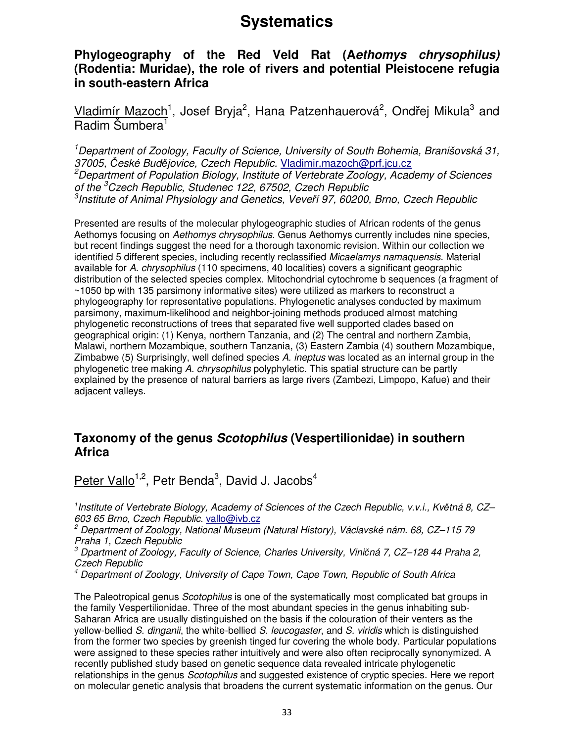# Systematics

## Phylogeography of the Red Veld Rat (*Aethomys chrysophilus*) (Rodentia: Muridae), the role of rivers and potential Pleistocene refugia in south-eastern Africa

Vladimír Mazoch[1], Josef Bryja[2], Hana Patzenhauerová[2], Ondřej Mikula[3] and Radim Šumbera[1]

*[1]Department of Zoology, Faculty of Science, University of South Bohemia, Branišovská 31, 37005, České Budějovice, Czech Republic.* Vladimir.mazoch@prf.jcu.cz
*[2]Department of Population Biology, Institute of Vertebrate Zoology, Academy of Sciences of the [3]Czech Republic, Studenec 122, 67502, Czech Republic*
*[3]Institute of Animal Physiology and Genetics, Veveří 97, 60200, Brno, Czech Republic*

Presented are results of the molecular phylogeographic studies of African rodents of the genus Aethomys focusing on *Aethomys chrysophilus*. Genus Aethomys currently includes nine species, but recent findings suggest the need for a thorough taxonomic revision. Within our collection we identified 5 different species, including recently reclassified *Micaelamys namaquensis*. Material available for *A. chrysophilus* (110 specimens, 40 localities) covers a significant geographic distribution of the selected species complex. Mitochondrial cytochrome b sequences (a fragment of ~1050 bp with 135 parsimony informative sites) were utilized as markers to reconstruct a phylogeography for representative populations. Phylogenetic analyses conducted by maximum parsimony, maximum-likelihood and neighbor-joining methods produced almost matching phylogenetic reconstructions of trees that separated five well supported clades based on geographical origin: (1) Kenya, northern Tanzania, and (2) The central and northern Zambia, Malawi, northern Mozambique, southern Tanzania, (3) Eastern Zambia (4) southern Mozambique, Zimbabwe (5) Surprisingly, well defined species *A. ineptus* was located as an internal group in the phylogenetic tree making *A. chrysophilus* polyphyletic. This spatial structure can be partly explained by the presence of natural barriers as large rivers (Zambezi, Limpopo, Kafue) and their adjacent valleys.

## Taxonomy of the genus *Scotophilus* (Vespertilionidae) in southern Africa

Peter Vallo[1,2], Petr Benda[3], David J. Jacobs[4]

*[1]Institute of Vertebrate Biology, Academy of Sciences of the Czech Republic, v.v.i., Květná 8, CZ–603 65 Brno, Czech Republic.* vallo@ivb.cz
*[2] Department of Zoology, National Museum (Natural History), Václavské nám. 68, CZ–115 79 Praha 1, Czech Republic*
*[3] Dpartment of Zoology, Faculty of Science, Charles University, Viničná 7, CZ–128 44 Praha 2, Czech Republic*
*[4] Department of Zoology, University of Cape Town, Cape Town, Republic of South Africa*

The Paleotropical genus *Scotophilus* is one of the systematically most complicated bat groups in the family Vespertilionidae. Three of the most abundant species in the genus inhabiting sub-Saharan Africa are usually distinguished on the basis if the colouration of their venters as the yellow-bellied *S. dinganii*, the white-bellied *S. leucogaster*, and *S. viridis* which is distinguished from the former two species by greenish tinged fur covering the whole body. Particular populations were assigned to these species rather intuitively and were also often reciprocally synonymized. A recently published study based on genetic sequence data revealed intricate phylogenetic relationships in the genus *Scotophilus* and suggested existence of cryptic species. Here we report on molecular genetic analysis that broadens the current systematic information on the genus. Our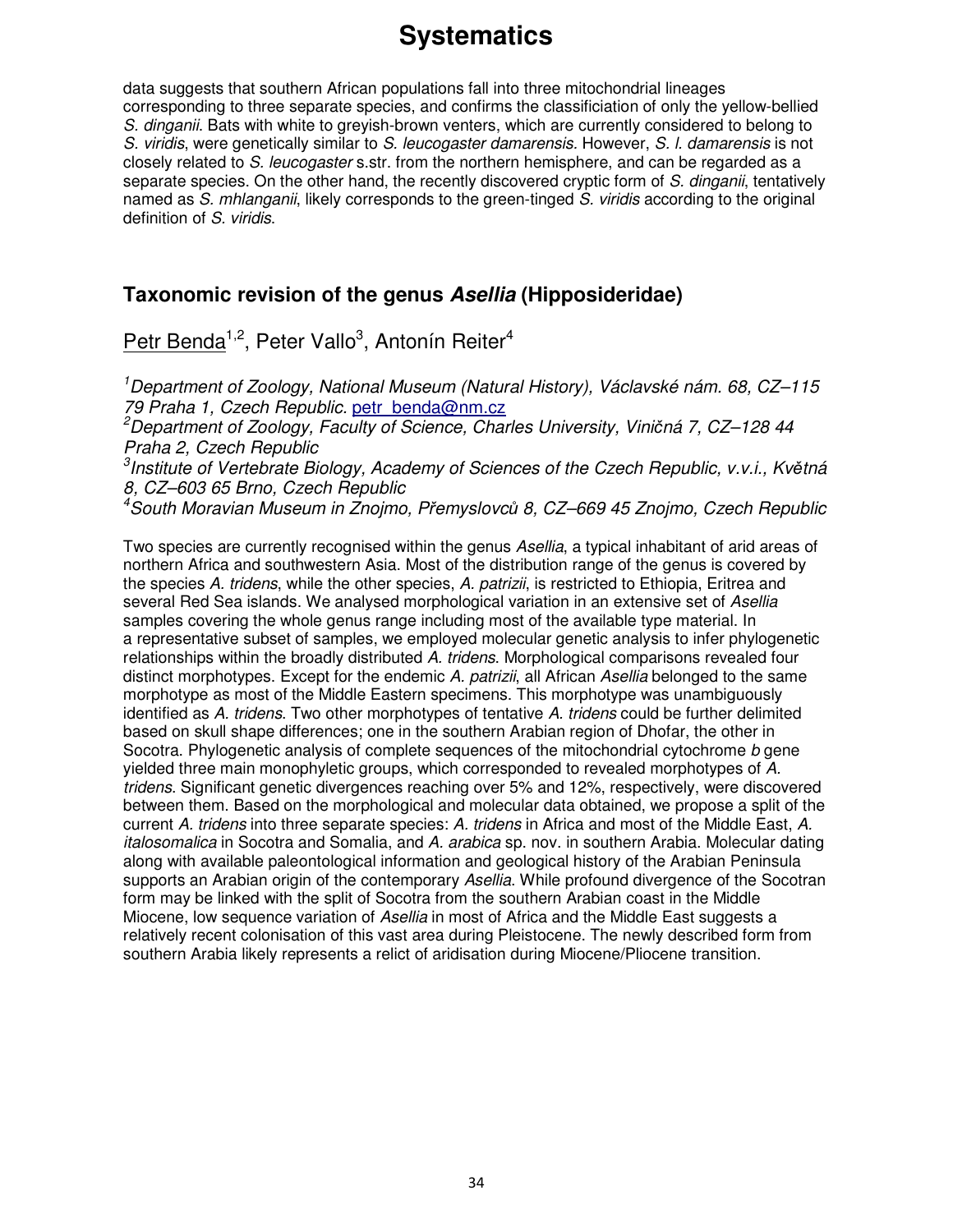data suggests that southern African populations fall into three mitochondrial lineages corresponding to three separate species, and confirms the classificiation of only the yellow-bellied *S. dinganii*. Bats with white to greyish-brown venters, which are currently considered to belong to *S. viridis*, were genetically similar to *S. leucogaster damarensis.* However, *S. l. damarensis* is not closely related to *S. leucogaster* s.str. from the northern hemisphere, and can be regarded as a separate species. On the other hand, the recently discovered cryptic form of *S. dinganii*, tentatively named as *S. mhlanganii*, likely corresponds to the green-tinged *S. viridis* according to the original definition of *S. viridis*.

## Taxonomic revision of the genus *Asellia* (Hipposideridae)

Petr Benda[1,2], Peter Vallo[3], Antonín Reiter[4]

[1] *Department of Zoology, National Museum (Natural History), Václavské nám. 68, CZ–115 79 Praha 1, Czech Republic.* petr_benda@nm.cz
[2] *Department of Zoology, Faculty of Science, Charles University, Viničná 7, CZ–128 44 Praha 2, Czech Republic*
[3] *Institute of Vertebrate Biology, Academy of Sciences of the Czech Republic, v.v.i., Květná 8, CZ–603 65 Brno, Czech Republic*
[4] *South Moravian Museum in Znojmo, Přemyslovců 8, CZ–669 45 Znojmo, Czech Republic*

Two species are currently recognised within the genus *Asellia*, a typical inhabitant of arid areas of northern Africa and southwestern Asia. Most of the distribution range of the genus is covered by the species *A. tridens*, while the other species, *A. patrizii*, is restricted to Ethiopia, Eritrea and several Red Sea islands. We analysed morphological variation in an extensive set of *Asellia* samples covering the whole genus range including most of the available type material. In a representative subset of samples, we employed molecular genetic analysis to infer phylogenetic relationships within the broadly distributed *A. tridens*. Morphological comparisons revealed four distinct morphotypes. Except for the endemic *A. patrizii*, all African *Asellia* belonged to the same morphotype as most of the Middle Eastern specimens. This morphotype was unambiguously identified as *A. tridens*. Two other morphotypes of tentative *A. tridens* could be further delimited based on skull shape differences; one in the southern Arabian region of Dhofar, the other in Socotra. Phylogenetic analysis of complete sequences of the mitochondrial cytochrome *b* gene yielded three main monophyletic groups, which corresponded to revealed morphotypes of *A. tridens*. Significant genetic divergences reaching over 5% and 12%, respectively, were discovered between them. Based on the morphological and molecular data obtained, we propose a split of the current *A. tridens* into three separate species: *A. tridens* in Africa and most of the Middle East, *A. italosomalica* in Socotra and Somalia, and *A. arabica* sp. nov. in southern Arabia. Molecular dating along with available paleontological information and geological history of the Arabian Peninsula supports an Arabian origin of the contemporary *Asellia*. While profound divergence of the Socotran form may be linked with the split of Socotra from the southern Arabian coast in the Middle Miocene, low sequence variation of *Asellia* in most of Africa and the Middle East suggests a relatively recent colonisation of this vast area during Pleistocene. The newly described form from southern Arabia likely represents a relict of aridisation during Miocene/Pliocene transition.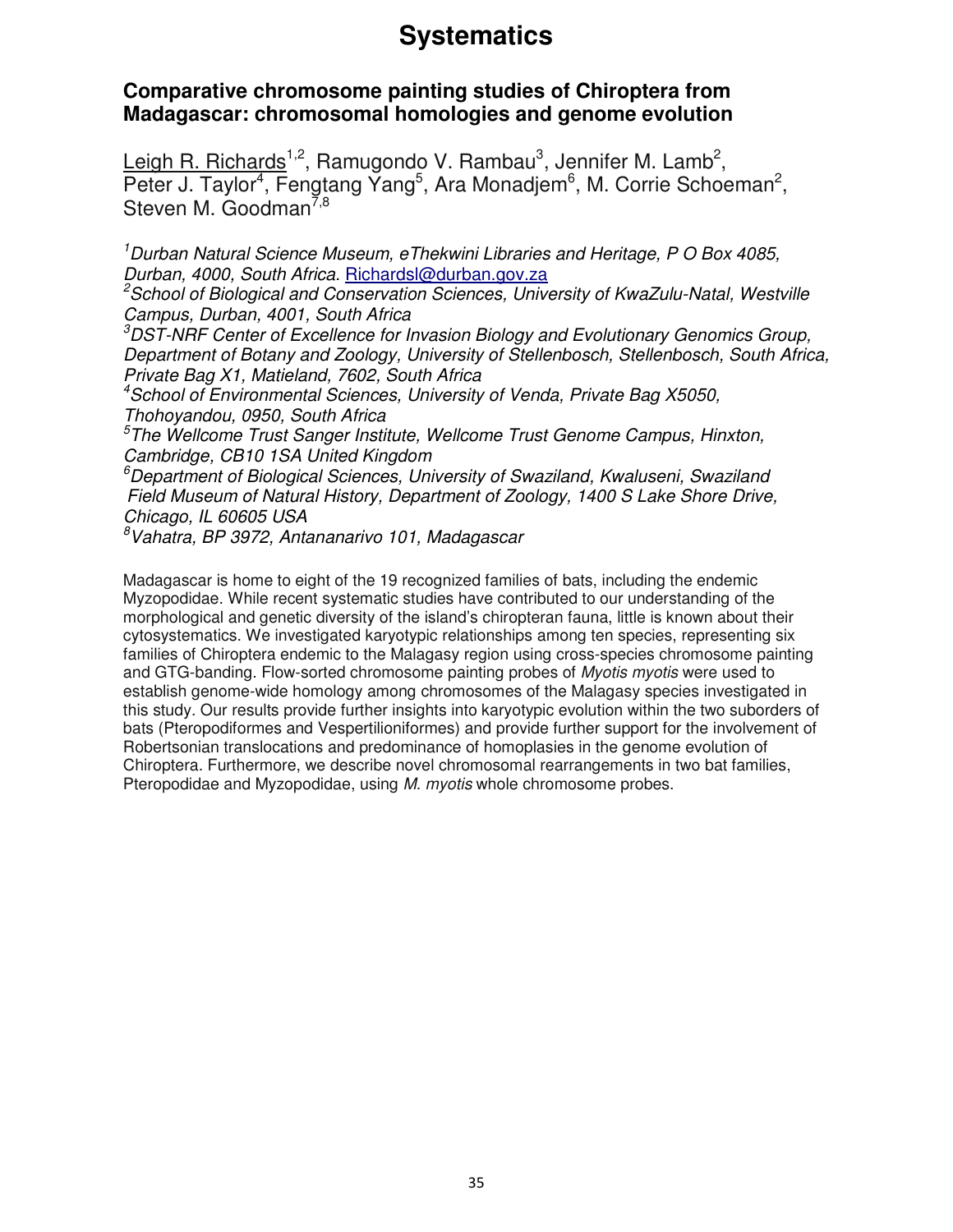# Systematics

## Comparative chromosome painting studies of Chiroptera from Madagascar: chromosomal homologies and genome evolution

Leigh R. Richards[1,2], Ramugondo V. Rambau[3], Jennifer M. Lamb[2], Peter J. Taylor[4], Fengtang Yang[5], Ara Monadjem[6], M. Corrie Schoeman[2], Steven M. Goodman[7,8]

[1]*Durban Natural Science Museum, eThekwini Libraries and Heritage, P O Box 4085, Durban, 4000, South Africa.* Richardsl@durban.gov.za

[2]*School of Biological and Conservation Sciences, University of KwaZulu-Natal, Westville Campus, Durban, 4001, South Africa*

[3]*DST-NRF Center of Excellence for Invasion Biology and Evolutionary Genomics Group, Department of Botany and Zoology, University of Stellenbosch, Stellenbosch, South Africa, Private Bag X1, Matieland, 7602, South Africa*

[4]*School of Environmental Sciences, University of Venda, Private Bag X5050, Thohoyandou, 0950, South Africa*

[5]*The Wellcome Trust Sanger Institute, Wellcome Trust Genome Campus, Hinxton, Cambridge, CB10 1SA United Kingdom*

[6]*Department of Biological Sciences, University of Swaziland, Kwaluseni, Swaziland Field Museum of Natural History, Department of Zoology, 1400 S Lake Shore Drive, Chicago, IL 60605 USA*

[8]*Vahatra, BP 3972, Antananarivo 101, Madagascar*

Madagascar is home to eight of the 19 recognized families of bats, including the endemic Myzopodidae. While recent systematic studies have contributed to our understanding of the morphological and genetic diversity of the island's chiropteran fauna, little is known about their cytosystematics. We investigated karyotypic relationships among ten species, representing six families of Chiroptera endemic to the Malagasy region using cross-species chromosome painting and GTG-banding. Flow-sorted chromosome painting probes of *Myotis myotis* were used to establish genome-wide homology among chromosomes of the Malagasy species investigated in this study. Our results provide further insights into karyotypic evolution within the two suborders of bats (Pteropodiformes and Vespertilioniformes) and provide further support for the involvement of Robertsonian translocations and predominance of homoplasies in the genome evolution of Chiroptera. Furthermore, we describe novel chromosomal rearrangements in two bat families, Pteropodidae and Myzopodidae, using *M. myotis* whole chromosome probes.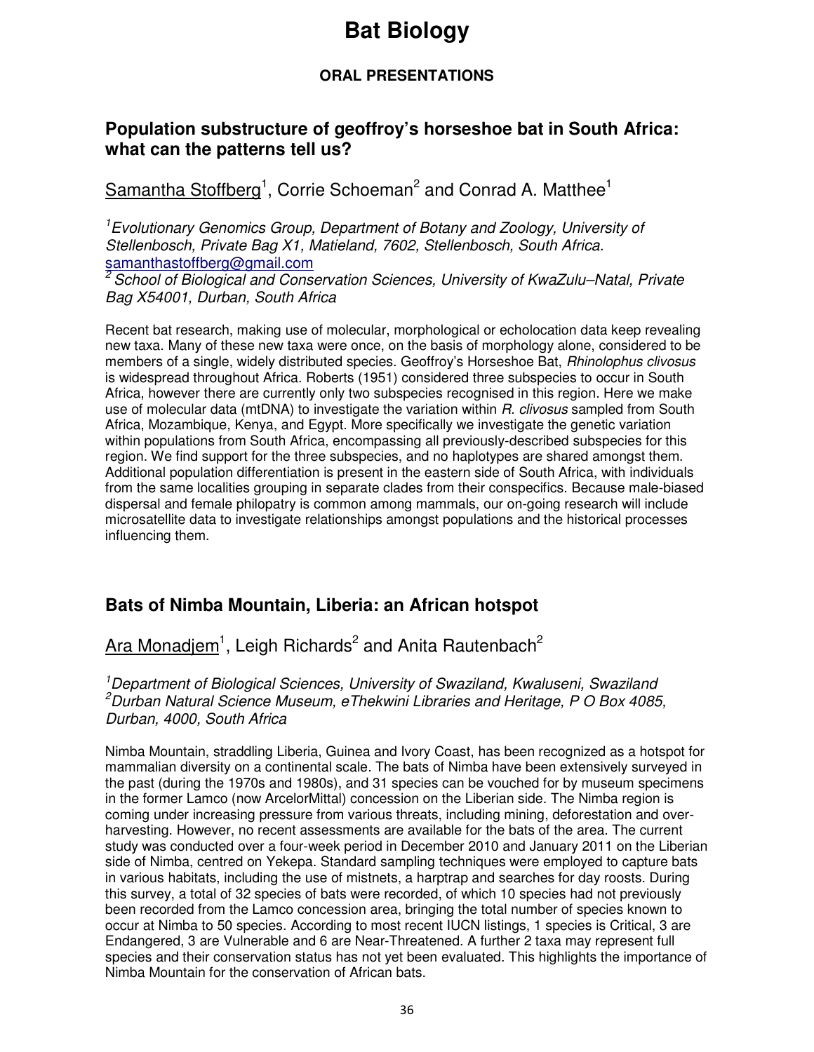# Bat Biology

## ORAL PRESENTATIONS

### Population substructure of geoffroy's horseshoe bat in South Africa: what can the patterns tell us?

Samantha Stoffberg[1], Corrie Schoeman[2] and Conrad A. Matthee[1]

*[1]Evolutionary Genomics Group, Department of Botany and Zoology, University of Stellenbosch, Private Bag X1, Matieland, 7602, Stellenbosch, South Africa.*
samanthastoffberg@gmail.com
*[2] School of Biological and Conservation Sciences, University of KwaZulu–Natal, Private Bag X54001, Durban, South Africa*

Recent bat research, making use of molecular, morphological or echolocation data keep revealing new taxa. Many of these new taxa were once, on the basis of morphology alone, considered to be members of a single, widely distributed species. Geoffroy's Horseshoe Bat, *Rhinolophus clivosus* is widespread throughout Africa. Roberts (1951) considered three subspecies to occur in South Africa, however there are currently only two subspecies recognised in this region. Here we make use of molecular data (mtDNA) to investigate the variation within *R. clivosus* sampled from South Africa, Mozambique, Kenya, and Egypt. More specifically we investigate the genetic variation within populations from South Africa, encompassing all previously-described subspecies for this region. We find support for the three subspecies, and no haplotypes are shared amongst them. Additional population differentiation is present in the eastern side of South Africa, with individuals from the same localities grouping in separate clades from their conspecifics. Because male-biased dispersal and female philopatry is common among mammals, our on-going research will include microsatellite data to investigate relationships amongst populations and the historical processes influencing them.

### Bats of Nimba Mountain, Liberia: an African hotspot

Ara Monadjem[1], Leigh Richards[2] and Anita Rautenbach[2]

*[1]Department of Biological Sciences, University of Swaziland, Kwaluseni, Swaziland*
*[2]Durban Natural Science Museum, eThekwini Libraries and Heritage, P O Box 4085, Durban, 4000, South Africa*

Nimba Mountain, straddling Liberia, Guinea and Ivory Coast, has been recognized as a hotspot for mammalian diversity on a continental scale. The bats of Nimba have been extensively surveyed in the past (during the 1970s and 1980s), and 31 species can be vouched for by museum specimens in the former Lamco (now ArcelorMittal) concession on the Liberian side. The Nimba region is coming under increasing pressure from various threats, including mining, deforestation and over-harvesting. However, no recent assessments are available for the bats of the area. The current study was conducted over a four-week period in December 2010 and January 2011 on the Liberian side of Nimba, centred on Yekepa. Standard sampling techniques were employed to capture bats in various habitats, including the use of mistnets, a harptrap and searches for day roosts. During this survey, a total of 32 species of bats were recorded, of which 10 species had not previously been recorded from the Lamco concession area, bringing the total number of species known to occur at Nimba to 50 species. According to most recent IUCN listings, 1 species is Critical, 3 are Endangered, 3 are Vulnerable and 6 are Near-Threatened. A further 2 taxa may represent full species and their conservation status has not yet been evaluated. This highlights the importance of Nimba Mountain for the conservation of African bats.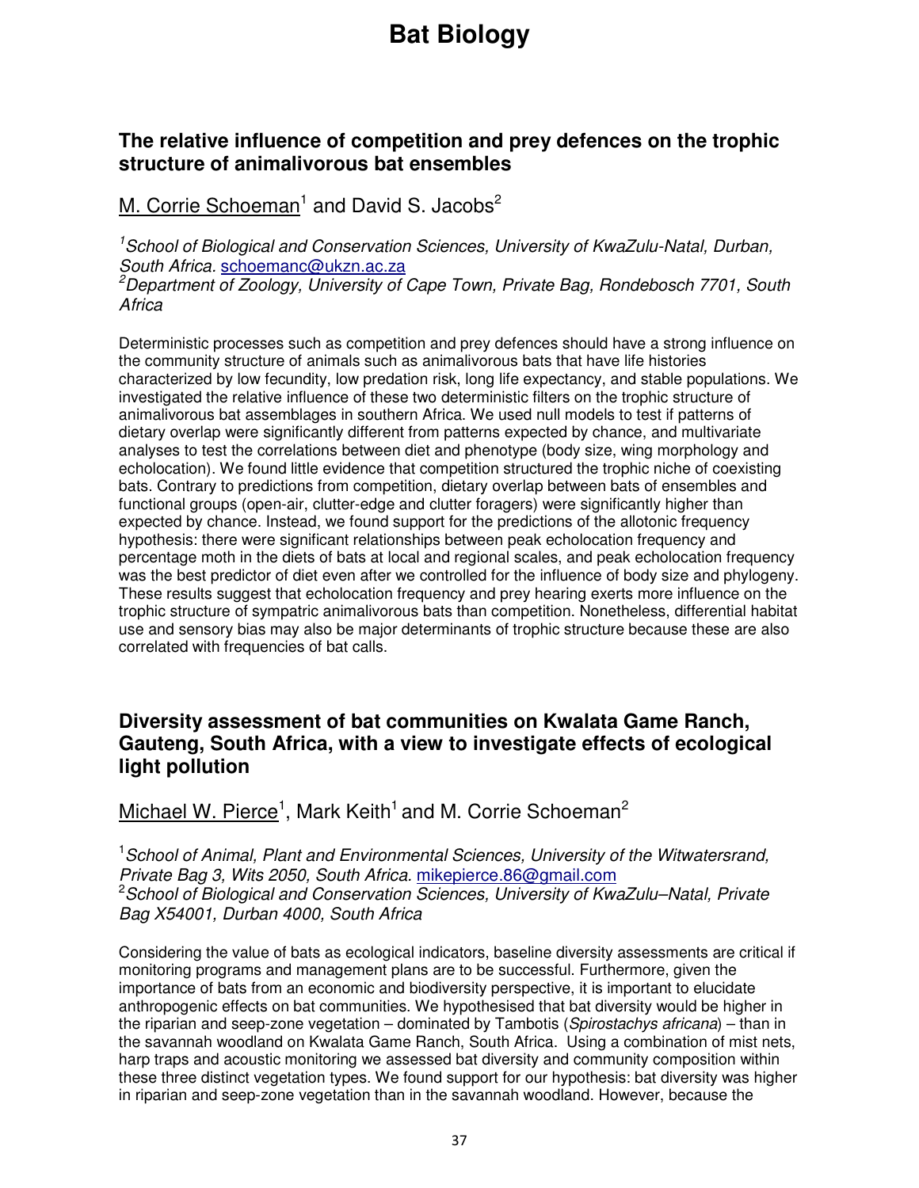# Bat Biology

## The relative influence of competition and prey defences on the trophic structure of animalivorous bat ensembles

M. Corrie Schoeman[1] and David S. Jacobs[2]

[1]*School of Biological and Conservation Sciences, University of KwaZulu-Natal, Durban, South Africa.* schoemanc@ukzn.ac.za
[2]*Department of Zoology, University of Cape Town, Private Bag, Rondebosch 7701, South Africa*

Deterministic processes such as competition and prey defences should have a strong influence on the community structure of animals such as animalivorous bats that have life histories characterized by low fecundity, low predation risk, long life expectancy, and stable populations. We investigated the relative influence of these two deterministic filters on the trophic structure of animalivorous bat assemblages in southern Africa. We used null models to test if patterns of dietary overlap were significantly different from patterns expected by chance, and multivariate analyses to test the correlations between diet and phenotype (body size, wing morphology and echolocation). We found little evidence that competition structured the trophic niche of coexisting bats. Contrary to predictions from competition, dietary overlap between bats of ensembles and functional groups (open-air, clutter-edge and clutter foragers) were significantly higher than expected by chance. Instead, we found support for the predictions of the allotonic frequency hypothesis: there were significant relationships between peak echolocation frequency and percentage moth in the diets of bats at local and regional scales, and peak echolocation frequency was the best predictor of diet even after we controlled for the influence of body size and phylogeny. These results suggest that echolocation frequency and prey hearing exerts more influence on the trophic structure of sympatric animalivorous bats than competition. Nonetheless, differential habitat use and sensory bias may also be major determinants of trophic structure because these are also correlated with frequencies of bat calls.

## Diversity assessment of bat communities on Kwalata Game Ranch, Gauteng, South Africa, with a view to investigate effects of ecological light pollution

Michael W. Pierce[1], Mark Keith[1] and M. Corrie Schoeman[2]

[1]*School of Animal, Plant and Environmental Sciences, University of the Witwatersrand, Private Bag 3, Wits 2050, South Africa*. mikepierce.86@gmail.com
[2]*School of Biological and Conservation Sciences, University of KwaZulu–Natal, Private Bag X54001, Durban 4000, South Africa*

Considering the value of bats as ecological indicators, baseline diversity assessments are critical if monitoring programs and management plans are to be successful. Furthermore, given the importance of bats from an economic and biodiversity perspective, it is important to elucidate anthropogenic effects on bat communities. We hypothesised that bat diversity would be higher in the riparian and seep-zone vegetation – dominated by Tambotis (*Spirostachys africana*) – than in the savannah woodland on Kwalata Game Ranch, South Africa. Using a combination of mist nets, harp traps and acoustic monitoring we assessed bat diversity and community composition within these three distinct vegetation types. We found support for our hypothesis: bat diversity was higher in riparian and seep-zone vegetation than in the savannah woodland. However, because the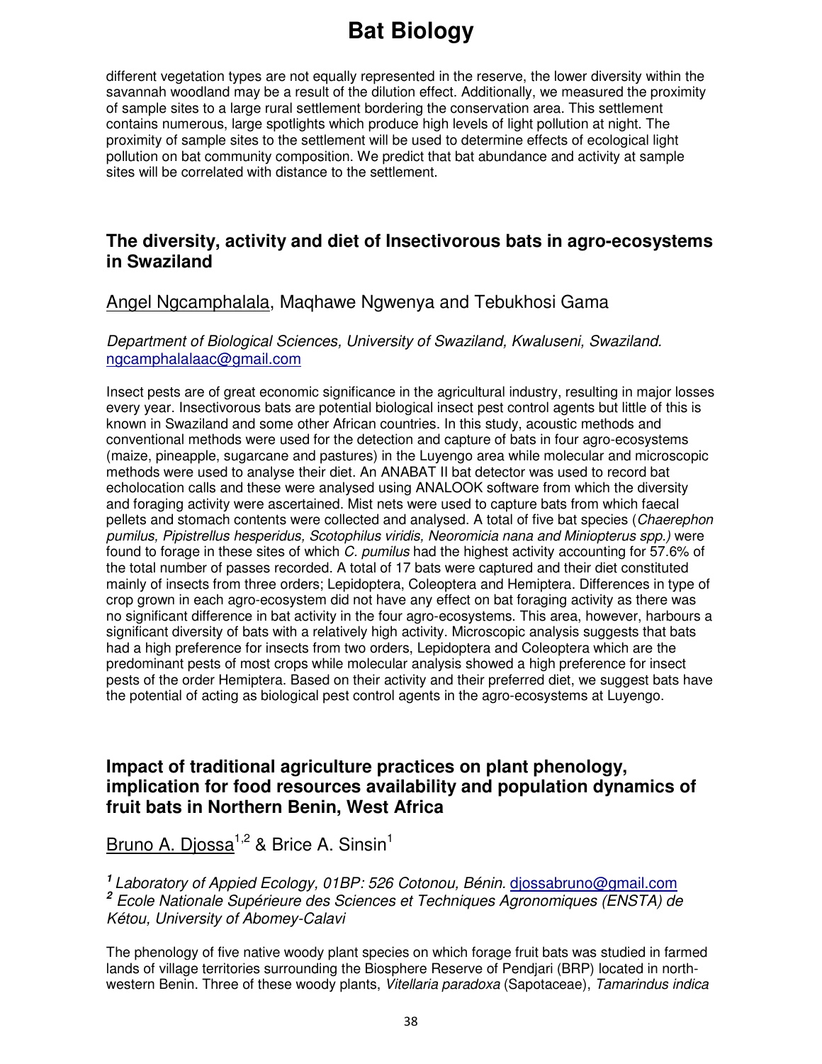different vegetation types are not equally represented in the reserve, the lower diversity within the savannah woodland may be a result of the dilution effect. Additionally, we measured the proximity of sample sites to a large rural settlement bordering the conservation area. This settlement contains numerous, large spotlights which produce high levels of light pollution at night. The proximity of sample sites to the settlement will be used to determine effects of ecological light pollution on bat community composition. We predict that bat abundance and activity at sample sites will be correlated with distance to the settlement.

## The diversity, activity and diet of Insectivorous bats in agro-ecosystems in Swaziland

Angel Ngcamphalala, Maqhawe Ngwenya and Tebukhosi Gama

*Department of Biological Sciences, University of Swaziland, Kwaluseni, Swaziland.* ngcamphalalaac@gmail.com

Insect pests are of great economic significance in the agricultural industry, resulting in major losses every year. Insectivorous bats are potential biological insect pest control agents but little of this is known in Swaziland and some other African countries. In this study, acoustic methods and conventional methods were used for the detection and capture of bats in four agro-ecosystems (maize, pineapple, sugarcane and pastures) in the Luyengo area while molecular and microscopic methods were used to analyse their diet. An ANABAT II bat detector was used to record bat echolocation calls and these were analysed using ANALOOK software from which the diversity and foraging activity were ascertained. Mist nets were used to capture bats from which faecal pellets and stomach contents were collected and analysed. A total of five bat species (*Chaerephon pumilus, Pipistrellus hesperidus, Scotophilus viridis, Neoromicia nana and Miniopterus spp.)* were found to forage in these sites of which *C. pumilus* had the highest activity accounting for 57.6% of the total number of passes recorded. A total of 17 bats were captured and their diet constituted mainly of insects from three orders; Lepidoptera, Coleoptera and Hemiptera. Differences in type of crop grown in each agro-ecosystem did not have any effect on bat foraging activity as there was no significant difference in bat activity in the four agro-ecosystems. This area, however, harbours a significant diversity of bats with a relatively high activity. Microscopic analysis suggests that bats had a high preference for insects from two orders, Lepidoptera and Coleoptera which are the predominant pests of most crops while molecular analysis showed a high preference for insect pests of the order Hemiptera. Based on their activity and their preferred diet, we suggest bats have the potential of acting as biological pest control agents in the agro-ecosystems at Luyengo.

## Impact of traditional agriculture practices on plant phenology, implication for food resources availability and population dynamics of fruit bats in Northern Benin, West Africa

Bruno A. Djossa[1,2] & Brice A. Sinsin[1]

[1] *Laboratory of Appied Ecology, 01BP: 526 Cotonou, Bénin.* djossabruno@gmail.com
[2] *Ecole Nationale Supérieure des Sciences et Techniques Agronomiques (ENSTA) de Kétou, University of Abomey-Calavi*

The phenology of five native woody plant species on which forage fruit bats was studied in farmed lands of village territories surrounding the Biosphere Reserve of Pendjari (BRP) located in north-western Benin. Three of these woody plants, *Vitellaria paradoxa* (Sapotaceae), *Tamarindus indica*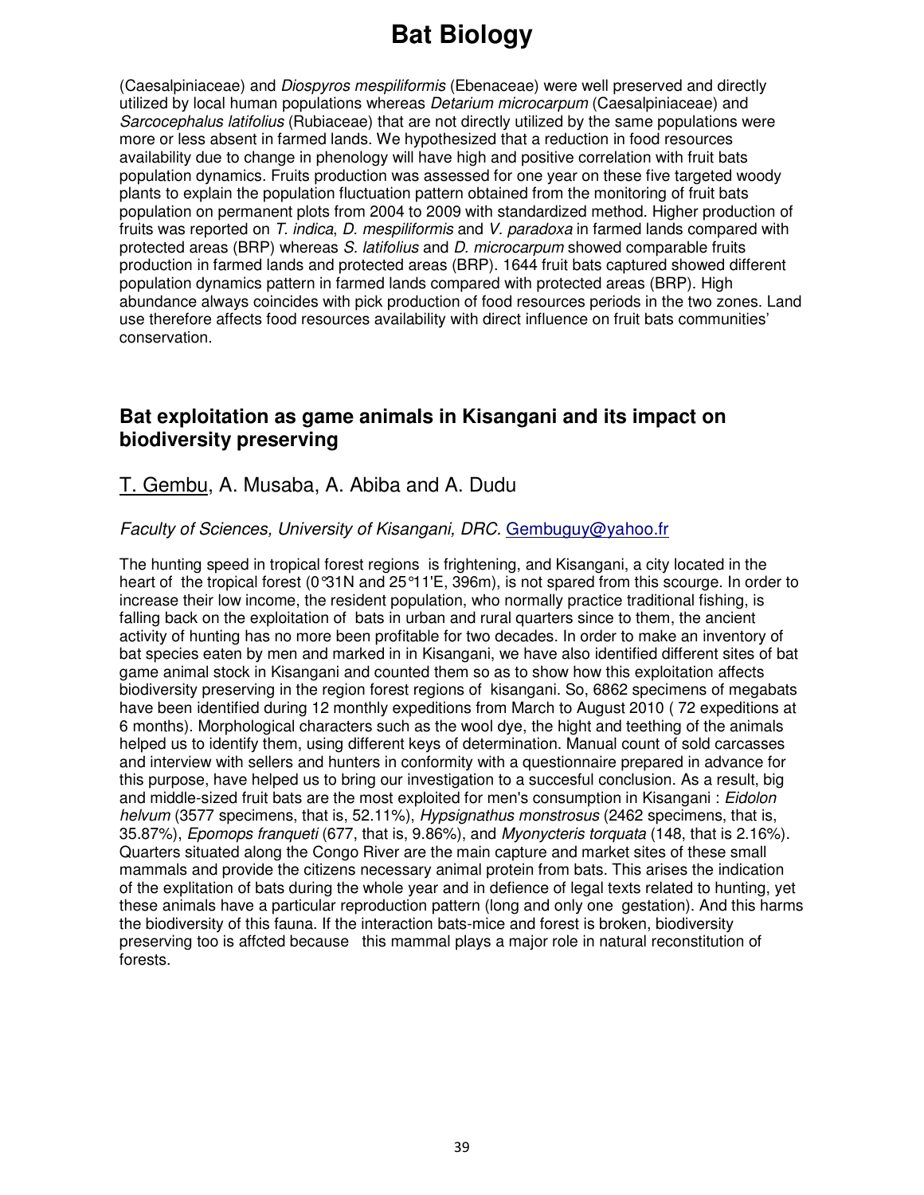(Caesalpiniaceae) and *Diospyros mespiliformis* (Ebenaceae) were well preserved and directly utilized by local human populations whereas *Detarium microcarpum* (Caesalpiniaceae) and *Sarcocephalus latifolius* (Rubiaceae) that are not directly utilized by the same populations were more or less absent in farmed lands. We hypothesized that a reduction in food resources availability due to change in phenology will have high and positive correlation with fruit bats population dynamics. Fruits production was assessed for one year on these five targeted woody plants to explain the population fluctuation pattern obtained from the monitoring of fruit bats population on permanent plots from 2004 to 2009 with standardized method. Higher production of fruits was reported on *T. indica*, *D. mespiliformis* and *V. paradoxa* in farmed lands compared with protected areas (BRP) whereas *S. latifolius* and *D. microcarpum* showed comparable fruits production in farmed lands and protected areas (BRP). 1644 fruit bats captured showed different population dynamics pattern in farmed lands compared with protected areas (BRP). High abundance always coincides with pick production of food resources periods in the two zones. Land use therefore affects food resources availability with direct influence on fruit bats communities' conservation.

## Bat exploitation as game animals in Kisangani and its impact on biodiversity preserving

T. Gembu, A. Musaba, A. Abiba and A. Dudu

*Faculty of Sciences, University of Kisangani, DRC.* Gembuguy@yahoo.fr

The hunting speed in tropical forest regions is frightening, and Kisangani, a city located in the heart of the tropical forest (0°31N and 25°11'E, 396m), is not spared from this scourge. In order to increase their low income, the resident population, who normally practice traditional fishing, is falling back on the exploitation of bats in urban and rural quarters since to them, the ancient activity of hunting has no more been profitable for two decades. In order to make an inventory of bat species eaten by men and marked in in Kisangani, we have also identified different sites of bat game animal stock in Kisangani and counted them so as to show how this exploitation affects biodiversity preserving in the region forest regions of kisangani. So, 6862 specimens of megabats have been identified during 12 monthly expeditions from March to August 2010 ( 72 expeditions at 6 months). Morphological characters such as the wool dye, the hight and teething of the animals helped us to identify them, using different keys of determination. Manual count of sold carcasses and interview with sellers and hunters in conformity with a questionnaire prepared in advance for this purpose, have helped us to bring our investigation to a succesful conclusion. As a result, big and middle-sized fruit bats are the most exploited for men's consumption in Kisangani : *Eidolon helvum* (3577 specimens, that is, 52.11%), *Hypsignathus monstrosus* (2462 specimens, that is, 35.87%), *Epomops franqueti* (677, that is, 9.86%), and *Myonycteris torquata* (148, that is 2.16%). Quarters situated along the Congo River are the main capture and market sites of these small mammals and provide the citizens necessary animal protein from bats. This arises the indication of the explitation of bats during the whole year and in defience of legal texts related to hunting, yet these animals have a particular reproduction pattern (long and only one gestation). And this harms the biodiversity of this fauna. If the interaction bats-mice and forest is broken, biodiversity preserving too is affcted because this mammal plays a major role in natural reconstitution of forests.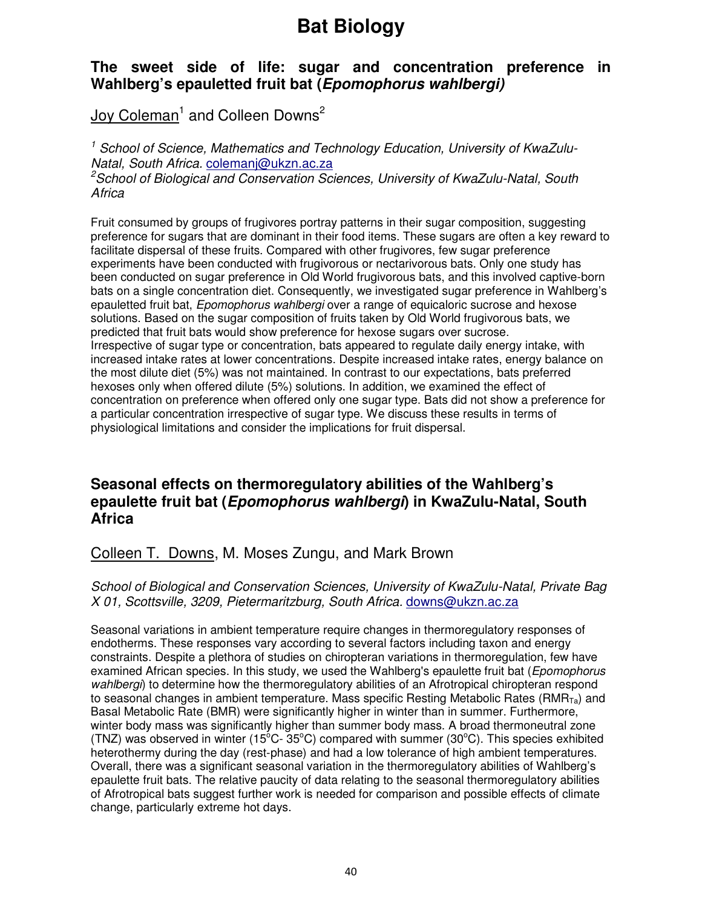# Bat Biology

## The sweet side of life: sugar and concentration preference in Wahlberg's epauletted fruit bat (*Epomophorus wahlbergi)*

Joy Coleman[1] and Colleen Downs[2]

[1] *School of Science, Mathematics and Technology Education, University of KwaZulu-Natal, South Africa.* colemanj@ukzn.ac.za
[2]*School of Biological and Conservation Sciences, University of KwaZulu-Natal, South Africa*

Fruit consumed by groups of frugivores portray patterns in their sugar composition, suggesting preference for sugars that are dominant in their food items. These sugars are often a key reward to facilitate dispersal of these fruits. Compared with other frugivores, few sugar preference experiments have been conducted with frugivorous or nectarivorous bats. Only one study has been conducted on sugar preference in Old World frugivorous bats, and this involved captive-born bats on a single concentration diet. Consequently, we investigated sugar preference in Wahlberg's epauletted fruit bat, *Epomophorus wahlbergi* over a range of equicaloric sucrose and hexose solutions. Based on the sugar composition of fruits taken by Old World frugivorous bats, we predicted that fruit bats would show preference for hexose sugars over sucrose. Irrespective of sugar type or concentration, bats appeared to regulate daily energy intake, with increased intake rates at lower concentrations. Despite increased intake rates, energy balance on the most dilute diet (5%) was not maintained. In contrast to our expectations, bats preferred hexoses only when offered dilute (5%) solutions. In addition, we examined the effect of concentration on preference when offered only one sugar type. Bats did not show a preference for a particular concentration irrespective of sugar type. We discuss these results in terms of physiological limitations and consider the implications for fruit dispersal.

## Seasonal effects on thermoregulatory abilities of the Wahlberg's epaulette fruit bat (*Epomophorus wahlbergi*) in KwaZulu-Natal, South Africa

Colleen T. Downs, M. Moses Zungu, and Mark Brown

*School of Biological and Conservation Sciences, University of KwaZulu-Natal, Private Bag X 01, Scottsville, 3209, Pietermaritzburg, South Africa.* downs@ukzn.ac.za

Seasonal variations in ambient temperature require changes in thermoregulatory responses of endotherms. These responses vary according to several factors including taxon and energy constraints. Despite a plethora of studies on chiropteran variations in thermoregulation, few have examined African species. In this study, we used the Wahlberg's epaulette fruit bat (*Epomophorus wahlbergi*) to determine how the thermoregulatory abilities of an Afrotropical chiropteran respond to seasonal changes in ambient temperature. Mass specific Resting Metabolic Rates ($RMR_{Ta}$) and Basal Metabolic Rate (BMR) were significantly higher in winter than in summer. Furthermore, winter body mass was significantly higher than summer body mass. A broad thermoneutral zone (TNZ) was observed in winter (15°C- 35°C) compared with summer (30°C). This species exhibited heterothermy during the day (rest-phase) and had a low tolerance of high ambient temperatures. Overall, there was a significant seasonal variation in the thermoregulatory abilities of Wahlberg's epaulette fruit bats. The relative paucity of data relating to the seasonal thermoregulatory abilities of Afrotropical bats suggest further work is needed for comparison and possible effects of climate change, particularly extreme hot days.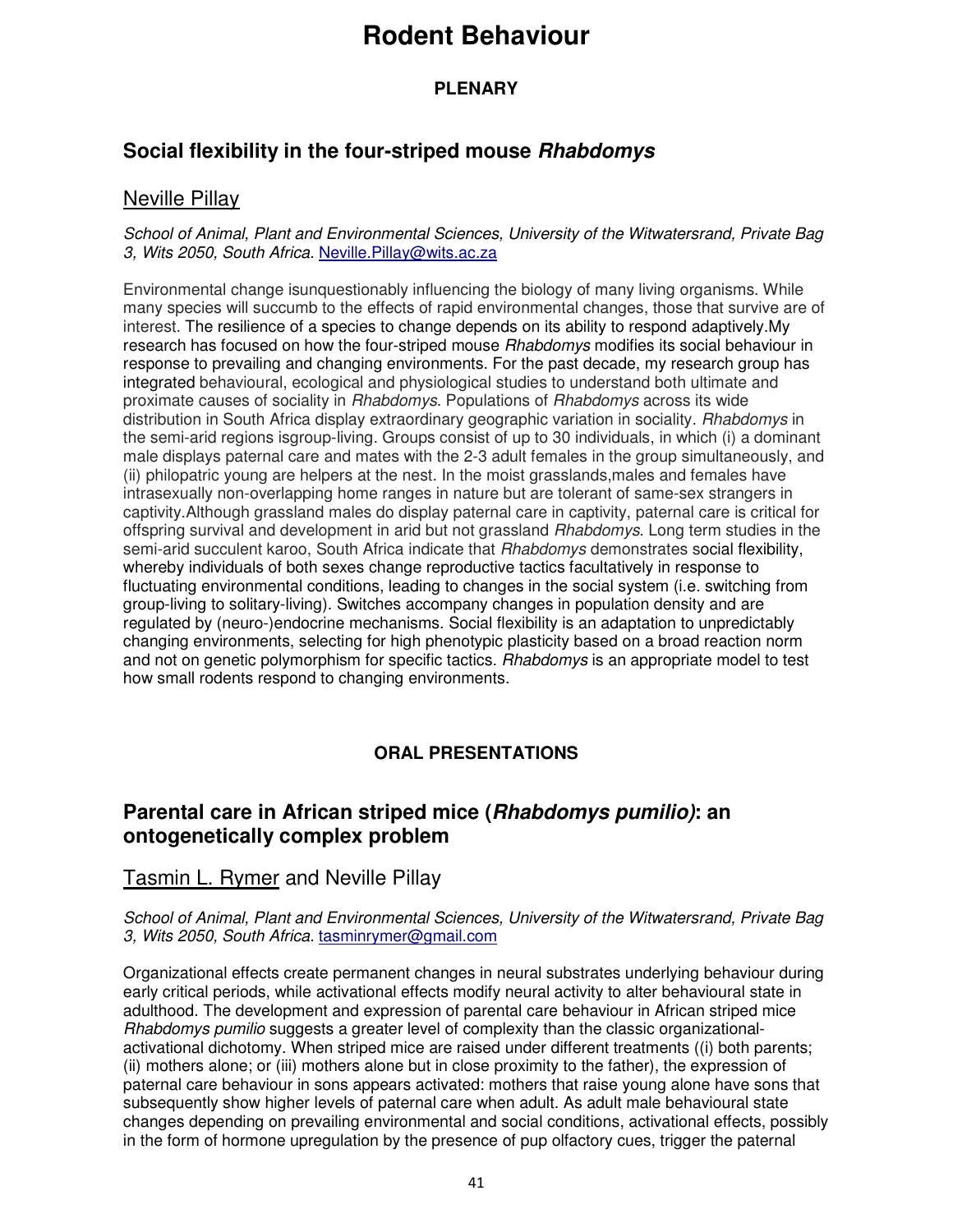# Rodent Behaviour

### PLENARY

## Social flexibility in the four-striped mouse *Rhabdomys*

Neville Pillay

*School of Animal, Plant and Environmental Sciences, University of the Witwatersrand, Private Bag 3, Wits 2050, South Africa.* Neville.Pillay@wits.ac.za

Environmental change isunquestionably influencing the biology of many living organisms. While many species will succumb to the effects of rapid environmental changes, those that survive are of interest. The resilience of a species to change depends on its ability to respond adaptively.My research has focused on how the four-striped mouse *Rhabdomys* modifies its social behaviour in response to prevailing and changing environments. For the past decade, my research group has integrated behavioural, ecological and physiological studies to understand both ultimate and proximate causes of sociality in *Rhabdomys*. Populations of *Rhabdomys* across its wide distribution in South Africa display extraordinary geographic variation in sociality. *Rhabdomys* in the semi-arid regions isgroup-living. Groups consist of up to 30 individuals, in which (i) a dominant male displays paternal care and mates with the 2-3 adult females in the group simultaneously, and (ii) philopatric young are helpers at the nest. In the moist grasslands,males and females have intrasexually non-overlapping home ranges in nature but are tolerant of same-sex strangers in captivity.Although grassland males do display paternal care in captivity, paternal care is critical for offspring survival and development in arid but not grassland *Rhabdomys*. Long term studies in the semi-arid succulent karoo, South Africa indicate that *Rhabdomys* demonstrates social flexibility, whereby individuals of both sexes change reproductive tactics facultatively in response to fluctuating environmental conditions, leading to changes in the social system (i.e. switching from group-living to solitary-living). Switches accompany changes in population density and are regulated by (neuro-)endocrine mechanisms. Social flexibility is an adaptation to unpredictably changing environments, selecting for high phenotypic plasticity based on a broad reaction norm and not on genetic polymorphism for specific tactics. *Rhabdomys* is an appropriate model to test how small rodents respond to changing environments.

### ORAL PRESENTATIONS

## Parental care in African striped mice (*Rhabdomys pumilio)*: an ontogenetically complex problem

Tasmin L. Rymer and Neville Pillay

*School of Animal, Plant and Environmental Sciences, University of the Witwatersrand, Private Bag 3, Wits 2050, South Africa.* tasminrymer@gmail.com

Organizational effects create permanent changes in neural substrates underlying behaviour during early critical periods, while activational effects modify neural activity to alter behavioural state in adulthood. The development and expression of parental care behaviour in African striped mice *Rhabdomys pumilio* suggests a greater level of complexity than the classic organizational-activational dichotomy. When striped mice are raised under different treatments ((i) both parents; (ii) mothers alone; or (iii) mothers alone but in close proximity to the father), the expression of paternal care behaviour in sons appears activated: mothers that raise young alone have sons that subsequently show higher levels of paternal care when adult. As adult male behavioural state changes depending on prevailing environmental and social conditions, activational effects, possibly in the form of hormone upregulation by the presence of pup olfactory cues, trigger the paternal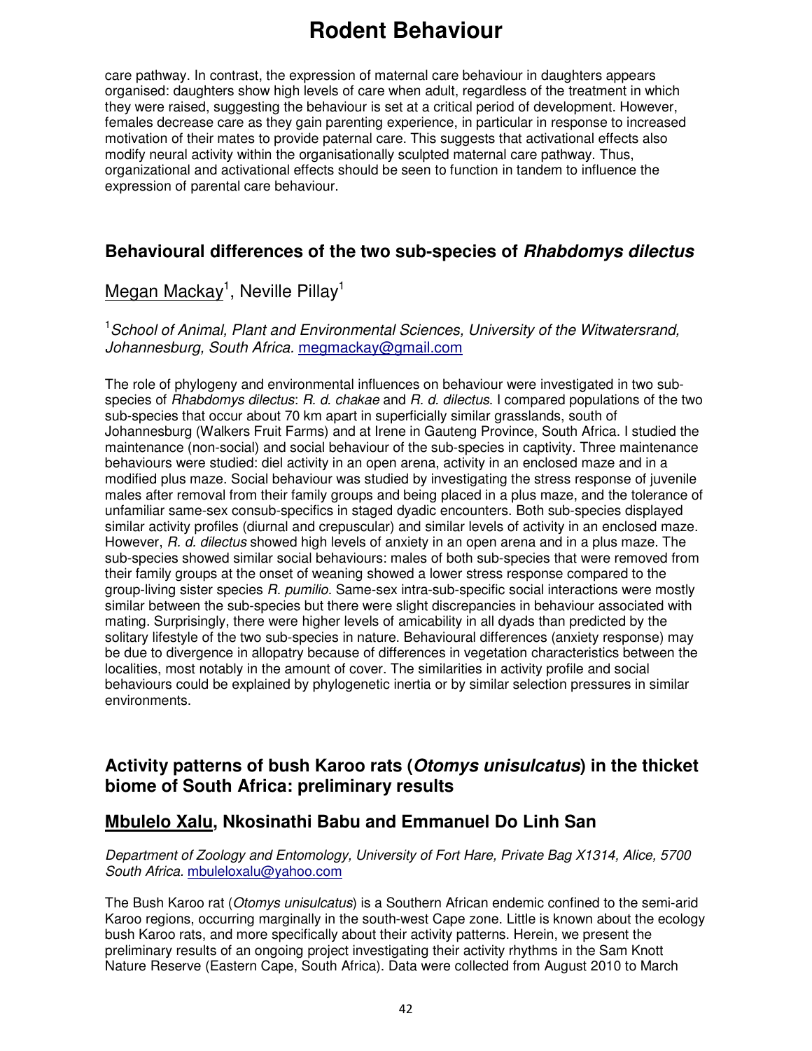care pathway. In contrast, the expression of maternal care behaviour in daughters appears organised: daughters show high levels of care when adult, regardless of the treatment in which they were raised, suggesting the behaviour is set at a critical period of development. However, females decrease care as they gain parenting experience, in particular in response to increased motivation of their mates to provide paternal care. This suggests that activational effects also modify neural activity within the organisationally sculpted maternal care pathway. Thus, organizational and activational effects should be seen to function in tandem to influence the expression of parental care behaviour.

## Behavioural differences of the two sub-species of *Rhabdomys dilectus*

Megan Mackay[1], Neville Pillay[1]

[1]*School of Animal, Plant and Environmental Sciences, University of the Witwatersrand, Johannesburg, South Africa.* megmackay@gmail.com

The role of phylogeny and environmental influences on behaviour were investigated in two sub-species of *Rhabdomys dilectus*: *R. d. chakae* and *R. d. dilectus*. I compared populations of the two sub-species that occur about 70 km apart in superficially similar grasslands, south of Johannesburg (Walkers Fruit Farms) and at Irene in Gauteng Province, South Africa. I studied the maintenance (non-social) and social behaviour of the sub-species in captivity. Three maintenance behaviours were studied: diel activity in an open arena, activity in an enclosed maze and in a modified plus maze. Social behaviour was studied by investigating the stress response of juvenile males after removal from their family groups and being placed in a plus maze, and the tolerance of unfamiliar same-sex consub-specifics in staged dyadic encounters. Both sub-species displayed similar activity profiles (diurnal and crepuscular) and similar levels of activity in an enclosed maze. However, *R. d. dilectus* showed high levels of anxiety in an open arena and in a plus maze. The sub-species showed similar social behaviours: males of both sub-species that were removed from their family groups at the onset of weaning showed a lower stress response compared to the group-living sister species *R. pumilio.* Same-sex intra-sub-specific social interactions were mostly similar between the sub-species but there were slight discrepancies in behaviour associated with mating. Surprisingly, there were higher levels of amicability in all dyads than predicted by the solitary lifestyle of the two sub-species in nature. Behavioural differences (anxiety response) may be due to divergence in allopatry because of differences in vegetation characteristics between the localities, most notably in the amount of cover. The similarities in activity profile and social behaviours could be explained by phylogenetic inertia or by similar selection pressures in similar environments.

## Activity patterns of bush Karoo rats (*Otomys unisulcatus*) in the thicket biome of South Africa: preliminary results

### Mbulelo Xalu, Nkosinathi Babu and Emmanuel Do Linh San

*Department of Zoology and Entomology, University of Fort Hare, Private Bag X1314, Alice, 5700 South Africa.* mbuleloxalu@yahoo.com

The Bush Karoo rat (*Otomys unisulcatus*) is a Southern African endemic confined to the semi-arid Karoo regions, occurring marginally in the south-west Cape zone. Little is known about the ecology bush Karoo rats, and more specifically about their activity patterns. Herein, we present the preliminary results of an ongoing project investigating their activity rhythms in the Sam Knott Nature Reserve (Eastern Cape, South Africa). Data were collected from August 2010 to March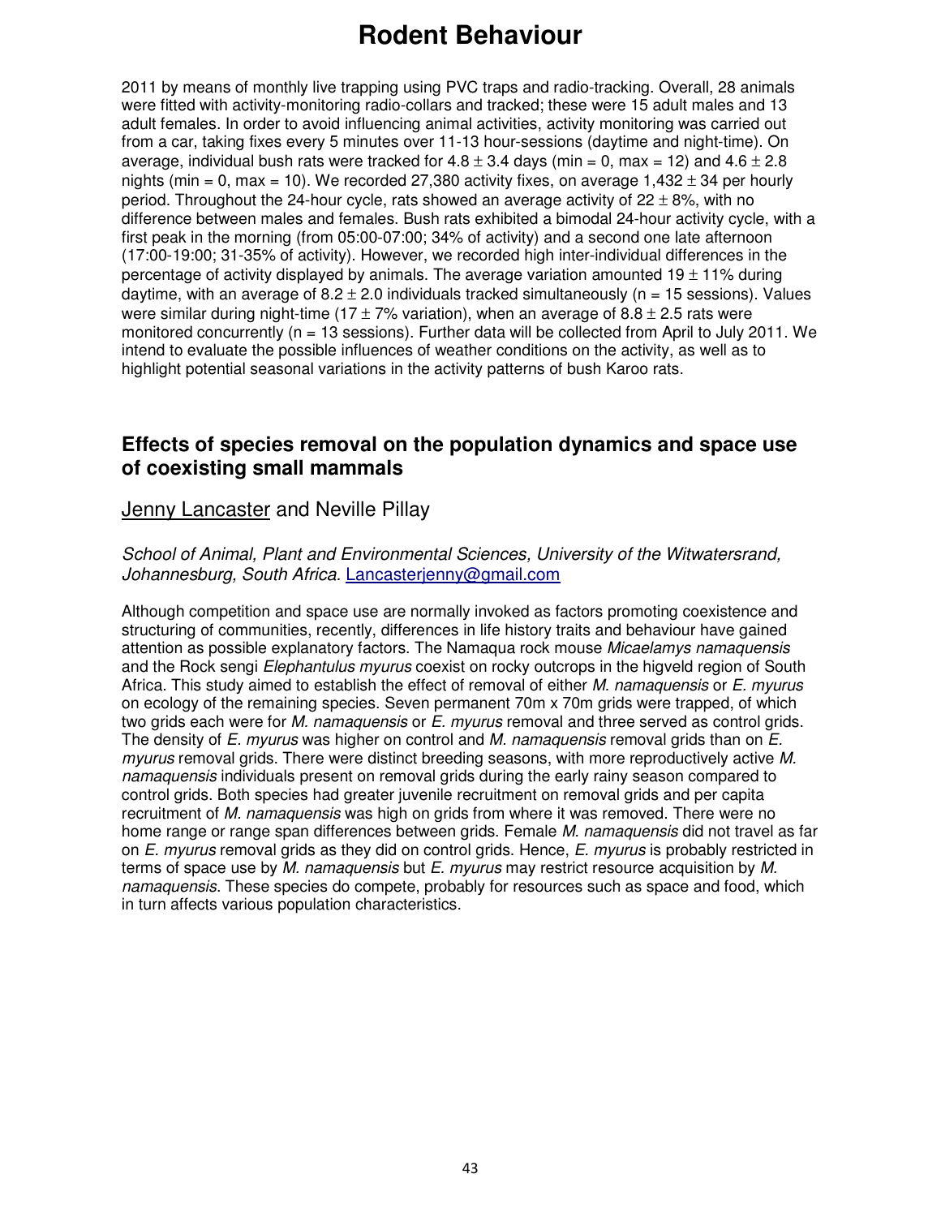2011 by means of monthly live trapping using PVC traps and radio-tracking. Overall, 28 animals were fitted with activity-monitoring radio-collars and tracked; these were 15 adult males and 13 adult females. In order to avoid influencing animal activities, activity monitoring was carried out from a car, taking fixes every 5 minutes over 11-13 hour-sessions (daytime and night-time). On average, individual bush rats were tracked for $4.8 \pm 3.4$ days (min = 0, max = 12) and $4.6 \pm 2.8$ nights (min = 0, max = 10). We recorded 27,380 activity fixes, on average $1{,}432 \pm 34$ per hourly period. Throughout the 24-hour cycle, rats showed an average activity of $22 \pm 8\%$, with no difference between males and females. Bush rats exhibited a bimodal 24-hour activity cycle, with a first peak in the morning (from 05:00-07:00; 34% of activity) and a second one late afternoon (17:00-19:00; 31-35% of activity). However, we recorded high inter-individual differences in the percentage of activity displayed by animals. The average variation amounted $19 \pm 11\%$ during daytime, with an average of $8.2 \pm 2.0$ individuals tracked simultaneously (n = 15 sessions). Values were similar during night-time ($17 \pm 7\%$ variation), when an average of $8.8 \pm 2.5$ rats were monitored concurrently (n = 13 sessions). Further data will be collected from April to July 2011. We intend to evaluate the possible influences of weather conditions on the activity, as well as to highlight potential seasonal variations in the activity patterns of bush Karoo rats.

## Effects of species removal on the population dynamics and space use of coexisting small mammals

Jenny Lancaster and Neville Pillay

*School of Animal, Plant and Environmental Sciences, University of the Witwatersrand, Johannesburg, South Africa.* Lancasterjenny@gmail.com

Although competition and space use are normally invoked as factors promoting coexistence and structuring of communities, recently, differences in life history traits and behaviour have gained attention as possible explanatory factors. The Namaqua rock mouse *Micaelamys namaquensis* and the Rock sengi *Elephantulus myurus* coexist on rocky outcrops in the higveld region of South Africa. This study aimed to establish the effect of removal of either *M. namaquensis* or *E. myurus* on ecology of the remaining species. Seven permanent 70m x 70m grids were trapped, of which two grids each were for *M. namaquensis* or *E. myurus* removal and three served as control grids. The density of *E. myurus* was higher on control and *M. namaquensis* removal grids than on *E. myurus* removal grids. There were distinct breeding seasons, with more reproductively active *M. namaquensis* individuals present on removal grids during the early rainy season compared to control grids. Both species had greater juvenile recruitment on removal grids and per capita recruitment of *M. namaquensis* was high on grids from where it was removed. There were no home range or range span differences between grids. Female *M. namaquensis* did not travel as far on *E. myurus* removal grids as they did on control grids. Hence, *E. myurus* is probably restricted in terms of space use by *M. namaquensis* but *E. myurus* may restrict resource acquisition by *M. namaquensis*. These species do compete, probably for resources such as space and food, which in turn affects various population characteristics.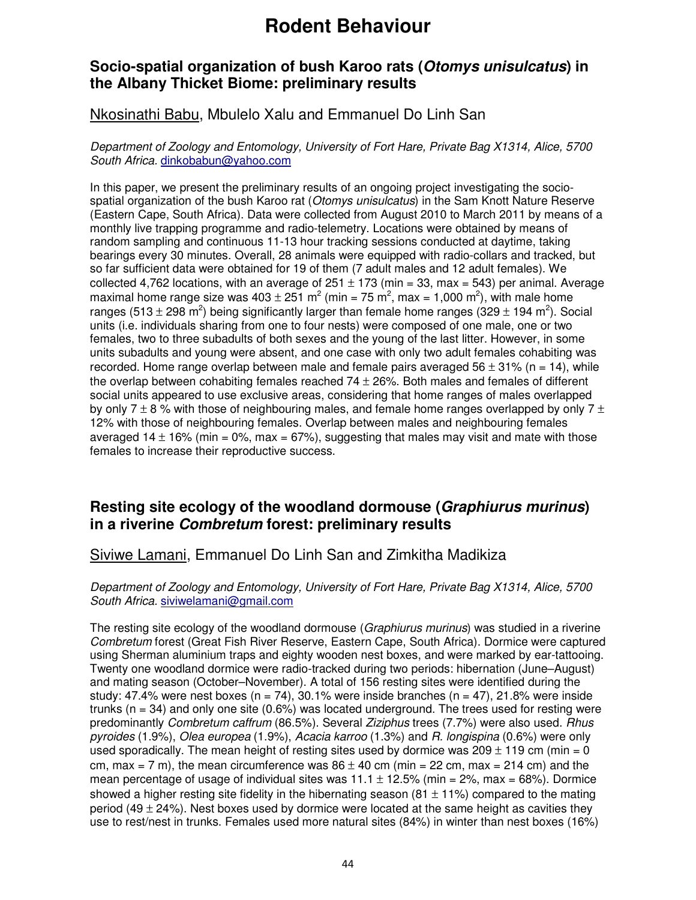# Rodent Behaviour

## Socio-spatial organization of bush Karoo rats (*Otomys unisulcatus*) in the Albany Thicket Biome: preliminary results

Nkosinathi Babu, Mbulelo Xalu and Emmanuel Do Linh San

*Department of Zoology and Entomology, University of Fort Hare, Private Bag X1314, Alice, 5700 South Africa.* dinkobabun@yahoo.com

In this paper, we present the preliminary results of an ongoing project investigating the socio-spatial organization of the bush Karoo rat (*Otomys unisulcatus*) in the Sam Knott Nature Reserve (Eastern Cape, South Africa). Data were collected from August 2010 to March 2011 by means of a monthly live trapping programme and radio-telemetry. Locations were obtained by means of random sampling and continuous 11-13 hour tracking sessions conducted at daytime, taking bearings every 30 minutes. Overall, 28 animals were equipped with radio-collars and tracked, but so far sufficient data were obtained for 19 of them (7 adult males and 12 adult females). We collected 4,762 locations, with an average of 251 ± 173 (min = 33, max = 543) per animal. Average maximal home range size was 403 ± 251 $m^2$ (min = 75 $m^2$, max = 1,000 $m^2$), with male home ranges (513 ± 298 $m^2$) being significantly larger than female home ranges (329 ± 194 $m^2$). Social units (i.e. individuals sharing from one to four nests) were composed of one male, one or two females, two to three subadults of both sexes and the young of the last litter. However, in some units subadults and young were absent, and one case with only two adult females cohabiting was recorded. Home range overlap between male and female pairs averaged 56 ± 31% (n = 14), while the overlap between cohabiting females reached 74 ± 26%. Both males and females of different social units appeared to use exclusive areas, considering that home ranges of males overlapped by only 7 ± 8 % with those of neighbouring males, and female home ranges overlapped by only 7 ± 12% with those of neighbouring females. Overlap between males and neighbouring females averaged 14 ± 16% (min = 0%, max = 67%), suggesting that males may visit and mate with those females to increase their reproductive success.

## Resting site ecology of the woodland dormouse (*Graphiurus murinus*) in a riverine *Combretum* forest: preliminary results

Siviwe Lamani, Emmanuel Do Linh San and Zimkitha Madikiza

*Department of Zoology and Entomology, University of Fort Hare, Private Bag X1314, Alice, 5700 South Africa.* siviwelamani@gmail.com

The resting site ecology of the woodland dormouse (*Graphiurus murinus*) was studied in a riverine *Combretum* forest (Great Fish River Reserve, Eastern Cape, South Africa). Dormice were captured using Sherman aluminium traps and eighty wooden nest boxes, and were marked by ear-tattooing. Twenty one woodland dormice were radio-tracked during two periods: hibernation (June–August) and mating season (October–November). A total of 156 resting sites were identified during the study: 47.4% were nest boxes (n = 74), 30.1% were inside branches (n = 47), 21.8% were inside trunks (n = 34) and only one site (0.6%) was located underground. The trees used for resting were predominantly *Combretum caffrum* (86.5%). Several *Ziziphus* trees (7.7%) were also used. *Rhus pyroides* (1.9%), *Olea europea* (1.9%), *Acacia karroo* (1.3%) and *R. longispina* (0.6%) were only used sporadically. The mean height of resting sites used by dormice was 209 ± 119 cm (min = 0 cm, max = 7 m), the mean circumference was 86 ± 40 cm (min = 22 cm, max = 214 cm) and the mean percentage of usage of individual sites was 11.1 ± 12.5% (min = 2%, max = 68%). Dormice showed a higher resting site fidelity in the hibernating season (81 ± 11%) compared to the mating period (49 ± 24%). Nest boxes used by dormice were located at the same height as cavities they use to rest/nest in trunks. Females used more natural sites (84%) in winter than nest boxes (16%)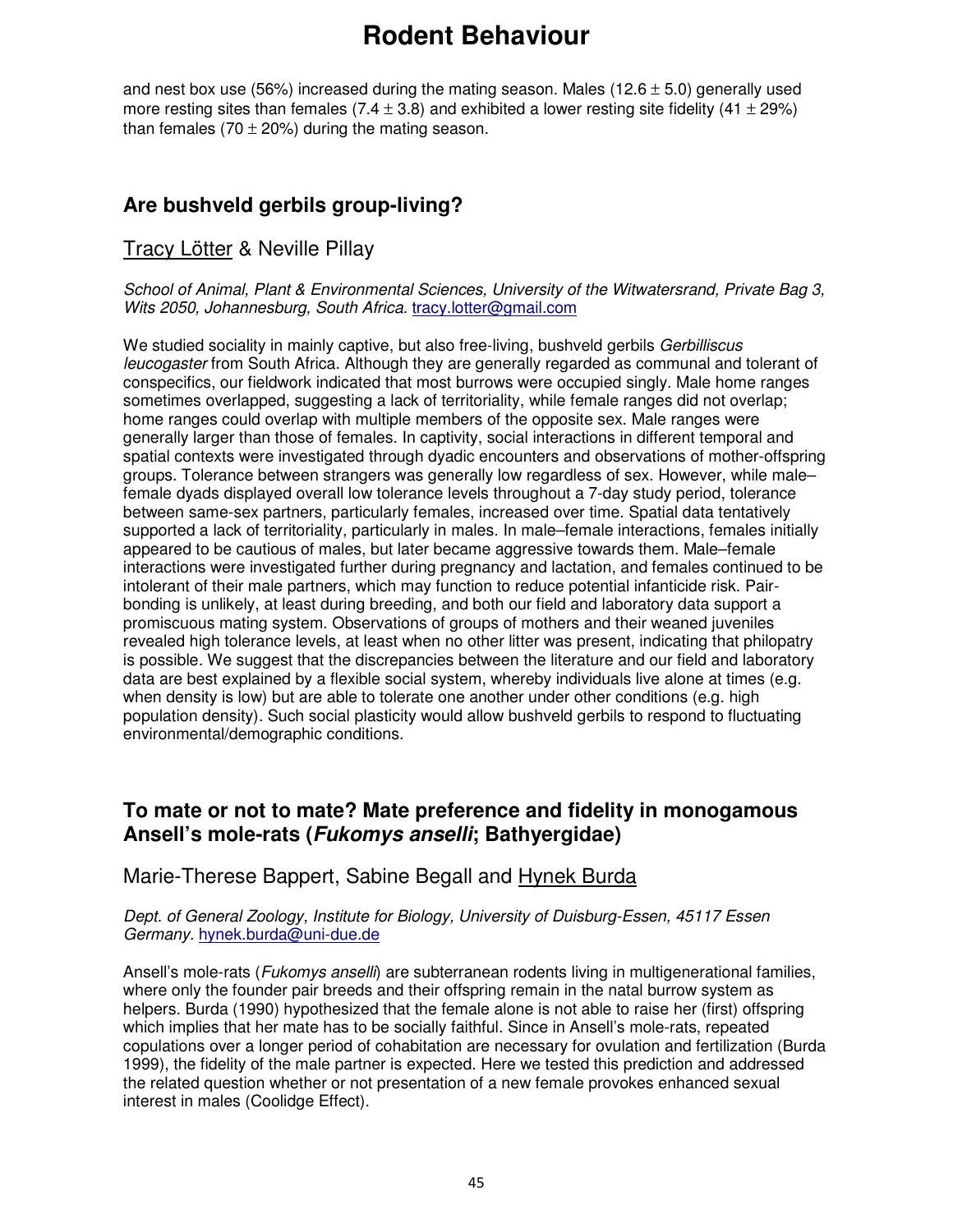and nest box use (56%) increased during the mating season. Males (12.6 ± 5.0) generally used more resting sites than females (7.4 ± 3.8) and exhibited a lower resting site fidelity (41 ± 29%) than females (70 ± 20%) during the mating season.

## Are bushveld gerbils group-living?

Tracy Lötter & Neville Pillay

*School of Animal, Plant & Environmental Sciences, University of the Witwatersrand, Private Bag 3, Wits 2050, Johannesburg, South Africa.* tracy.lotter@gmail.com

We studied sociality in mainly captive, but also free-living, bushveld gerbils *Gerbilliscus leucogaster* from South Africa. Although they are generally regarded as communal and tolerant of conspecifics, our fieldwork indicated that most burrows were occupied singly. Male home ranges sometimes overlapped, suggesting a lack of territoriality, while female ranges did not overlap; home ranges could overlap with multiple members of the opposite sex. Male ranges were generally larger than those of females. In captivity, social interactions in different temporal and spatial contexts were investigated through dyadic encounters and observations of mother-offspring groups. Tolerance between strangers was generally low regardless of sex. However, while male–female dyads displayed overall low tolerance levels throughout a 7-day study period, tolerance between same-sex partners, particularly females, increased over time. Spatial data tentatively supported a lack of territoriality, particularly in males. In male–female interactions, females initially appeared to be cautious of males, but later became aggressive towards them. Male–female interactions were investigated further during pregnancy and lactation, and females continued to be intolerant of their male partners, which may function to reduce potential infanticide risk. Pair-bonding is unlikely, at least during breeding, and both our field and laboratory data support a promiscuous mating system. Observations of groups of mothers and their weaned juveniles revealed high tolerance levels, at least when no other litter was present, indicating that philopatry is possible. We suggest that the discrepancies between the literature and our field and laboratory data are best explained by a flexible social system, whereby individuals live alone at times (e.g. when density is low) but are able to tolerate one another under other conditions (e.g. high population density). Such social plasticity would allow bushveld gerbils to respond to fluctuating environmental/demographic conditions.

## To mate or not to mate? Mate preference and fidelity in monogamous Ansell's mole-rats (*Fukomys anselli*; Bathyergidae)

Marie-Therese Bappert, Sabine Begall and Hynek Burda

*Dept. of General Zoology, Institute for Biology, University of Duisburg-Essen, 45117 Essen Germany.* hynek.burda@uni-due.de

Ansell's mole-rats (*Fukomys anselli*) are subterranean rodents living in multigenerational families, where only the founder pair breeds and their offspring remain in the natal burrow system as helpers. Burda (1990) hypothesized that the female alone is not able to raise her (first) offspring which implies that her mate has to be socially faithful. Since in Ansell's mole-rats, repeated copulations over a longer period of cohabitation are necessary for ovulation and fertilization (Burda 1999), the fidelity of the male partner is expected. Here we tested this prediction and addressed the related question whether or not presentation of a new female provokes enhanced sexual interest in males (Coolidge Effect).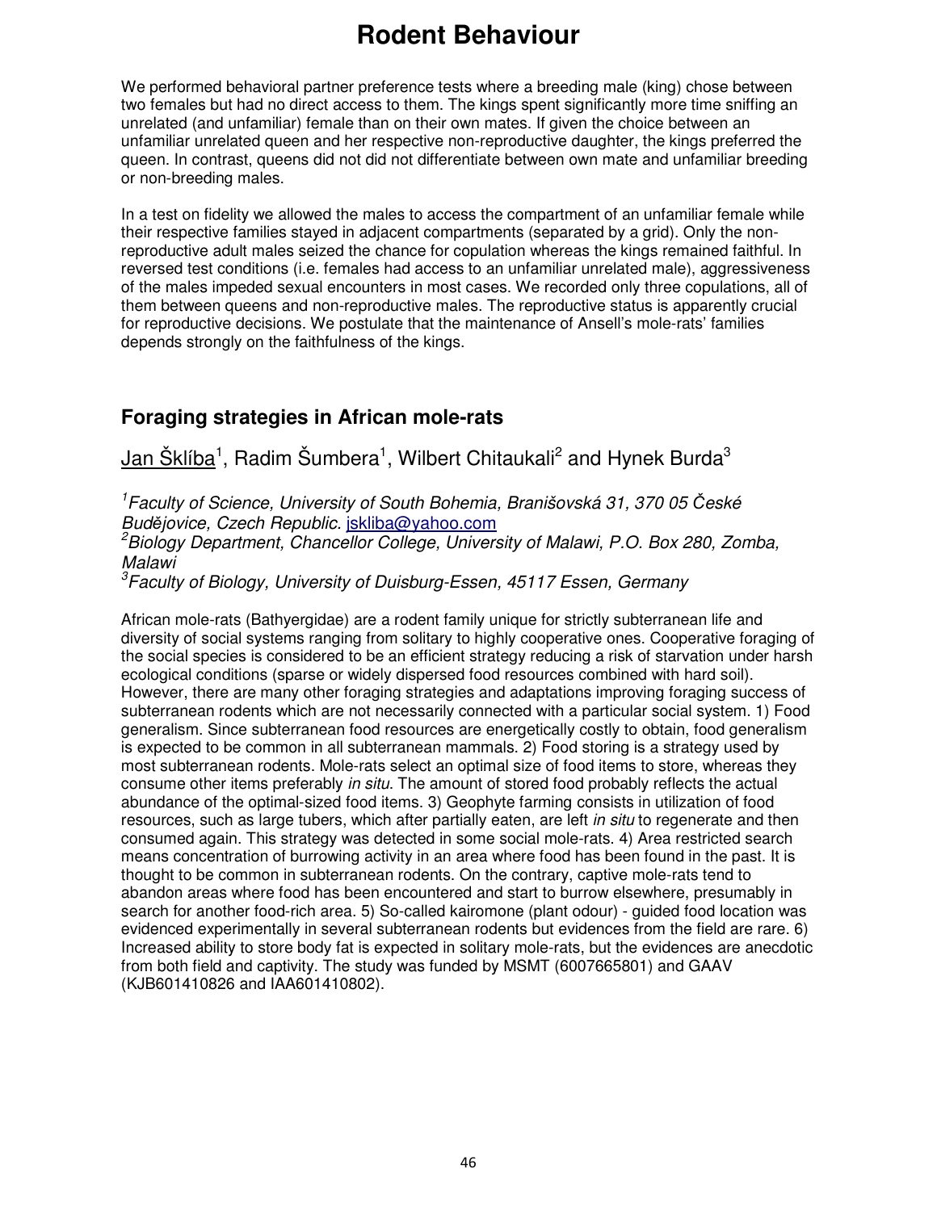We performed behavioral partner preference tests where a breeding male (king) chose between two females but had no direct access to them. The kings spent significantly more time sniffing an unrelated (and unfamiliar) female than on their own mates. If given the choice between an unfamiliar unrelated queen and her respective non-reproductive daughter, the kings preferred the queen. In contrast, queens did not did not differentiate between own mate and unfamiliar breeding or non-breeding males.

In a test on fidelity we allowed the males to access the compartment of an unfamiliar female while their respective families stayed in adjacent compartments (separated by a grid). Only the non-reproductive adult males seized the chance for copulation whereas the kings remained faithful. In reversed test conditions (i.e. females had access to an unfamiliar unrelated male), aggressiveness of the males impeded sexual encounters in most cases. We recorded only three copulations, all of them between queens and non-reproductive males. The reproductive status is apparently crucial for reproductive decisions. We postulate that the maintenance of Ansell's mole-rats' families depends strongly on the faithfulness of the kings.

## Foraging strategies in African mole-rats

<u>Jan Šklíba</u>[1], Radim Šumbera[1], Wilbert Chitaukali[2] and Hynek Burda[3]

*[1]Faculty of Science, University of South Bohemia, Branišovská 31, 370 05 České Budějovice, Czech Republic.* jskliba@yahoo.com
*[2]Biology Department, Chancellor College, University of Malawi, P.O. Box 280, Zomba, Malawi*
*[3]Faculty of Biology, University of Duisburg-Essen, 45117 Essen, Germany*

African mole-rats (Bathyergidae) are a rodent family unique for strictly subterranean life and diversity of social systems ranging from solitary to highly cooperative ones. Cooperative foraging of the social species is considered to be an efficient strategy reducing a risk of starvation under harsh ecological conditions (sparse or widely dispersed food resources combined with hard soil). However, there are many other foraging strategies and adaptations improving foraging success of subterranean rodents which are not necessarily connected with a particular social system. 1) Food generalism. Since subterranean food resources are energetically costly to obtain, food generalism is expected to be common in all subterranean mammals. 2) Food storing is a strategy used by most subterranean rodents. Mole-rats select an optimal size of food items to store, whereas they consume other items preferably *in situ*. The amount of stored food probably reflects the actual abundance of the optimal-sized food items. 3) Geophyte farming consists in utilization of food resources, such as large tubers, which after partially eaten, are left *in situ* to regenerate and then consumed again. This strategy was detected in some social mole-rats. 4) Area restricted search means concentration of burrowing activity in an area where food has been found in the past. It is thought to be common in subterranean rodents. On the contrary, captive mole-rats tend to abandon areas where food has been encountered and start to burrow elsewhere, presumably in search for another food-rich area. 5) So-called kairomone (plant odour) - guided food location was evidenced experimentally in several subterranean rodents but evidences from the field are rare. 6) Increased ability to store body fat is expected in solitary mole-rats, but the evidences are anecdotic from both field and captivity. The study was funded by MSMT (6007665801) and GAAV (KJB601410826 and IAA601410802).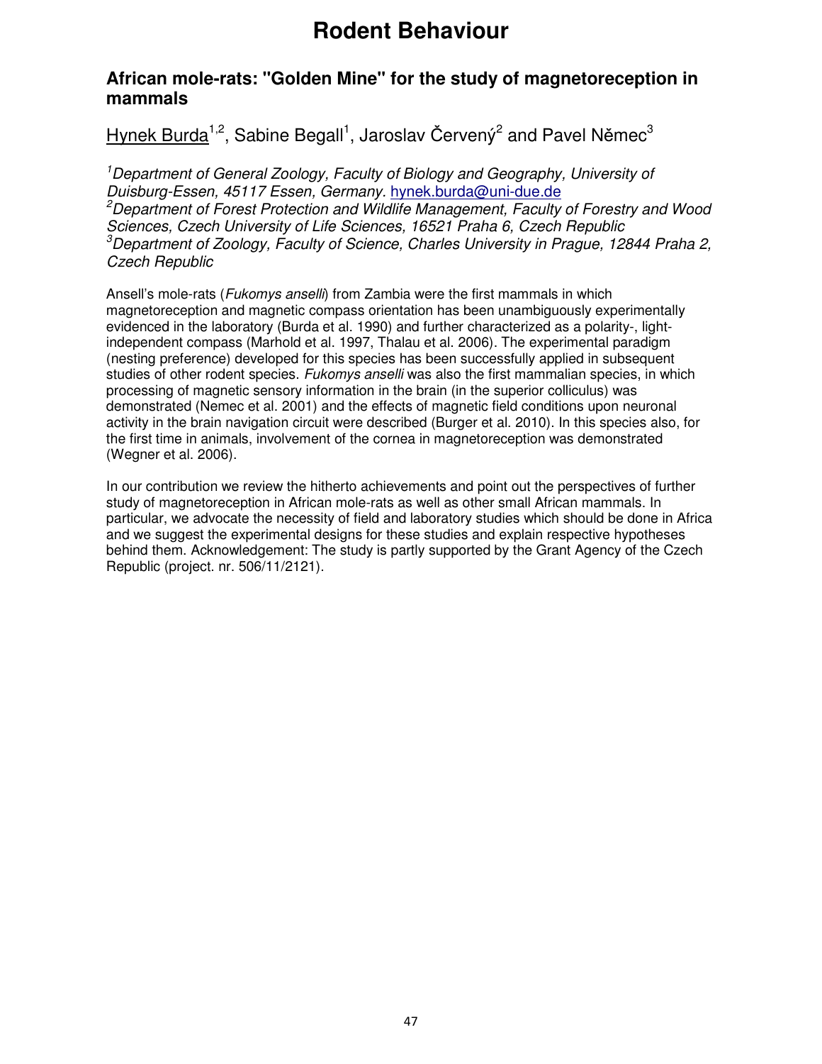# Rodent Behaviour

## African mole-rats: "Golden Mine" for the study of magnetoreception in mammals

Hynek Burda[1,2], Sabine Begall[1], Jaroslav Červený[2] and Pavel Němec[3]

[1]*Department of General Zoology, Faculty of Biology and Geography, University of Duisburg-Essen, 45117 Essen, Germany.* hynek.burda@uni-due.de
[2]*Department of Forest Protection and Wildlife Management, Faculty of Forestry and Wood Sciences, Czech University of Life Sciences, 16521 Praha 6, Czech Republic*
[3]*Department of Zoology, Faculty of Science, Charles University in Prague, 12844 Praha 2, Czech Republic*

Ansell's mole-rats (*Fukomys anselli*) from Zambia were the first mammals in which magnetoreception and magnetic compass orientation has been unambiguously experimentally evidenced in the laboratory (Burda et al. 1990) and further characterized as a polarity-, light-independent compass (Marhold et al. 1997, Thalau et al. 2006). The experimental paradigm (nesting preference) developed for this species has been successfully applied in subsequent studies of other rodent species. *Fukomys anselli* was also the first mammalian species, in which processing of magnetic sensory information in the brain (in the superior colliculus) was demonstrated (Nemec et al. 2001) and the effects of magnetic field conditions upon neuronal activity in the brain navigation circuit were described (Burger et al. 2010). In this species also, for the first time in animals, involvement of the cornea in magnetoreception was demonstrated (Wegner et al. 2006).

In our contribution we review the hitherto achievements and point out the perspectives of further study of magnetoreception in African mole-rats as well as other small African mammals. In particular, we advocate the necessity of field and laboratory studies which should be done in Africa and we suggest the experimental designs for these studies and explain respective hypotheses behind them. Acknowledgement: The study is partly supported by the Grant Agency of the Czech Republic (project. nr. 506/11/2121).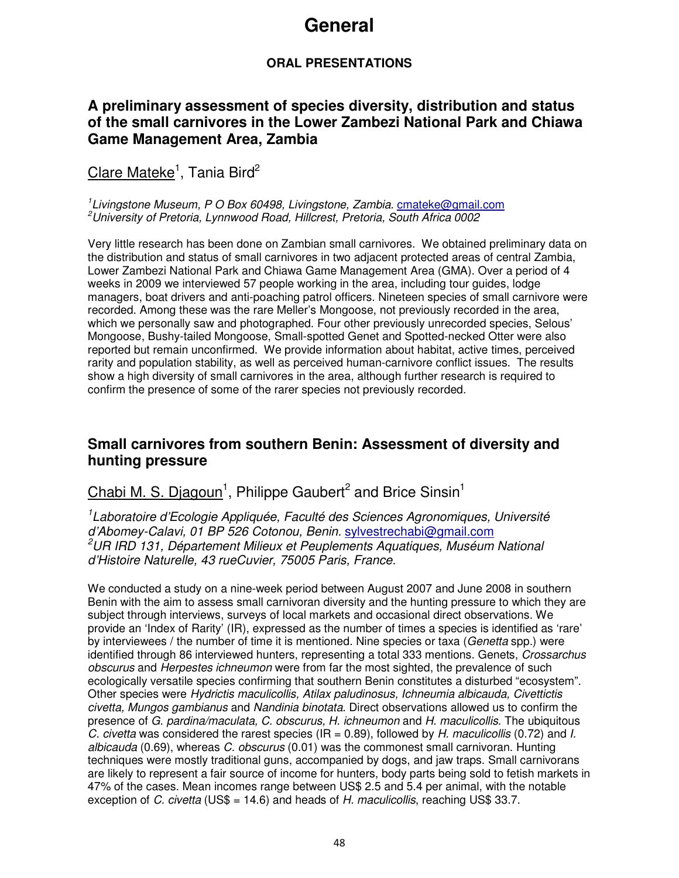# General

## ORAL PRESENTATIONS

### A preliminary assessment of species diversity, distribution and status of the small carnivores in the Lower Zambezi National Park and Chiawa Game Management Area, Zambia

Clare Mateke[1], Tania Bird[2]

*[1]Livingstone Museum, P O Box 60498, Livingstone, Zambia.* cmateke@gmail.com
*[2]University of Pretoria, Lynnwood Road, Hillcrest, Pretoria, South Africa 0002*

Very little research has been done on Zambian small carnivores. We obtained preliminary data on the distribution and status of small carnivores in two adjacent protected areas of central Zambia, Lower Zambezi National Park and Chiawa Game Management Area (GMA). Over a period of 4 weeks in 2009 we interviewed 57 people working in the area, including tour guides, lodge managers, boat drivers and anti-poaching patrol officers. Nineteen species of small carnivore were recorded. Among these was the rare Meller's Mongoose, not previously recorded in the area, which we personally saw and photographed. Four other previously unrecorded species, Selous' Mongoose, Bushy-tailed Mongoose, Small-spotted Genet and Spotted-necked Otter were also reported but remain unconfirmed. We provide information about habitat, active times, perceived rarity and population stability, as well as perceived human-carnivore conflict issues. The results show a high diversity of small carnivores in the area, although further research is required to confirm the presence of some of the rarer species not previously recorded.

### Small carnivores from southern Benin: Assessment of diversity and hunting pressure

Chabi M. S. Djagoun[1], Philippe Gaubert[2] and Brice Sinsin[1]

*[1]Laboratoire d'Ecologie Appliquée, Faculté des Sciences Agronomiques, Université d'Abomey-Calavi, 01 BP 526 Cotonou, Benin.* sylvestrechabi@gmail.com
*[2]UR IRD 131, Département Milieux et Peuplements Aquatiques, Muséum National d'Histoire Naturelle, 43 rueCuvier, 75005 Paris, France.*

We conducted a study on a nine-week period between August 2007 and June 2008 in southern Benin with the aim to assess small carnivoran diversity and the hunting pressure to which they are subject through interviews, surveys of local markets and occasional direct observations. We provide an 'Index of Rarity' (IR), expressed as the number of times a species is identified as 'rare' by interviewees / the number of time it is mentioned. Nine species or taxa (*Genetta* spp.) were identified through 86 interviewed hunters, representing a total 333 mentions. Genets, *Crossarchus obscurus* and *Herpestes ichneumon* were from far the most sighted, the prevalence of such ecologically versatile species confirming that southern Benin constitutes a disturbed "ecosystem". Other species were *Hydrictis maculicollis, Atilax paludinosus, Ichneumia albicauda, Civettictis civetta, Mungos gambianus* and *Nandinia binotata*. Direct observations allowed us to confirm the presence of *G. pardina/maculata, C. obscurus, H. ichneumon* and *H. maculicollis*. The ubiquitous *C. civetta* was considered the rarest species (IR = 0.89), followed by *H. maculicollis* (0.72) and *I. albicauda* (0.69), whereas *C. obscurus* (0.01) was the commonest small carnivoran. Hunting techniques were mostly traditional guns, accompanied by dogs, and jaw traps. Small carnivorans are likely to represent a fair source of income for hunters, body parts being sold to fetish markets in 47% of the cases. Mean incomes range between US$ 2.5 and 5.4 per animal, with the notable exception of *C. civetta* (US$ = 14.6) and heads of *H. maculicollis*, reaching US$ 33.7.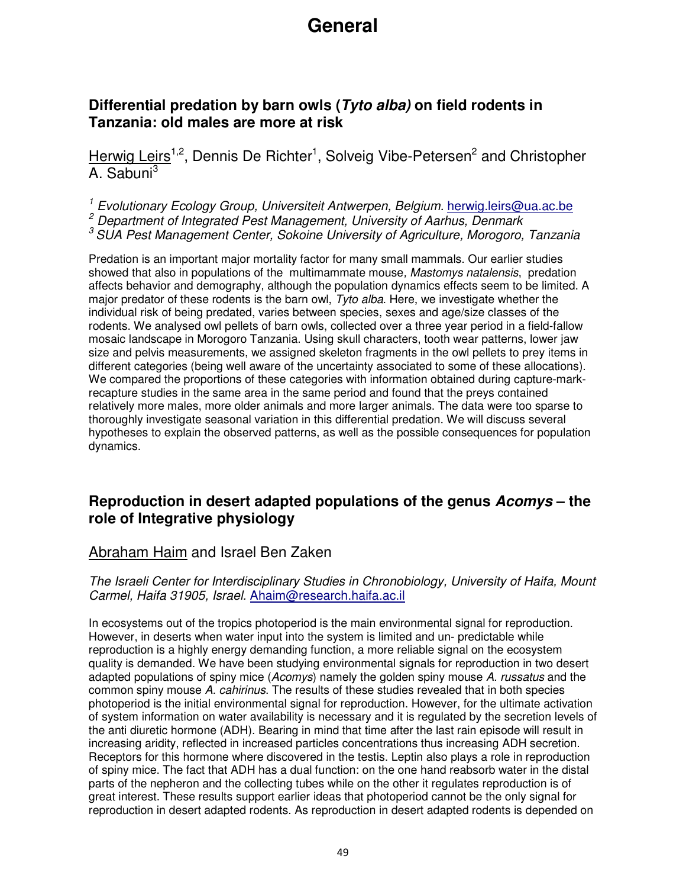# General

## Differential predation by barn owls (*Tyto alba)* on field rodents in Tanzania: old males are more at risk

Herwig Leirs[1,2], Dennis De Richter[1], Solveig Vibe-Petersen[2] and Christopher A. Sabuni[3]

[1] *Evolutionary Ecology Group, Universiteit Antwerpen, Belgium.* herwig.leirs@ua.ac.be
[2] *Department of Integrated Pest Management, University of Aarhus, Denmark*
[3] *SUA Pest Management Center, Sokoine University of Agriculture, Morogoro, Tanzania*

Predation is an important major mortality factor for many small mammals. Our earlier studies showed that also in populations of the multimammate mouse, *Mastomys natalensis*, predation affects behavior and demography, although the population dynamics effects seem to be limited. A major predator of these rodents is the barn owl, *Tyto alba*. Here, we investigate whether the individual risk of being predated, varies between species, sexes and age/size classes of the rodents. We analysed owl pellets of barn owls, collected over a three year period in a field-fallow mosaic landscape in Morogoro Tanzania. Using skull characters, tooth wear patterns, lower jaw size and pelvis measurements, we assigned skeleton fragments in the owl pellets to prey items in different categories (being well aware of the uncertainty associated to some of these allocations). We compared the proportions of these categories with information obtained during capture-mark-recapture studies in the same area in the same period and found that the preys contained relatively more males, more older animals and more larger animals. The data were too sparse to thoroughly investigate seasonal variation in this differential predation. We will discuss several hypotheses to explain the observed patterns, as well as the possible consequences for population dynamics.

## Reproduction in desert adapted populations of the genus *Acomys* – the role of Integrative physiology

Abraham Haim and Israel Ben Zaken

*The Israeli Center for Interdisciplinary Studies in Chronobiology, University of Haifa, Mount Carmel, Haifa 31905, Israel.* Ahaim@research.haifa.ac.il

In ecosystems out of the tropics photoperiod is the main environmental signal for reproduction. However, in deserts when water input into the system is limited and un- predictable while reproduction is a highly energy demanding function, a more reliable signal on the ecosystem quality is demanded. We have been studying environmental signals for reproduction in two desert adapted populations of spiny mice (*Acomys*) namely the golden spiny mouse *A. russatus* and the common spiny mouse *A. cahirinus*. The results of these studies revealed that in both species photoperiod is the initial environmental signal for reproduction. However, for the ultimate activation of system information on water availability is necessary and it is regulated by the secretion levels of the anti diuretic hormone (ADH). Bearing in mind that time after the last rain episode will result in increasing aridity, reflected in increased particles concentrations thus increasing ADH secretion. Receptors for this hormone where discovered in the testis. Leptin also plays a role in reproduction of spiny mice. The fact that ADH has a dual function: on the one hand reabsorb water in the distal parts of the nepheron and the collecting tubes while on the other it regulates reproduction is of great interest. These results support earlier ideas that photoperiod cannot be the only signal for reproduction in desert adapted rodents. As reproduction in desert adapted rodents is depended on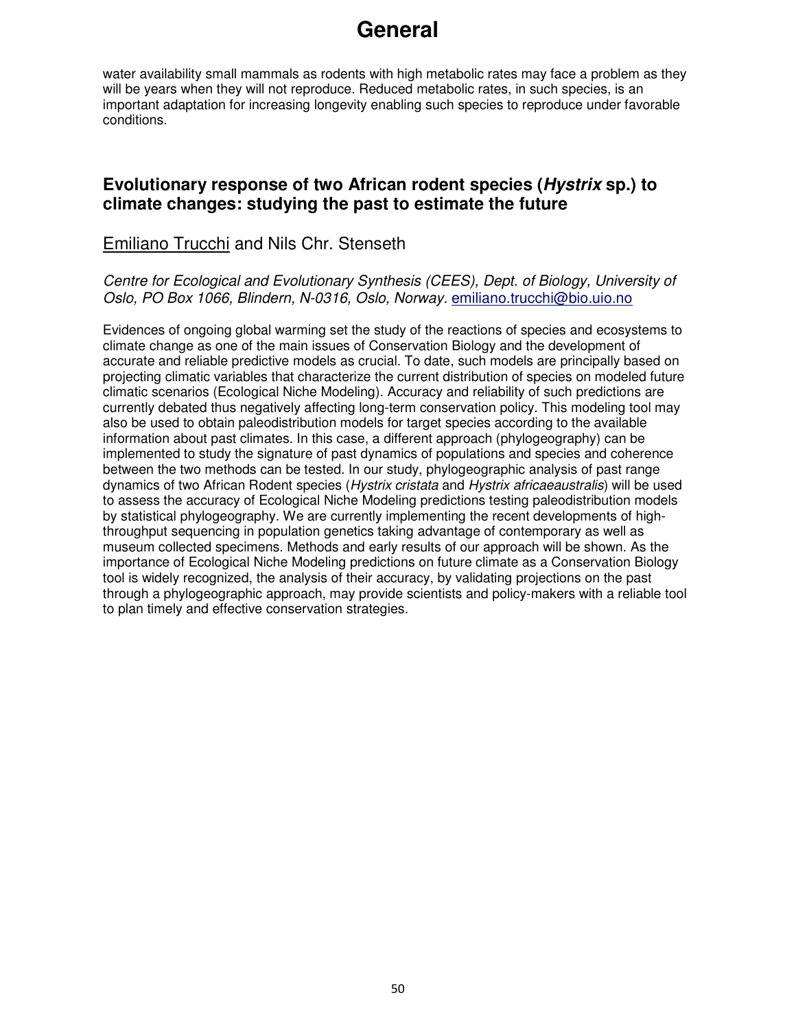water availability small mammals as rodents with high metabolic rates may face a problem as they will be years when they will not reproduce. Reduced metabolic rates, in such species, is an important adaptation for increasing longevity enabling such species to reproduce under favorable conditions.

## Evolutionary response of two African rodent species (*Hystrix* sp.) to climate changes: studying the past to estimate the future

Emiliano Trucchi and Nils Chr. Stenseth

*Centre for Ecological and Evolutionary Synthesis (CEES), Dept. of Biology, University of Oslo, PO Box 1066, Blindern, N-0316, Oslo, Norway.* emiliano.trucchi@bio.uio.no

Evidences of ongoing global warming set the study of the reactions of species and ecosystems to climate change as one of the main issues of Conservation Biology and the development of accurate and reliable predictive models as crucial. To date, such models are principally based on projecting climatic variables that characterize the current distribution of species on modeled future climatic scenarios (Ecological Niche Modeling). Accuracy and reliability of such predictions are currently debated thus negatively affecting long-term conservation policy. This modeling tool may also be used to obtain paleodistribution models for target species according to the available information about past climates. In this case, a different approach (phylogeography) can be implemented to study the signature of past dynamics of populations and species and coherence between the two methods can be tested. In our study, phylogeographic analysis of past range dynamics of two African Rodent species (*Hystrix cristata* and *Hystrix africaeaustralis*) will be used to assess the accuracy of Ecological Niche Modeling predictions testing paleodistribution models by statistical phylogeography. We are currently implementing the recent developments of high-throughput sequencing in population genetics taking advantage of contemporary as well as museum collected specimens. Methods and early results of our approach will be shown. As the importance of Ecological Niche Modeling predictions on future climate as a Conservation Biology tool is widely recognized, the analysis of their accuracy, by validating projections on the past through a phylogeographic approach, may provide scientists and policy-makers with a reliable tool to plan timely and effective conservation strategies.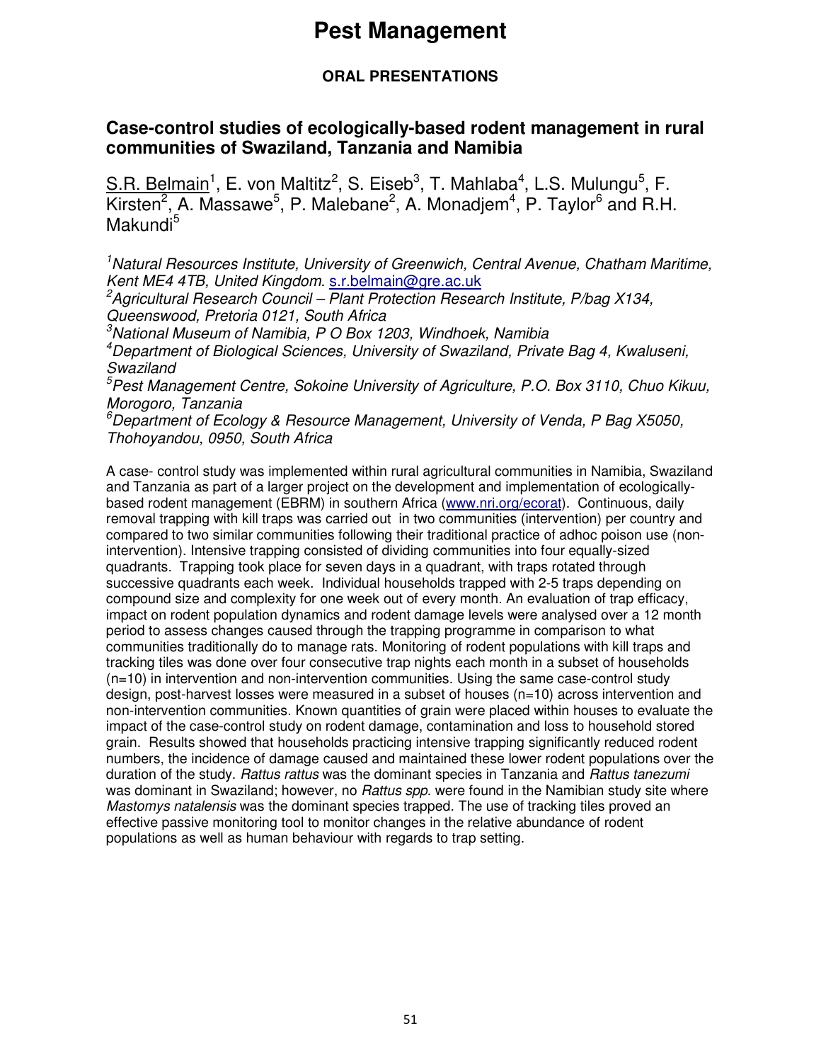# Pest Management

## ORAL PRESENTATIONS

### Case-control studies of ecologically-based rodent management in rural communities of Swaziland, Tanzania and Namibia

S.R. Belmain[1], E. von Maltitz[2], S. Eiseb[3], T. Mahlaba[4], L.S. Mulungu[5], F. Kirsten[2], A. Massawe[5], P. Malebane[2], A. Monadjem[4], P. Taylor[6] and R.H. Makundi[5]

*[1]Natural Resources Institute, University of Greenwich, Central Avenue, Chatham Maritime, Kent ME4 4TB, United Kingdom.* s.r.belmain@gre.ac.uk
*[2]Agricultural Research Council – Plant Protection Research Institute, P/bag X134, Queenswood, Pretoria 0121, South Africa*
*[3]National Museum of Namibia, P O Box 1203, Windhoek, Namibia*
*[4]Department of Biological Sciences, University of Swaziland, Private Bag 4, Kwaluseni, Swaziland*
*[5]Pest Management Centre, Sokoine University of Agriculture, P.O. Box 3110, Chuo Kikuu, Morogoro, Tanzania*
*[6]Department of Ecology & Resource Management, University of Venda, P Bag X5050, Thohoyandou, 0950, South Africa*

A case- control study was implemented within rural agricultural communities in Namibia, Swaziland and Tanzania as part of a larger project on the development and implementation of ecologically-based rodent management (EBRM) in southern Africa (www.nri.org/ecorat). Continuous, daily removal trapping with kill traps was carried out in two communities (intervention) per country and compared to two similar communities following their traditional practice of adhoc poison use (non-intervention). Intensive trapping consisted of dividing communities into four equally-sized quadrants. Trapping took place for seven days in a quadrant, with traps rotated through successive quadrants each week. Individual households trapped with 2-5 traps depending on compound size and complexity for one week out of every month. An evaluation of trap efficacy, impact on rodent population dynamics and rodent damage levels were analysed over a 12 month period to assess changes caused through the trapping programme in comparison to what communities traditionally do to manage rats. Monitoring of rodent populations with kill traps and tracking tiles was done over four consecutive trap nights each month in a subset of households (n=10) in intervention and non-intervention communities. Using the same case-control study design, post-harvest losses were measured in a subset of houses (n=10) across intervention and non-intervention communities. Known quantities of grain were placed within houses to evaluate the impact of the case-control study on rodent damage, contamination and loss to household stored grain. Results showed that households practicing intensive trapping significantly reduced rodent numbers, the incidence of damage caused and maintained these lower rodent populations over the duration of the study. *Rattus rattus* was the dominant species in Tanzania and *Rattus tanezumi* was dominant in Swaziland; however, no *Rattus spp*. were found in the Namibian study site where *Mastomys natalensis* was the dominant species trapped. The use of tracking tiles proved an effective passive monitoring tool to monitor changes in the relative abundance of rodent populations as well as human behaviour with regards to trap setting.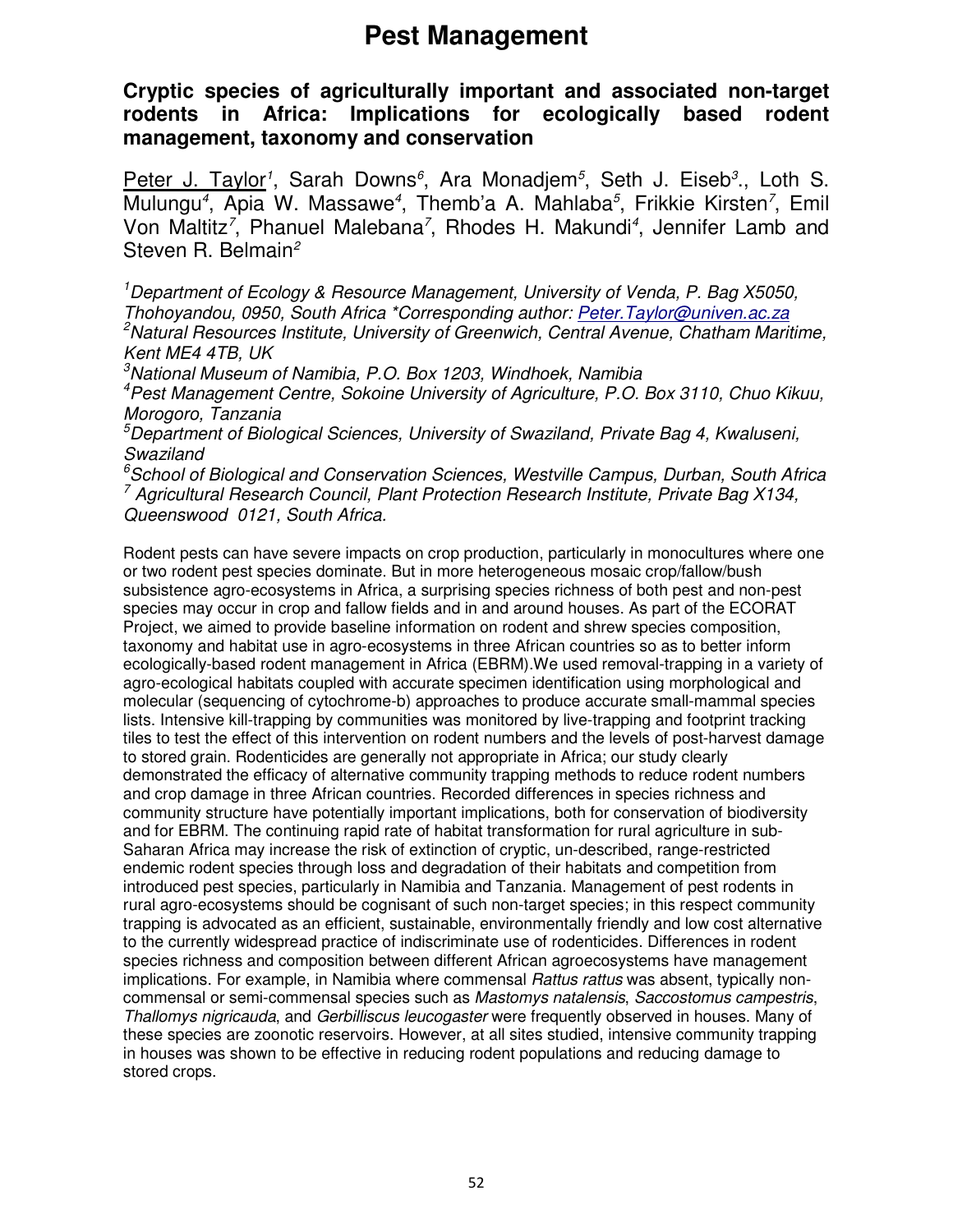# Pest Management

## Cryptic species of agriculturally important and associated non-target rodents in Africa: Implications for ecologically based rodent management, taxonomy and conservation

Peter J. Taylor[1], Sarah Downs[6], Ara Monadjem[5], Seth J. Eiseb[3]., Loth S. Mulungu[4], Apia W. Massawe[4], Themb'a A. Mahlaba[5], Frikkie Kirsten[7], Emil Von Maltitz[7], Phanuel Malebana[7], Rhodes H. Makundi[4], Jennifer Lamb and Steven R. Belmain[2]

*[1]Department of Ecology & Resource Management, University of Venda, P. Bag X5050, Thohoyandou, 0950, South Africa *Corresponding author: Peter.Taylor@univen.ac.za*
*[2]Natural Resources Institute, University of Greenwich, Central Avenue, Chatham Maritime, Kent ME4 4TB, UK*
*[3]National Museum of Namibia, P.O. Box 1203, Windhoek, Namibia*
*[4]Pest Management Centre, Sokoine University of Agriculture, P.O. Box 3110, Chuo Kikuu, Morogoro, Tanzania*
*[5]Department of Biological Sciences, University of Swaziland, Private Bag 4, Kwaluseni, Swaziland*
*[6]School of Biological and Conservation Sciences, Westville Campus, Durban, South Africa*
*[7] Agricultural Research Council, Plant Protection Research Institute, Private Bag X134, Queenswood 0121, South Africa.*

Rodent pests can have severe impacts on crop production, particularly in monocultures where one or two rodent pest species dominate. But in more heterogeneous mosaic crop/fallow/bush subsistence agro-ecosystems in Africa, a surprising species richness of both pest and non-pest species may occur in crop and fallow fields and in and around houses. As part of the ECORAT Project, we aimed to provide baseline information on rodent and shrew species composition, taxonomy and habitat use in agro-ecosystems in three African countries so as to better inform ecologically-based rodent management in Africa (EBRM).We used removal-trapping in a variety of agro-ecological habitats coupled with accurate specimen identification using morphological and molecular (sequencing of cytochrome-b) approaches to produce accurate small-mammal species lists. Intensive kill-trapping by communities was monitored by live-trapping and footprint tracking tiles to test the effect of this intervention on rodent numbers and the levels of post-harvest damage to stored grain. Rodenticides are generally not appropriate in Africa; our study clearly demonstrated the efficacy of alternative community trapping methods to reduce rodent numbers and crop damage in three African countries. Recorded differences in species richness and community structure have potentially important implications, both for conservation of biodiversity and for EBRM. The continuing rapid rate of habitat transformation for rural agriculture in sub-Saharan Africa may increase the risk of extinction of cryptic, un-described, range-restricted endemic rodent species through loss and degradation of their habitats and competition from introduced pest species, particularly in Namibia and Tanzania. Management of pest rodents in rural agro-ecosystems should be cognisant of such non-target species; in this respect community trapping is advocated as an efficient, sustainable, environmentally friendly and low cost alternative to the currently widespread practice of indiscriminate use of rodenticides. Differences in rodent species richness and composition between different African agroecosystems have management implications. For example, in Namibia where commensal *Rattus rattus* was absent, typically non-commensal or semi-commensal species such as *Mastomys natalensis*, *Saccostomus campestris*, *Thallomys nigricauda*, and *Gerbilliscus leucogaster* were frequently observed in houses. Many of these species are zoonotic reservoirs. However, at all sites studied, intensive community trapping in houses was shown to be effective in reducing rodent populations and reducing damage to stored crops.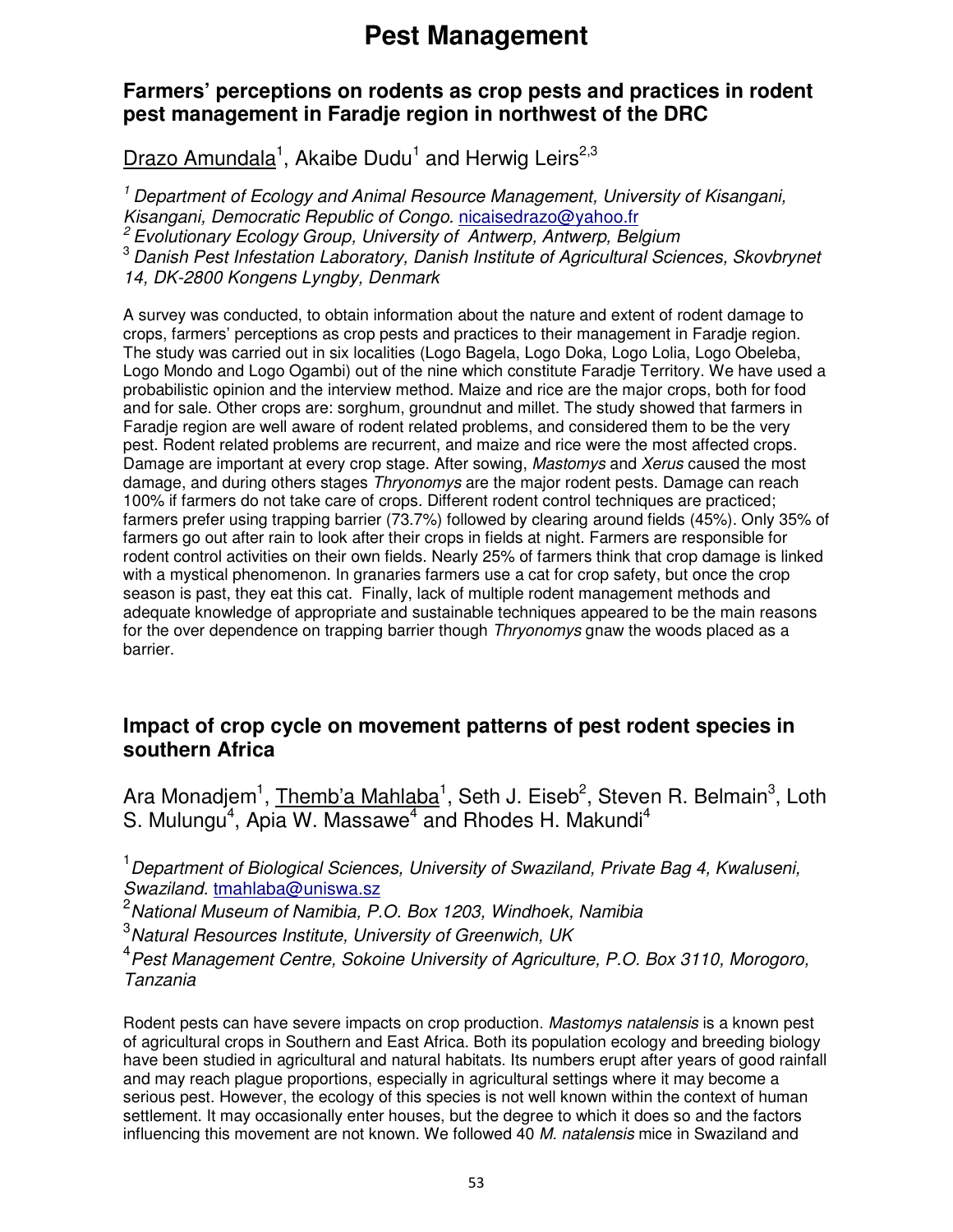# Pest Management

## Farmers' perceptions on rodents as crop pests and practices in rodent pest management in Faradje region in northwest of the DRC

Drazo Amundala[1], Akaibe Dudu[1] and Herwig Leirs[2,3]

[1] *Department of Ecology and Animal Resource Management, University of Kisangani, Kisangani, Democratic Republic of Congo.* nicaisedrazo@yahoo.fr
[2] *Evolutionary Ecology Group, University of Antwerp, Antwerp, Belgium*
[3] *Danish Pest Infestation Laboratory, Danish Institute of Agricultural Sciences, Skovbrynet 14, DK-2800 Kongens Lyngby, Denmark*

A survey was conducted, to obtain information about the nature and extent of rodent damage to crops, farmers' perceptions as crop pests and practices to their management in Faradje region. The study was carried out in six localities (Logo Bagela, Logo Doka, Logo Lolia, Logo Obeleba, Logo Mondo and Logo Ogambi) out of the nine which constitute Faradje Territory. We have used a probabilistic opinion and the interview method. Maize and rice are the major crops, both for food and for sale. Other crops are: sorghum, groundnut and millet. The study showed that farmers in Faradje region are well aware of rodent related problems, and considered them to be the very pest. Rodent related problems are recurrent, and maize and rice were the most affected crops. Damage are important at every crop stage. After sowing, *Mastomys* and *Xerus* caused the most damage, and during others stages *Thryonomys* are the major rodent pests. Damage can reach 100% if farmers do not take care of crops. Different rodent control techniques are practiced; farmers prefer using trapping barrier (73.7%) followed by clearing around fields (45%). Only 35% of farmers go out after rain to look after their crops in fields at night. Farmers are responsible for rodent control activities on their own fields. Nearly 25% of farmers think that crop damage is linked with a mystical phenomenon. In granaries farmers use a cat for crop safety, but once the crop season is past, they eat this cat. Finally, lack of multiple rodent management methods and adequate knowledge of appropriate and sustainable techniques appeared to be the main reasons for the over dependence on trapping barrier though *Thryonomys* gnaw the woods placed as a barrier.

## Impact of crop cycle on movement patterns of pest rodent species in southern Africa

Ara Monadjem[1], Themb'a Mahlaba[1], Seth J. Eiseb[2], Steven R. Belmain[3], Loth S. Mulungu[4], Apia W. Massawe[4] and Rhodes H. Makundi[4]

[1] *Department of Biological Sciences, University of Swaziland, Private Bag 4, Kwaluseni, Swaziland.* tmahlaba@uniswa.sz
[2] *National Museum of Namibia, P.O. Box 1203, Windhoek, Namibia*
[3] *Natural Resources Institute, University of Greenwich, UK*
[4] *Pest Management Centre, Sokoine University of Agriculture, P.O. Box 3110, Morogoro, Tanzania*

Rodent pests can have severe impacts on crop production. *Mastomys natalensis* is a known pest of agricultural crops in Southern and East Africa. Both its population ecology and breeding biology have been studied in agricultural and natural habitats. Its numbers erupt after years of good rainfall and may reach plague proportions, especially in agricultural settings where it may become a serious pest. However, the ecology of this species is not well known within the context of human settlement. It may occasionally enter houses, but the degree to which it does so and the factors influencing this movement are not known. We followed 40 *M. natalensis* mice in Swaziland and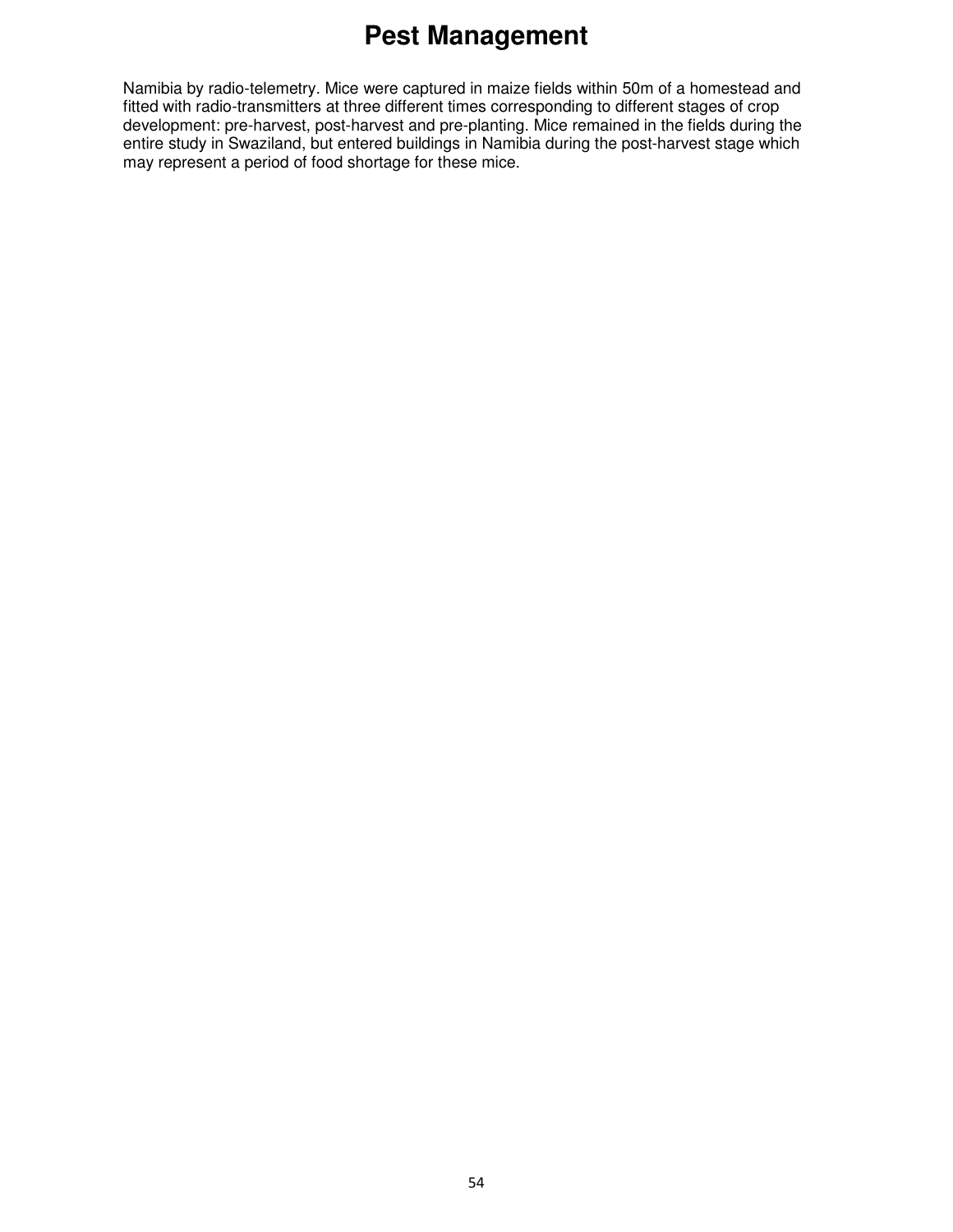Namibia by radio-telemetry. Mice were captured in maize fields within 50m of a homestead and fitted with radio-transmitters at three different times corresponding to different stages of crop development: pre-harvest, post-harvest and pre-planting. Mice remained in the fields during the entire study in Swaziland, but entered buildings in Namibia during the post-harvest stage which may represent a period of food shortage for these mice.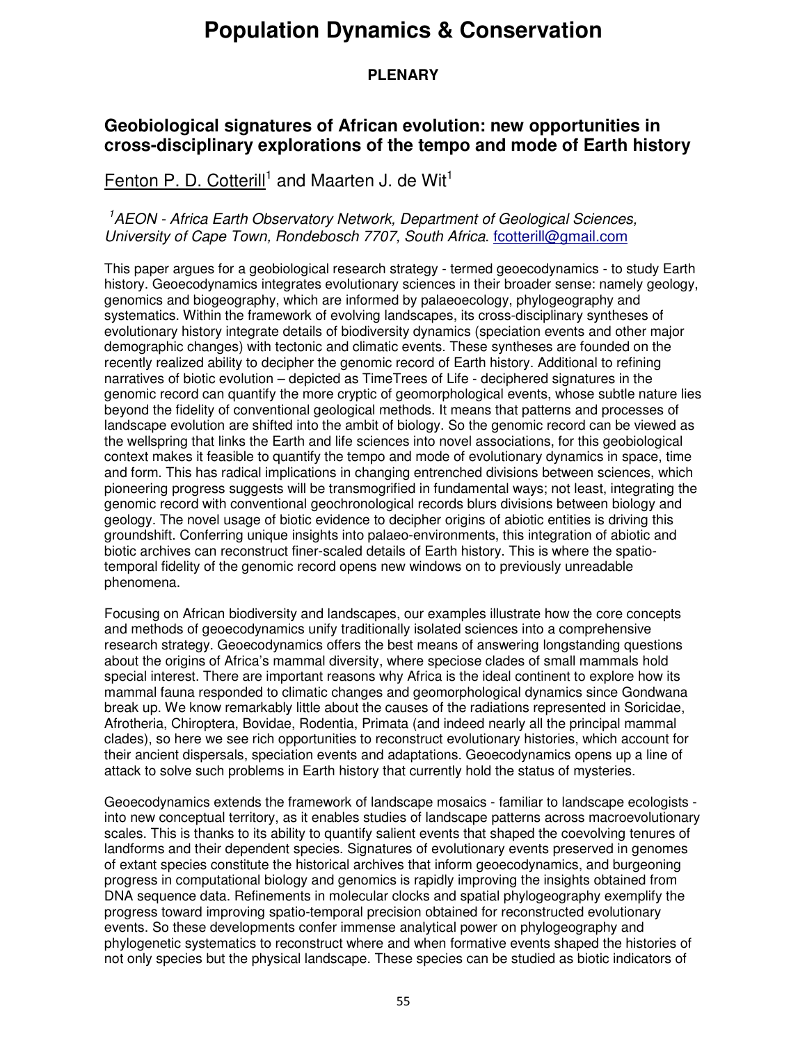# Population Dynamics & Conservation

**PLENARY**

## Geobiological signatures of African evolution: new opportunities in cross-disciplinary explorations of the tempo and mode of Earth history

Fenton P. D. Cotterill[1] and Maarten J. de Wit[1]

[1]*AEON - Africa Earth Observatory Network, Department of Geological Sciences, University of Cape Town, Rondebosch 7707, South Africa.* fcotterill@gmail.com

This paper argues for a geobiological research strategy - termed geoecodynamics - to study Earth history. Geoecodynamics integrates evolutionary sciences in their broader sense: namely geology, genomics and biogeography, which are informed by palaeoecology, phylogeography and systematics. Within the framework of evolving landscapes, its cross-disciplinary syntheses of evolutionary history integrate details of biodiversity dynamics (speciation events and other major demographic changes) with tectonic and climatic events. These syntheses are founded on the recently realized ability to decipher the genomic record of Earth history. Additional to refining narratives of biotic evolution – depicted as TimeTrees of Life - deciphered signatures in the genomic record can quantify the more cryptic of geomorphological events, whose subtle nature lies beyond the fidelity of conventional geological methods. It means that patterns and processes of landscape evolution are shifted into the ambit of biology. So the genomic record can be viewed as the wellspring that links the Earth and life sciences into novel associations, for this geobiological context makes it feasible to quantify the tempo and mode of evolutionary dynamics in space, time and form. This has radical implications in changing entrenched divisions between sciences, which pioneering progress suggests will be transmogrified in fundamental ways; not least, integrating the genomic record with conventional geochronological records blurs divisions between biology and geology. The novel usage of biotic evidence to decipher origins of abiotic entities is driving this groundshift. Conferring unique insights into palaeo-environments, this integration of abiotic and biotic archives can reconstruct finer-scaled details of Earth history. This is where the spatio-temporal fidelity of the genomic record opens new windows on to previously unreadable phenomena.

Focusing on African biodiversity and landscapes, our examples illustrate how the core concepts and methods of geoecodynamics unify traditionally isolated sciences into a comprehensive research strategy. Geoecodynamics offers the best means of answering longstanding questions about the origins of Africa's mammal diversity, where speciose clades of small mammals hold special interest. There are important reasons why Africa is the ideal continent to explore how its mammal fauna responded to climatic changes and geomorphological dynamics since Gondwana break up. We know remarkably little about the causes of the radiations represented in Soricidae, Afrotheria, Chiroptera, Bovidae, Rodentia, Primata (and indeed nearly all the principal mammal clades), so here we see rich opportunities to reconstruct evolutionary histories, which account for their ancient dispersals, speciation events and adaptations. Geoecodynamics opens up a line of attack to solve such problems in Earth history that currently hold the status of mysteries.

Geoecodynamics extends the framework of landscape mosaics - familiar to landscape ecologists - into new conceptual territory, as it enables studies of landscape patterns across macroevolutionary scales. This is thanks to its ability to quantify salient events that shaped the coevolving tenures of landforms and their dependent species. Signatures of evolutionary events preserved in genomes of extant species constitute the historical archives that inform geoecodynamics, and burgeoning progress in computational biology and genomics is rapidly improving the insights obtained from DNA sequence data. Refinements in molecular clocks and spatial phylogeography exemplify the progress toward improving spatio-temporal precision obtained for reconstructed evolutionary events. So these developments confer immense analytical power on phylogeography and phylogenetic systematics to reconstruct where and when formative events shaped the histories of not only species but the physical landscape. These species can be studied as biotic indicators of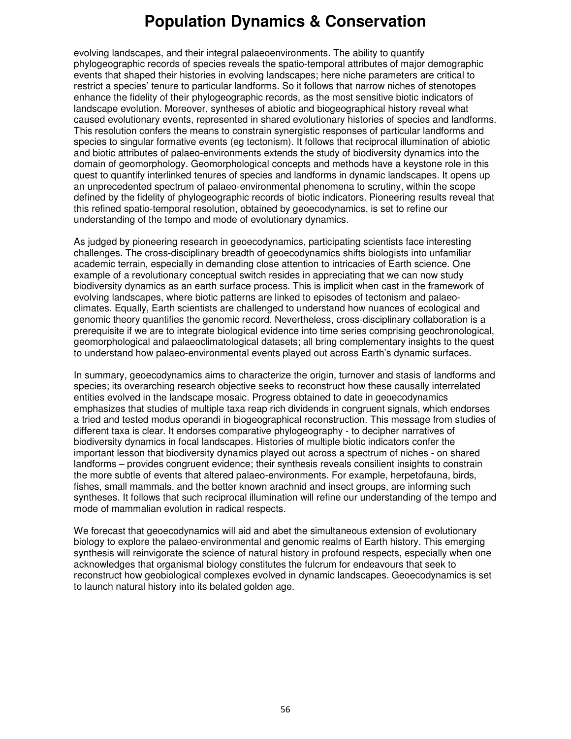evolving landscapes, and their integral palaeoenvironments. The ability to quantify phylogeographic records of species reveals the spatio-temporal attributes of major demographic events that shaped their histories in evolving landscapes; here niche parameters are critical to restrict a species' tenure to particular landforms. So it follows that narrow niches of stenotopes enhance the fidelity of their phylogeographic records, as the most sensitive biotic indicators of landscape evolution. Moreover, syntheses of abiotic and biogeographical history reveal what caused evolutionary events, represented in shared evolutionary histories of species and landforms. This resolution confers the means to constrain synergistic responses of particular landforms and species to singular formative events (eg tectonism). It follows that reciprocal illumination of abiotic and biotic attributes of palaeo-environments extends the study of biodiversity dynamics into the domain of geomorphology. Geomorphological concepts and methods have a keystone role in this quest to quantify interlinked tenures of species and landforms in dynamic landscapes. It opens up an unprecedented spectrum of palaeo-environmental phenomena to scrutiny, within the scope defined by the fidelity of phylogeographic records of biotic indicators. Pioneering results reveal that this refined spatio-temporal resolution, obtained by geoecodynamics, is set to refine our understanding of the tempo and mode of evolutionary dynamics.

As judged by pioneering research in geoecodynamics, participating scientists face interesting challenges. The cross-disciplinary breadth of geoecodynamics shifts biologists into unfamiliar academic terrain, especially in demanding close attention to intricacies of Earth science. One example of a revolutionary conceptual switch resides in appreciating that we can now study biodiversity dynamics as an earth surface process. This is implicit when cast in the framework of evolving landscapes, where biotic patterns are linked to episodes of tectonism and palaeo-climates. Equally, Earth scientists are challenged to understand how nuances of ecological and genomic theory quantifies the genomic record. Nevertheless, cross-disciplinary collaboration is a prerequisite if we are to integrate biological evidence into time series comprising geochronological, geomorphological and palaeoclimatological datasets; all bring complementary insights to the quest to understand how palaeo-environmental events played out across Earth's dynamic surfaces.

In summary, geoecodynamics aims to characterize the origin, turnover and stasis of landforms and species; its overarching research objective seeks to reconstruct how these causally interrelated entities evolved in the landscape mosaic. Progress obtained to date in geoecodynamics emphasizes that studies of multiple taxa reap rich dividends in congruent signals, which endorses a tried and tested modus operandi in biogeographical reconstruction. This message from studies of different taxa is clear. It endorses comparative phylogeography - to decipher narratives of biodiversity dynamics in focal landscapes. Histories of multiple biotic indicators confer the important lesson that biodiversity dynamics played out across a spectrum of niches - on shared landforms – provides congruent evidence; their synthesis reveals consilient insights to constrain the more subtle of events that altered palaeo-environments. For example, herpetofauna, birds, fishes, small mammals, and the better known arachnid and insect groups, are informing such syntheses. It follows that such reciprocal illumination will refine our understanding of the tempo and mode of mammalian evolution in radical respects.

We forecast that geoecodynamics will aid and abet the simultaneous extension of evolutionary biology to explore the palaeo-environmental and genomic realms of Earth history. This emerging synthesis will reinvigorate the science of natural history in profound respects, especially when one acknowledges that organismal biology constitutes the fulcrum for endeavours that seek to reconstruct how geobiological complexes evolved in dynamic landscapes. Geoecodynamics is set to launch natural history into its belated golden age.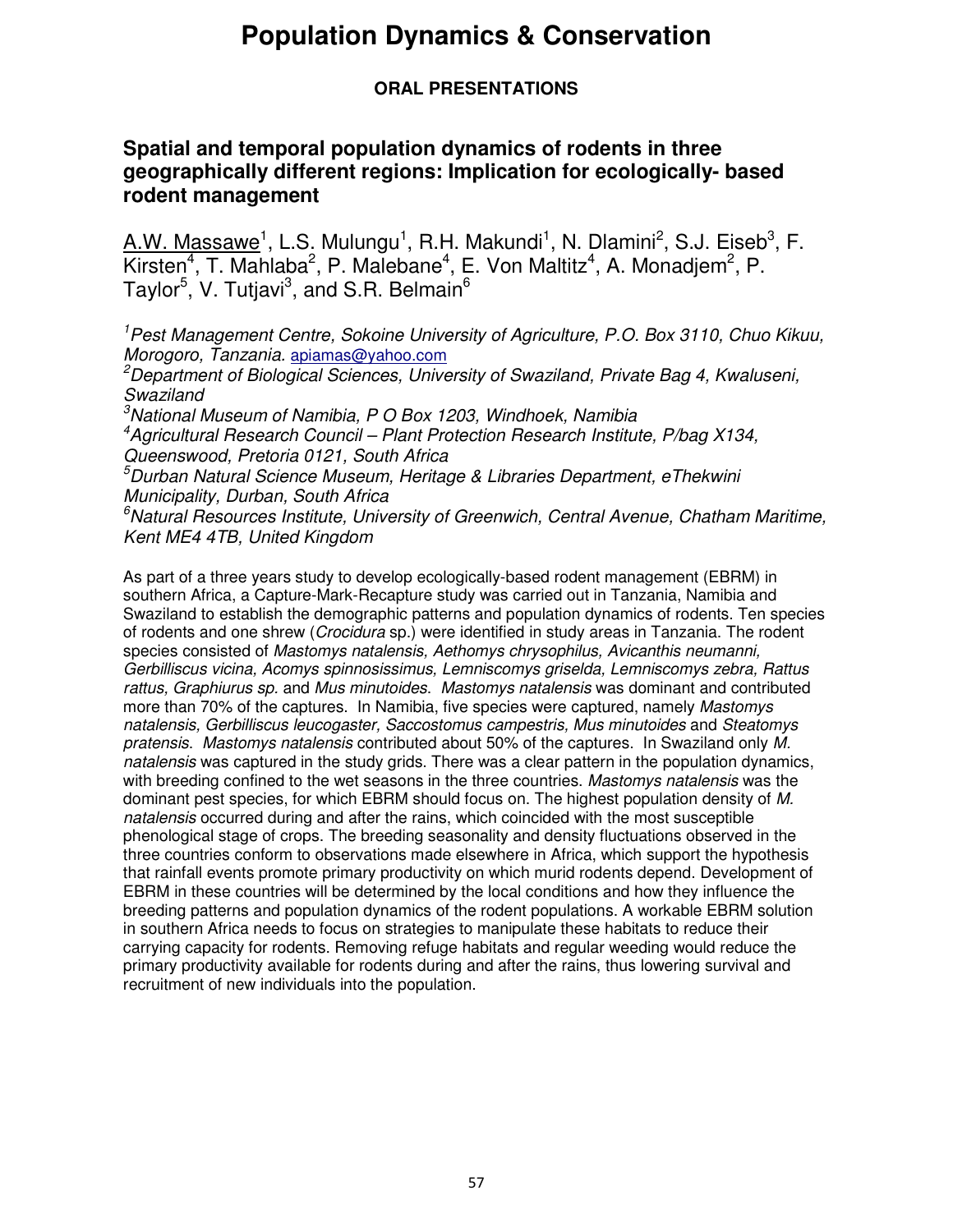# Population Dynamics & Conservation

**ORAL PRESENTATIONS**

## Spatial and temporal population dynamics of rodents in three geographically different regions: Implication for ecologically- based rodent management

A.W. Massawe[1], L.S. Mulungu[1], R.H. Makundi[1], N. Dlamini[2], S.J. Eiseb[3], F. Kirsten[4], T. Mahlaba[2], P. Malebane[4], E. Von Maltitz[4], A. Monadjem[2], P. Taylor[5], V. Tutjavi[3], and S.R. Belmain[6]

*[1]Pest Management Centre, Sokoine University of Agriculture, P.O. Box 3110, Chuo Kikuu, Morogoro, Tanzania.* apiamas@yahoo.com
*[2]Department of Biological Sciences, University of Swaziland, Private Bag 4, Kwaluseni, Swaziland*
*[3]National Museum of Namibia, P O Box 1203, Windhoek, Namibia*
*[4]Agricultural Research Council – Plant Protection Research Institute, P/bag X134, Queenswood, Pretoria 0121, South Africa*
*[5]Durban Natural Science Museum, Heritage & Libraries Department, eThekwini Municipality, Durban, South Africa*
*[6]Natural Resources Institute, University of Greenwich, Central Avenue, Chatham Maritime, Kent ME4 4TB, United Kingdom*

As part of a three years study to develop ecologically-based rodent management (EBRM) in southern Africa, a Capture-Mark-Recapture study was carried out in Tanzania, Namibia and Swaziland to establish the demographic patterns and population dynamics of rodents. Ten species of rodents and one shrew (*Crocidura* sp.) were identified in study areas in Tanzania. The rodent species consisted of *Mastomys natalensis, Aethomys chrysophilus, Avicanthis neumanni, Gerbilliscus vicina, Acomys spinnosissimus, Lemniscomys griselda, Lemniscomys zebra, Rattus rattus, Graphiurus sp.* and *Mus minutoides*. *Mastomys natalensis* was dominant and contributed more than 70% of the captures. In Namibia, five species were captured, namely *Mastomys natalensis, Gerbilliscus leucogaster, Saccostomus campestris, Mus minutoides* and *Steatomys pratensis*. *Mastomys natalensis* contributed about 50% of the captures. In Swaziland only *M. natalensis* was captured in the study grids. There was a clear pattern in the population dynamics, with breeding confined to the wet seasons in the three countries. *Mastomys natalensis* was the dominant pest species, for which EBRM should focus on. The highest population density of *M. natalensis* occurred during and after the rains, which coincided with the most susceptible phenological stage of crops. The breeding seasonality and density fluctuations observed in the three countries conform to observations made elsewhere in Africa, which support the hypothesis that rainfall events promote primary productivity on which murid rodents depend. Development of EBRM in these countries will be determined by the local conditions and how they influence the breeding patterns and population dynamics of the rodent populations. A workable EBRM solution in southern Africa needs to focus on strategies to manipulate these habitats to reduce their carrying capacity for rodents. Removing refuge habitats and regular weeding would reduce the primary productivity available for rodents during and after the rains, thus lowering survival and recruitment of new individuals into the population.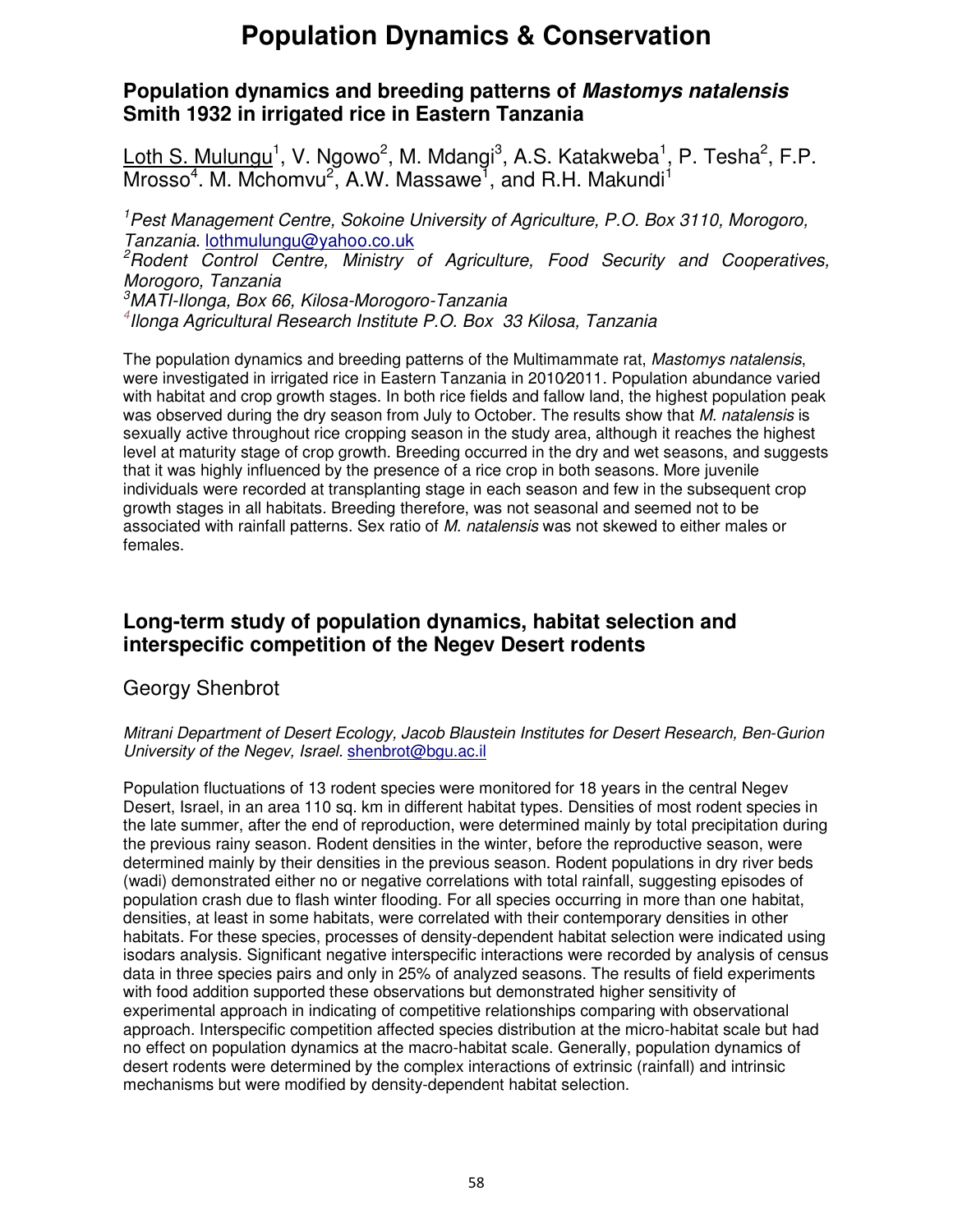# Population Dynamics & Conservation

## Population dynamics and breeding patterns of *Mastomys natalensis* Smith 1932 in irrigated rice in Eastern Tanzania

<u>Loth S. Mulungu</u>[1], V. Ngowo[2], M. Mdangi[3], A.S. Katakweba[1], P. Tesha[2], F.P. Mrosso[4]. M. Mchomvu[2], A.W. Massawe[1], and R.H. Makundi[1]

[1] *Pest Management Centre, Sokoine University of Agriculture, P.O. Box 3110, Morogoro, Tanzania.* lothmulungu@yahoo.co.uk

[2] *Rodent Control Centre, Ministry of Agriculture, Food Security and Cooperatives, Morogoro, Tanzania*

[3] *MATI-Ilonga, Box 66, Kilosa-Morogoro-Tanzania*

[4] *Ilonga Agricultural Research Institute P.O. Box 33 Kilosa, Tanzania*

The population dynamics and breeding patterns of the Multimammate rat, *Mastomys natalensis*, were investigated in irrigated rice in Eastern Tanzania in 2010⁄2011. Population abundance varied with habitat and crop growth stages. In both rice fields and fallow land, the highest population peak was observed during the dry season from July to October. The results show that *M. natalensis* is sexually active throughout rice cropping season in the study area, although it reaches the highest level at maturity stage of crop growth. Breeding occurred in the dry and wet seasons, and suggests that it was highly influenced by the presence of a rice crop in both seasons. More juvenile individuals were recorded at transplanting stage in each season and few in the subsequent crop growth stages in all habitats. Breeding therefore, was not seasonal and seemed not to be associated with rainfall patterns. Sex ratio of *M. natalensis* was not skewed to either males or females.

## Long-term study of population dynamics, habitat selection and interspecific competition of the Negev Desert rodents

Georgy Shenbrot

*Mitrani Department of Desert Ecology, Jacob Blaustein Institutes for Desert Research, Ben-Gurion University of the Negev, Israel.* shenbrot@bgu.ac.il

Population fluctuations of 13 rodent species were monitored for 18 years in the central Negev Desert, Israel, in an area 110 sq. km in different habitat types. Densities of most rodent species in the late summer, after the end of reproduction, were determined mainly by total precipitation during the previous rainy season. Rodent densities in the winter, before the reproductive season, were determined mainly by their densities in the previous season. Rodent populations in dry river beds (wadi) demonstrated either no or negative correlations with total rainfall, suggesting episodes of population crash due to flash winter flooding. For all species occurring in more than one habitat, densities, at least in some habitats, were correlated with their contemporary densities in other habitats. For these species, processes of density-dependent habitat selection were indicated using isodars analysis. Significant negative interspecific interactions were recorded by analysis of census data in three species pairs and only in 25% of analyzed seasons. The results of field experiments with food addition supported these observations but demonstrated higher sensitivity of experimental approach in indicating of competitive relationships comparing with observational approach. Interspecific competition affected species distribution at the micro-habitat scale but had no effect on population dynamics at the macro-habitat scale. Generally, population dynamics of desert rodents were determined by the complex interactions of extrinsic (rainfall) and intrinsic mechanisms but were modified by density-dependent habitat selection.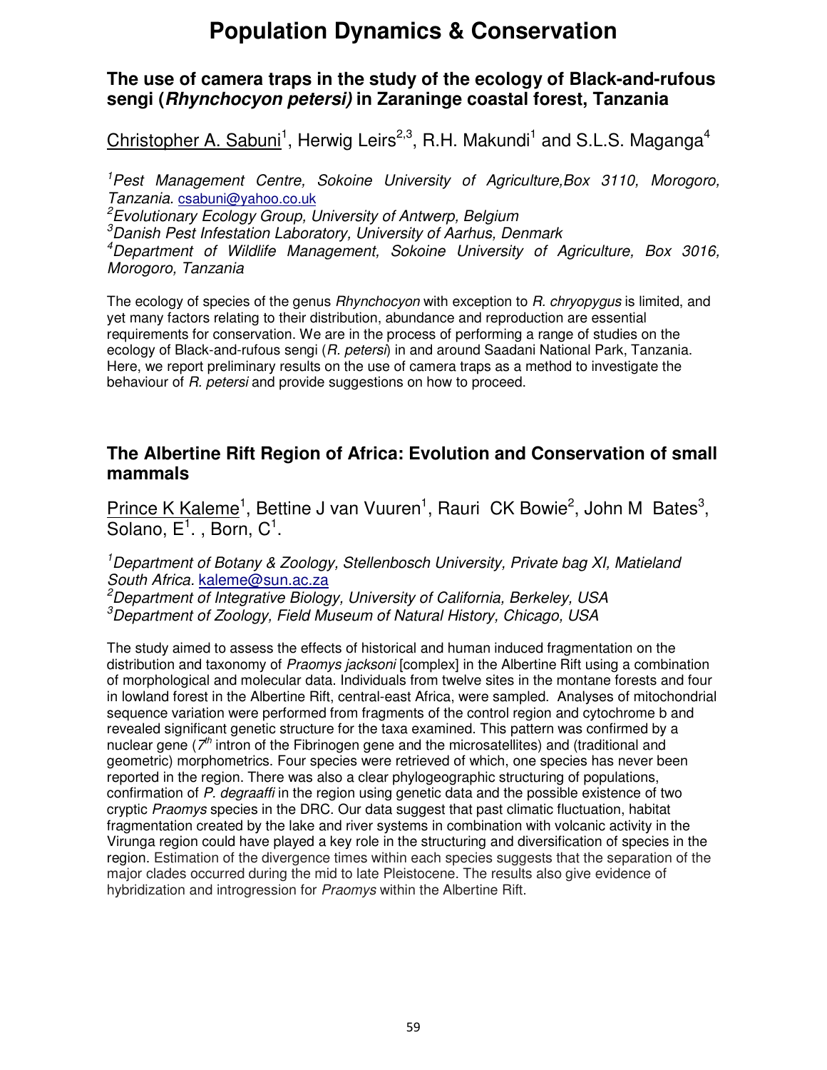# Population Dynamics & Conservation

## The use of camera traps in the study of the ecology of Black-and-rufous sengi (*Rhynchocyon petersi)* in Zaraninge coastal forest, Tanzania

<u>Christopher A. Sabuni</u>[1], Herwig Leirs[2,3], R.H. Makundi[1] and S.L.S. Maganga[4]

*[1]Pest Management Centre, Sokoine University of Agriculture,Box 3110, Morogoro, Tanzania.* csabuni@yahoo.co.uk
*[2]Evolutionary Ecology Group, University of Antwerp, Belgium*
*[3]Danish Pest Infestation Laboratory, University of Aarhus, Denmark*
*[4]Department of Wildlife Management, Sokoine University of Agriculture, Box 3016, Morogoro, Tanzania*

The ecology of species of the genus *Rhynchocyon* with exception to *R. chryopygus* is limited, and yet many factors relating to their distribution, abundance and reproduction are essential requirements for conservation. We are in the process of performing a range of studies on the ecology of Black-and-rufous sengi (*R. petersi*) in and around Saadani National Park, Tanzania. Here, we report preliminary results on the use of camera traps as a method to investigate the behaviour of *R. petersi* and provide suggestions on how to proceed.

## The Albertine Rift Region of Africa: Evolution and Conservation of small mammals

<u>Prince K Kaleme</u>[1], Bettine J van Vuuren[1], Rauri CK Bowie[2], John M Bates[3], Solano, E[1]. , Born, C[1].

*[1]Department of Botany & Zoology, Stellenbosch University, Private bag XI, Matieland South Africa.* kaleme@sun.ac.za
*[2]Department of Integrative Biology, University of California, Berkeley, USA*
*[3]Department of Zoology, Field Museum of Natural History, Chicago, USA*

The study aimed to assess the effects of historical and human induced fragmentation on the distribution and taxonomy of *Praomys jacksoni* [complex] in the Albertine Rift using a combination of morphological and molecular data. Individuals from twelve sites in the montane forests and four in lowland forest in the Albertine Rift, central-east Africa, were sampled. Analyses of mitochondrial sequence variation were performed from fragments of the control region and cytochrome b and revealed significant genetic structure for the taxa examined. This pattern was confirmed by a nuclear gene ($7^{th}$ intron of the Fibrinogen gene and the microsatellites) and (traditional and geometric) morphometrics. Four species were retrieved of which, one species has never been reported in the region. There was also a clear phylogeographic structuring of populations, confirmation of *P. degraaffi* in the region using genetic data and the possible existence of two cryptic *Praomys* species in the DRC. Our data suggest that past climatic fluctuation, habitat fragmentation created by the lake and river systems in combination with volcanic activity in the Virunga region could have played a key role in the structuring and diversification of species in the region. Estimation of the divergence times within each species suggests that the separation of the major clades occurred during the mid to late Pleistocene. The results also give evidence of hybridization and introgression for *Praomys* within the Albertine Rift.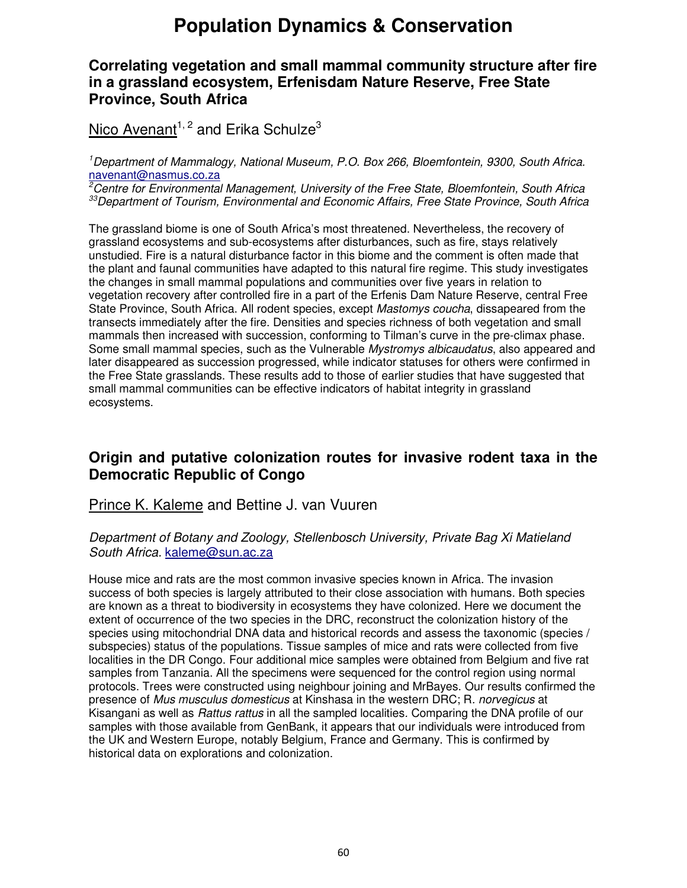# Population Dynamics & Conservation

## Correlating vegetation and small mammal community structure after fire in a grassland ecosystem, Erfenisdam Nature Reserve, Free State Province, South Africa

Nico Avenant[1, 2] and Erika Schulze[3]

*[1]Department of Mammalogy, National Museum, P.O. Box 266, Bloemfontein, 9300, South Africa.* navenant@nasmus.co.za
*[2]Centre for Environmental Management, University of the Free State, Bloemfontein, South Africa*
*[33]Department of Tourism, Environmental and Economic Affairs, Free State Province, South Africa*

The grassland biome is one of South Africa's most threatened. Nevertheless, the recovery of grassland ecosystems and sub-ecosystems after disturbances, such as fire, stays relatively unstudied. Fire is a natural disturbance factor in this biome and the comment is often made that the plant and faunal communities have adapted to this natural fire regime. This study investigates the changes in small mammal populations and communities over five years in relation to vegetation recovery after controlled fire in a part of the Erfenis Dam Nature Reserve, central Free State Province, South Africa. All rodent species, except *Mastomys coucha*, dissapeared from the transects immediately after the fire. Densities and species richness of both vegetation and small mammals then increased with succession, conforming to Tilman's curve in the pre-climax phase. Some small mammal species, such as the Vulnerable *Mystromys albicaudatus*, also appeared and later disappeared as succession progressed, while indicator statuses for others were confirmed in the Free State grasslands. These results add to those of earlier studies that have suggested that small mammal communities can be effective indicators of habitat integrity in grassland ecosystems.

## Origin and putative colonization routes for invasive rodent taxa in the Democratic Republic of Congo

Prince K. Kaleme and Bettine J. van Vuuren

*Department of Botany and Zoology, Stellenbosch University, Private Bag Xi Matieland South Africa.* kaleme@sun.ac.za

House mice and rats are the most common invasive species known in Africa. The invasion success of both species is largely attributed to their close association with humans. Both species are known as a threat to biodiversity in ecosystems they have colonized. Here we document the extent of occurrence of the two species in the DRC, reconstruct the colonization history of the species using mitochondrial DNA data and historical records and assess the taxonomic (species / subspecies) status of the populations. Tissue samples of mice and rats were collected from five localities in the DR Congo. Four additional mice samples were obtained from Belgium and five rat samples from Tanzania. All the specimens were sequenced for the control region using normal protocols. Trees were constructed using neighbour joining and MrBayes. Our results confirmed the presence of *Mus musculus domesticus* at Kinshasa in the western DRC; *R. norvegicus* at Kisangani as well as *Rattus rattus* in all the sampled localities. Comparing the DNA profile of our samples with those available from GenBank, it appears that our individuals were introduced from the UK and Western Europe, notably Belgium, France and Germany. This is confirmed by historical data on explorations and colonization.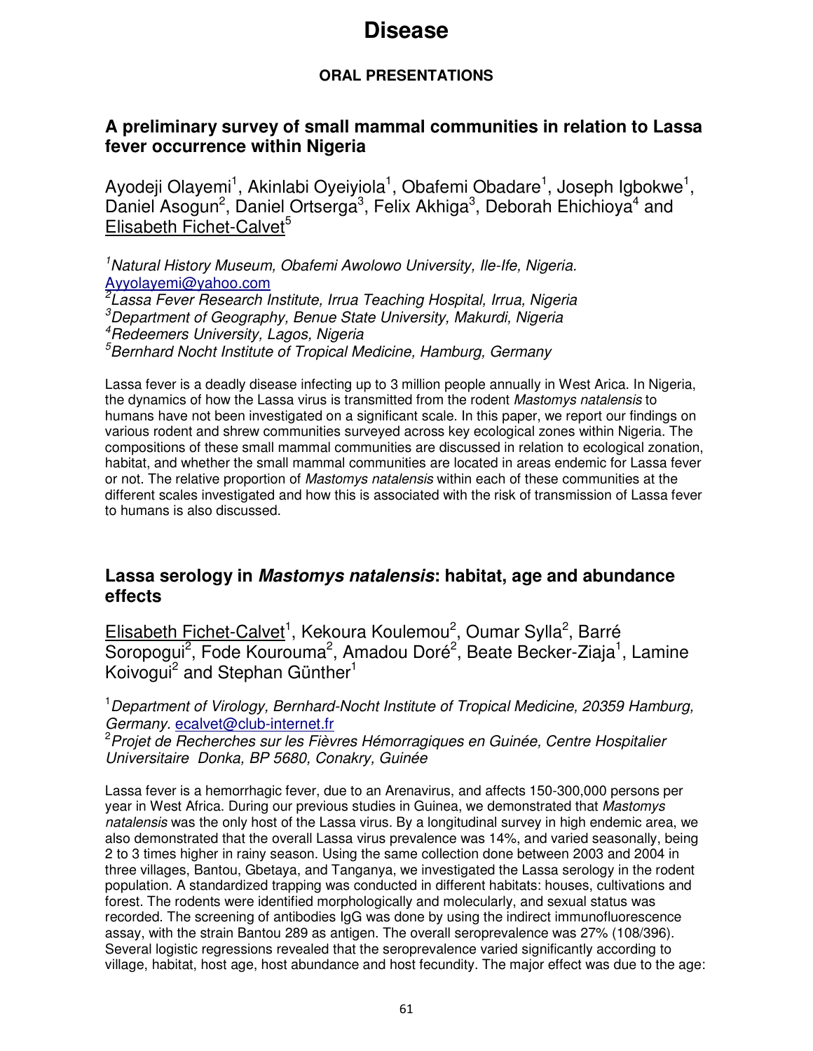# Disease

## ORAL PRESENTATIONS

### A preliminary survey of small mammal communities in relation to Lassa fever occurrence within Nigeria

Ayodeji Olayemi[1], Akinlabi Oyeiyiola[1], Obafemi Obadare[1], Joseph Igbokwe[1], Daniel Asogun[2], Daniel Ortserga[3], Felix Akhiga[3], Deborah Ehichioya[4] and Elisabeth Fichet-Calvet[5]

[1]*Natural History Museum, Obafemi Awolowo University, Ile-Ife, Nigeria.* Ayyolayemi@yahoo.com
[2]*Lassa Fever Research Institute, Irrua Teaching Hospital, Irrua, Nigeria*
[3]*Department of Geography, Benue State University, Makurdi, Nigeria*
[4]*Redeemers University, Lagos, Nigeria*
[5]*Bernhard Nocht Institute of Tropical Medicine, Hamburg, Germany*

Lassa fever is a deadly disease infecting up to 3 million people annually in West Arica. In Nigeria, the dynamics of how the Lassa virus is transmitted from the rodent *Mastomys natalensis* to humans have not been investigated on a significant scale. In this paper, we report our findings on various rodent and shrew communities surveyed across key ecological zones within Nigeria. The compositions of these small mammal communities are discussed in relation to ecological zonation, habitat, and whether the small mammal communities are located in areas endemic for Lassa fever or not. The relative proportion of *Mastomys natalensis* within each of these communities at the different scales investigated and how this is associated with the risk of transmission of Lassa fever to humans is also discussed.

### Lassa serology in *Mastomys natalensis*: habitat, age and abundance effects

Elisabeth Fichet-Calvet[1], Kekoura Koulemou[2], Oumar Sylla[2], Barré Soropogui[2], Fode Kourouma[2], Amadou Doré[2], Beate Becker-Ziaja[1], Lamine Koivogui[2] and Stephan Günther[1]

[1]*Department of Virology, Bernhard-Nocht Institute of Tropical Medicine, 20359 Hamburg, Germany.* ecalvet@club-internet.fr
[2]*Projet de Recherches sur les Fièvres Hémorragiques en Guinée, Centre Hospitalier Universitaire Donka, BP 5680, Conakry, Guinée*

Lassa fever is a hemorrhagic fever, due to an Arenavirus, and affects 150-300,000 persons per year in West Africa. During our previous studies in Guinea, we demonstrated that *Mastomys natalensis* was the only host of the Lassa virus. By a longitudinal survey in high endemic area, we also demonstrated that the overall Lassa virus prevalence was 14%, and varied seasonally, being 2 to 3 times higher in rainy season. Using the same collection done between 2003 and 2004 in three villages, Bantou, Gbetaya, and Tanganya, we investigated the Lassa serology in the rodent population. A standardized trapping was conducted in different habitats: houses, cultivations and forest. The rodents were identified morphologically and molecularly, and sexual status was recorded. The screening of antibodies IgG was done by using the indirect immunofluorescence assay, with the strain Bantou 289 as antigen. The overall seroprevalence was 27% (108/396). Several logistic regressions revealed that the seroprevalence varied significantly according to village, habitat, host age, host abundance and host fecundity. The major effect was due to the age: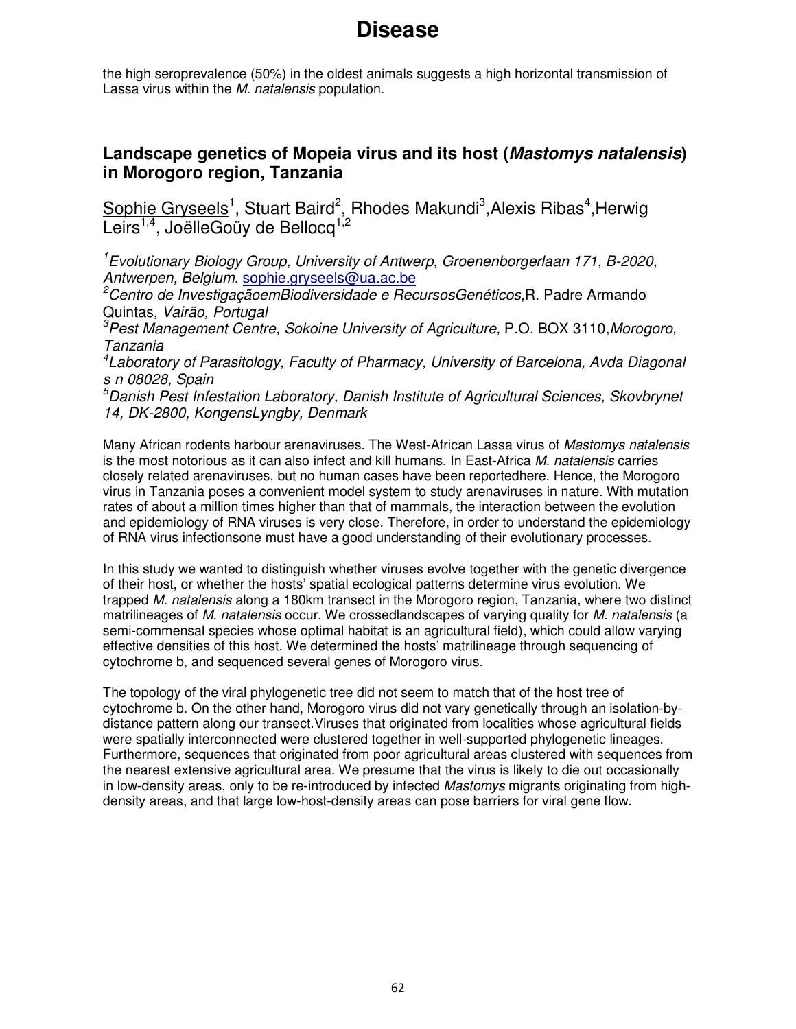the high seroprevalence (50%) in the oldest animals suggests a high horizontal transmission of Lassa virus within the *M. natalensis* population.

## Landscape genetics of Mopeia virus and its host (*Mastomys natalensis*) in Morogoro region, Tanzania

<u>Sophie Gryseels</u>[1], Stuart Baird[2], Rhodes Makundi[3],Alexis Ribas[4],Herwig Leirs[1,4], JoëlleGoüy de Bellocq[1,2]

[1]*Evolutionary Biology Group, University of Antwerp, Groenenborgerlaan 171, B-2020, Antwerpen, Belgium.* sophie.gryseels@ua.ac.be
[2]*Centro de InvestigaçãoemBiodiversidade e RecursosGenéticos,*R. Padre Armando Quintas, *Vairão, Portugal*
[3]*Pest Management Centre, Sokoine University of Agriculture,* P.O. BOX 3110,*Morogoro, Tanzania*
[4]*Laboratory of Parasitology, Faculty of Pharmacy, University of Barcelona, Avda Diagonal s n 08028, Spain*
[5]*Danish Pest Infestation Laboratory, Danish Institute of Agricultural Sciences, Skovbrynet 14, DK-2800, KongensLyngby, Denmark*

Many African rodents harbour arenaviruses. The West-African Lassa virus of *Mastomys natalensis* is the most notorious as it can also infect and kill humans. In East-Africa *M. natalensis* carries closely related arenaviruses, but no human cases have been reportedhere. Hence, the Morogoro virus in Tanzania poses a convenient model system to study arenaviruses in nature. With mutation rates of about a million times higher than that of mammals, the interaction between the evolution and epidemiology of RNA viruses is very close. Therefore, in order to understand the epidemiology of RNA virus infectionsone must have a good understanding of their evolutionary processes.

In this study we wanted to distinguish whether viruses evolve together with the genetic divergence of their host, or whether the hosts' spatial ecological patterns determine virus evolution. We trapped *M. natalensis* along a 180km transect in the Morogoro region, Tanzania, where two distinct matrilineages of *M. natalensis* occur. We crossedlandscapes of varying quality for *M. natalensis* (a semi-commensal species whose optimal habitat is an agricultural field), which could allow varying effective densities of this host. We determined the hosts' matrilineage through sequencing of cytochrome b, and sequenced several genes of Morogoro virus.

The topology of the viral phylogenetic tree did not seem to match that of the host tree of cytochrome b. On the other hand, Morogoro virus did not vary genetically through an isolation-by-distance pattern along our transect.Viruses that originated from localities whose agricultural fields were spatially interconnected were clustered together in well-supported phylogenetic lineages. Furthermore, sequences that originated from poor agricultural areas clustered with sequences from the nearest extensive agricultural area. We presume that the virus is likely to die out occasionally in low-density areas, only to be re-introduced by infected *Mastomys* migrants originating from high-density areas, and that large low-host-density areas can pose barriers for viral gene flow.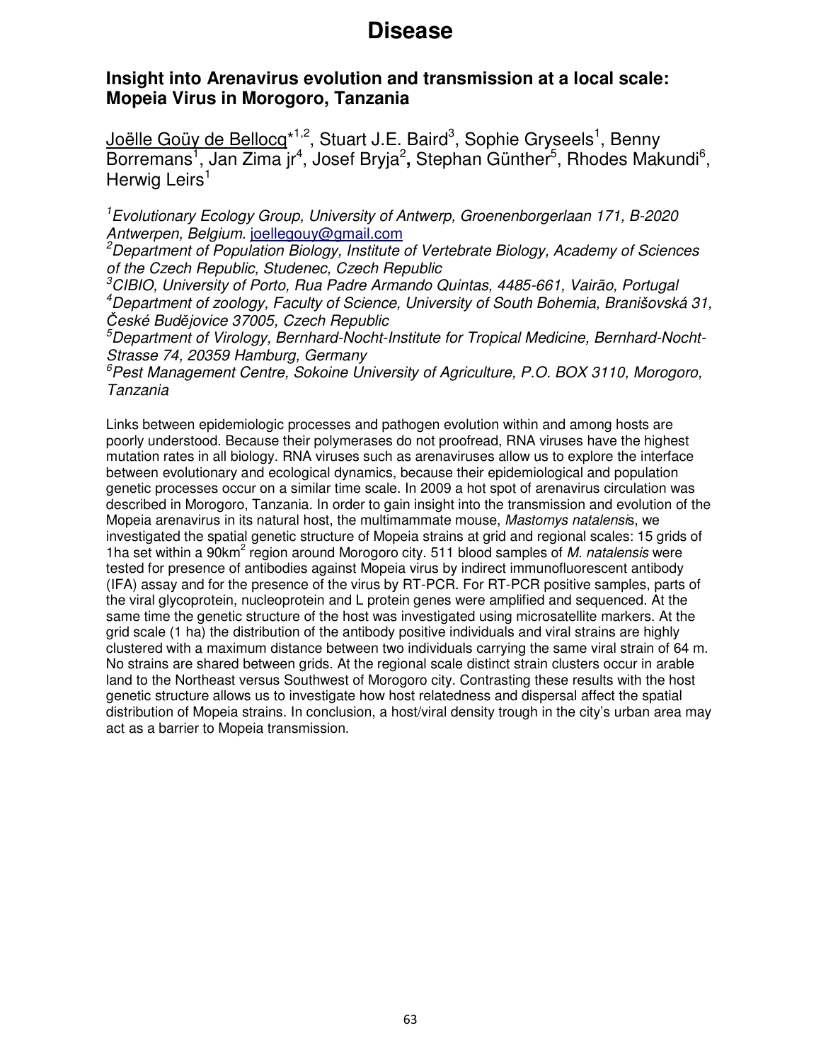# Disease

## Insight into Arenavirus evolution and transmission at a local scale: Mopeia Virus in Morogoro, Tanzania

Joëlle Goüy de Bellocq*[1,2], Stuart J.E. Baird[3], Sophie Gryseels[1], Benny Borremans[1], Jan Zima jr[4], Josef Bryja[2], Stephan Günther[5], Rhodes Makundi[6], Herwig Leirs[1]

*[1]Evolutionary Ecology Group, University of Antwerp, Groenenborgerlaan 171, B-2020 Antwerpen, Belgium.* joellegouy@gmail.com
*[2]Department of Population Biology, Institute of Vertebrate Biology, Academy of Sciences of the Czech Republic, Studenec, Czech Republic*
*[3]CIBIO, University of Porto, Rua Padre Armando Quintas, 4485-661, Vairão, Portugal*
*[4]Department of zoology, Faculty of Science, University of South Bohemia, Branišovská 31, České Budějovice 37005, Czech Republic*
*[5]Department of Virology, Bernhard-Nocht-Institute for Tropical Medicine, Bernhard-Nocht-Strasse 74, 20359 Hamburg, Germany*
*[6]Pest Management Centre, Sokoine University of Agriculture, P.O. BOX 3110, Morogoro, Tanzania*

Links between epidemiologic processes and pathogen evolution within and among hosts are poorly understood. Because their polymerases do not proofread, RNA viruses have the highest mutation rates in all biology. RNA viruses such as arenaviruses allow us to explore the interface between evolutionary and ecological dynamics, because their epidemiological and population genetic processes occur on a similar time scale. In 2009 a hot spot of arenavirus circulation was described in Morogoro, Tanzania. In order to gain insight into the transmission and evolution of the Mopeia arenavirus in its natural host, the multimammate mouse, *Mastomys natalensis*, we investigated the spatial genetic structure of Mopeia strains at grid and regional scales: 15 grids of 1ha set within a 90km$^2$ region around Morogoro city. 511 blood samples of *M. natalensis* were tested for presence of antibodies against Mopeia virus by indirect immunofluorescent antibody (IFA) assay and for the presence of the virus by RT-PCR. For RT-PCR positive samples, parts of the viral glycoprotein, nucleoprotein and L protein genes were amplified and sequenced. At the same time the genetic structure of the host was investigated using microsatellite markers. At the grid scale (1 ha) the distribution of the antibody positive individuals and viral strains are highly clustered with a maximum distance between two individuals carrying the same viral strain of 64 m. No strains are shared between grids. At the regional scale distinct strain clusters occur in arable land to the Northeast versus Southwest of Morogoro city. Contrasting these results with the host genetic structure allows us to investigate how host relatedness and dispersal affect the spatial distribution of Mopeia strains. In conclusion, a host/viral density trough in the city's urban area may act as a barrier to Mopeia transmission.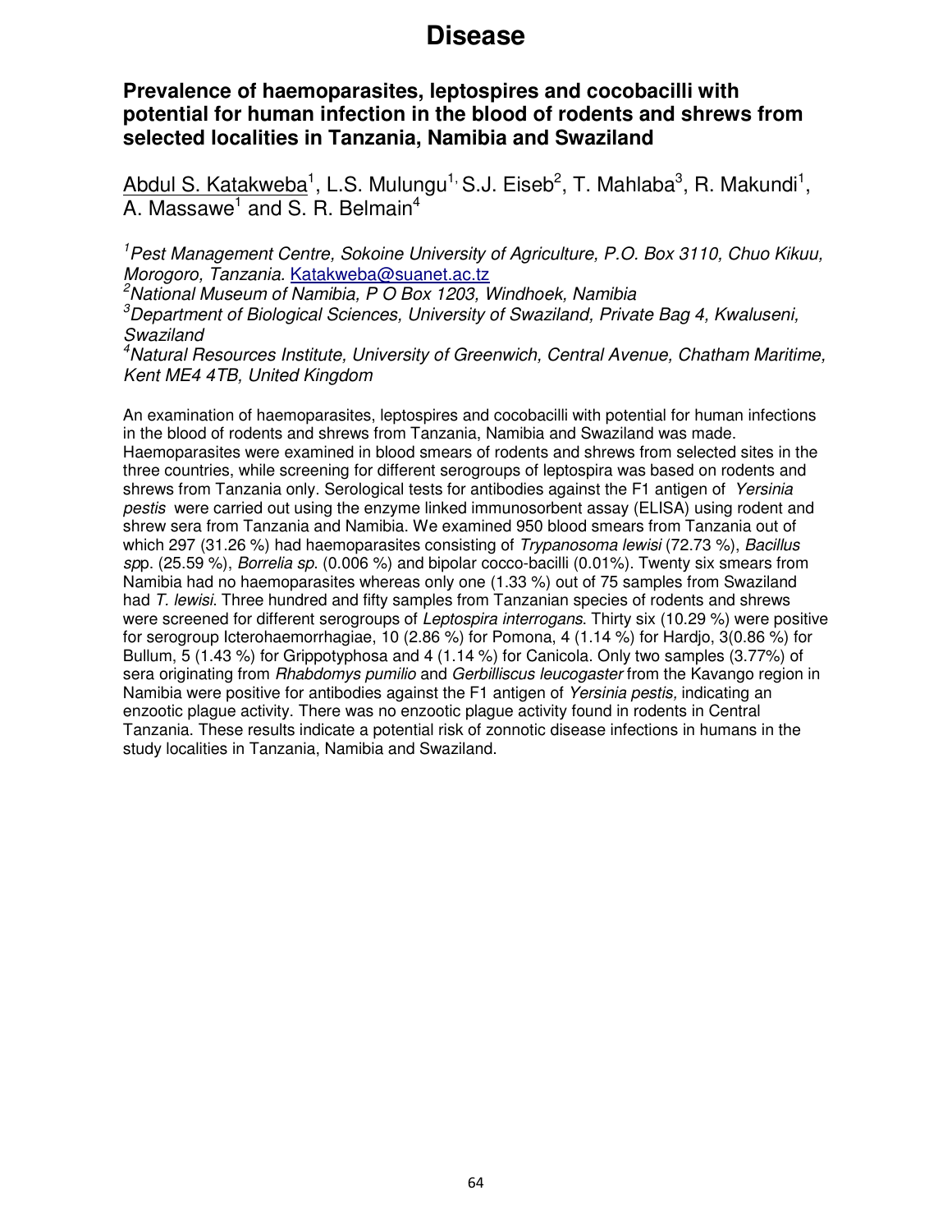# Disease

### Prevalence of haemoparasites, leptospires and cocobacilli with potential for human infection in the blood of rodents and shrews from selected localities in Tanzania, Namibia and Swaziland

<u>Abdul S. Katakweba</u>[1], L.S. Mulungu[1,] S.J. Eiseb[2], T. Mahlaba[3], R. Makundi[1], A. Massawe[1] and S. R. Belmain[4]

*[1]Pest Management Centre, Sokoine University of Agriculture, P.O. Box 3110, Chuo Kikuu, Morogoro, Tanzania.* Katakweba@suanet.ac.tz
*[2]National Museum of Namibia, P O Box 1203, Windhoek, Namibia*
*[3]Department of Biological Sciences, University of Swaziland, Private Bag 4, Kwaluseni, Swaziland*
*[4]Natural Resources Institute, University of Greenwich, Central Avenue, Chatham Maritime, Kent ME4 4TB, United Kingdom*

An examination of haemoparasites, leptospires and cocobacilli with potential for human infections in the blood of rodents and shrews from Tanzania, Namibia and Swaziland was made. Haemoparasites were examined in blood smears of rodents and shrews from selected sites in the three countries, while screening for different serogroups of leptospira was based on rodents and shrews from Tanzania only. Serological tests for antibodies against the F1 antigen of *Yersinia pestis* were carried out using the enzyme linked immunosorbent assay (ELISA) using rodent and shrew sera from Tanzania and Namibia. We examined 950 blood smears from Tanzania out of which 297 (31.26 %) had haemoparasites consisting of *Trypanosoma lewisi* (72.73 %), *Bacillus sp*p. (25.59 %), *Borrelia sp*. (0.006 %) and bipolar cocco-bacilli (0.01%). Twenty six smears from Namibia had no haemoparasites whereas only one (1.33 %) out of 75 samples from Swaziland had *T. lewisi*. Three hundred and fifty samples from Tanzanian species of rodents and shrews were screened for different serogroups of *Leptospira interrogans*. Thirty six (10.29 %) were positive for serogroup Icterohaemorrhagiae, 10 (2.86 %) for Pomona, 4 (1.14 %) for Hardjo, 3(0.86 %) for Bullum, 5 (1.43 %) for Grippotyphosa and 4 (1.14 %) for Canicola. Only two samples (3.77%) of sera originating from *Rhabdomys pumilio* and *Gerbilliscus leucogaster* from the Kavango region in Namibia were positive for antibodies against the F1 antigen of *Yersinia pestis,* indicating an enzootic plague activity. There was no enzootic plague activity found in rodents in Central Tanzania. These results indicate a potential risk of zonnotic disease infections in humans in the study localities in Tanzania, Namibia and Swaziland.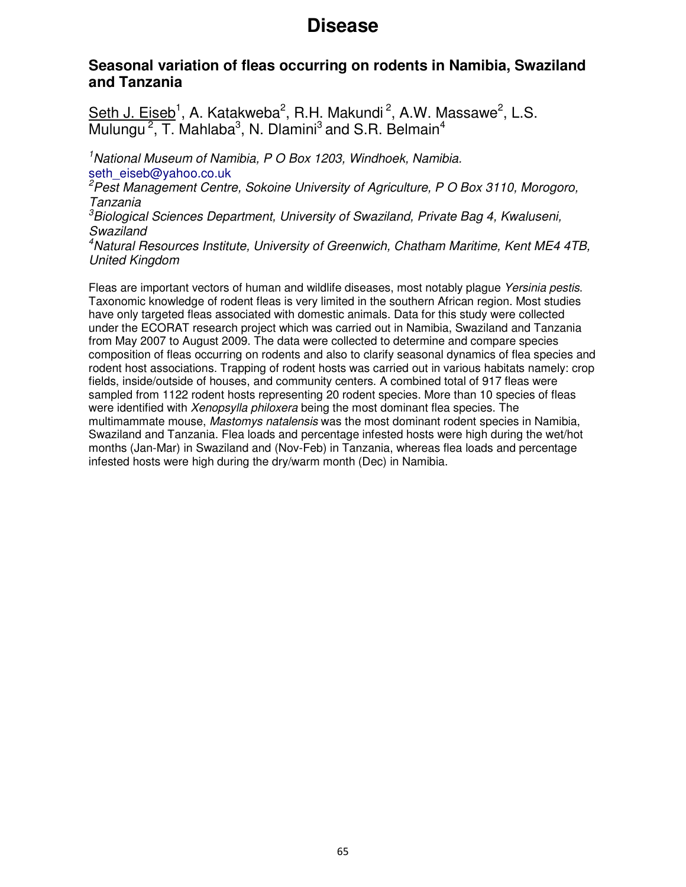# Disease

## Seasonal variation of fleas occurring on rodents in Namibia, Swaziland and Tanzania

Seth J. Eiseb[1], A. Katakweba[2], R.H. Makundi[2], A.W. Massawe[2], L.S. Mulungu[2], T. Mahlaba[3], N. Dlamini[3] and S.R. Belmain[4]

[1]*National Museum of Namibia, P O Box 1203, Windhoek, Namibia.*
seth_eiseb@yahoo.co.uk
[2]*Pest Management Centre, Sokoine University of Agriculture, P O Box 3110, Morogoro, Tanzania*
[3]*Biological Sciences Department, University of Swaziland, Private Bag 4, Kwaluseni, Swaziland*
[4]*Natural Resources Institute, University of Greenwich, Chatham Maritime, Kent ME4 4TB, United Kingdom*

Fleas are important vectors of human and wildlife diseases, most notably plague *Yersinia pestis*. Taxonomic knowledge of rodent fleas is very limited in the southern African region. Most studies have only targeted fleas associated with domestic animals. Data for this study were collected under the ECORAT research project which was carried out in Namibia, Swaziland and Tanzania from May 2007 to August 2009. The data were collected to determine and compare species composition of fleas occurring on rodents and also to clarify seasonal dynamics of flea species and rodent host associations. Trapping of rodent hosts was carried out in various habitats namely: crop fields, inside/outside of houses, and community centers. A combined total of 917 fleas were sampled from 1122 rodent hosts representing 20 rodent species. More than 10 species of fleas were identified with *Xenopsylla philoxera* being the most dominant flea species. The multimammate mouse, *Mastomys natalensis* was the most dominant rodent species in Namibia, Swaziland and Tanzania. Flea loads and percentage infested hosts were high during the wet/hot months (Jan-Mar) in Swaziland and (Nov-Feb) in Tanzania, whereas flea loads and percentage infested hosts were high during the dry/warm month (Dec) in Namibia.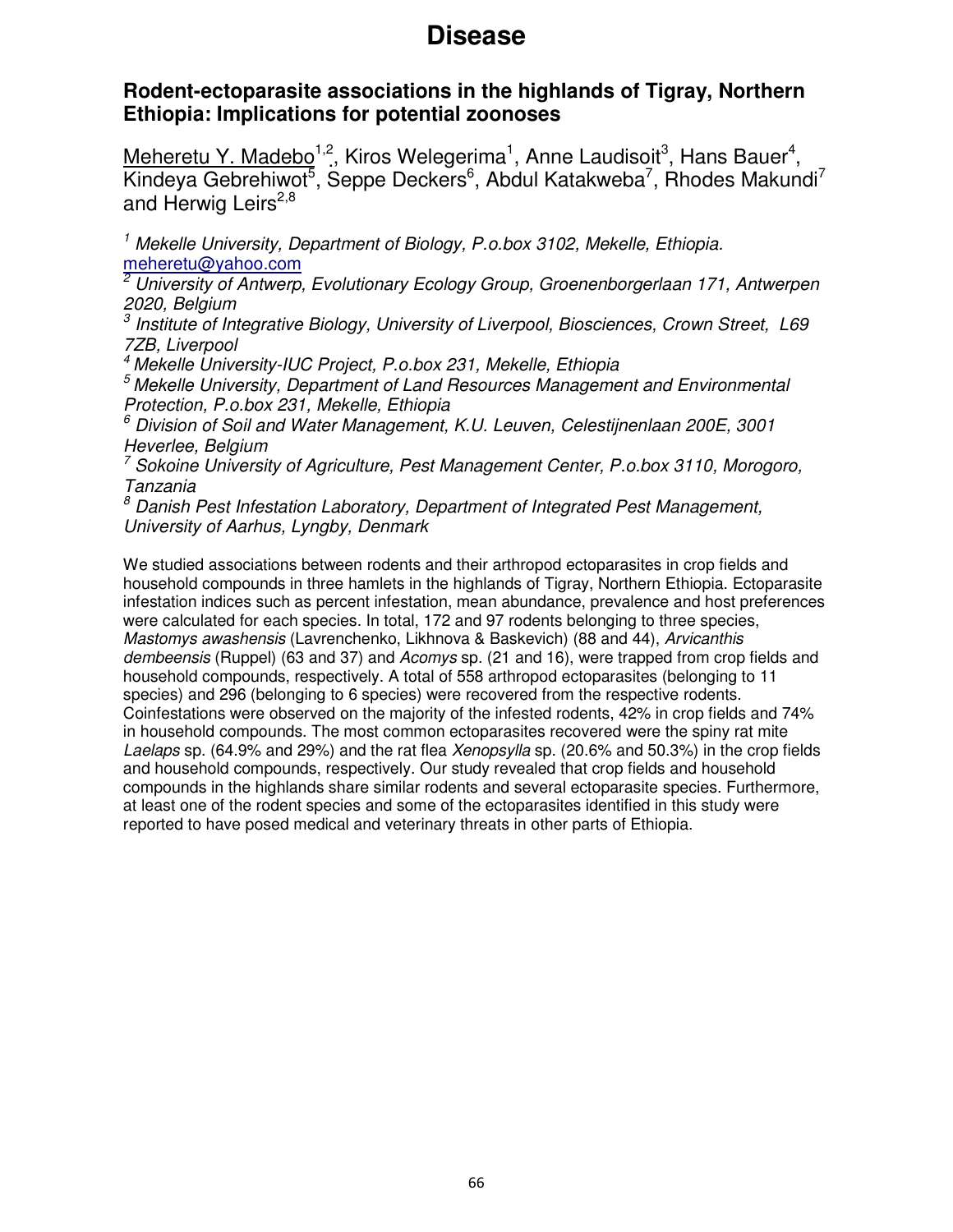# Disease

## Rodent-ectoparasite associations in the highlands of Tigray, Northern Ethiopia: Implications for potential zoonoses

Meheretu Y. Madebo[1,2], Kiros Welegerima[1], Anne Laudisoit[3], Hans Bauer[4], Kindeya Gebrehiwot[5], Seppe Deckers[6], Abdul Katakweba[7], Rhodes Makundi[7] and Herwig Leirs[2,8]

[1] *Mekelle University, Department of Biology, P.o.box 3102, Mekelle, Ethiopia.* meheretu@yahoo.com

[2] *University of Antwerp, Evolutionary Ecology Group, Groenenborgerlaan 171, Antwerpen 2020, Belgium*

[3] *Institute of Integrative Biology, University of Liverpool, Biosciences, Crown Street, L69 7ZB, Liverpool*

[4] *Mekelle University-IUC Project, P.o.box 231, Mekelle, Ethiopia*

[5] *Mekelle University, Department of Land Resources Management and Environmental Protection, P.o.box 231, Mekelle, Ethiopia*

[6] *Division of Soil and Water Management, K.U. Leuven, Celestijnenlaan 200E, 3001 Heverlee, Belgium*

[7] *Sokoine University of Agriculture, Pest Management Center, P.o.box 3110, Morogoro, Tanzania*

[8] *Danish Pest Infestation Laboratory, Department of Integrated Pest Management, University of Aarhus, Lyngby, Denmark*

We studied associations between rodents and their arthropod ectoparasites in crop fields and household compounds in three hamlets in the highlands of Tigray, Northern Ethiopia. Ectoparasite infestation indices such as percent infestation, mean abundance, prevalence and host preferences were calculated for each species. In total, 172 and 97 rodents belonging to three species, *Mastomys awashensis* (Lavrenchenko, Likhnova & Baskevich) (88 and 44), *Arvicanthis dembeensis* (Ruppel) (63 and 37) and *Acomys* sp. (21 and 16), were trapped from crop fields and household compounds, respectively. A total of 558 arthropod ectoparasites (belonging to 11 species) and 296 (belonging to 6 species) were recovered from the respective rodents. Coinfestations were observed on the majority of the infested rodents, 42% in crop fields and 74% in household compounds. The most common ectoparasites recovered were the spiny rat mite *Laelaps* sp. (64.9% and 29%) and the rat flea *Xenopsylla* sp. (20.6% and 50.3%) in the crop fields and household compounds, respectively. Our study revealed that crop fields and household compounds in the highlands share similar rodents and several ectoparasite species. Furthermore, at least one of the rodent species and some of the ectoparasites identified in this study were reported to have posed medical and veterinary threats in other parts of Ethiopia.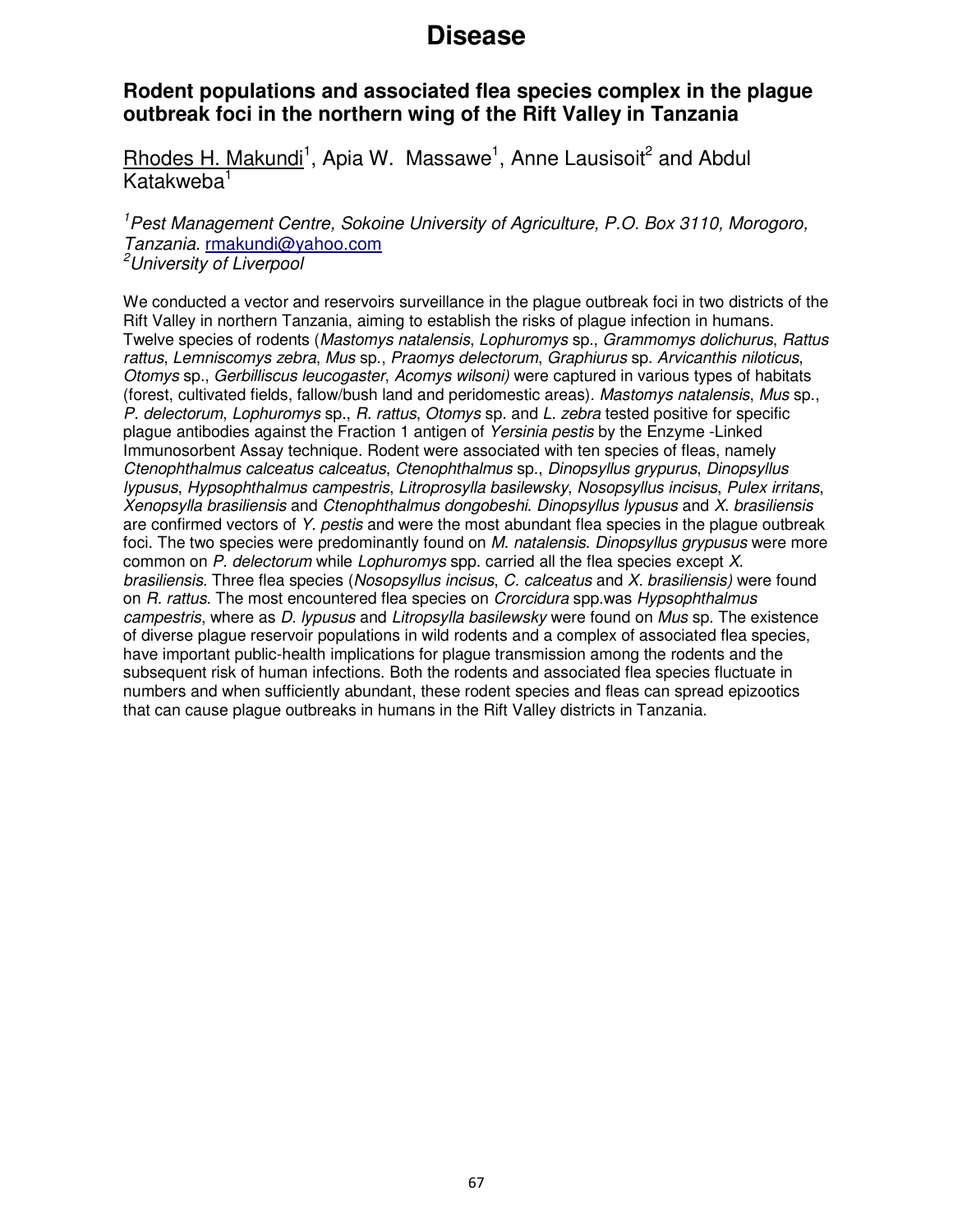# Disease

## Rodent populations and associated flea species complex in the plague outbreak foci in the northern wing of the Rift Valley in Tanzania

Rhodes H. Makundi[1], Apia W. Massawe[1], Anne Lausisoit[2] and Abdul Katakweba[1]

[1]*Pest Management Centre, Sokoine University of Agriculture, P.O. Box 3110, Morogoro, Tanzania.* rmakundi@yahoo.com
[2]*University of Liverpool*

We conducted a vector and reservoirs surveillance in the plague outbreak foci in two districts of the Rift Valley in northern Tanzania, aiming to establish the risks of plague infection in humans. Twelve species of rodents (*Mastomys natalensis*, *Lophuromys* sp., *Grammomys dolichurus*, *Rattus rattus*, *Lemniscomys zebra*, *Mus* sp., *Praomys delectorum*, *Graphiurus* sp. *Arvicanthis niloticus*, *Otomys* sp., *Gerbilliscus leucogaster*, *Acomys wilsoni)* were captured in various types of habitats (forest, cultivated fields, fallow/bush land and peridomestic areas). *Mastomys natalensis*, *Mus* sp., *P. delectorum*, *Lophuromys* sp., *R. rattus*, *Otomys* sp. and *L. zebra* tested positive for specific plague antibodies against the Fraction 1 antigen of *Yersinia pestis* by the Enzyme -Linked Immunosorbent Assay technique. Rodent were associated with ten species of fleas, namely *Ctenophthalmus calceatus calceatus*, *Ctenophthalmus* sp., *Dinopsyllus grypurus*, *Dinopsyllus lypusus*, *Hypsophthalmus campestris*, *Litroprosylla basilewsky*, *Nosopsyllus incisus*, *Pulex irritans*, *Xenopsylla brasiliensis* and *Ctenophthalmus dongobeshi*. *Dinopsyllus lypusus* and *X. brasiliensis* are confirmed vectors of *Y. pestis* and were the most abundant flea species in the plague outbreak foci. The two species were predominantly found on *M. natalensis*. *Dinopsyllus grypusus* were more common on *P. delectorum* while *Lophuromys* spp. carried all the flea species except *X. brasiliensis*. Three flea species (*Nosopsyllus incisus*, *C. calceatus* and *X. brasiliensis)* were found on *R. rattus*. The most encountered flea species on *Crorcidura* spp.was *Hypsophthalmus campestris*, where as *D. lypusus* and *Litropsylla basilewsky* were found on *Mus* sp. The existence of diverse plague reservoir populations in wild rodents and a complex of associated flea species, have important public-health implications for plague transmission among the rodents and the subsequent risk of human infections. Both the rodents and associated flea species fluctuate in numbers and when sufficiently abundant, these rodent species and fleas can spread epizootics that can cause plague outbreaks in humans in the Rift Valley districts in Tanzania.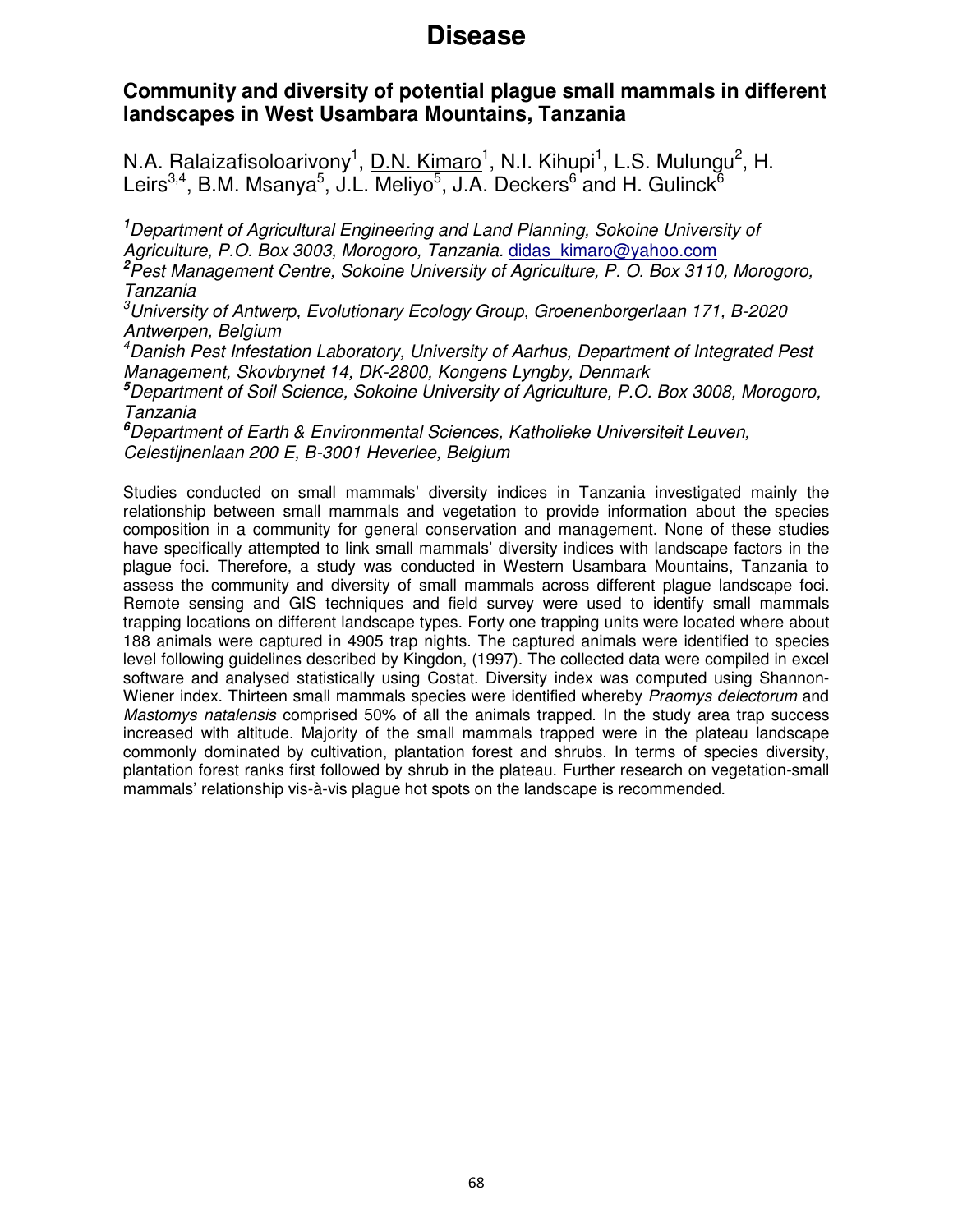# Disease

## Community and diversity of potential plague small mammals in different landscapes in West Usambara Mountains, Tanzania

N.A. Ralaizafisoloarivony[1], D.N. Kimaro[1], N.I. Kihupi[1], L.S. Mulungu[2], H. Leirs[3,4], B.M. Msanya[5], J.L. Meliyo[5], J.A. Deckers[6] and H. Gulinck[6]

*[1]Department of Agricultural Engineering and Land Planning, Sokoine University of Agriculture, P.O. Box 3003, Morogoro, Tanzania.* didas_kimaro@yahoo.com

*[2]Pest Management Centre, Sokoine University of Agriculture, P. O. Box 3110, Morogoro, Tanzania*

*[3]University of Antwerp, Evolutionary Ecology Group, Groenenborgerlaan 171, B-2020 Antwerpen, Belgium*

*[4]Danish Pest Infestation Laboratory, University of Aarhus, Department of Integrated Pest Management, Skovbrynet 14, DK-2800, Kongens Lyngby, Denmark*

*[5]Department of Soil Science, Sokoine University of Agriculture, P.O. Box 3008, Morogoro, Tanzania*

*[6]Department of Earth & Environmental Sciences, Katholieke Universiteit Leuven, Celestijnenlaan 200 E, B-3001 Heverlee, Belgium*

Studies conducted on small mammals' diversity indices in Tanzania investigated mainly the relationship between small mammals and vegetation to provide information about the species composition in a community for general conservation and management. None of these studies have specifically attempted to link small mammals' diversity indices with landscape factors in the plague foci. Therefore, a study was conducted in Western Usambara Mountains, Tanzania to assess the community and diversity of small mammals across different plague landscape foci. Remote sensing and GIS techniques and field survey were used to identify small mammals trapping locations on different landscape types. Forty one trapping units were located where about 188 animals were captured in 4905 trap nights. The captured animals were identified to species level following guidelines described by Kingdon, (1997). The collected data were compiled in excel software and analysed statistically using Costat. Diversity index was computed using Shannon-Wiener index. Thirteen small mammals species were identified whereby *Praomys delectorum* and *Mastomys natalensis* comprised 50% of all the animals trapped. In the study area trap success increased with altitude. Majority of the small mammals trapped were in the plateau landscape commonly dominated by cultivation, plantation forest and shrubs. In terms of species diversity, plantation forest ranks first followed by shrub in the plateau. Further research on vegetation-small mammals' relationship vis-à-vis plague hot spots on the landscape is recommended.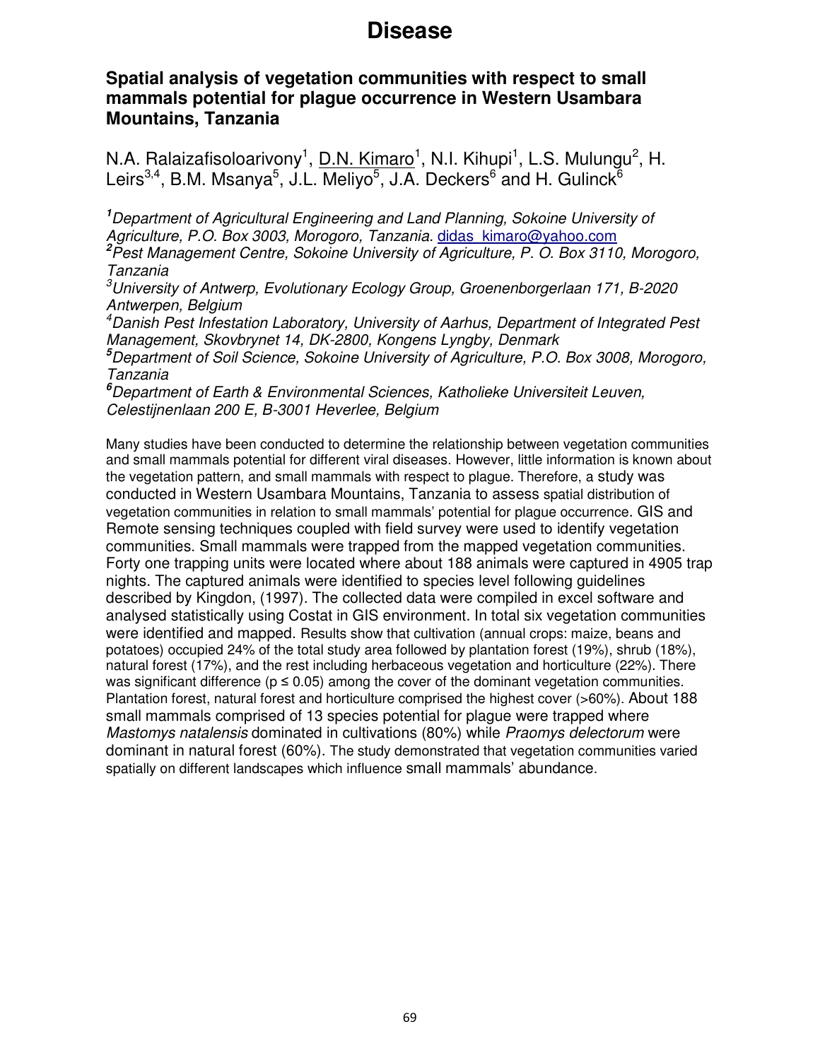# Disease

## Spatial analysis of vegetation communities with respect to small mammals potential for plague occurrence in Western Usambara Mountains, Tanzania

N.A. Ralaizafisoloarivony[1], D.N. Kimaro[1], N.I. Kihupi[1], L.S. Mulungu[2], H. Leirs[3,4], B.M. Msanya[5], J.L. Meliyo[5], J.A. Deckers[6] and H. Gulinck[6]

*[1]Department of Agricultural Engineering and Land Planning, Sokoine University of Agriculture, P.O. Box 3003, Morogoro, Tanzania.* didas_kimaro@yahoo.com

*[2]Pest Management Centre, Sokoine University of Agriculture, P. O. Box 3110, Morogoro, Tanzania*

*[3]University of Antwerp, Evolutionary Ecology Group, Groenenborgerlaan 171, B-2020 Antwerpen, Belgium*

*[4]Danish Pest Infestation Laboratory, University of Aarhus, Department of Integrated Pest Management, Skovbrynet 14, DK-2800, Kongens Lyngby, Denmark*

*[5]Department of Soil Science, Sokoine University of Agriculture, P.O. Box 3008, Morogoro, Tanzania*

*[6]Department of Earth & Environmental Sciences, Katholieke Universiteit Leuven, Celestijnenlaan 200 E, B-3001 Heverlee, Belgium*

Many studies have been conducted to determine the relationship between vegetation communities and small mammals potential for different viral diseases. However, little information is known about the vegetation pattern, and small mammals with respect to plague. Therefore, a study was conducted in Western Usambara Mountains, Tanzania to assess spatial distribution of vegetation communities in relation to small mammals' potential for plague occurrence. GIS and Remote sensing techniques coupled with field survey were used to identify vegetation communities. Small mammals were trapped from the mapped vegetation communities. Forty one trapping units were located where about 188 animals were captured in 4905 trap nights. The captured animals were identified to species level following guidelines described by Kingdon, (1997). The collected data were compiled in excel software and analysed statistically using Costat in GIS environment. In total six vegetation communities were identified and mapped. Results show that cultivation (annual crops: maize, beans and potatoes) occupied 24% of the total study area followed by plantation forest (19%), shrub (18%), natural forest (17%), and the rest including herbaceous vegetation and horticulture (22%). There was significant difference ($p \leq 0.05$) among the cover of the dominant vegetation communities. Plantation forest, natural forest and horticulture comprised the highest cover (>60%). About 188 small mammals comprised of 13 species potential for plague were trapped where *Mastomys natalensis* dominated in cultivations (80%) while *Praomys delectorum* were dominant in natural forest (60%). The study demonstrated that vegetation communities varied spatially on different landscapes which influence small mammals' abundance.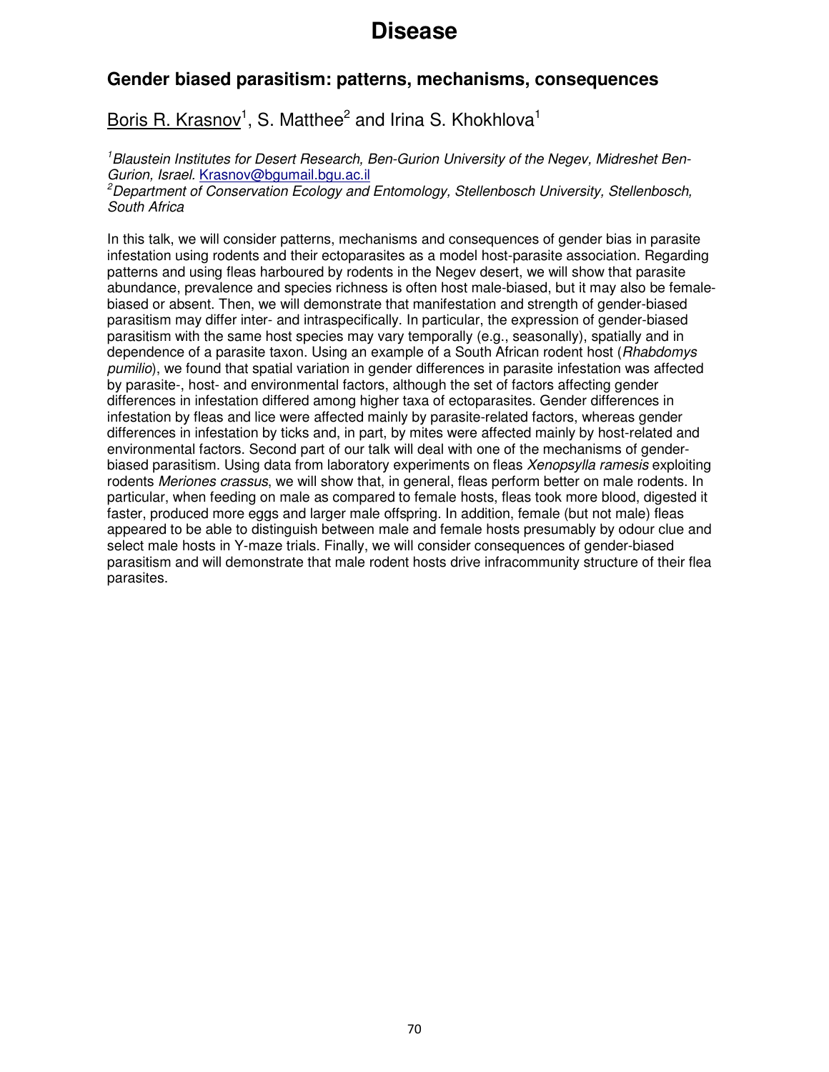# Disease

## Gender biased parasitism: patterns, mechanisms, consequences

Boris R. Krasnov[1], S. Matthee[2] and Irina S. Khokhlova[1]

*[1]Blaustein Institutes for Desert Research, Ben-Gurion University of the Negev, Midreshet Ben-Gurion, Israel.* Krasnov@bgumail.bgu.ac.il
*[2]Department of Conservation Ecology and Entomology, Stellenbosch University, Stellenbosch, South Africa*

In this talk, we will consider patterns, mechanisms and consequences of gender bias in parasite infestation using rodents and their ectoparasites as a model host-parasite association. Regarding patterns and using fleas harboured by rodents in the Negev desert, we will show that parasite abundance, prevalence and species richness is often host male-biased, but it may also be female-biased or absent. Then, we will demonstrate that manifestation and strength of gender-biased parasitism may differ inter- and intraspecifically. In particular, the expression of gender-biased parasitism with the same host species may vary temporally (e.g., seasonally), spatially and in dependence of a parasite taxon. Using an example of a South African rodent host (*Rhabdomys pumilio*), we found that spatial variation in gender differences in parasite infestation was affected by parasite-, host- and environmental factors, although the set of factors affecting gender differences in infestation differed among higher taxa of ectoparasites. Gender differences in infestation by fleas and lice were affected mainly by parasite-related factors, whereas gender differences in infestation by ticks and, in part, by mites were affected mainly by host-related and environmental factors. Second part of our talk will deal with one of the mechanisms of gender-biased parasitism. Using data from laboratory experiments on fleas *Xenopsylla ramesis* exploiting rodents *Meriones crassus*, we will show that, in general, fleas perform better on male rodents. In particular, when feeding on male as compared to female hosts, fleas took more blood, digested it faster, produced more eggs and larger male offspring. In addition, female (but not male) fleas appeared to be able to distinguish between male and female hosts presumably by odour clue and select male hosts in Y-maze trials. Finally, we will consider consequences of gender-biased parasitism and will demonstrate that male rodent hosts drive infracommunity structure of their flea parasites.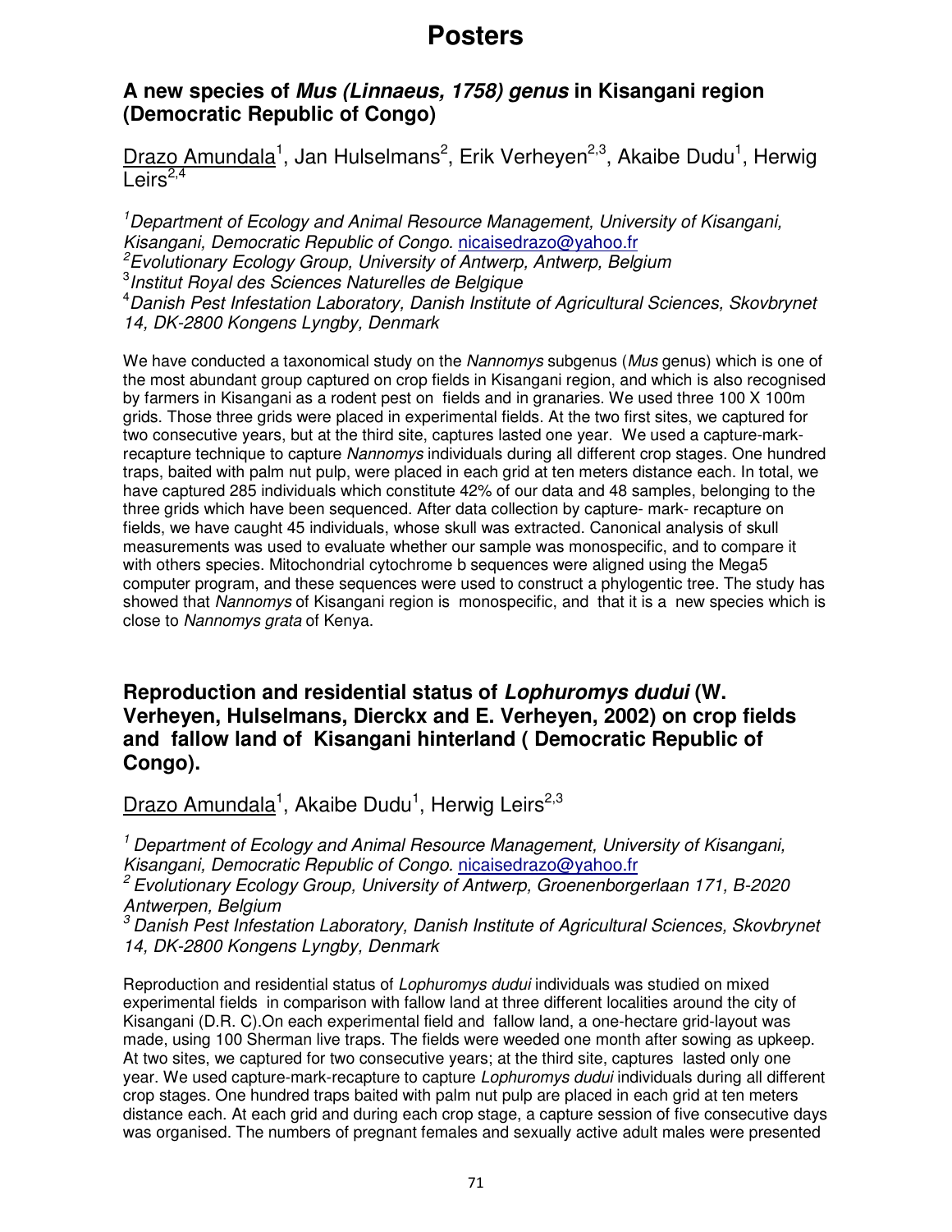# Posters

## A new species of *Mus (Linnaeus, 1758) genus* in Kisangani region (Democratic Republic of Congo)

Drazo Amundala[1], Jan Hulselmans[2], Erik Verheyen[2,3], Akaibe Dudu[1], Herwig Leirs[2,4]

[1]*Department of Ecology and Animal Resource Management, University of Kisangani, Kisangani, Democratic Republic of Congo.* nicaisedrazo@yahoo.fr
[2]*Evolutionary Ecology Group, University of Antwerp, Antwerp, Belgium*
[3]*Institut Royal des Sciences Naturelles de Belgique*
[4]*Danish Pest Infestation Laboratory, Danish Institute of Agricultural Sciences, Skovbrynet 14, DK-2800 Kongens Lyngby, Denmark*

We have conducted a taxonomical study on the *Nannomys* subgenus (*Mus* genus) which is one of the most abundant group captured on crop fields in Kisangani region, and which is also recognised by farmers in Kisangani as a rodent pest on fields and in granaries. We used three 100 X 100m grids. Those three grids were placed in experimental fields. At the two first sites, we captured for two consecutive years, but at the third site, captures lasted one year. We used a capture-mark-recapture technique to capture *Nannomys* individuals during all different crop stages. One hundred traps, baited with palm nut pulp, were placed in each grid at ten meters distance each. In total, we have captured 285 individuals which constitute 42% of our data and 48 samples, belonging to the three grids which have been sequenced. After data collection by capture- mark- recapture on fields, we have caught 45 individuals, whose skull was extracted. Canonical analysis of skull measurements was used to evaluate whether our sample was monospecific, and to compare it with others species. Mitochondrial cytochrome b sequences were aligned using the Mega5 computer program, and these sequences were used to construct a phylogentic tree. The study has showed that *Nannomys* of Kisangani region is monospecific, and that it is a new species which is close to *Nannomys grata* of Kenya.

## Reproduction and residential status of *Lophuromys dudui* (W. Verheyen, Hulselmans, Dierckx and E. Verheyen, 2002) on crop fields and fallow land of Kisangani hinterland ( Democratic Republic of Congo).

Drazo Amundala[1], Akaibe Dudu[1], Herwig Leirs[2,3]

[1] *Department of Ecology and Animal Resource Management, University of Kisangani, Kisangani, Democratic Republic of Congo.* nicaisedrazo@yahoo.fr
[2] *Evolutionary Ecology Group, University of Antwerp, Groenenborgerlaan 171, B-2020 Antwerpen, Belgium*
[3] *Danish Pest Infestation Laboratory, Danish Institute of Agricultural Sciences, Skovbrynet 14, DK-2800 Kongens Lyngby, Denmark*

Reproduction and residential status of *Lophuromys dudui* individuals was studied on mixed experimental fields in comparison with fallow land at three different localities around the city of Kisangani (D.R. C).On each experimental field and fallow land, a one-hectare grid-layout was made, using 100 Sherman live traps. The fields were weeded one month after sowing as upkeep. At two sites, we captured for two consecutive years; at the third site, captures lasted only one year. We used capture-mark-recapture to capture *Lophuromys dudui* individuals during all different crop stages. One hundred traps baited with palm nut pulp are placed in each grid at ten meters distance each. At each grid and during each crop stage, a capture session of five consecutive days was organised. The numbers of pregnant females and sexually active adult males were presented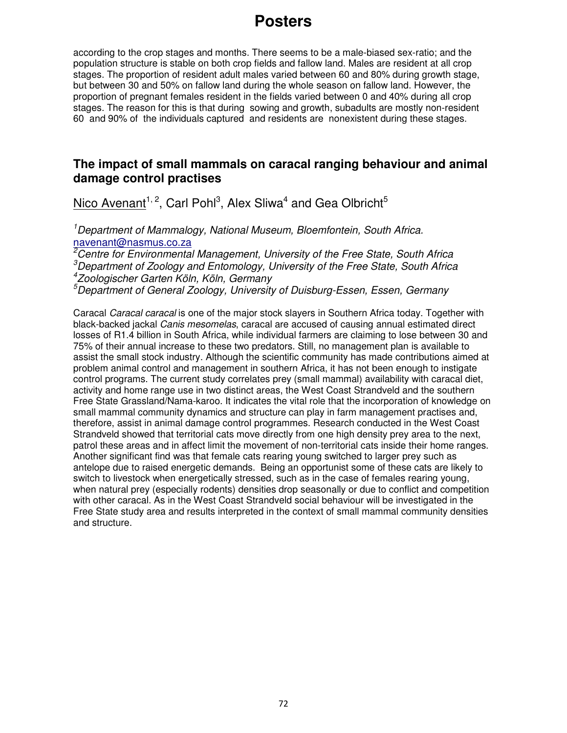according to the crop stages and months. There seems to be a male-biased sex-ratio; and the population structure is stable on both crop fields and fallow land. Males are resident at all crop stages. The proportion of resident adult males varied between 60 and 80% during growth stage, but between 30 and 50% on fallow land during the whole season on fallow land. However, the proportion of pregnant females resident in the fields varied between 0 and 40% during all crop stages. The reason for this is that during sowing and growth, subadults are mostly non-resident 60 and 90% of the individuals captured and residents are nonexistent during these stages.

## The impact of small mammals on caracal ranging behaviour and animal damage control practises

Nico Avenant[1, 2], Carl Pohl[3], Alex Sliwa[4] and Gea Olbricht[5]

*[1]Department of Mammalogy, National Museum, Bloemfontein, South Africa.* navenant@nasmus.co.za
*[2]Centre for Environmental Management, University of the Free State, South Africa*
*[3]Department of Zoology and Entomology, University of the Free State, South Africa*
*[4]Zoologischer Garten Köln, Köln, Germany*
*[5]Department of General Zoology, University of Duisburg-Essen, Essen, Germany*

Caracal *Caracal caracal* is one of the major stock slayers in Southern Africa today. Together with black-backed jackal *Canis mesomelas*, caracal are accused of causing annual estimated direct losses of R1.4 billion in South Africa, while individual farmers are claiming to lose between 30 and 75% of their annual increase to these two predators. Still, no management plan is available to assist the small stock industry. Although the scientific community has made contributions aimed at problem animal control and management in southern Africa, it has not been enough to instigate control programs. The current study correlates prey (small mammal) availability with caracal diet, activity and home range use in two distinct areas, the West Coast Strandveld and the southern Free State Grassland/Nama-karoo. It indicates the vital role that the incorporation of knowledge on small mammal community dynamics and structure can play in farm management practises and, therefore, assist in animal damage control programmes. Research conducted in the West Coast Strandveld showed that territorial cats move directly from one high density prey area to the next, patrol these areas and in affect limit the movement of non-territorial cats inside their home ranges. Another significant find was that female cats rearing young switched to larger prey such as antelope due to raised energetic demands. Being an opportunist some of these cats are likely to switch to livestock when energetically stressed, such as in the case of females rearing young, when natural prey (especially rodents) densities drop seasonally or due to conflict and competition with other caracal. As in the West Coast Strandveld social behaviour will be investigated in the Free State study area and results interpreted in the context of small mammal community densities and structure.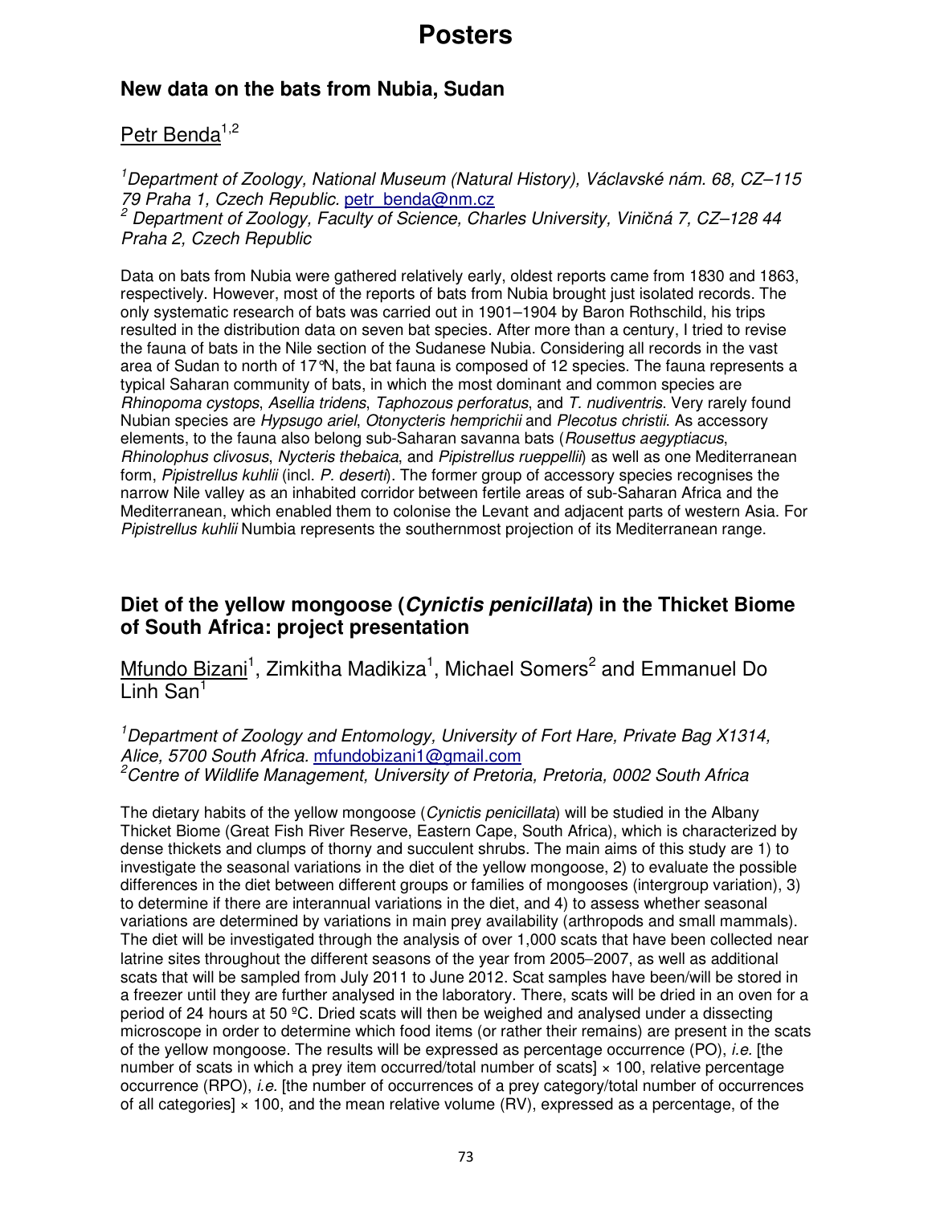# Posters

## New data on the bats from Nubia, Sudan

Petr Benda[1,2]

[1]*Department of Zoology, National Museum (Natural History), Václavské nám. 68, CZ–115 79 Praha 1, Czech Republic.* petr_benda@nm.cz
[2] *Department of Zoology, Faculty of Science, Charles University, Viničná 7, CZ–128 44 Praha 2, Czech Republic*

Data on bats from Nubia were gathered relatively early, oldest reports came from 1830 and 1863, respectively. However, most of the reports of bats from Nubia brought just isolated records. The only systematic research of bats was carried out in 1901–1904 by Baron Rothschild, his trips resulted in the distribution data on seven bat species. After more than a century, I tried to revise the fauna of bats in the Nile section of the Sudanese Nubia. Considering all records in the vast area of Sudan to north of 17°N, the bat fauna is composed of 12 species. The fauna represents a typical Saharan community of bats, in which the most dominant and common species are *Rhinopoma cystops*, *Asellia tridens*, *Taphozous perforatus*, and *T. nudiventris*. Very rarely found Nubian species are *Hypsugo ariel*, *Otonycteris hemprichii* and *Plecotus christii*. As accessory elements, to the fauna also belong sub-Saharan savanna bats (*Rousettus aegyptiacus*, *Rhinolophus clivosus*, *Nycteris thebaica*, and *Pipistrellus rueppellii*) as well as one Mediterranean form, *Pipistrellus kuhlii* (incl. *P. deserti*). The former group of accessory species recognises the narrow Nile valley as an inhabited corridor between fertile areas of sub-Saharan Africa and the Mediterranean, which enabled them to colonise the Levant and adjacent parts of western Asia. For *Pipistrellus kuhlii* Numbia represents the southernmost projection of its Mediterranean range.

## Diet of the yellow mongoose (*Cynictis penicillata*) in the Thicket Biome of South Africa: project presentation

Mfundo Bizani[1], Zimkitha Madikiza[1], Michael Somers[2] and Emmanuel Do Linh San[1]

[1]*Department of Zoology and Entomology, University of Fort Hare, Private Bag X1314, Alice, 5700 South Africa.* mfundobizani1@gmail.com
[2]*Centre of Wildlife Management, University of Pretoria, Pretoria, 0002 South Africa*

The dietary habits of the yellow mongoose (*Cynictis penicillata*) will be studied in the Albany Thicket Biome (Great Fish River Reserve, Eastern Cape, South Africa), which is characterized by dense thickets and clumps of thorny and succulent shrubs. The main aims of this study are 1) to investigate the seasonal variations in the diet of the yellow mongoose, 2) to evaluate the possible differences in the diet between different groups or families of mongooses (intergroup variation), 3) to determine if there are interannual variations in the diet, and 4) to assess whether seasonal variations are determined by variations in main prey availability (arthropods and small mammals). The diet will be investigated through the analysis of over 1,000 scats that have been collected near latrine sites throughout the different seasons of the year from 2005–2007, as well as additional scats that will be sampled from July 2011 to June 2012. Scat samples have been/will be stored in a freezer until they are further analysed in the laboratory. There, scats will be dried in an oven for a period of 24 hours at 50 ºC. Dried scats will then be weighed and analysed under a dissecting microscope in order to determine which food items (or rather their remains) are present in the scats of the yellow mongoose. The results will be expressed as percentage occurrence (PO), *i.e.* [the number of scats in which a prey item occurred/total number of scats] × 100, relative percentage occurrence (RPO), *i.e.* [the number of occurrences of a prey category/total number of occurrences of all categories] × 100, and the mean relative volume (RV), expressed as a percentage, of the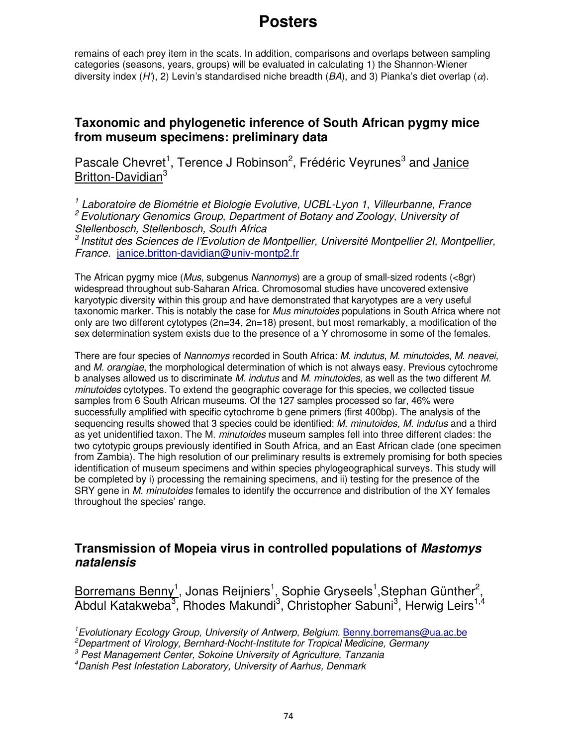remains of each prey item in the scats. In addition, comparisons and overlaps between sampling categories (seasons, years, groups) will be evaluated in calculating 1) the Shannon-Wiener diversity index ($H'$), 2) Levin's standardised niche breadth ($BA$), and 3) Pianka's diet overlap ($\alpha$).

## Taxonomic and phylogenetic inference of South African pygmy mice from museum specimens: preliminary data

Pascale Chevret[1], Terence J Robinson[2], Frédéric Veyrunes[3] and Janice Britton-Davidian[3]

[1] *Laboratoire de Biométrie et Biologie Evolutive, UCBL-Lyon 1, Villeurbanne, France*
[2] *Evolutionary Genomics Group, Department of Botany and Zoology, University of Stellenbosch, Stellenbosch, South Africa*
[3] *Institut des Sciences de l'Evolution de Montpellier, Université Montpellier 2I, Montpellier, France.* janice.britton-davidian@univ-montp2.fr

The African pygmy mice (*Mus*, subgenus *Nannomys*) are a group of small-sized rodents (<8gr) widespread throughout sub-Saharan Africa. Chromosomal studies have uncovered extensive karyotypic diversity within this group and have demonstrated that karyotypes are a very useful taxonomic marker. This is notably the case for *Mus minutoides* populations in South Africa where not only are two different cytotypes (2n=34, 2n=18) present, but most remarkably, a modification of the sex determination system exists due to the presence of a Y chromosome in some of the females.

There are four species of *Nannomys* recorded in South Africa: *M. indutus*, *M. minutoides*, *M. neavei,* and *M. orangiae*, the morphological determination of which is not always easy. Previous cytochrome b analyses allowed us to discriminate *M. indutus* and *M. minutoides,* as well as the two different *M. minutoides* cytotypes. To extend the geographic coverage for this species, we collected tissue samples from 6 South African museums. Of the 127 samples processed so far, 46% were successfully amplified with specific cytochrome b gene primers (first 400bp). The analysis of the sequencing results showed that 3 species could be identified: *M. minutoides, M. indutus* and a third as yet unidentified taxon. The M. *minutoides* museum samples fell into three different clades: the two cytotypic groups previously identified in South Africa, and an East African clade (one specimen from Zambia). The high resolution of our preliminary results is extremely promising for both species identification of museum specimens and within species phylogeographical surveys. This study will be completed by i) processing the remaining specimens, and ii) testing for the presence of the SRY gene in *M. minutoides* females to identify the occurrence and distribution of the XY females throughout the species' range.

## Transmission of Mopeia virus in controlled populations of *Mastomys natalensis*

Borremans Benny[1], Jonas Reijniers[1], Sophie Gryseels[1], Stephan Günther[2], Abdul Katakweba[3], Rhodes Makundi[3], Christopher Sabuni[3], Herwig Leirs[1,4]

[1] *Evolutionary Ecology Group, University of Antwerp, Belgium.* Benny.borremans@ua.ac.be
[2] *Department of Virology, Bernhard-Nocht-Institute for Tropical Medicine, Germany*
[3] *Pest Management Center, Sokoine University of Agriculture, Tanzania*
[4] *Danish Pest Infestation Laboratory, University of Aarhus, Denmark*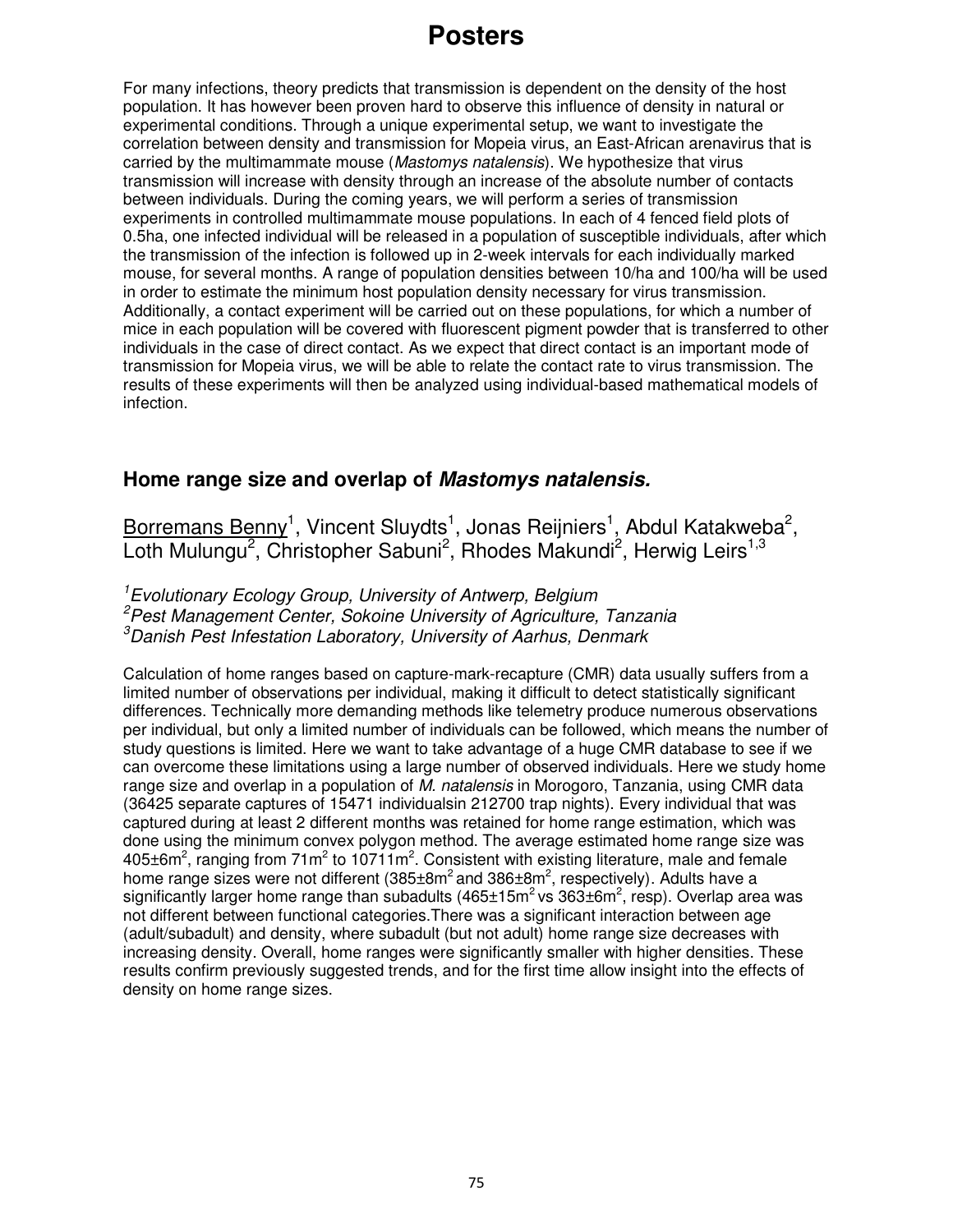For many infections, theory predicts that transmission is dependent on the density of the host population. It has however been proven hard to observe this influence of density in natural or experimental conditions. Through a unique experimental setup, we want to investigate the correlation between density and transmission for Mopeia virus, an East-African arenavirus that is carried by the multimammate mouse (*Mastomys natalensis*). We hypothesize that virus transmission will increase with density through an increase of the absolute number of contacts between individuals. During the coming years, we will perform a series of transmission experiments in controlled multimammate mouse populations. In each of 4 fenced field plots of 0.5ha, one infected individual will be released in a population of susceptible individuals, after which the transmission of the infection is followed up in 2-week intervals for each individually marked mouse, for several months. A range of population densities between 10/ha and 100/ha will be used in order to estimate the minimum host population density necessary for virus transmission. Additionally, a contact experiment will be carried out on these populations, for which a number of mice in each population will be covered with fluorescent pigment powder that is transferred to other individuals in the case of direct contact. As we expect that direct contact is an important mode of transmission for Mopeia virus, we will be able to relate the contact rate to virus transmission. The results of these experiments will then be analyzed using individual-based mathematical models of infection.

## Home range size and overlap of *Mastomys natalensis.*

Borremans Benny[1], Vincent Sluydts[1], Jonas Reijniers[1], Abdul Katakweba[2], Loth Mulungu[2], Christopher Sabuni[2], Rhodes Makundi[2], Herwig Leirs[1,3]

[1]*Evolutionary Ecology Group, University of Antwerp, Belgium*
[2]*Pest Management Center, Sokoine University of Agriculture, Tanzania*
[3]*Danish Pest Infestation Laboratory, University of Aarhus, Denmark*

Calculation of home ranges based on capture-mark-recapture (CMR) data usually suffers from a limited number of observations per individual, making it difficult to detect statistically significant differences. Technically more demanding methods like telemetry produce numerous observations per individual, but only a limited number of individuals can be followed, which means the number of study questions is limited. Here we want to take advantage of a huge CMR database to see if we can overcome these limitations using a large number of observed individuals. Here we study home range size and overlap in a population of *M. natalensis* in Morogoro, Tanzania, using CMR data (36425 separate captures of 15471 individualsin 212700 trap nights). Every individual that was captured during at least 2 different months was retained for home range estimation, which was done using the minimum convex polygon method. The average estimated home range size was 405±6m$^2$, ranging from 71m$^2$ to 10711m$^2$. Consistent with existing literature, male and female home range sizes were not different (385±8m$^2$ and 386±8m$^2$, respectively). Adults have a significantly larger home range than subadults (465±15m$^2$ vs 363±6m$^2$, resp). Overlap area was not different between functional categories.There was a significant interaction between age (adult/subadult) and density, where subadult (but not adult) home range size decreases with increasing density. Overall, home ranges were significantly smaller with higher densities. These results confirm previously suggested trends, and for the first time allow insight into the effects of density on home range sizes.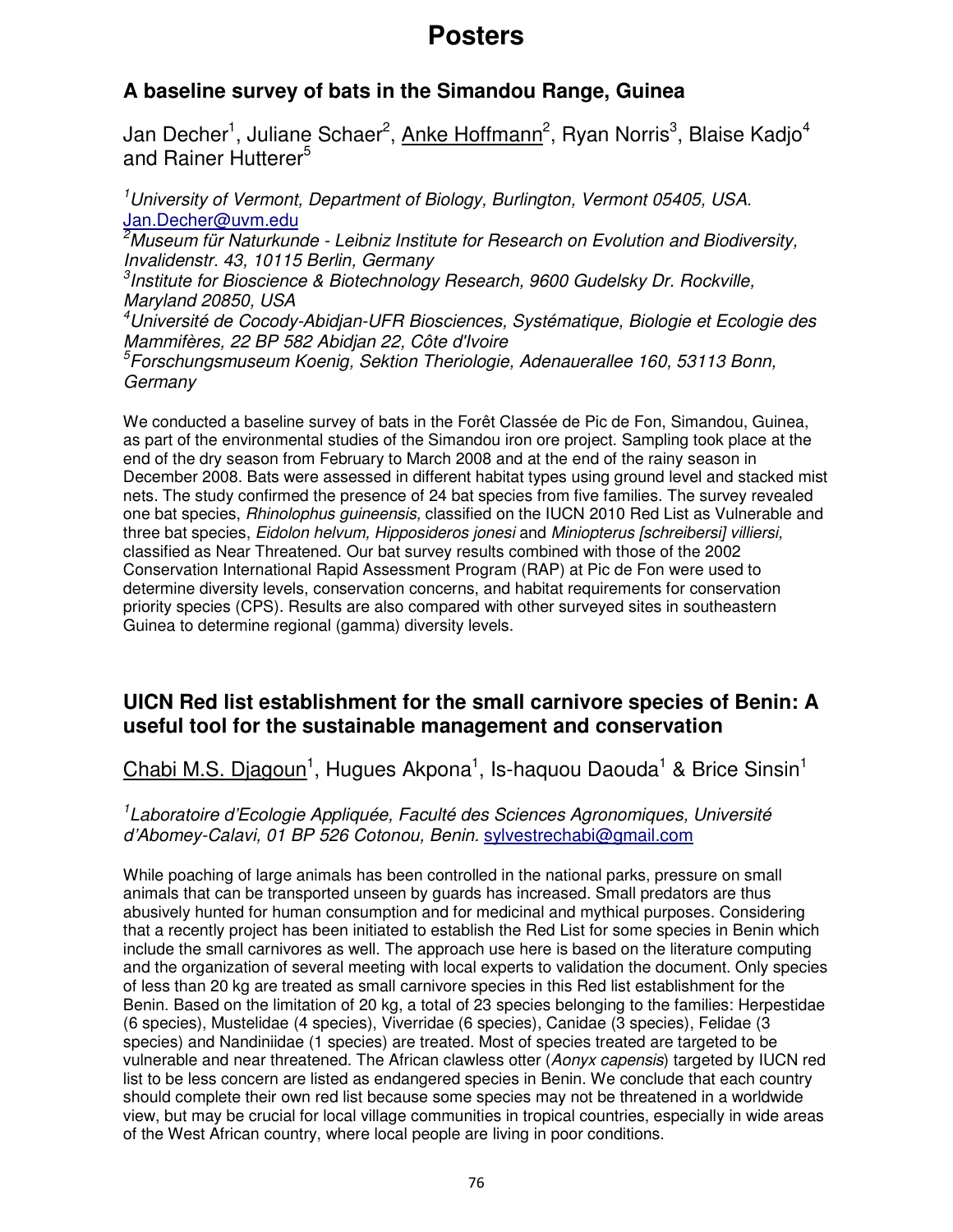# Posters

## A baseline survey of bats in the Simandou Range, Guinea

Jan Decher[1], Juliane Schaer[2], Anke Hoffmann[2], Ryan Norris[3], Blaise Kadjo[4] and Rainer Hutterer[5]

*[1]University of Vermont, Department of Biology, Burlington, Vermont 05405, USA.* Jan.Decher@uvm.edu
*[2]Museum für Naturkunde - Leibniz Institute for Research on Evolution and Biodiversity, Invalidenstr. 43, 10115 Berlin, Germany*
*[3]Institute for Bioscience & Biotechnology Research, 9600 Gudelsky Dr. Rockville, Maryland 20850, USA*
*[4]Université de Cocody-Abidjan-UFR Biosciences, Systématique, Biologie et Ecologie des Mammifères, 22 BP 582 Abidjan 22, Côte d'Ivoire*
*[5]Forschungsmuseum Koenig, Sektion Theriologie, Adenauerallee 160, 53113 Bonn, Germany*

We conducted a baseline survey of bats in the Forêt Classée de Pic de Fon, Simandou, Guinea, as part of the environmental studies of the Simandou iron ore project. Sampling took place at the end of the dry season from February to March 2008 and at the end of the rainy season in December 2008. Bats were assessed in different habitat types using ground level and stacked mist nets. The study confirmed the presence of 24 bat species from five families. The survey revealed one bat species, *Rhinolophus guineensis,* classified on the IUCN 2010 Red List as Vulnerable and three bat species, *Eidolon helvum, Hipposideros jonesi* and *Miniopterus [schreibersi] villiersi,* classified as Near Threatened. Our bat survey results combined with those of the 2002 Conservation International Rapid Assessment Program (RAP) at Pic de Fon were used to determine diversity levels, conservation concerns, and habitat requirements for conservation priority species (CPS). Results are also compared with other surveyed sites in southeastern Guinea to determine regional (gamma) diversity levels.

## UICN Red list establishment for the small carnivore species of Benin: A useful tool for the sustainable management and conservation

Chabi M.S. Djagoun[1], Hugues Akpona[1], Is-haquou Daouda[1] & Brice Sinsin[1]

*[1]Laboratoire d'Ecologie Appliquée, Faculté des Sciences Agronomiques, Université d'Abomey-Calavi, 01 BP 526 Cotonou, Benin.* sylvestrechabi@gmail.com

While poaching of large animals has been controlled in the national parks, pressure on small animals that can be transported unseen by guards has increased. Small predators are thus abusively hunted for human consumption and for medicinal and mythical purposes. Considering that a recently project has been initiated to establish the Red List for some species in Benin which include the small carnivores as well. The approach use here is based on the literature computing and the organization of several meeting with local experts to validation the document. Only species of less than 20 kg are treated as small carnivore species in this Red list establishment for the Benin. Based on the limitation of 20 kg, a total of 23 species belonging to the families: Herpestidae (6 species), Mustelidae (4 species), Viverridae (6 species), Canidae (3 species), Felidae (3 species) and Nandiniidae (1 species) are treated. Most of species treated are targeted to be vulnerable and near threatened. The African clawless otter (*Aonyx capensis*) targeted by IUCN red list to be less concern are listed as endangered species in Benin. We conclude that each country should complete their own red list because some species may not be threatened in a worldwide view, but may be crucial for local village communities in tropical countries, especially in wide areas of the West African country, where local people are living in poor conditions.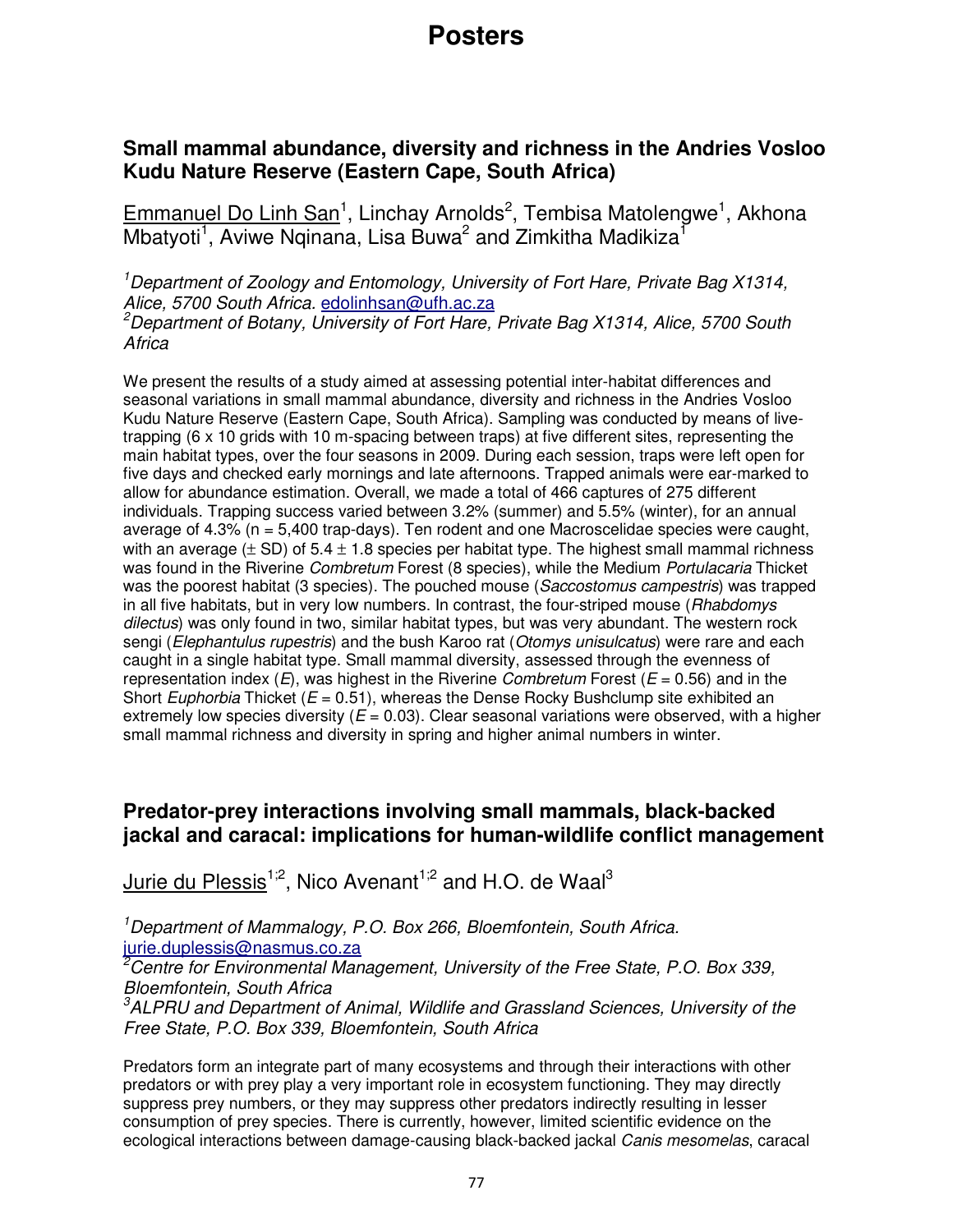# Posters

## Small mammal abundance, diversity and richness in the Andries Vosloo Kudu Nature Reserve (Eastern Cape, South Africa)

Emmanuel Do Linh San[1], Linchay Arnolds[2], Tembisa Matolengwe[1], Akhona Mbatyoti[1], Aviwe Nqinana, Lisa Buwa[2] and Zimkitha Madikiza[1]

*[1]Department of Zoology and Entomology, University of Fort Hare, Private Bag X1314, Alice, 5700 South Africa.* edolinhsan@ufh.ac.za
*[2]Department of Botany, University of Fort Hare, Private Bag X1314, Alice, 5700 South Africa*

We present the results of a study aimed at assessing potential inter-habitat differences and seasonal variations in small mammal abundance, diversity and richness in the Andries Vosloo Kudu Nature Reserve (Eastern Cape, South Africa). Sampling was conducted by means of live-trapping (6 x 10 grids with 10 m-spacing between traps) at five different sites, representing the main habitat types, over the four seasons in 2009. During each session, traps were left open for five days and checked early mornings and late afternoons. Trapped animals were ear-marked to allow for abundance estimation. Overall, we made a total of 466 captures of 275 different individuals. Trapping success varied between 3.2% (summer) and 5.5% (winter), for an annual average of 4.3% (n = 5,400 trap-days). Ten rodent and one Macroscelidae species were caught, with an average (± SD) of 5.4 ± 1.8 species per habitat type. The highest small mammal richness was found in the Riverine *Combretum* Forest (8 species), while the Medium *Portulacaria* Thicket was the poorest habitat (3 species). The pouched mouse (*Saccostomus campestris*) was trapped in all five habitats, but in very low numbers. In contrast, the four-striped mouse (*Rhabdomys dilectus*) was only found in two, similar habitat types, but was very abundant. The western rock sengi (*Elephantulus rupestris*) and the bush Karoo rat (*Otomys unisulcatus*) were rare and each caught in a single habitat type. Small mammal diversity, assessed through the evenness of representation index ($E$), was highest in the Riverine *Combretum* Forest ($E$ = 0.56) and in the Short *Euphorbia* Thicket ($E$ = 0.51), whereas the Dense Rocky Bushclump site exhibited an extremely low species diversity ($E$ = 0.03). Clear seasonal variations were observed, with a higher small mammal richness and diversity in spring and higher animal numbers in winter.

## Predator-prey interactions involving small mammals, black-backed jackal and caracal: implications for human-wildlife conflict management

Jurie du Plessis[1;2], Nico Avenant[1;2] and H.O. de Waal[3]

*[1]Department of Mammalogy, P.O. Box 266, Bloemfontein, South Africa.* jurie.duplessis@nasmus.co.za
*[2]Centre for Environmental Management, University of the Free State, P.O. Box 339, Bloemfontein, South Africa*
*[3]ALPRU and Department of Animal, Wildlife and Grassland Sciences, University of the Free State, P.O. Box 339, Bloemfontein, South Africa*

Predators form an integrate part of many ecosystems and through their interactions with other predators or with prey play a very important role in ecosystem functioning. They may directly suppress prey numbers, or they may suppress other predators indirectly resulting in lesser consumption of prey species. There is currently, however, limited scientific evidence on the ecological interactions between damage-causing black-backed jackal *Canis mesomelas*, caracal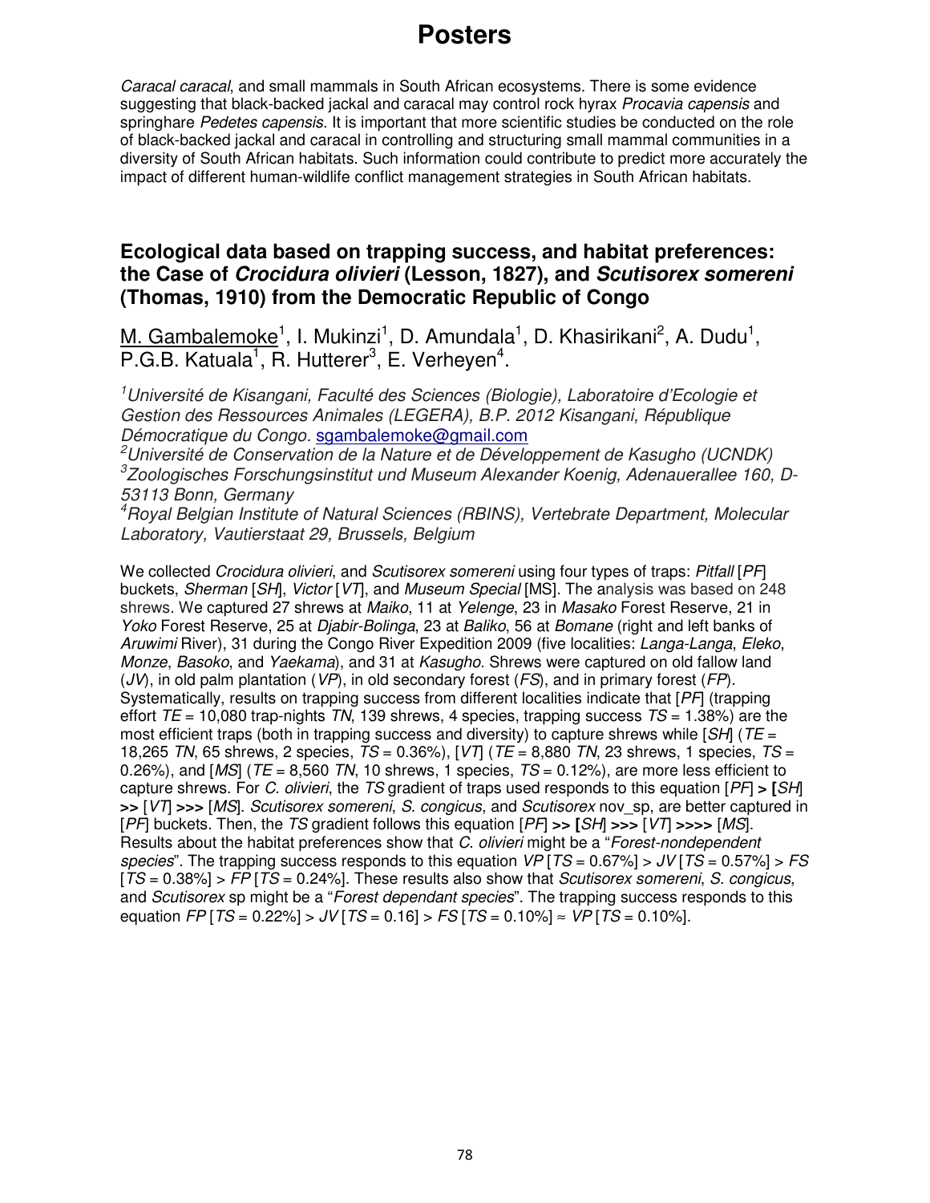*Caracal caracal*, and small mammals in South African ecosystems. There is some evidence suggesting that black-backed jackal and caracal may control rock hyrax *Procavia capensis* and springhare *Pedetes capensis*. It is important that more scientific studies be conducted on the role of black-backed jackal and caracal in controlling and structuring small mammal communities in a diversity of South African habitats. Such information could contribute to predict more accurately the impact of different human-wildlife conflict management strategies in South African habitats.

## Ecological data based on trapping success, and habitat preferences: the Case of *Crocidura olivieri* (Lesson, 1827), and *Scutisorex somereni* (Thomas, 1910) from the Democratic Republic of Congo

<u>M. Gambalemoke</u>[1], I. Mukinzi[1], D. Amundala[1], D. Khasirikani[2], A. Dudu[1], P.G.B. Katuala[1], R. Hutterer[3], E. Verheyen[4].

[1]*Université de Kisangani, Faculté des Sciences (Biologie), Laboratoire d'Ecologie et Gestion des Ressources Animales (LEGERA), B.P. 2012 Kisangani, République Démocratique du Congo.* sgambalemoke@gmail.com
[2]*Université de Conservation de la Nature et de Développement de Kasugho (UCNDK)*
[3]*Zoologisches Forschungsinstitut und Museum Alexander Koenig, Adenauerallee 160, D-53113 Bonn, Germany*
[4]*Royal Belgian Institute of Natural Sciences (RBINS), Vertebrate Department, Molecular Laboratory, Vautierstaat 29, Brussels, Belgium*

We collected *Crocidura olivieri*, and *Scutisorex somereni* using four types of traps: *Pitfall* [*PF*] buckets, *Sherman* [*SH*], *Victor* [*VT*], and *Museum Special* [MS]. The analysis was based on 248 shrews. We captured 27 shrews at *Maiko*, 11 at *Yelenge*, 23 in *Masako* Forest Reserve, 21 in *Yoko* Forest Reserve, 25 at *Djabir-Bolinga*, 23 at *Baliko*, 56 at *Bomane* (right and left banks of *Aruwimi* River), 31 during the Congo River Expedition 2009 (five localities: *Langa-Langa*, *Eleko*, *Monze*, *Basoko*, and *Yaekama*), and 31 at *Kasugho*. Shrews were captured on old fallow land (*JV*), in old palm plantation (*VP*), in old secondary forest (*FS*), and in primary forest (*FP*). Systematically, results on trapping success from different localities indicate that [*PF*] (trapping effort *TE* = 10,080 trap-nights *TN*, 139 shrews, 4 species, trapping success *TS* = 1.38%) are the most efficient traps (both in trapping success and diversity) to capture shrews while [*SH*] (*TE* = 18,265 *TN*, 65 shrews, 2 species, *TS* = 0.36%), [*VT*] (*TE* = 8,880 *TN*, 23 shrews, 1 species, *TS* = 0.26%), and [*MS*] (*TE* = 8,560 *TN*, 10 shrews, 1 species, *TS* = 0.12%), are more less efficient to capture shrews. For *C. olivieri*, the *TS* gradient of traps used responds to this equation [*PF*] **>** **[***SH*] **>>** [*VT*] **>>>** [*MS*]. *Scutisorex somereni*, *S. congicus*, and *Scutisorex* nov_sp, are better captured in [*PF*] buckets. Then, the *TS* gradient follows this equation [*PF*] **>>** **[***SH*] **>>>** [*VT*] **>>>>** [*MS*]. Results about the habitat preferences show that *C. olivieri* might be a "*Forest-nondependent species*". The trapping success responds to this equation *VP* [*TS* = 0.67%] > *JV* [*TS* = 0.57%] > *FS* [*TS* = 0.38%] > *FP* [*TS* = 0.24%]. These results also show that *Scutisorex somereni*, *S. congicus*, and *Scutisorex* sp might be a "*Forest dependant species*". The trapping success responds to this equation *FP* [*TS* = 0.22%] > *JV* [*TS* = 0.16] > *FS* [*TS* = 0.10%] ≈ *VP* [*TS* = 0.10%].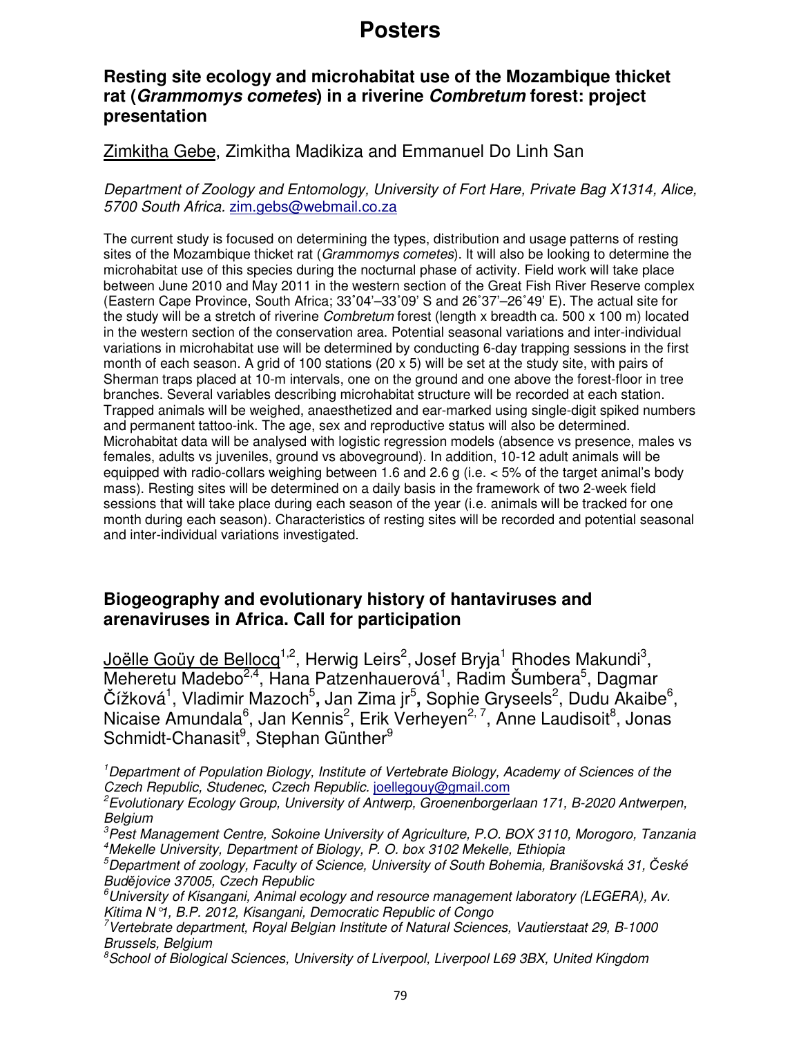# Posters

## Resting site ecology and microhabitat use of the Mozambique thicket rat (*Grammomys cometes*) in a riverine *Combretum* forest: project presentation

Zimkitha Gebe, Zimkitha Madikiza and Emmanuel Do Linh San

*Department of Zoology and Entomology, University of Fort Hare, Private Bag X1314, Alice, 5700 South Africa.* zim.gebs@webmail.co.za

The current study is focused on determining the types, distribution and usage patterns of resting sites of the Mozambique thicket rat (*Grammomys cometes*). It will also be looking to determine the microhabitat use of this species during the nocturnal phase of activity. Field work will take place between June 2010 and May 2011 in the western section of the Great Fish River Reserve complex (Eastern Cape Province, South Africa; 33˚04'–33˚09' S and 26˚37'–26˚49' E). The actual site for the study will be a stretch of riverine *Combretum* forest (length x breadth ca. 500 x 100 m) located in the western section of the conservation area. Potential seasonal variations and inter-individual variations in microhabitat use will be determined by conducting 6-day trapping sessions in the first month of each season. A grid of 100 stations (20 x 5) will be set at the study site, with pairs of Sherman traps placed at 10-m intervals, one on the ground and one above the forest-floor in tree branches. Several variables describing microhabitat structure will be recorded at each station. Trapped animals will be weighed, anaesthetized and ear-marked using single-digit spiked numbers and permanent tattoo-ink. The age, sex and reproductive status will also be determined. Microhabitat data will be analysed with logistic regression models (absence vs presence, males vs females, adults vs juveniles, ground vs aboveground). In addition, 10-12 adult animals will be equipped with radio-collars weighing between 1.6 and 2.6 g (i.e. < 5% of the target animal's body mass). Resting sites will be determined on a daily basis in the framework of two 2-week field sessions that will take place during each season of the year (i.e. animals will be tracked for one month during each season). Characteristics of resting sites will be recorded and potential seasonal and inter-individual variations investigated.

## Biogeography and evolutionary history of hantaviruses and arenaviruses in Africa. Call for participation

Joëlle Goüy de Bellocq[1,2], Herwig Leirs[2], Josef Bryja[1] Rhodes Makundi[3], Meheretu Madebo[2,4], Hana Patzenhauerová[1], Radim Šumbera[5], Dagmar Čížková[1], Vladimir Mazoch[5], Jan Zima jr[5], Sophie Gryseels[2], Dudu Akaibe[6], Nicaise Amundala[6], Jan Kennis[2], Erik Verheyen[2,7], Anne Laudisoit[8], Jonas Schmidt-Chanasit[9], Stephan Günther[9]

[1]*Department of Population Biology, Institute of Vertebrate Biology, Academy of Sciences of the Czech Republic, Studenec, Czech Republic.* joellegouy@gmail.com
[2]*Evolutionary Ecology Group, University of Antwerp, Groenenborgerlaan 171, B-2020 Antwerpen, Belgium*
[3]*Pest Management Centre, Sokoine University of Agriculture, P.O. BOX 3110, Morogoro, Tanzania*
[4]*Mekelle University, Department of Biology, P. O. box 3102 Mekelle, Ethiopia*
[5]*Department of zoology, Faculty of Science, University of South Bohemia, Branišovská 31, České Budějovice 37005, Czech Republic*
[6]*University of Kisangani, Animal ecology and resource management laboratory (LEGERA), Av. Kitima N°1, B.P. 2012, Kisangani, Democratic Republic of Congo*
[7]*Vertebrate department, Royal Belgian Institute of Natural Sciences, Vautierstaat 29, B-1000 Brussels, Belgium*
[8]*School of Biological Sciences, University of Liverpool, Liverpool L69 3BX, United Kingdom*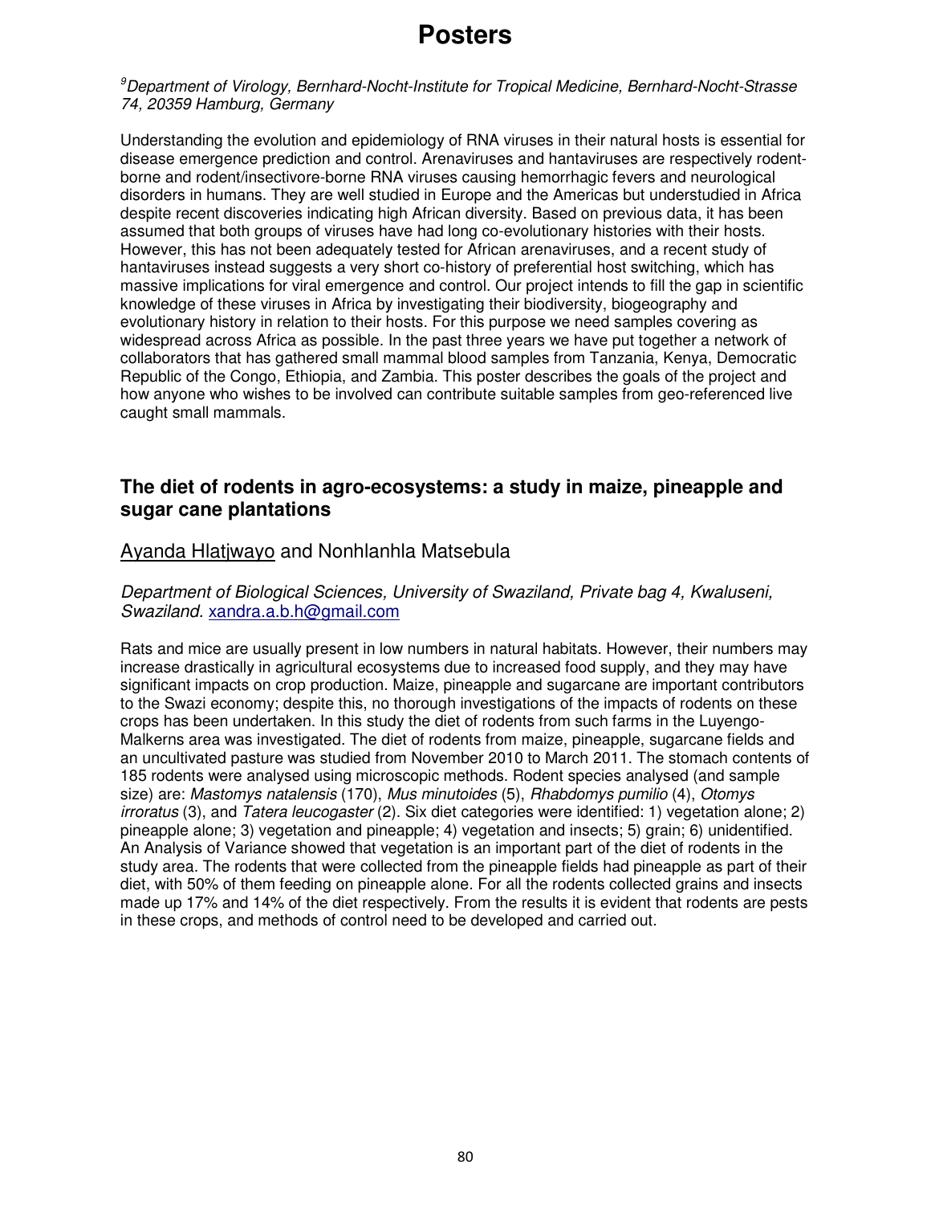[9]Department of Virology, Bernhard-Nocht-Institute for Tropical Medicine, Bernhard-Nocht-Strasse 74, 20359 Hamburg, Germany*

Understanding the evolution and epidemiology of RNA viruses in their natural hosts is essential for disease emergence prediction and control. Arenaviruses and hantaviruses are respectively rodent-borne and rodent/insectivore-borne RNA viruses causing hemorrhagic fevers and neurological disorders in humans. They are well studied in Europe and the Americas but understudied in Africa despite recent discoveries indicating high African diversity. Based on previous data, it has been assumed that both groups of viruses have had long co-evolutionary histories with their hosts. However, this has not been adequately tested for African arenaviruses, and a recent study of hantaviruses instead suggests a very short co-history of preferential host switching, which has massive implications for viral emergence and control. Our project intends to fill the gap in scientific knowledge of these viruses in Africa by investigating their biodiversity, biogeography and evolutionary history in relation to their hosts. For this purpose we need samples covering as widespread across Africa as possible. In the past three years we have put together a network of collaborators that has gathered small mammal blood samples from Tanzania, Kenya, Democratic Republic of the Congo, Ethiopia, and Zambia. This poster describes the goals of the project and how anyone who wishes to be involved can contribute suitable samples from geo-referenced live caught small mammals.

## The diet of rodents in agro-ecosystems: a study in maize, pineapple and sugar cane plantations

Ayanda Hlatjwayo and Nonhlanhla Matsebula

*Department of Biological Sciences, University of Swaziland, Private bag 4, Kwaluseni, Swaziland.* xandra.a.b.h@gmail.com

Rats and mice are usually present in low numbers in natural habitats. However, their numbers may increase drastically in agricultural ecosystems due to increased food supply, and they may have significant impacts on crop production. Maize, pineapple and sugarcane are important contributors to the Swazi economy; despite this, no thorough investigations of the impacts of rodents on these crops has been undertaken. In this study the diet of rodents from such farms in the Luyengo-Malkerns area was investigated. The diet of rodents from maize, pineapple, sugarcane fields and an uncultivated pasture was studied from November 2010 to March 2011. The stomach contents of 185 rodents were analysed using microscopic methods. Rodent species analysed (and sample size) are: *Mastomys natalensis* (170), *Mus minutoides* (5), *Rhabdomys pumilio* (4), *Otomys irroratus* (3), and *Tatera leucogaster* (2). Six diet categories were identified: 1) vegetation alone; 2) pineapple alone; 3) vegetation and pineapple; 4) vegetation and insects; 5) grain; 6) unidentified. An Analysis of Variance showed that vegetation is an important part of the diet of rodents in the study area. The rodents that were collected from the pineapple fields had pineapple as part of their diet, with 50% of them feeding on pineapple alone. For all the rodents collected grains and insects made up 17% and 14% of the diet respectively. From the results it is evident that rodents are pests in these crops, and methods of control need to be developed and carried out.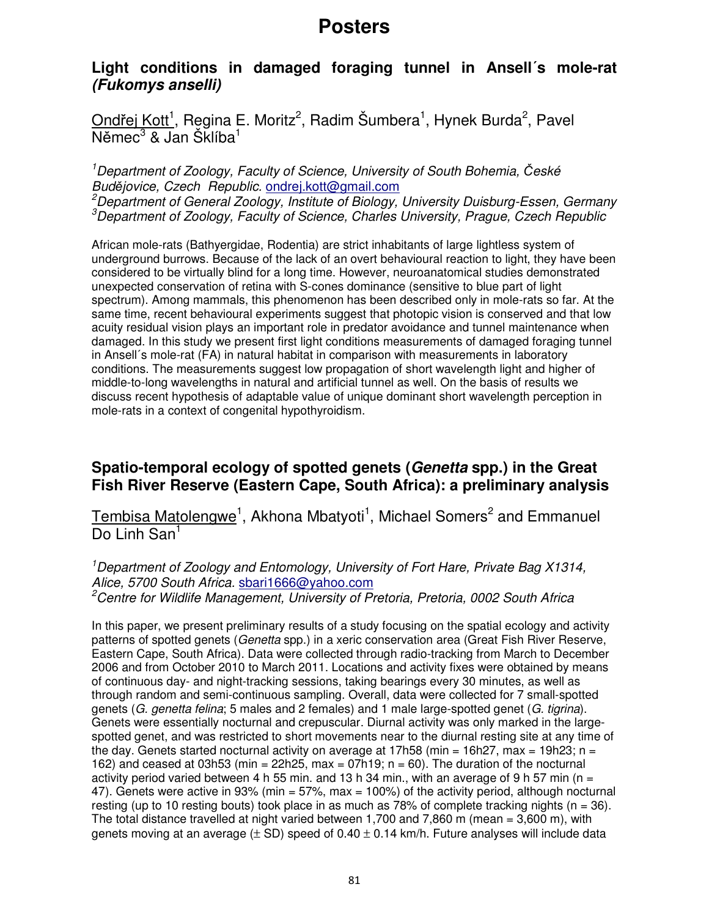# Posters

## Light conditions in damaged foraging tunnel in Ansell´s mole-rat *(Fukomys anselli)*

Ondřej Kott[1], Regina E. Moritz[2], Radim Šumbera[1], Hynek Burda[2], Pavel Němec[3] & Jan Šklíba[1]

*[1]Department of Zoology, Faculty of Science, University of South Bohemia, České Budějovice, Czech Republic.* ondrej.kott@gmail.com
*[2]Department of General Zoology, Institute of Biology, University Duisburg-Essen, Germany*
*[3]Department of Zoology, Faculty of Science, Charles University, Prague, Czech Republic*

African mole-rats (Bathyergidae, Rodentia) are strict inhabitants of large lightless system of underground burrows. Because of the lack of an overt behavioural reaction to light, they have been considered to be virtually blind for a long time. However, neuroanatomical studies demonstrated unexpected conservation of retina with S-cones dominance (sensitive to blue part of light spectrum). Among mammals, this phenomenon has been described only in mole-rats so far. At the same time, recent behavioural experiments suggest that photopic vision is conserved and that low acuity residual vision plays an important role in predator avoidance and tunnel maintenance when damaged. In this study we present first light conditions measurements of damaged foraging tunnel in Ansell´s mole-rat (FA) in natural habitat in comparison with measurements in laboratory conditions. The measurements suggest low propagation of short wavelength light and higher of middle-to-long wavelengths in natural and artificial tunnel as well. On the basis of results we discuss recent hypothesis of adaptable value of unique dominant short wavelength perception in mole-rats in a context of congenital hypothyroidism.

## Spatio-temporal ecology of spotted genets (*Genetta* spp.) in the Great Fish River Reserve (Eastern Cape, South Africa): a preliminary analysis

Tembisa Matolengwe[1], Akhona Mbatyoti[1], Michael Somers[2] and Emmanuel Do Linh San[1]

*[1]Department of Zoology and Entomology, University of Fort Hare, Private Bag X1314, Alice, 5700 South Africa.* sbari1666@yahoo.com
*[2]Centre for Wildlife Management, University of Pretoria, Pretoria, 0002 South Africa*

In this paper, we present preliminary results of a study focusing on the spatial ecology and activity patterns of spotted genets (*Genetta* spp.) in a xeric conservation area (Great Fish River Reserve, Eastern Cape, South Africa). Data were collected through radio-tracking from March to December 2006 and from October 2010 to March 2011. Locations and activity fixes were obtained by means of continuous day- and night-tracking sessions, taking bearings every 30 minutes, as well as through random and semi-continuous sampling. Overall, data were collected for 7 small-spotted genets (*G. genetta felina*; 5 males and 2 females) and 1 male large-spotted genet (*G. tigrina*). Genets were essentially nocturnal and crepuscular. Diurnal activity was only marked in the large-spotted genet, and was restricted to short movements near to the diurnal resting site at any time of the day. Genets started nocturnal activity on average at 17h58 (min = 16h27, max = 19h23; n = 162) and ceased at 03h53 (min = 22h25, max = 07h19; n = 60). The duration of the nocturnal activity period varied between 4 h 55 min. and 13 h 34 min., with an average of 9 h 57 min (n = 47). Genets were active in 93% (min = 57%, max = 100%) of the activity period, although nocturnal resting (up to 10 resting bouts) took place in as much as 78% of complete tracking nights (n = 36). The total distance travelled at night varied between 1,700 and 7,860 m (mean = 3,600 m), with genets moving at an average (± SD) speed of 0.40 ± 0.14 km/h. Future analyses will include data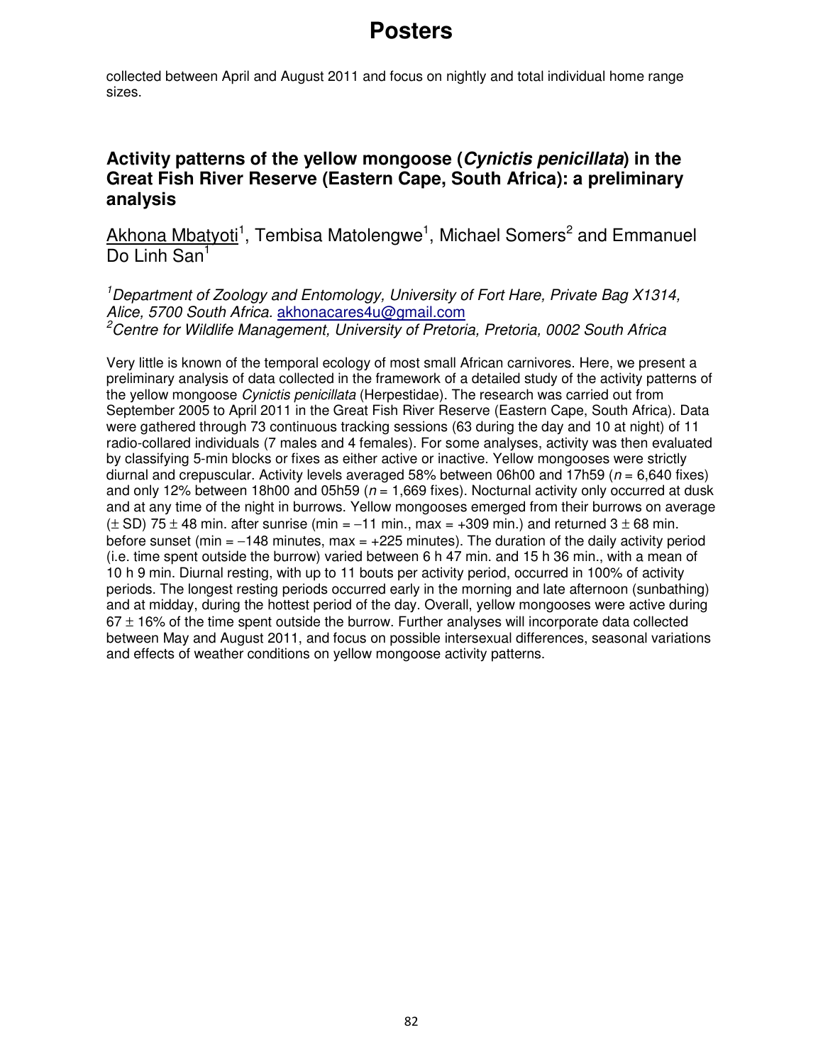collected between April and August 2011 and focus on nightly and total individual home range sizes.

## Activity patterns of the yellow mongoose (*Cynictis penicillata*) in the Great Fish River Reserve (Eastern Cape, South Africa): a preliminary analysis

Akhona Mbatyoti[1], Tembisa Matolengwe[1], Michael Somers[2] and Emmanuel Do Linh San[1]

[1]*Department of Zoology and Entomology, University of Fort Hare, Private Bag X1314, Alice, 5700 South Africa.* akhonacares4u@gmail.com
[2]*Centre for Wildlife Management, University of Pretoria, Pretoria, 0002 South Africa*

Very little is known of the temporal ecology of most small African carnivores. Here, we present a preliminary analysis of data collected in the framework of a detailed study of the activity patterns of the yellow mongoose *Cynictis penicillata* (Herpestidae). The research was carried out from September 2005 to April 2011 in the Great Fish River Reserve (Eastern Cape, South Africa). Data were gathered through 73 continuous tracking sessions (63 during the day and 10 at night) of 11 radio-collared individuals (7 males and 4 females). For some analyses, activity was then evaluated by classifying 5-min blocks or fixes as either active or inactive. Yellow mongooses were strictly diurnal and crepuscular. Activity levels averaged 58% between 06h00 and 17h59 ($n$ = 6,640 fixes) and only 12% between 18h00 and 05h59 ($n$ = 1,669 fixes). Nocturnal activity only occurred at dusk and at any time of the night in burrows. Yellow mongooses emerged from their burrows on average ($\pm$ SD) 75 $\pm$ 48 min. after sunrise (min = −11 min., max = +309 min.) and returned 3 $\pm$ 68 min. before sunset (min = −148 minutes, max = +225 minutes). The duration of the daily activity period (i.e. time spent outside the burrow) varied between 6 h 47 min. and 15 h 36 min., with a mean of 10 h 9 min. Diurnal resting, with up to 11 bouts per activity period, occurred in 100% of activity periods. The longest resting periods occurred early in the morning and late afternoon (sunbathing) and at midday, during the hottest period of the day. Overall, yellow mongooses were active during 67 $\pm$ 16% of the time spent outside the burrow. Further analyses will incorporate data collected between May and August 2011, and focus on possible intersexual differences, seasonal variations and effects of weather conditions on yellow mongoose activity patterns.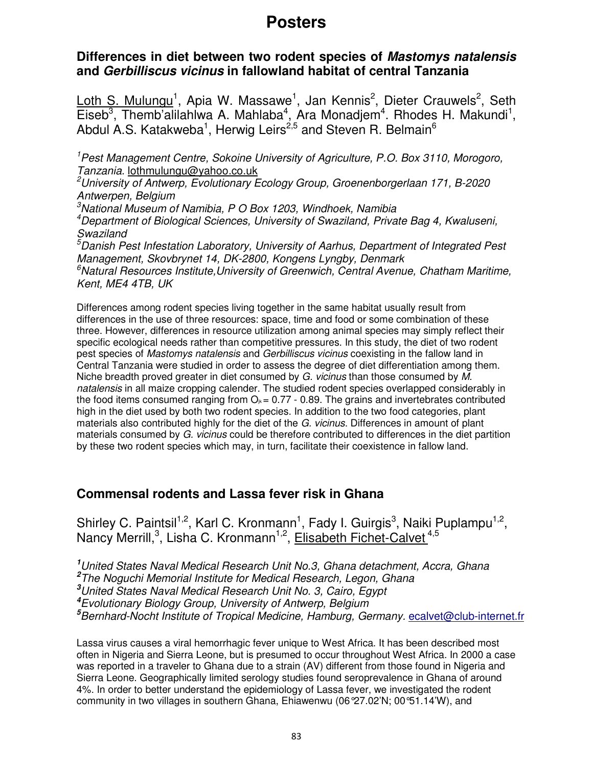# Posters

## Differences in diet between two rodent species of *Mastomys natalensis* and *Gerbilliscus vicinus* in fallowland habitat of central Tanzania

Loth S. Mulungu[1], Apia W. Massawe[1], Jan Kennis[2], Dieter Crauwels[2], Seth Eiseb[3], Themb'alilahlwa A. Mahlaba[4], Ara Monadjem[4]. Rhodes H. Makundi[1], Abdul A.S. Katakweba[1], Herwig Leirs[2,5] and Steven R. Belmain[6]

[1]*Pest Management Centre, Sokoine University of Agriculture, P.O. Box 3110, Morogoro, Tanzania.* lothmulungu@yahoo.co.uk
[2]*University of Antwerp, Evolutionary Ecology Group, Groenenborgerlaan 171, B-2020 Antwerpen, Belgium*
[3]*National Museum of Namibia, P O Box 1203, Windhoek, Namibia*
[4]*Department of Biological Sciences, University of Swaziland, Private Bag 4, Kwaluseni, Swaziland*
[5]*Danish Pest Infestation Laboratory, University of Aarhus, Department of Integrated Pest Management, Skovbrynet 14, DK-2800, Kongens Lyngby, Denmark*
[6]*Natural Resources Institute,University of Greenwich, Central Avenue, Chatham Maritime, Kent, ME4 4TB, UK*

Differences among rodent species living together in the same habitat usually result from differences in the use of three resources: space, time and food or some combination of these three. However, differences in resource utilization among animal species may simply reflect their specific ecological needs rather than competitive pressures. In this study, the diet of two rodent pest species of *Mastomys natalensis* and *Gerbilliscus vicinus* coexisting in the fallow land in Central Tanzania were studied in order to assess the degree of diet differentiation among them. Niche breadth proved greater in diet consumed by *G. vicinus* than those consumed by *M. natalensis* in all maize cropping calender. The studied rodent species overlapped considerably in the food items consumed ranging from $O_{jk} = 0.77 - 0.89$. The grains and invertebrates contributed high in the diet used by both two rodent species. In addition to the two food categories, plant materials also contributed highly for the diet of the *G. vicinus*. Differences in amount of plant materials consumed by *G. vicinus* could be therefore contributed to differences in the diet partition by these two rodent species which may, in turn, facilitate their coexistence in fallow land.

## Commensal rodents and Lassa fever risk in Ghana

Shirley C. Paintsil[1,2], Karl C. Kronmann[1], Fady I. Guirgis[3], Naiki Puplampu[1,2], Nancy Merrill,[3], Lisha C. Kronmann[1,2], Elisabeth Fichet-Calvet[4,5]

[1]*United States Naval Medical Research Unit No.3, Ghana detachment, Accra, Ghana*
[2]*The Noguchi Memorial Institute for Medical Research, Legon, Ghana*
[3]*United States Naval Medical Research Unit No. 3, Cairo, Egypt*
[4]*Evolutionary Biology Group, University of Antwerp, Belgium*
[5]*Bernhard-Nocht Institute of Tropical Medicine, Hamburg, Germany.* ecalvet@club-internet.fr

Lassa virus causes a viral hemorrhagic fever unique to West Africa. It has been described most often in Nigeria and Sierra Leone, but is presumed to occur throughout West Africa. In 2000 a case was reported in a traveler to Ghana due to a strain (AV) different from those found in Nigeria and Sierra Leone. Geographically limited serology studies found seroprevalence in Ghana of around 4%. In order to better understand the epidemiology of Lassa fever, we investigated the rodent community in two villages in southern Ghana, Ehiawenwu (06°27.02'N; 00°51.14'W), and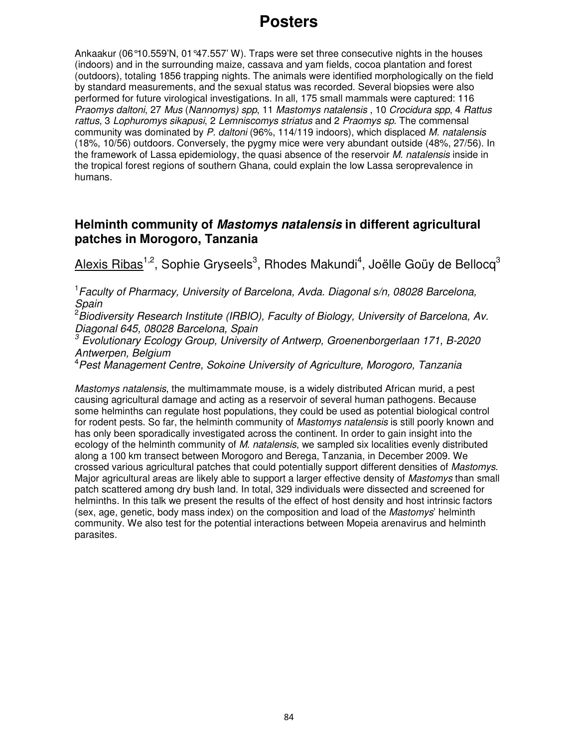Ankaakur (06°10.559'N, 01°47.557' W). Traps were set three consecutive nights in the houses (indoors) and in the surrounding maize, cassava and yam fields, cocoa plantation and forest (outdoors), totaling 1856 trapping nights. The animals were identified morphologically on the field by standard measurements, and the sexual status was recorded. Several biopsies were also performed for future virological investigations. In all, 175 small mammals were captured: 116 *Praomys daltoni*, 27 *Mus* (*Nannomys) spp*, 11 *Mastomys natalensis* , 10 *Crocidura spp*, 4 *Rattus rattus*, 3 *Lophuromys sikapusi*, 2 *Lemniscomys striatus* and 2 *Praomys sp*. The commensal community was dominated by *P. daltoni* (96%, 114/119 indoors), which displaced *M. natalensis* (18%, 10/56) outdoors. Conversely, the pygmy mice were very abundant outside (48%, 27/56). In the framework of Lassa epidemiology, the quasi absence of the reservoir *M. natalensis* inside in the tropical forest regions of southern Ghana, could explain the low Lassa seroprevalence in humans.

## Helminth community of *Mastomys natalensis* in different agricultural patches in Morogoro, Tanzania

Alexis Ribas[1,2], Sophie Gryseels[3], Rhodes Makundi[4], Joëlle Goüy de Bellocq[3]

[1]*Faculty of Pharmacy, University of Barcelona, Avda. Diagonal s/n, 08028 Barcelona, Spain*

[2]*Biodiversity Research Institute (IRBIO), Faculty of Biology, University of Barcelona, Av. Diagonal 645, 08028 Barcelona, Spain*

[3] *Evolutionary Ecology Group, University of Antwerp, Groenenborgerlaan 171, B-2020 Antwerpen, Belgium*

[4]*Pest Management Centre, Sokoine University of Agriculture, Morogoro, Tanzania*

*Mastomys natalensis*, the multimammate mouse, is a widely distributed African murid, a pest causing agricultural damage and acting as a reservoir of several human pathogens. Because some helminths can regulate host populations, they could be used as potential biological control for rodent pests. So far, the helminth community of *Mastomys natalensis* is still poorly known and has only been sporadically investigated across the continent. In order to gain insight into the ecology of the helminth community of *M. natalensis*, we sampled six localities evenly distributed along a 100 km transect between Morogoro and Berega, Tanzania, in December 2009. We crossed various agricultural patches that could potentially support different densities of *Mastomys*. Major agricultural areas are likely able to support a larger effective density of *Mastomys* than small patch scattered among dry bush land. In total, 329 individuals were dissected and screened for helminths. In this talk we present the results of the effect of host density and host intrinsic factors (sex, age, genetic, body mass index) on the composition and load of the *Mastomys*' helminth community. We also test for the potential interactions between Mopeia arenavirus and helminth parasites.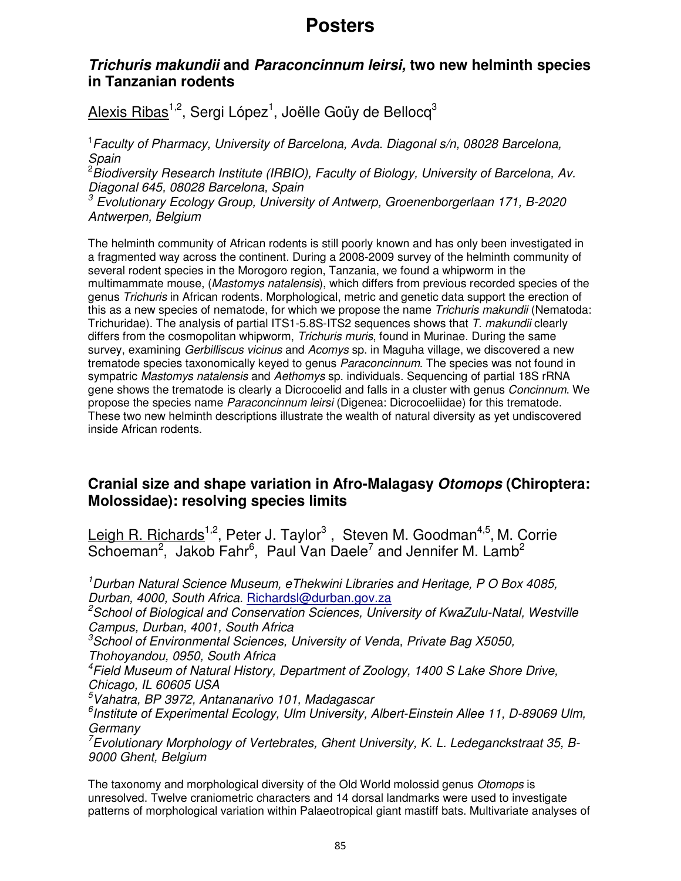# Posters

## ***Trichuris makundii*** **and** ***Paraconcinnum leirsi,*** **two new helminth species in Tanzanian rodents**

Alexis Ribas[1,2], Sergi López[1], Joëlle Goüy de Bellocq[3]

[1]*Faculty of Pharmacy, University of Barcelona, Avda. Diagonal s/n, 08028 Barcelona, Spain*

[2]*Biodiversity Research Institute (IRBIO), Faculty of Biology, University of Barcelona, Av. Diagonal 645, 08028 Barcelona, Spain*

[3] *Evolutionary Ecology Group, University of Antwerp, Groenenborgerlaan 171, B-2020 Antwerpen, Belgium*

The helminth community of African rodents is still poorly known and has only been investigated in a fragmented way across the continent. During a 2008-2009 survey of the helminth community of several rodent species in the Morogoro region, Tanzania, we found a whipworm in the multimammate mouse, (*Mastomys natalensis*), which differs from previous recorded species of the genus *Trichuris* in African rodents. Morphological, metric and genetic data support the erection of this as a new species of nematode, for which we propose the name *Trichuris makundii* (Nematoda: Trichuridae). The analysis of partial ITS1-5.8S-ITS2 sequences shows that *T. makundii* clearly differs from the cosmopolitan whipworm, *Trichuris muris*, found in Murinae. During the same survey, examining *Gerbilliscus vicinus* and *Acomys* sp. in Maguha village, we discovered a new trematode species taxonomically keyed to genus *Paraconcinnum*. The species was not found in sympatric *Mastomys natalensis* and *Aethomys* sp. individuals. Sequencing of partial 18S rRNA gene shows the trematode is clearly a Dicrocoelid and falls in a cluster with genus *Concinnum*. We propose the species name *Paraconcinnum leirsi* (Digenea: Dicrocoeliidae) for this trematode. These two new helminth descriptions illustrate the wealth of natural diversity as yet undiscovered inside African rodents.

## **Cranial size and shape variation in Afro-Malagasy** ***Otomops*** **(Chiroptera: Molossidae): resolving species limits**

Leigh R. Richards[1,2], Peter J. Taylor[3] , Steven M. Goodman[4,5], M. Corrie Schoeman[2], Jakob Fahr[6], Paul Van Daele[7] and Jennifer M. Lamb[2]

[1]*Durban Natural Science Museum, eThekwini Libraries and Heritage, P O Box 4085, Durban, 4000, South Africa.* Richardsl@durban.gov.za

[2]*School of Biological and Conservation Sciences, University of KwaZulu-Natal, Westville Campus, Durban, 4001, South Africa*

[3]*School of Environmental Sciences, University of Venda, Private Bag X5050, Thohoyandou, 0950, South Africa*

[4]*Field Museum of Natural History, Department of Zoology, 1400 S Lake Shore Drive, Chicago, IL 60605 USA*

[5]*Vahatra, BP 3972, Antananarivo 101, Madagascar*

[6]*Institute of Experimental Ecology, Ulm University, Albert-Einstein Allee 11, D-89069 Ulm, Germany*

[7]*Evolutionary Morphology of Vertebrates, Ghent University, K. L. Ledeganckstraat 35, B-9000 Ghent, Belgium*

The taxonomy and morphological diversity of the Old World molossid genus *Otomops* is unresolved. Twelve craniometric characters and 14 dorsal landmarks were used to investigate patterns of morphological variation within Palaeotropical giant mastiff bats. Multivariate analyses of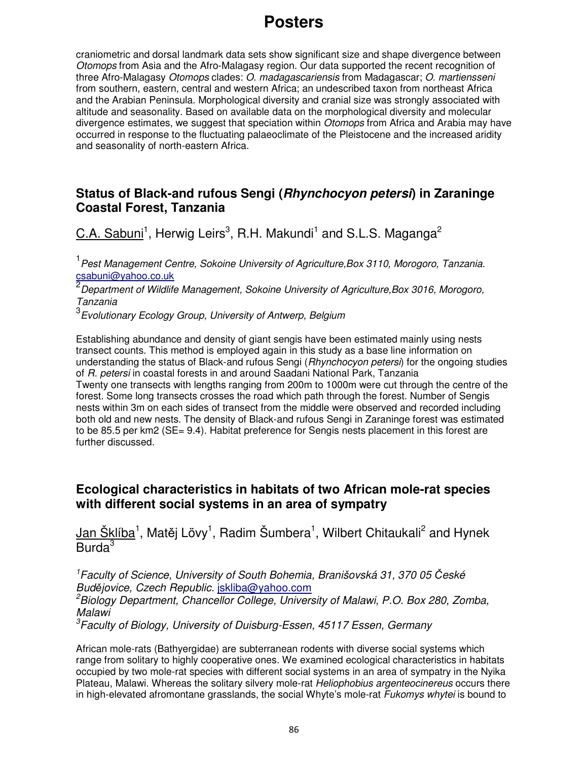craniometric and dorsal landmark data sets show significant size and shape divergence between *Otomops* from Asia and the Afro-Malagasy region. Our data supported the recent recognition of three Afro-Malagasy *Otomops* clades: *O. madagascariensis* from Madagascar; *O. martiensseni* from southern, eastern, central and western Africa; an undescribed taxon from northeast Africa and the Arabian Peninsula. Morphological diversity and cranial size was strongly associated with altitude and seasonality. Based on available data on the morphological diversity and molecular divergence estimates, we suggest that speciation within *Otomops* from Africa and Arabia may have occurred in response to the fluctuating palaeoclimate of the Pleistocene and the increased aridity and seasonality of north-eastern Africa.

## Status of Black-and rufous Sengi (*Rhynchocyon petersi*) in Zaraninge Coastal Forest, Tanzania

C.A. Sabuni[1], Herwig Leirs[3], R.H. Makundi[1] and S.L.S. Maganga[2]

[1]*Pest Management Centre, Sokoine University of Agriculture,Box 3110, Morogoro, Tanzania.* csabuni@yahoo.co.uk

[2]*Department of Wildlife Management, Sokoine University of Agriculture,Box 3016, Morogoro, Tanzania*

[3]*Evolutionary Ecology Group, University of Antwerp, Belgium*

Establishing abundance and density of giant sengis have been estimated mainly using nests transect counts. This method is employed again in this study as a base line information on understanding the status of Black-and rufous Sengi (*Rhynchocyon petersi*) for the ongoing studies of *R. petersi* in coastal forests in and around Saadani National Park, Tanzania
Twenty one transects with lengths ranging from 200m to 1000m were cut through the centre of the forest. Some long transects crosses the road which path through the forest. Number of Sengis nests within 3m on each sides of transect from the middle were observed and recorded including both old and new nests. The density of Black-and rufous Sengi in Zaraninge forest was estimated to be 85.5 per km2 (SE= 9.4). Habitat preference for Sengis nests placement in this forest are further discussed.

## Ecological characteristics in habitats of two African mole-rat species with different social systems in an area of sympatry

Jan Šklíba[1], Matěj Lövy[1], Radim Šumbera[1], Wilbert Chitaukali[2] and Hynek Burda[3]

[1]*Faculty of Science, University of South Bohemia, Branišovská 31, 370 05 České Budějovice, Czech Republic.* jskliba@yahoo.com

[2]*Biology Department, Chancellor College, University of Malawi, P.O. Box 280, Zomba, Malawi*

[3]*Faculty of Biology, University of Duisburg-Essen, 45117 Essen, Germany*

African mole-rats (Bathyergidae) are subterranean rodents with diverse social systems which range from solitary to highly cooperative ones. We examined ecological characteristics in habitats occupied by two mole-rat species with different social systems in an area of sympatry in the Nyika Plateau, Malawi. Whereas the solitary silvery mole-rat *Heliophobius argenteocinereus* occurs there in high-elevated afromontane grasslands, the social Whyte's mole-rat *Fukomys whytei* is bound to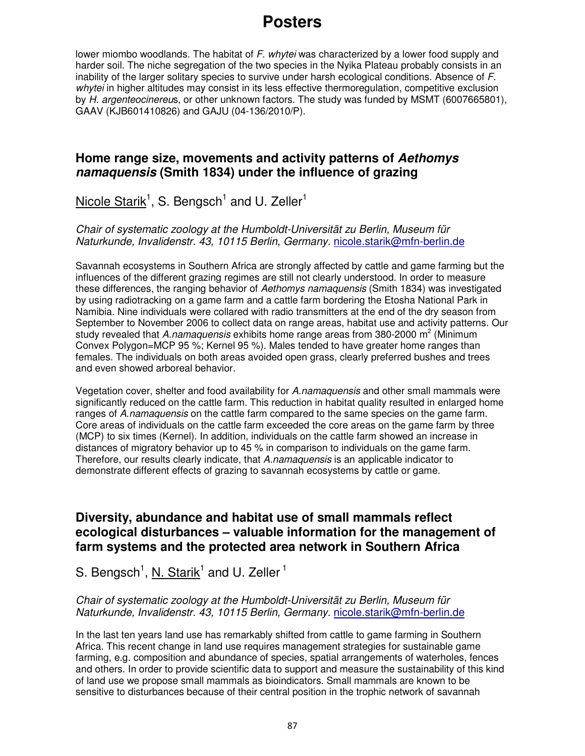lower miombo woodlands. The habitat of *F. whytei* was characterized by a lower food supply and harder soil. The niche segregation of the two species in the Nyika Plateau probably consists in an inability of the larger solitary species to survive under harsh ecological conditions. Absence of *F. whytei* in higher altitudes may consist in its less effective thermoregulation, competitive exclusion by *H. argenteocinereus*, or other unknown factors. The study was funded by MSMT (6007665801), GAAV (KJB601410826) and GAJU (04-136/2010/P).

## Home range size, movements and activity patterns of *Aethomys namaquensis* (Smith 1834) under the influence of grazing

Nicole Starik[1], S. Bengsch[1] and U. Zeller[1]

*Chair of systematic zoology at the Humboldt-Universität zu Berlin, Museum für Naturkunde, Invalidenstr. 43, 10115 Berlin, Germany.* nicole.starik@mfn-berlin.de

Savannah ecosystems in Southern Africa are strongly affected by cattle and game farming but the influences of the different grazing regimes are still not clearly understood. In order to measure these differences, the ranging behavior of *Aethomys namaquensis* (Smith 1834) was investigated by using radiotracking on a game farm and a cattle farm bordering the Etosha National Park in Namibia. Nine individuals were collared with radio transmitters at the end of the dry season from September to November 2006 to collect data on range areas, habitat use and activity patterns. Our study revealed that *A.namaquensis* exhibits home range areas from 380-2000 $m^2$ (Minimum Convex Polygon=MCP 95 %; Kernel 95 %). Males tended to have greater home ranges than females. The individuals on both areas avoided open grass, clearly preferred bushes and trees and even showed arboreal behavior.

Vegetation cover, shelter and food availability for *A.namaquensis* and other small mammals were significantly reduced on the cattle farm. This reduction in habitat quality resulted in enlarged home ranges of *A.namaquensis* on the cattle farm compared to the same species on the game farm. Core areas of individuals on the cattle farm exceeded the core areas on the game farm by three (MCP) to six times (Kernel). In addition, individuals on the cattle farm showed an increase in distances of migratory behavior up to 45 % in comparison to individuals on the game farm. Therefore, our results clearly indicate, that *A.namaquensis* is an applicable indicator to demonstrate different effects of grazing to savannah ecosystems by cattle or game.

## Diversity, abundance and habitat use of small mammals reflect ecological disturbances – valuable information for the management of farm systems and the protected area network in Southern Africa

S. Bengsch[1], N. Starik[1] and U. Zeller[1]

*Chair of systematic zoology at the Humboldt-Universität zu Berlin, Museum für Naturkunde, Invalidenstr. 43, 10115 Berlin, Germany.* nicole.starik@mfn-berlin.de

In the last ten years land use has remarkably shifted from cattle to game farming in Southern Africa. This recent change in land use requires management strategies for sustainable game farming, e.g. composition and abundance of species, spatial arrangements of waterholes, fences and others. In order to provide scientific data to support and measure the sustainability of this kind of land use we propose small mammals as bioindicators. Small mammals are known to be sensitive to disturbances because of their central position in the trophic network of savannah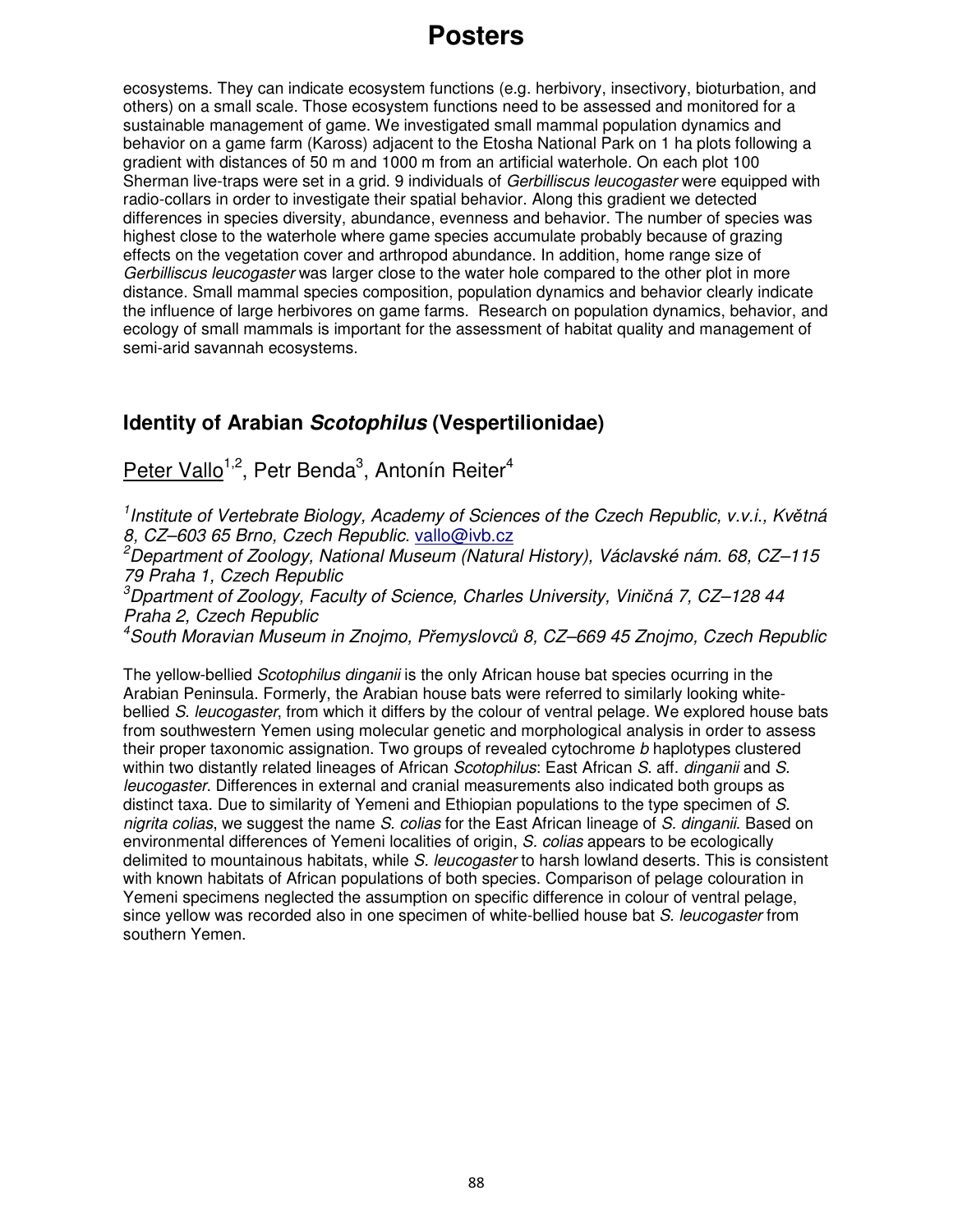ecosystems. They can indicate ecosystem functions (e.g. herbivory, insectivory, bioturbation, and others) on a small scale. Those ecosystem functions need to be assessed and monitored for a sustainable management of game. We investigated small mammal population dynamics and behavior on a game farm (Kaross) adjacent to the Etosha National Park on 1 ha plots following a gradient with distances of 50 m and 1000 m from an artificial waterhole. On each plot 100 Sherman live-traps were set in a grid. 9 individuals of *Gerbilliscus leucogaster* were equipped with radio-collars in order to investigate their spatial behavior. Along this gradient we detected differences in species diversity, abundance, evenness and behavior. The number of species was highest close to the waterhole where game species accumulate probably because of grazing effects on the vegetation cover and arthropod abundance. In addition, home range size of *Gerbilliscus leucogaster* was larger close to the water hole compared to the other plot in more distance. Small mammal species composition, population dynamics and behavior clearly indicate the influence of large herbivores on game farms. Research on population dynamics, behavior, and ecology of small mammals is important for the assessment of habitat quality and management of semi-arid savannah ecosystems.

## Identity of Arabian *Scotophilus* (Vespertilionidae)

<u>Peter Vallo</u>[1,2], Petr Benda[3], Antonín Reiter[4]

*[1]Institute of Vertebrate Biology, Academy of Sciences of the Czech Republic, v.v.i., Květná 8, CZ–603 65 Brno, Czech Republic.* vallo@ivb.cz
*[2]Department of Zoology, National Museum (Natural History), Václavské nám. 68, CZ–115 79 Praha 1, Czech Republic*
*[3]Dpartment of Zoology, Faculty of Science, Charles University, Viničná 7, CZ–128 44 Praha 2, Czech Republic*
*[4]South Moravian Museum in Znojmo, Přemyslovců 8, CZ–669 45 Znojmo, Czech Republic*

The yellow-bellied *Scotophilus dinganii* is the only African house bat species ocurring in the Arabian Peninsula. Formerly, the Arabian house bats were referred to similarly looking white-bellied *S. leucogaster*, from which it differs by the colour of ventral pelage. We explored house bats from southwestern Yemen using molecular genetic and morphological analysis in order to assess their proper taxonomic assignation. Two groups of revealed cytochrome *b* haplotypes clustered within two distantly related lineages of African *Scotophilus*: East African *S.* aff. *dinganii* and *S. leucogaster*. Differences in external and cranial measurements also indicated both groups as distinct taxa. Due to similarity of Yemeni and Ethiopian populations to the type specimen of *S. nigrita colias*, we suggest the name *S. colias* for the East African lineage of *S. dinganii*. Based on environmental differences of Yemeni localities of origin, *S. colias* appears to be ecologically delimited to mountainous habitats, while *S. leucogaster* to harsh lowland deserts. This is consistent with known habitats of African populations of both species. Comparison of pelage colouration in Yemeni specimens neglected the assumption on specific difference in colour of ventral pelage, since yellow was recorded also in one specimen of white-bellied house bat *S. leucogaster* from southern Yemen.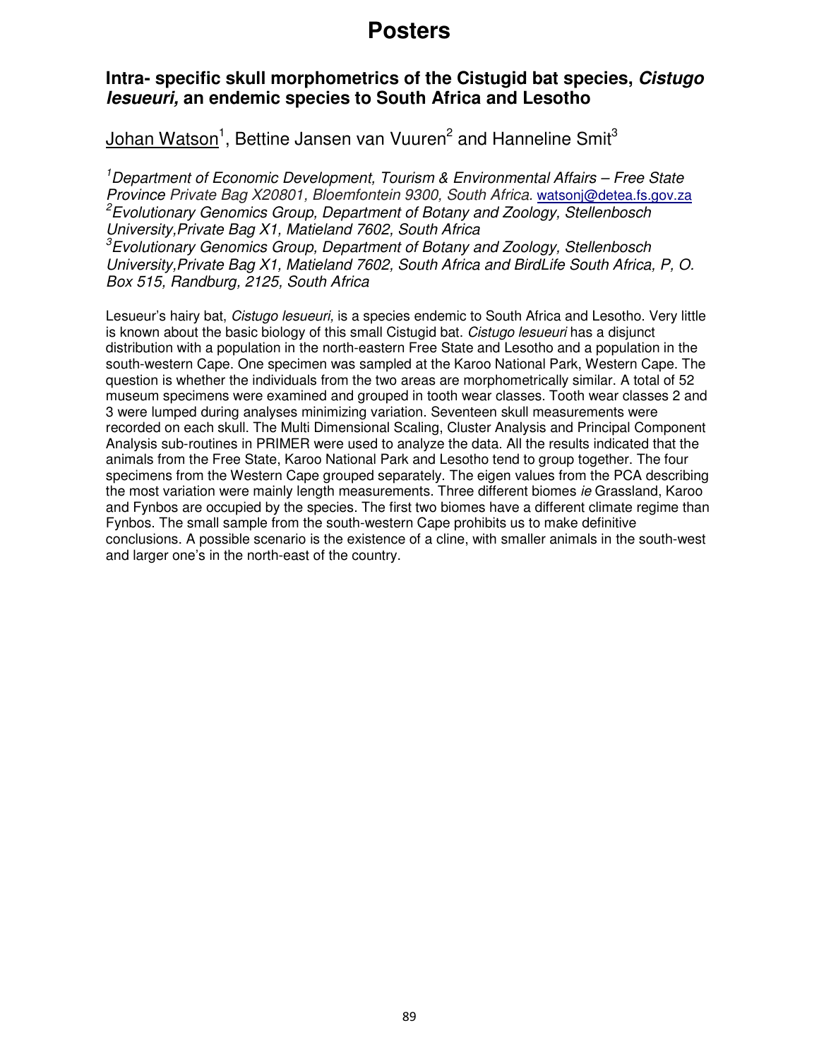# Posters

## Intra- specific skull morphometrics of the Cistugid bat species, *Cistugo lesueuri,* an endemic species to South Africa and Lesotho

Johan Watson[1], Bettine Jansen van Vuuren[2] and Hanneline Smit[3]

[1]*Department of Economic Development, Tourism & Environmental Affairs – Free State Province Private Bag X20801, Bloemfontein 9300, South Africa.* watsonj@detea.fs.gov.za
[2]*Evolutionary Genomics Group, Department of Botany and Zoology, Stellenbosch University,Private Bag X1, Matieland 7602, South Africa*
[3]*Evolutionary Genomics Group, Department of Botany and Zoology, Stellenbosch University,Private Bag X1, Matieland 7602, South Africa and BirdLife South Africa, P, O. Box 515, Randburg, 2125, South Africa*

Lesueur's hairy bat, *Cistugo lesueuri,* is a species endemic to South Africa and Lesotho. Very little is known about the basic biology of this small Cistugid bat. *Cistugo lesueuri* has a disjunct distribution with a population in the north-eastern Free State and Lesotho and a population in the south-western Cape. One specimen was sampled at the Karoo National Park, Western Cape. The question is whether the individuals from the two areas are morphometrically similar. A total of 52 museum specimens were examined and grouped in tooth wear classes. Tooth wear classes 2 and 3 were lumped during analyses minimizing variation. Seventeen skull measurements were recorded on each skull. The Multi Dimensional Scaling, Cluster Analysis and Principal Component Analysis sub-routines in PRIMER were used to analyze the data. All the results indicated that the animals from the Free State, Karoo National Park and Lesotho tend to group together. The four specimens from the Western Cape grouped separately. The eigen values from the PCA describing the most variation were mainly length measurements. Three different biomes *ie* Grassland, Karoo and Fynbos are occupied by the species. The first two biomes have a different climate regime than Fynbos. The small sample from the south-western Cape prohibits us to make definitive conclusions. A possible scenario is the existence of a cline, with smaller animals in the south-west and larger one's in the north-east of the country.